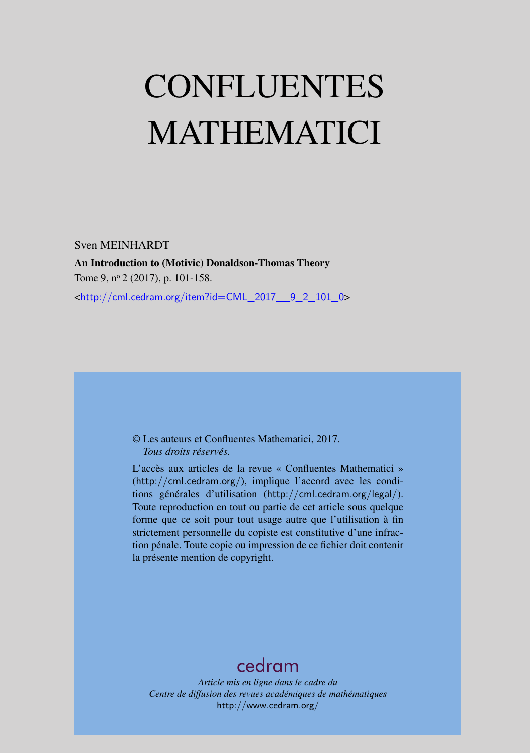# CONFLUENTES MATHEMATICI

Sven MEINHARDT

**An Introduction to (Motivic) Donaldson-Thomas Theory**

Tome 9, n$^o$ 2 (2017), p. 101-158.

<http://cml.cedram.org/item?id=CML_2017__9_2_101_0>

© Les auteurs et Confluentes Mathematici, 2017.
*Tous droits réservés.*

L'accès aux articles de la revue « Confluentes Mathematici » (http://cml.cedram.org/), implique l'accord avec les conditions générales d'utilisation (http://cml.cedram.org/legal/). Toute reproduction en tout ou partie de cet article sous quelque forme que ce soit pour tout usage autre que l'utilisation à fin strictement personnelle du copiste est constitutive d'une infraction pénale. Toute copie ou impression de ce fichier doit contenir la présente mention de copyright.

cedram

*Article mis en ligne dans le cadre du*
*Centre de diffusion des revues académiques de mathématiques*
http://www.cedram.org/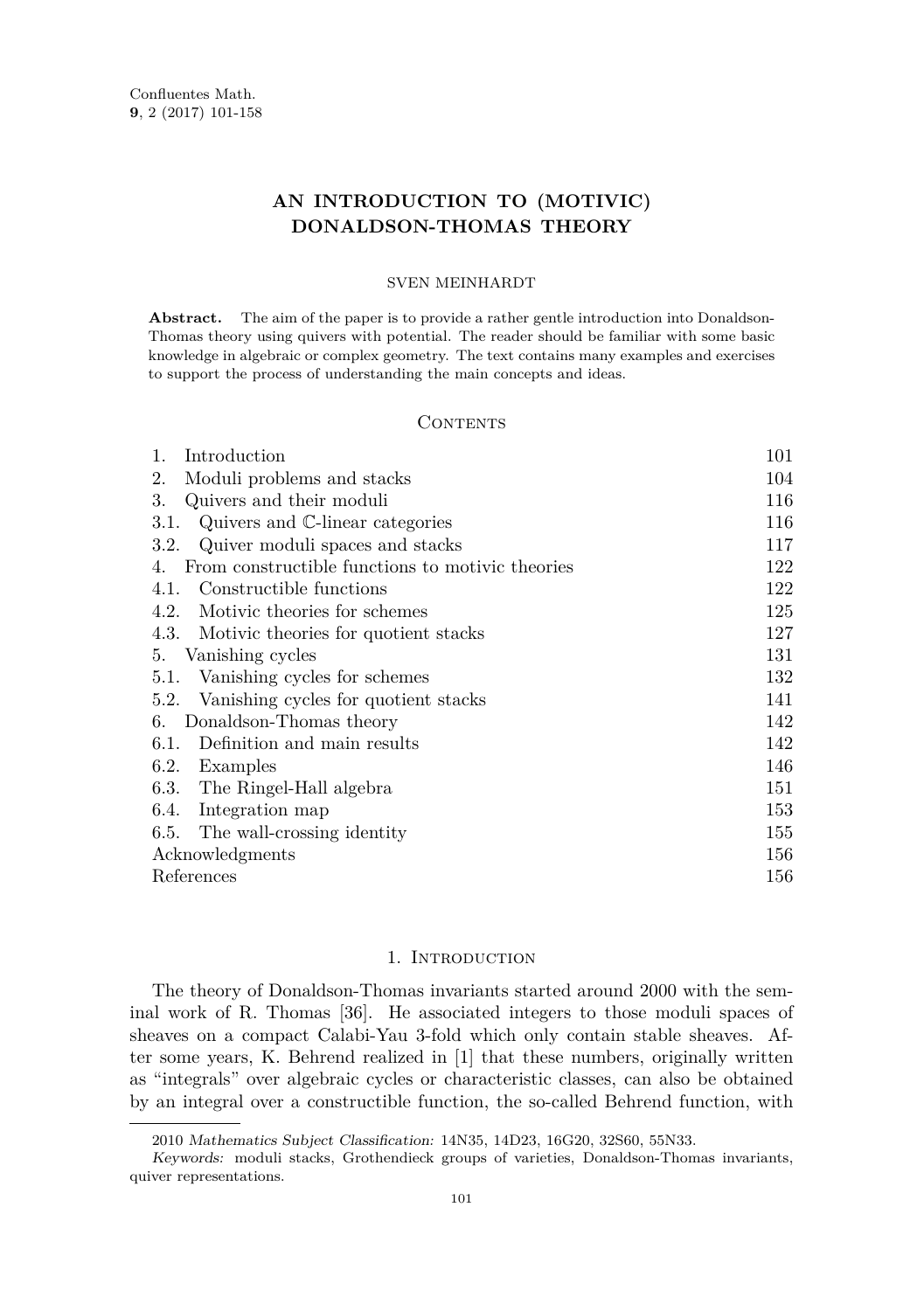# AN INTRODUCTION TO (MOTIVIC) DONALDSON-THOMAS THEORY

SVEN MEINHARDT

**Abstract.** The aim of the paper is to provide a rather gentle introduction into Donaldson-Thomas theory using quivers with potential. The reader should be familiar with some basic knowledge in algebraic or complex geometry. The text contains many examples and exercises to support the process of understanding the main concepts and ideas.

## Contents

| | |
|---|---|
| 1. Introduction | 101 |
| 2. Moduli problems and stacks | 104 |
| 3. Quivers and their moduli | 116 |
| 3.1. Quivers and $\mathbb{C}$-linear categories | 116 |
| 3.2. Quiver moduli spaces and stacks | 117 |
| 4. From constructible functions to motivic theories | 122 |
| 4.1. Constructible functions | 122 |
| 4.2. Motivic theories for schemes | 125 |
| 4.3. Motivic theories for quotient stacks | 127 |
| 5. Vanishing cycles | 131 |
| 5.1. Vanishing cycles for schemes | 132 |
| 5.2. Vanishing cycles for quotient stacks | 141 |
| 6. Donaldson-Thomas theory | 142 |
| 6.1. Definition and main results | 142 |
| 6.2. Examples | 146 |
| 6.3. The Ringel-Hall algebra | 151 |
| 6.4. Integration map | 153 |
| 6.5. The wall-crossing identity | 155 |
| Acknowledgments | 156 |
| References | 156 |

## 1. Introduction

The theory of Donaldson-Thomas invariants started around 2000 with the seminal work of R. Thomas [36]. He associated integers to those moduli spaces of sheaves on a compact Calabi-Yau 3-fold which only contain stable sheaves. After some years, K. Behrend realized in [1] that these numbers, originally written as "integrals" over algebraic cycles or characteristic classes, can also be obtained by an integral over a constructible function, the so-called Behrend function, with

---

2010 *Mathematics Subject Classification:* 14N35, 14D23, 16G20, 32S60, 55N33.

*Keywords:* moduli stacks, Grothendieck groups of varieties, Donaldson-Thomas invariants, quiver representations.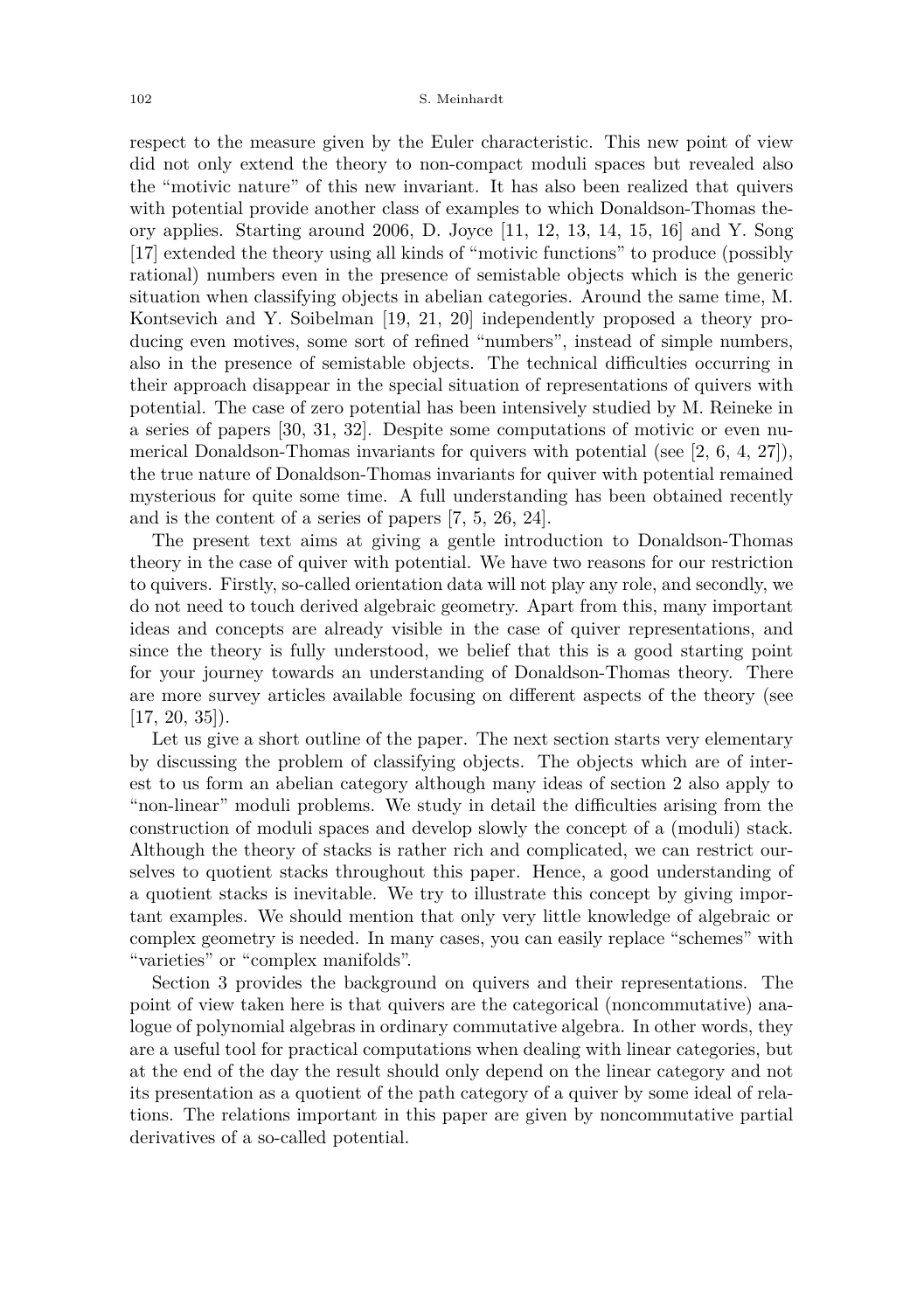respect to the measure given by the Euler characteristic. This new point of view did not only extend the theory to non-compact moduli spaces but revealed also the "motivic nature" of this new invariant. It has also been realized that quivers with potential provide another class of examples to which Donaldson-Thomas theory applies. Starting around 2006, D. Joyce [11, 12, 13, 14, 15, 16] and Y. Song [17] extended the theory using all kinds of "motivic functions" to produce (possibly rational) numbers even in the presence of semistable objects which is the generic situation when classifying objects in abelian categories. Around the same time, M. Kontsevich and Y. Soibelman [19, 21, 20] independently proposed a theory producing even motives, some sort of refined "numbers", instead of simple numbers, also in the presence of semistable objects. The technical difficulties occurring in their approach disappear in the special situation of representations of quivers with potential. The case of zero potential has been intensively studied by M. Reineke in a series of papers [30, 31, 32]. Despite some computations of motivic or even numerical Donaldson-Thomas invariants for quivers with potential (see [2, 6, 4, 27]), the true nature of Donaldson-Thomas invariants for quiver with potential remained mysterious for quite some time. A full understanding has been obtained recently and is the content of a series of papers [7, 5, 26, 24].

The present text aims at giving a gentle introduction to Donaldson-Thomas theory in the case of quiver with potential. We have two reasons for our restriction to quivers. Firstly, so-called orientation data will not play any role, and secondly, we do not need to touch derived algebraic geometry. Apart from this, many important ideas and concepts are already visible in the case of quiver representations, and since the theory is fully understood, we belief that this is a good starting point for your journey towards an understanding of Donaldson-Thomas theory. There are more survey articles available focusing on different aspects of the theory (see [17, 20, 35]).

Let us give a short outline of the paper. The next section starts very elementary by discussing the problem of classifying objects. The objects which are of interest to us form an abelian category although many ideas of section 2 also apply to "non-linear" moduli problems. We study in detail the difficulties arising from the construction of moduli spaces and develop slowly the concept of a (moduli) stack. Although the theory of stacks is rather rich and complicated, we can restrict ourselves to quotient stacks throughout this paper. Hence, a good understanding of a quotient stacks is inevitable. We try to illustrate this concept by giving important examples. We should mention that only very little knowledge of algebraic or complex geometry is needed. In many cases, you can easily replace "schemes" with "varieties" or "complex manifolds".

Section 3 provides the background on quivers and their representations. The point of view taken here is that quivers are the categorical (noncommutative) analogue of polynomial algebras in ordinary commutative algebra. In other words, they are a useful tool for practical computations when dealing with linear categories, but at the end of the day the result should only depend on the linear category and not its presentation as a quotient of the path category of a quiver by some ideal of relations. The relations important in this paper are given by noncommutative partial derivatives of a so-called potential.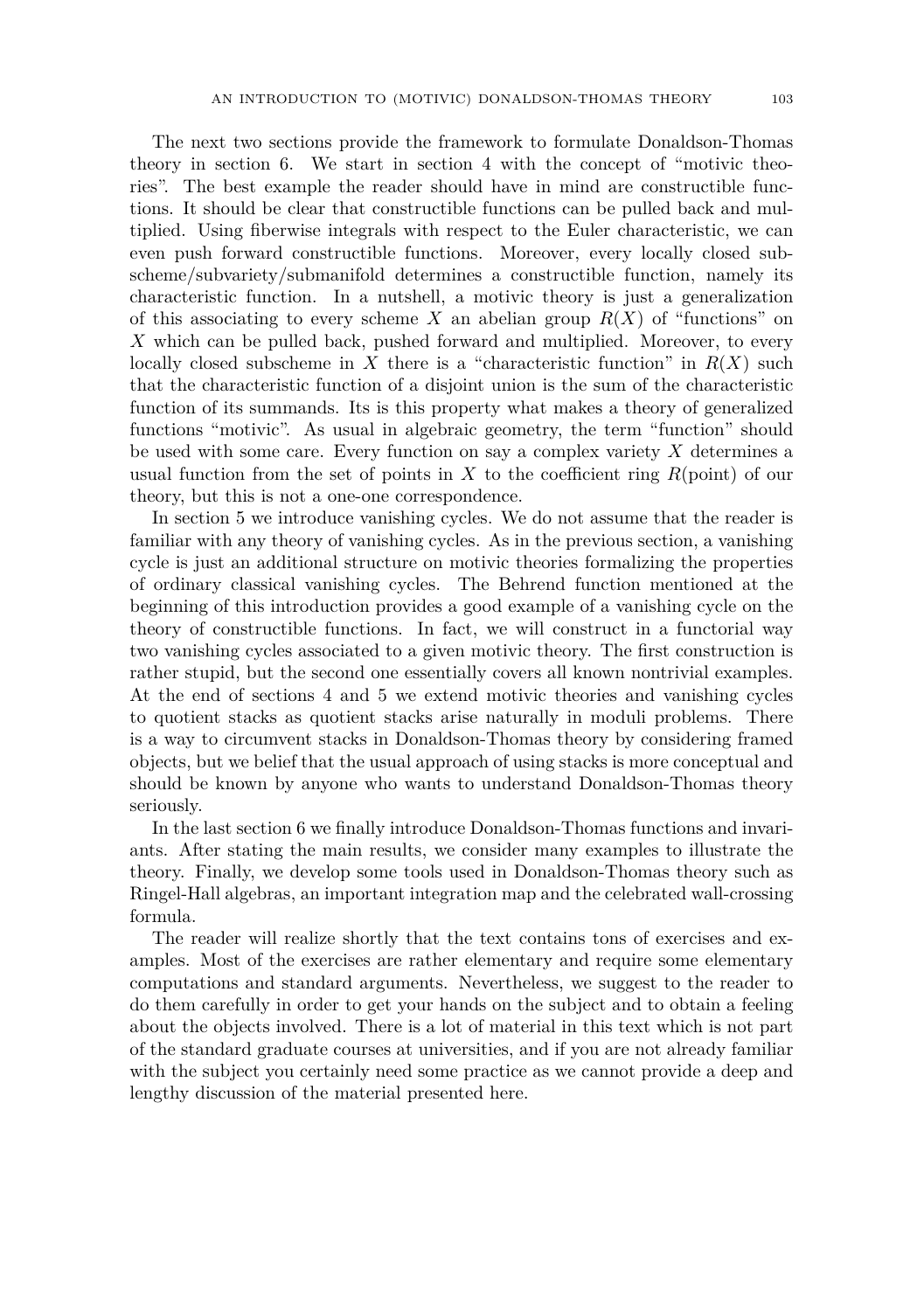The next two sections provide the framework to formulate Donaldson-Thomas theory in section 6. We start in section 4 with the concept of "motivic theories". The best example the reader should have in mind are constructible functions. It should be clear that constructible functions can be pulled back and multiplied. Using fiberwise integrals with respect to the Euler characteristic, we can even push forward constructible functions. Moreover, every locally closed subscheme/subvariety/submanifold determines a constructible function, namely its characteristic function. In a nutshell, a motivic theory is just a generalization of this associating to every scheme $X$ an abelian group $R(X)$ of "functions" on $X$ which can be pulled back, pushed forward and multiplied. Moreover, to every locally closed subscheme in $X$ there is a "characteristic function" in $R(X)$ such that the characteristic function of a disjoint union is the sum of the characteristic function of its summands. Its is this property what makes a theory of generalized functions "motivic". As usual in algebraic geometry, the term "function" should be used with some care. Every function on say a complex variety $X$ determines a usual function from the set of points in $X$ to the coefficient ring $R(\text{point})$ of our theory, but this is not a one-one correspondence.

In section 5 we introduce vanishing cycles. We do not assume that the reader is familiar with any theory of vanishing cycles. As in the previous section, a vanishing cycle is just an additional structure on motivic theories formalizing the properties of ordinary classical vanishing cycles. The Behrend function mentioned at the beginning of this introduction provides a good example of a vanishing cycle on the theory of constructible functions. In fact, we will construct in a functorial way two vanishing cycles associated to a given motivic theory. The first construction is rather stupid, but the second one essentially covers all known nontrivial examples. At the end of sections 4 and 5 we extend motivic theories and vanishing cycles to quotient stacks as quotient stacks arise naturally in moduli problems. There is a way to circumvent stacks in Donaldson-Thomas theory by considering framed objects, but we belief that the usual approach of using stacks is more conceptual and should be known by anyone who wants to understand Donaldson-Thomas theory seriously.

In the last section 6 we finally introduce Donaldson-Thomas functions and invariants. After stating the main results, we consider many examples to illustrate the theory. Finally, we develop some tools used in Donaldson-Thomas theory such as Ringel-Hall algebras, an important integration map and the celebrated wall-crossing formula.

The reader will realize shortly that the text contains tons of exercises and examples. Most of the exercises are rather elementary and require some elementary computations and standard arguments. Nevertheless, we suggest to the reader to do them carefully in order to get your hands on the subject and to obtain a feeling about the objects involved. There is a lot of material in this text which is not part of the standard graduate courses at universities, and if you are not already familiar with the subject you certainly need some practice as we cannot provide a deep and lengthy discussion of the material presented here.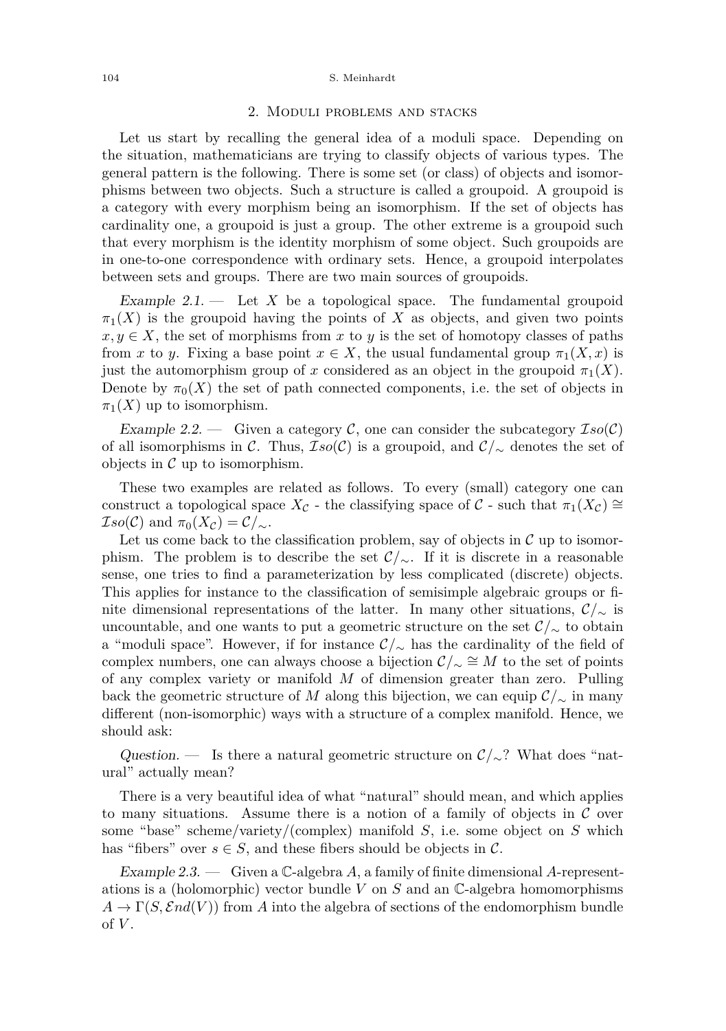## 2. Moduli problems and stacks

Let us start by recalling the general idea of a moduli space. Depending on the situation, mathematicians are trying to classify objects of various types. The general pattern is the following. There is some set (or class) of objects and isomorphisms between two objects. Such a structure is called a groupoid. A groupoid is a category with every morphism being an isomorphism. If the set of objects has cardinality one, a groupoid is just a group. The other extreme is a groupoid such that every morphism is the identity morphism of some object. Such groupoids are in one-to-one correspondence with ordinary sets. Hence, a groupoid interpolates between sets and groups. There are two main sources of groupoids.

*Example 2.1.* — Let $X$ be a topological space. The fundamental groupoid $\pi_1(X)$ is the groupoid having the points of $X$ as objects, and given two points $x, y \in X$, the set of morphisms from $x$ to $y$ is the set of homotopy classes of paths from $x$ to $y$. Fixing a base point $x \in X$, the usual fundamental group $\pi_1(X, x)$ is just the automorphism group of $x$ considered as an object in the groupoid $\pi_1(X)$. Denote by $\pi_0(X)$ the set of path connected components, i.e. the set of objects in $\pi_1(X)$ up to isomorphism.

*Example 2.2.* — Given a category $\mathcal{C}$, one can consider the subcategory $\mathcal{I}so(\mathcal{C})$ of all isomorphisms in $\mathcal{C}$. Thus, $\mathcal{I}so(\mathcal{C})$ is a groupoid, and $\mathcal{C}/_\sim$ denotes the set of objects in $\mathcal{C}$ up to isomorphism.

These two examples are related as follows. To every (small) category one can construct a topological space $X_\mathcal{C}$ - the classifying space of $\mathcal{C}$ - such that $\pi_1(X_\mathcal{C}) \cong \mathcal{I}so(\mathcal{C})$ and $\pi_0(X_\mathcal{C}) = \mathcal{C}/_\sim$.

Let us come back to the classification problem, say of objects in $\mathcal{C}$ up to isomorphism. The problem is to describe the set $\mathcal{C}/_\sim$. If it is discrete in a reasonable sense, one tries to find a parameterization by less complicated (discrete) objects. This applies for instance to the classification of semisimple algebraic groups or finite dimensional representations of the latter. In many other situations, $\mathcal{C}/_\sim$ is uncountable, and one wants to put a geometric structure on the set $\mathcal{C}/_\sim$ to obtain a "moduli space". However, if for instance $\mathcal{C}/_\sim$ has the cardinality of the field of complex numbers, one can always choose a bijection $\mathcal{C}/_\sim \cong M$ to the set of points of any complex variety or manifold $M$ of dimension greater than zero. Pulling back the geometric structure of $M$ along this bijection, we can equip $\mathcal{C}/_\sim$ in many different (non-isomorphic) ways with a structure of a complex manifold. Hence, we should ask:

*Question.* — Is there a natural geometric structure on $\mathcal{C}/_\sim$? What does "natural" actually mean?

There is a very beautiful idea of what "natural" should mean, and which applies to many situations. Assume there is a notion of a family of objects in $\mathcal{C}$ over some "base" scheme/variety/(complex) manifold $S$, i.e. some object on $S$ which has "fibers" over $s \in S$, and these fibers should be objects in $\mathcal{C}$.

*Example 2.3.* — Given a $\mathbb{C}$-algebra $A$, a family of finite dimensional $A$-representations is a (holomorphic) vector bundle $V$ on $S$ and an $\mathbb{C}$-algebra homomorphisms $A \to \Gamma(S, \mathcal{E}nd(V))$ from $A$ into the algebra of sections of the endomorphism bundle of $V$.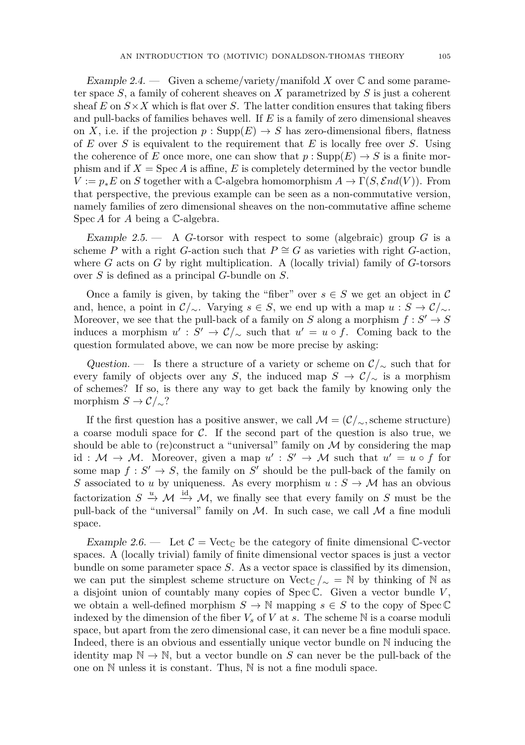*Example 2.4.* — Given a scheme/variety/manifold $X$ over $\mathbb{C}$ and some parameter space $S$, a family of coherent sheaves on $X$ parametrized by $S$ is just a coherent sheaf $E$ on $S \times X$ which is flat over $S$. The latter condition ensures that taking fibers and pull-backs of families behaves well. If $E$ is a family of zero dimensional sheaves on $X$, i.e. if the projection $p : \operatorname{Supp}(E) \to S$ has zero-dimensional fibers, flatness of $E$ over $S$ is equivalent to the requirement that $E$ is locally free over $S$. Using the coherence of $E$ once more, one can show that $p : \operatorname{Supp}(E) \to S$ is a finite morphism and if $X = \operatorname{Spec} A$ is affine, $E$ is completely determined by the vector bundle $V := p_*E$ on $S$ together with a $\mathbb{C}$-algebra homomorphism $A \to \Gamma(S, \mathcal{E}nd(V))$. From that perspective, the previous example can be seen as a non-commutative version, namely families of zero dimensional sheaves on the non-commutative affine scheme $\operatorname{Spec} A$ for $A$ being a $\mathbb{C}$-algebra.

*Example 2.5.* — A $G$-torsor with respect to some (algebraic) group $G$ is a scheme $P$ with a right $G$-action such that $P \cong G$ as varieties with right $G$-action, where $G$ acts on $G$ by right multiplication. A (locally trivial) family of $G$-torsors over $S$ is defined as a principal $G$-bundle on $S$.

Once a family is given, by taking the "fiber" over $s \in S$ we get an object in $\mathcal{C}$ and, hence, a point in $\mathcal{C}/_\sim$. Varying $s \in S$, we end up with a map $u : S \to \mathcal{C}/_\sim$. Moreover, we see that the pull-back of a family on $S$ along a morphism $f : S' \to S$ induces a morphism $u' : S' \to \mathcal{C}/_\sim$ such that $u' = u \circ f$. Coming back to the question formulated above, we can now be more precise by asking:

*Question.* — Is there a structure of a variety or scheme on $\mathcal{C}/_\sim$ such that for every family of objects over any $S$, the induced map $S \to \mathcal{C}/_\sim$ is a morphism of schemes? If so, is there any way to get back the family by knowing only the morphism $S \to \mathcal{C}/_\sim$?

If the first question has a positive answer, we call $\mathcal{M} = (\mathcal{C}/_\sim, \text{scheme structure})$ a coarse moduli space for $\mathcal{C}$. If the second part of the question is also true, we should be able to (re)construct a "universal" family on $\mathcal{M}$ by considering the map $\mathrm{id} : \mathcal{M} \to \mathcal{M}$. Moreover, given a map $u' : S' \to \mathcal{M}$ such that $u' = u \circ f$ for some map $f : S' \to S$, the family on $S'$ should be the pull-back of the family on $S$ associated to $u$ by uniqueness. As every morphism $u : S \to \mathcal{M}$ has an obvious factorization $S \xrightarrow{u} \mathcal{M} \xrightarrow{\mathrm{id}} \mathcal{M}$, we finally see that every family on $S$ must be the pull-back of the "universal" family on $\mathcal{M}$. In such case, we call $\mathcal{M}$ a fine moduli space.

*Example 2.6.* — Let $\mathcal{C} = \mathrm{Vect}_\mathbb{C}$ be the category of finite dimensional $\mathbb{C}$-vector spaces. A (locally trivial) family of finite dimensional vector spaces is just a vector bundle on some parameter space $S$. As a vector space is classified by its dimension, we can put the simplest scheme structure on $\mathrm{Vect}_\mathbb{C}/_\sim = \mathbb{N}$ by thinking of $\mathbb{N}$ as a disjoint union of countably many copies of $\operatorname{Spec} \mathbb{C}$. Given a vector bundle $V$, we obtain a well-defined morphism $S \to \mathbb{N}$ mapping $s \in S$ to the copy of $\operatorname{Spec} \mathbb{C}$ indexed by the dimension of the fiber $V_s$ of $V$ at $s$. The scheme $\mathbb{N}$ is a coarse moduli space, but apart from the zero dimensional case, it can never be a fine moduli space. Indeed, there is an obvious and essentially unique vector bundle on $\mathbb{N}$ inducing the identity map $\mathbb{N} \to \mathbb{N}$, but a vector bundle on $S$ can never be the pull-back of the one on $\mathbb{N}$ unless it is constant. Thus, $\mathbb{N}$ is not a fine moduli space.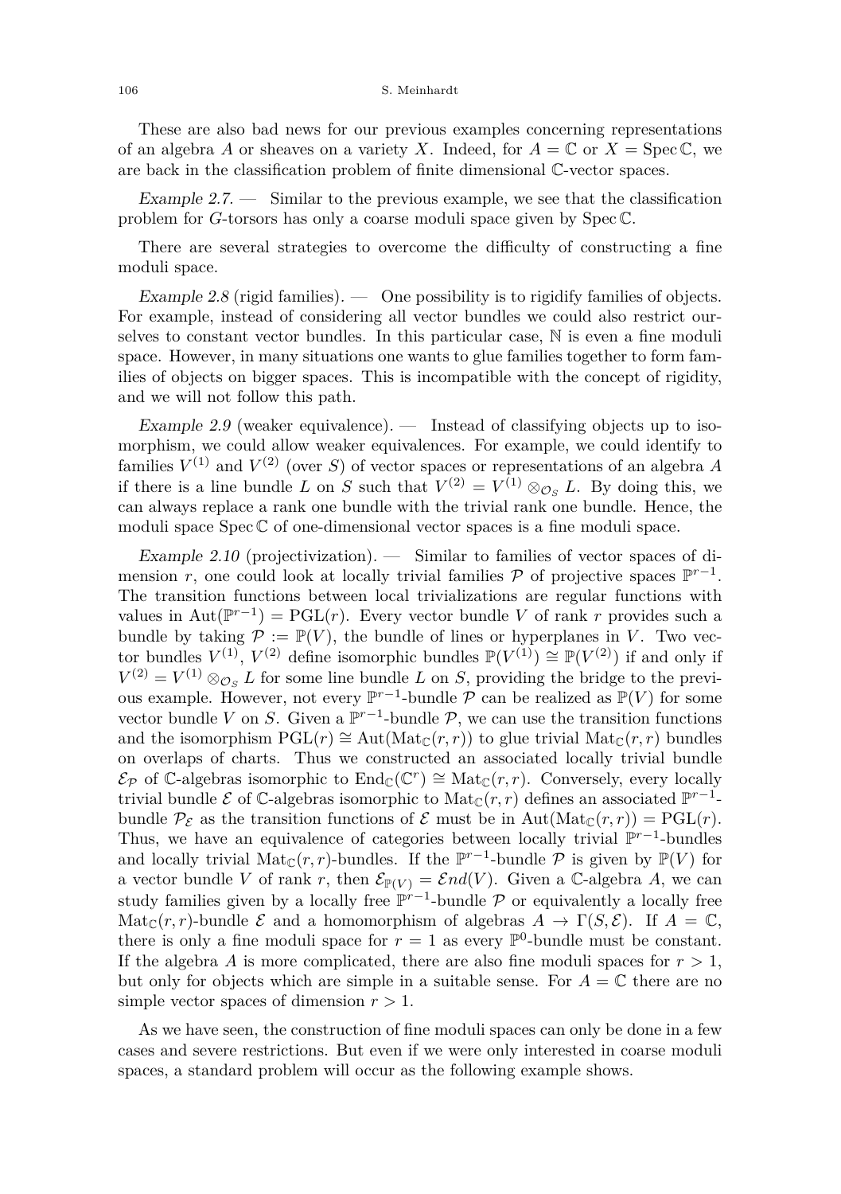These are also bad news for our previous examples concerning representations of an algebra $A$ or sheaves on a variety $X$. Indeed, for $A = \mathbb{C}$ or $X = \operatorname{Spec}\mathbb{C}$, we are back in the classification problem of finite dimensional $\mathbb{C}$-vector spaces.

*Example 2.7.* — Similar to the previous example, we see that the classification problem for $G$-torsors has only a coarse moduli space given by $\operatorname{Spec}\mathbb{C}$.

There are several strategies to overcome the difficulty of constructing a fine moduli space.

*Example 2.8* (rigid families). — One possibility is to rigidify families of objects. For example, instead of considering all vector bundles we could also restrict ourselves to constant vector bundles. In this particular case, $\mathbb{N}$ is even a fine moduli space. However, in many situations one wants to glue families together to form families of objects on bigger spaces. This is incompatible with the concept of rigidity, and we will not follow this path.

*Example 2.9* (weaker equivalence). — Instead of classifying objects up to isomorphism, we could allow weaker equivalences. For example, we could identify to families $V^{(1)}$ and $V^{(2)}$ (over $S$) of vector spaces or representations of an algebra $A$ if there is a line bundle $L$ on $S$ such that $V^{(2)} = V^{(1)} \otimes_{\mathcal{O}_S} L$. By doing this, we can always replace a rank one bundle with the trivial rank one bundle. Hence, the moduli space $\operatorname{Spec}\mathbb{C}$ of one-dimensional vector spaces is a fine moduli space.

*Example 2.10* (projectivization). — Similar to families of vector spaces of dimension $r$, one could look at locally trivial families $\mathcal{P}$ of projective spaces $\mathbb{P}^{r-1}$. The transition functions between local trivializations are regular functions with values in $\operatorname{Aut}(\mathbb{P}^{r-1}) = \operatorname{PGL}(r)$. Every vector bundle $V$ of rank $r$ provides such a bundle by taking $\mathcal{P} := \mathbb{P}(V)$, the bundle of lines or hyperplanes in $V$. Two vector bundles $V^{(1)}$, $V^{(2)}$ define isomorphic bundles $\mathbb{P}(V^{(1)}) \cong \mathbb{P}(V^{(2)})$ if and only if $V^{(2)} = V^{(1)} \otimes_{\mathcal{O}_S} L$ for some line bundle $L$ on $S$, providing the bridge to the previous example. However, not every $\mathbb{P}^{r-1}$-bundle $\mathcal{P}$ can be realized as $\mathbb{P}(V)$ for some vector bundle $V$ on $S$. Given a $\mathbb{P}^{r-1}$-bundle $\mathcal{P}$, we can use the transition functions and the isomorphism $\operatorname{PGL}(r) \cong \operatorname{Aut}(\operatorname{Mat}_{\mathbb{C}}(r,r))$ to glue trivial $\operatorname{Mat}_{\mathbb{C}}(r,r)$ bundles on overlaps of charts. Thus we constructed an associated locally trivial bundle $\mathcal{E}_{\mathcal{P}}$ of $\mathbb{C}$-algebras isomorphic to $\operatorname{End}_{\mathbb{C}}(\mathbb{C}^r) \cong \operatorname{Mat}_{\mathbb{C}}(r,r)$. Conversely, every locally trivial bundle $\mathcal{E}$ of $\mathbb{C}$-algebras isomorphic to $\operatorname{Mat}_{\mathbb{C}}(r,r)$ defines an associated $\mathbb{P}^{r-1}$-bundle $\mathcal{P}_{\mathcal{E}}$ as the transition functions of $\mathcal{E}$ must be in $\operatorname{Aut}(\operatorname{Mat}_{\mathbb{C}}(r,r)) = \operatorname{PGL}(r)$. Thus, we have an equivalence of categories between locally trivial $\mathbb{P}^{r-1}$-bundles and locally trivial $\operatorname{Mat}_{\mathbb{C}}(r,r)$-bundles. If the $\mathbb{P}^{r-1}$-bundle $\mathcal{P}$ is given by $\mathbb{P}(V)$ for a vector bundle $V$ of rank $r$, then $\mathcal{E}_{\mathbb{P}(V)} = \mathcal{E}nd(V)$. Given a $\mathbb{C}$-algebra $A$, we can study families given by a locally free $\mathbb{P}^{r-1}$-bundle $\mathcal{P}$ or equivalently a locally free $\operatorname{Mat}_{\mathbb{C}}(r,r)$-bundle $\mathcal{E}$ and a homomorphism of algebras $A \to \Gamma(S,\mathcal{E})$. If $A = \mathbb{C}$, there is only a fine moduli space for $r = 1$ as every $\mathbb{P}^0$-bundle must be constant. If the algebra $A$ is more complicated, there are also fine moduli spaces for $r > 1$, but only for objects which are simple in a suitable sense. For $A = \mathbb{C}$ there are no simple vector spaces of dimension $r > 1$.

As we have seen, the construction of fine moduli spaces can only be done in a few cases and severe restrictions. But even if we were only interested in coarse moduli spaces, a standard problem will occur as the following example shows.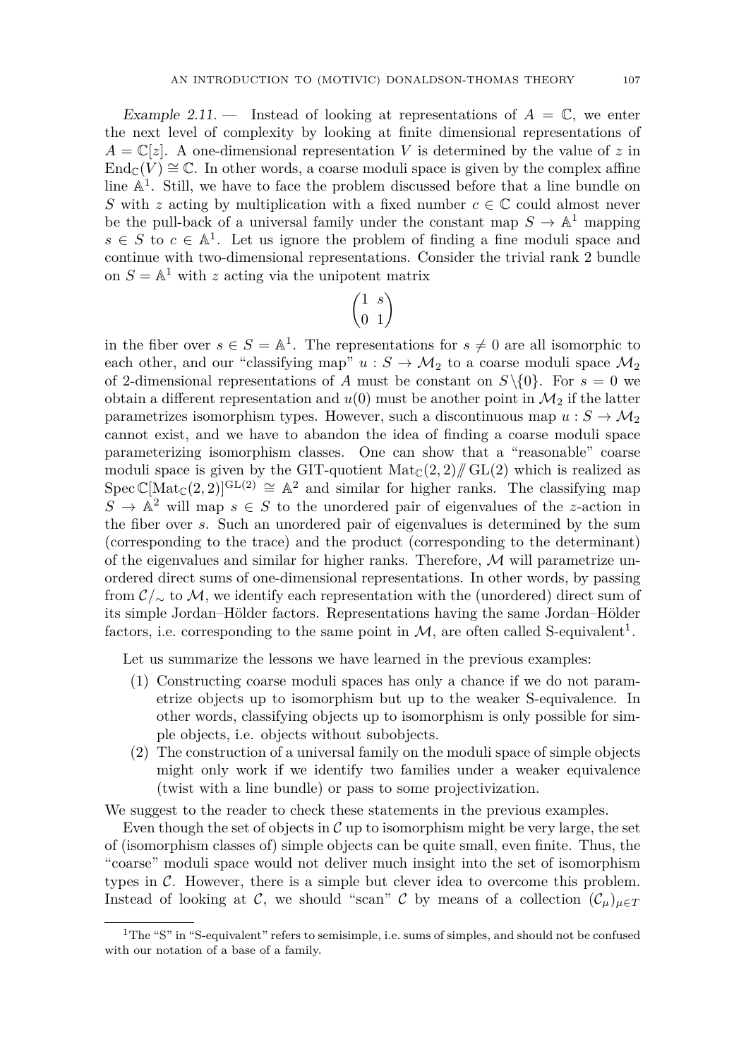*Example 2.11.* — Instead of looking at representations of $A = \mathbb{C}$, we enter the next level of complexity by looking at finite dimensional representations of $A = \mathbb{C}[z]$. A one-dimensional representation $V$ is determined by the value of $z$ in $\operatorname{End}_{\mathbb{C}}(V) \cong \mathbb{C}$. In other words, a coarse moduli space is given by the complex affine line $\mathbb{A}^1$. Still, we have to face the problem discussed before that a line bundle on $S$ with $z$ acting by multiplication with a fixed number $c \in \mathbb{C}$ could almost never be the pull-back of a universal family under the constant map $S \to \mathbb{A}^1$ mapping $s \in S$ to $c \in \mathbb{A}^1$. Let us ignore the problem of finding a fine moduli space and continue with two-dimensional representations. Consider the trivial rank 2 bundle on $S = \mathbb{A}^1$ with $z$ acting via the unipotent matrix

$$\begin{pmatrix} 1 & s \\ 0 & 1 \end{pmatrix}$$

in the fiber over $s \in S = \mathbb{A}^1$. The representations for $s \neq 0$ are all isomorphic to each other, and our "classifying map" $u : S \to \mathcal{M}_2$ to a coarse moduli space $\mathcal{M}_2$ of 2-dimensional representations of $A$ must be constant on $S \backslash \{0\}$. For $s = 0$ we obtain a different representation and $u(0)$ must be another point in $\mathcal{M}_2$ if the latter parametrizes isomorphism types. However, such a discontinuous map $u : S \to \mathcal{M}_2$ cannot exist, and we have to abandon the idea of finding a coarse moduli space parameterizing isomorphism classes. One can show that a "reasonable" coarse moduli space is given by the GIT-quotient $\operatorname{Mat}_{\mathbb{C}}(2,2) /\!\!/ \operatorname{GL}(2)$ which is realized as $\operatorname{Spec} \mathbb{C}[\operatorname{Mat}_{\mathbb{C}}(2,2)]^{\operatorname{GL}(2)} \cong \mathbb{A}^2$ and similar for higher ranks. The classifying map $S \to \mathbb{A}^2$ will map $s \in S$ to the unordered pair of eigenvalues of the $z$-action in the fiber over $s$. Such an unordered pair of eigenvalues is determined by the sum (corresponding to the trace) and the product (corresponding to the determinant) of the eigenvalues and similar for higher ranks. Therefore, $\mathcal{M}$ will parametrize unordered direct sums of one-dimensional representations. In other words, by passing from $\mathcal{C}/_{\sim}$ to $\mathcal{M}$, we identify each representation with the (unordered) direct sum of its simple Jordan–Hölder factors. Representations having the same Jordan–Hölder factors, i.e. corresponding to the same point in $\mathcal{M}$, are often called S-equivalent[1].

Let us summarize the lessons we have learned in the previous examples:

1. Constructing coarse moduli spaces has only a chance if we do not parametrize objects up to isomorphism but up to the weaker S-equivalence. In other words, classifying objects up to isomorphism is only possible for simple objects, i.e. objects without subobjects.
2. The construction of a universal family on the moduli space of simple objects might only work if we identify two families under a weaker equivalence (twist with a line bundle) or pass to some projectivization.

We suggest to the reader to check these statements in the previous examples.

Even though the set of objects in $\mathcal{C}$ up to isomorphism might be very large, the set of (isomorphism classes of) simple objects can be quite small, even finite. Thus, the "coarse" moduli space would not deliver much insight into the set of isomorphism types in $\mathcal{C}$. However, there is a simple but clever idea to overcome this problem. Instead of looking at $\mathcal{C}$, we should "scan" $\mathcal{C}$ by means of a collection $(\mathcal{C}_\mu)_{\mu \in T}$

[1] The "S" in "S-equivalent" refers to semisimple, i.e. sums of simples, and should not be confused with our notation of a base of a family.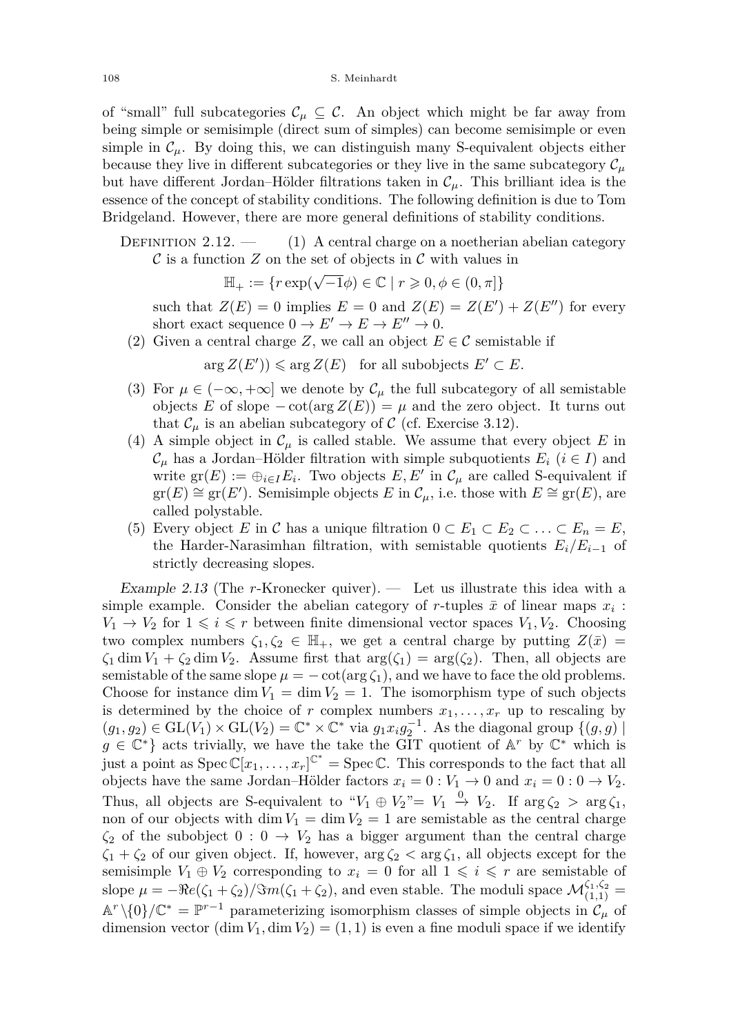of "small" full subcategories $\mathcal{C}_\mu \subseteq \mathcal{C}$. An object which might be far away from being simple or semisimple (direct sum of simples) can become semisimple or even simple in $\mathcal{C}_\mu$. By doing this, we can distinguish many S-equivalent objects either because they live in different subcategories or they live in the same subcategory $\mathcal{C}_\mu$ but have different Jordan–Hölder filtrations taken in $\mathcal{C}_\mu$. This brilliant idea is the essence of the concept of stability conditions. The following definition is due to Tom Bridgeland. However, there are more general definitions of stability conditions.

Definition 2.12. — (1) A central charge on a noetherian abelian category $\mathcal{C}$ is a function $Z$ on the set of objects in $\mathcal{C}$ with values in

$$\mathbb{H}_+ := \{r\exp(\sqrt{-1}\phi) \in \mathbb{C} \mid r \geqslant 0, \phi \in (0,\pi]\}$$

such that $Z(E) = 0$ implies $E = 0$ and $Z(E) = Z(E') + Z(E'')$ for every short exact sequence $0 \to E' \to E \to E'' \to 0$.

(2) Given a central charge $Z$, we call an object $E \in \mathcal{C}$ semistable if

$$\arg Z(E')) \leqslant \arg Z(E) \quad \text{for all subobjects } E' \subset E.$$

(3) For $\mu \in (-\infty, +\infty]$ we denote by $\mathcal{C}_\mu$ the full subcategory of all semistable objects $E$ of slope $-\cot(\arg Z(E)) = \mu$ and the zero object. It turns out that $\mathcal{C}_\mu$ is an abelian subcategory of $\mathcal{C}$ (cf. Exercise 3.12).

(4) A simple object in $\mathcal{C}_\mu$ is called stable. We assume that every object $E$ in $\mathcal{C}_\mu$ has a Jordan–Hölder filtration with simple subquotients $E_i$ ($i \in I$) and write $\mathrm{gr}(E) := \oplus_{i\in I} E_i$. Two objects $E, E'$ in $\mathcal{C}_\mu$ are called S-equivalent if $\mathrm{gr}(E) \cong \mathrm{gr}(E')$. Semisimple objects $E$ in $\mathcal{C}_\mu$, i.e. those with $E \cong \mathrm{gr}(E)$, are called polystable.

(5) Every object $E$ in $\mathcal{C}$ has a unique filtration $0 \subset E_1 \subset E_2 \subset \ldots \subset E_n = E$, the Harder-Narasimhan filtration, with semistable quotients $E_i/E_{i-1}$ of strictly decreasing slopes.

*Example 2.13* (The $r$-Kronecker quiver). — Let us illustrate this idea with a simple example. Consider the abelian category of $r$-tuples $\bar{x}$ of linear maps $x_i : V_1 \to V_2$ for $1 \leqslant i \leqslant r$ between finite dimensional vector spaces $V_1, V_2$. Choosing two complex numbers $\zeta_1, \zeta_2 \in \mathbb{H}_+$, we get a central charge by putting $Z(\bar{x}) = \zeta_1 \dim V_1 + \zeta_2 \dim V_2$. Assume first that $\arg(\zeta_1) = \arg(\zeta_2)$. Then, all objects are semistable of the same slope $\mu = -\cot(\arg\zeta_1)$, and we have to face the old problems. Choose for instance $\dim V_1 = \dim V_2 = 1$. The isomorphism type of such objects is determined by the choice of $r$ complex numbers $x_1, \ldots, x_r$ up to rescaling by $(g_1, g_2) \in \mathrm{GL}(V_1) \times \mathrm{GL}(V_2) = \mathbb{C}^* \times \mathbb{C}^*$ via $g_1 x_i g_2^{-1}$. As the diagonal group $\{(g,g) \mid g \in \mathbb{C}^*\}$ acts trivially, we have the take the GIT quotient of $\mathbb{A}^r$ by $\mathbb{C}^*$ which is just a point as $\mathrm{Spec}\,\mathbb{C}[x_1, \ldots, x_r]^{\mathbb{C}^*} = \mathrm{Spec}\,\mathbb{C}$. This corresponds to the fact that all objects have the same Jordan–Hölder factors $x_i = 0 : V_1 \to 0$ and $x_i = 0 : 0 \to V_2$. Thus, all objects are S-equivalent to "$V_1 \oplus V_2$"$= V_1 \xrightarrow{0} V_2$. If $\arg\zeta_2 > \arg\zeta_1$, non of our objects with $\dim V_1 = \dim V_2 = 1$ are semistable as the central charge $\zeta_2$ of the subobject $0 : 0 \to V_2$ has a bigger argument than the central charge $\zeta_1 + \zeta_2$ of our given object. If, however, $\arg\zeta_2 < \arg\zeta_1$, all objects except for the semisimple $V_1 \oplus V_2$ corresponding to $x_i = 0$ for all $1 \leqslant i \leqslant r$ are semistable of slope $\mu = -\Re e(\zeta_1 + \zeta_2)/\Im m(\zeta_1 + \zeta_2)$, and even stable. The moduli space $\mathcal{M}^{\zeta_1,\zeta_2}_{(1,1)} = \mathbb{A}^r \backslash \{0\}/\mathbb{C}^* = \mathbb{P}^{r-1}$ parameterizing isomorphism classes of simple objects in $\mathcal{C}_\mu$ of dimension vector $(\dim V_1, \dim V_2) = (1,1)$ is even a fine moduli space if we identify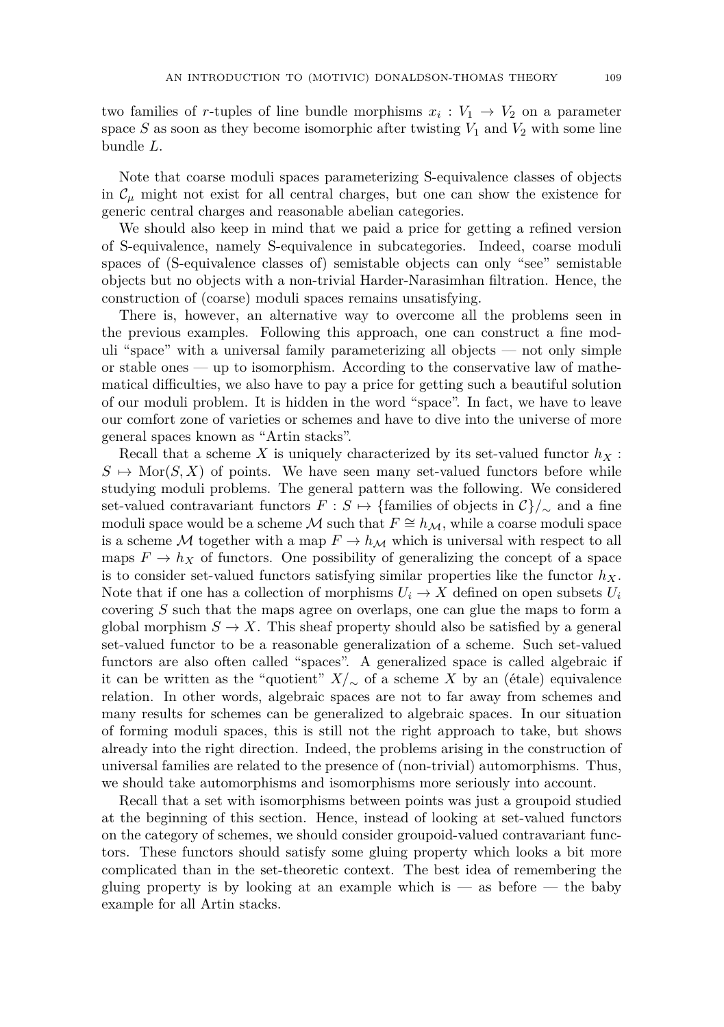two families of $r$-tuples of line bundle morphisms $x_i : V_1 \to V_2$ on a parameter space $S$ as soon as they become isomorphic after twisting $V_1$ and $V_2$ with some line bundle $L$.

Note that coarse moduli spaces parameterizing S-equivalence classes of objects in $\mathcal{C}_\mu$ might not exist for all central charges, but one can show the existence for generic central charges and reasonable abelian categories.

We should also keep in mind that we paid a price for getting a refined version of S-equivalence, namely S-equivalence in subcategories. Indeed, coarse moduli spaces of (S-equivalence classes of) semistable objects can only "see" semistable objects but no objects with a non-trivial Harder-Narasimhan filtration. Hence, the construction of (coarse) moduli spaces remains unsatisfying.

There is, however, an alternative way to overcome all the problems seen in the previous examples. Following this approach, one can construct a fine moduli "space" with a universal family parameterizing all objects — not only simple or stable ones — up to isomorphism. According to the conservative law of mathematical difficulties, we also have to pay a price for getting such a beautiful solution of our moduli problem. It is hidden in the word "space". In fact, we have to leave our comfort zone of varieties or schemes and have to dive into the universe of more general spaces known as "Artin stacks".

Recall that a scheme $X$ is uniquely characterized by its set-valued functor $h_X : S \mapsto \mathrm{Mor}(S, X)$ of points. We have seen many set-valued functors before while studying moduli problems. The general pattern was the following. We considered set-valued contravariant functors $F : S \mapsto \{\text{families of objects in } \mathcal{C}\}/_\sim$ and a fine moduli space would be a scheme $\mathcal{M}$ such that $F \cong h_{\mathcal{M}}$, while a coarse moduli space is a scheme $\mathcal{M}$ together with a map $F \to h_{\mathcal{M}}$ which is universal with respect to all maps $F \to h_X$ of functors. One possibility of generalizing the concept of a space is to consider set-valued functors satisfying similar properties like the functor $h_X$. Note that if one has a collection of morphisms $U_i \to X$ defined on open subsets $U_i$ covering $S$ such that the maps agree on overlaps, one can glue the maps to form a global morphism $S \to X$. This sheaf property should also be satisfied by a general set-valued functor to be a reasonable generalization of a scheme. Such set-valued functors are also often called "spaces". A generalized space is called algebraic if it can be written as the "quotient" $X/_\sim$ of a scheme $X$ by an (étale) equivalence relation. In other words, algebraic spaces are not to far away from schemes and many results for schemes can be generalized to algebraic spaces. In our situation of forming moduli spaces, this is still not the right approach to take, but shows already into the right direction. Indeed, the problems arising in the construction of universal families are related to the presence of (non-trivial) automorphisms. Thus, we should take automorphisms and isomorphisms more seriously into account.

Recall that a set with isomorphisms between points was just a groupoid studied at the beginning of this section. Hence, instead of looking at set-valued functors on the category of schemes, we should consider groupoid-valued contravariant functors. These functors should satisfy some gluing property which looks a bit more complicated than in the set-theoretic context. The best idea of remembering the gluing property is by looking at an example which is — as before — the baby example for all Artin stacks.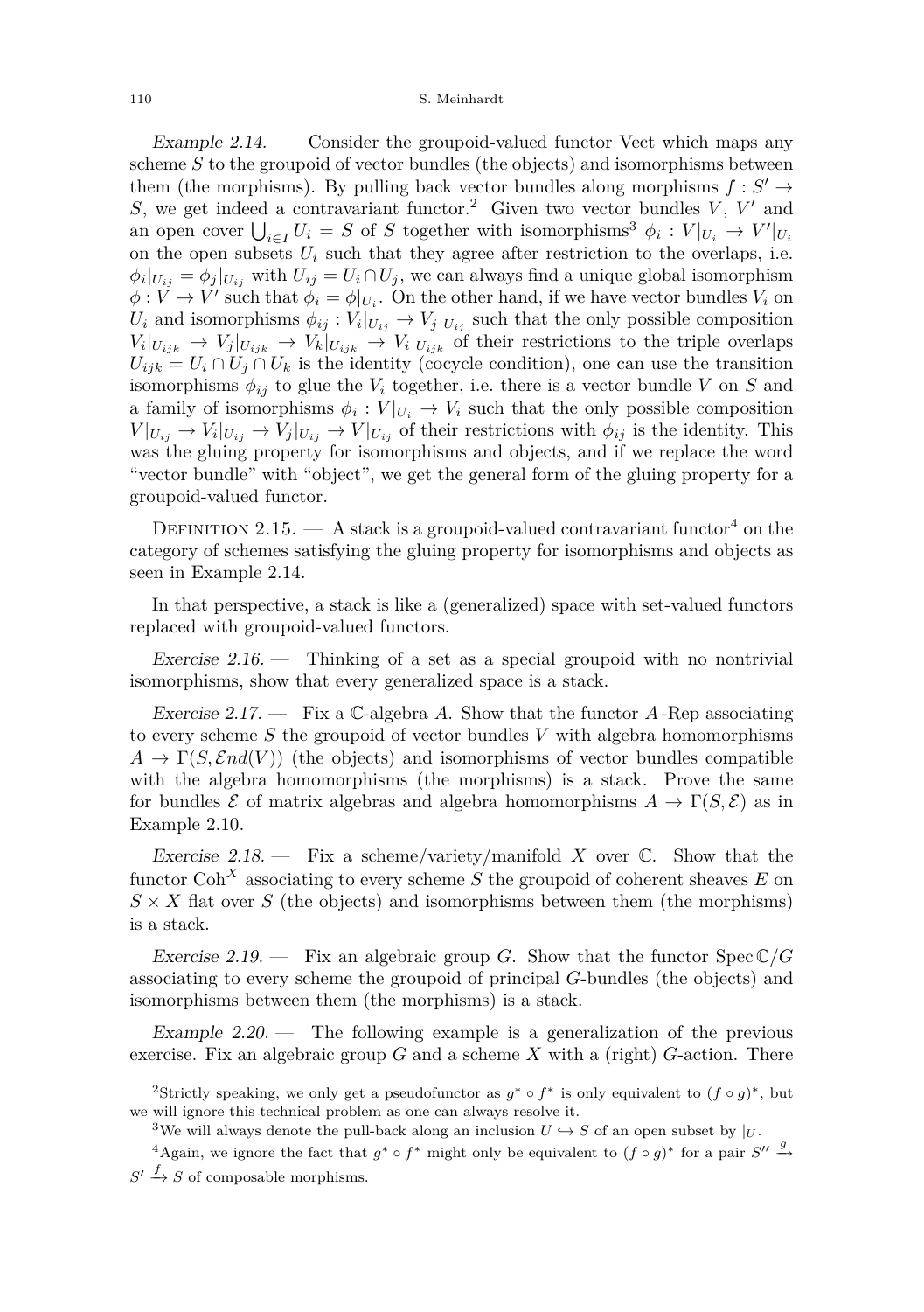*Example 2.14.* — Consider the groupoid-valued functor Vect which maps any scheme $S$ to the groupoid of vector bundles (the objects) and isomorphisms between them (the morphisms). By pulling back vector bundles along morphisms $f : S' \to S$, we get indeed a contravariant functor.[2] Given two vector bundles $V$, $V'$ and an open cover $\bigcup_{i \in I} U_i = S$ of $S$ together with isomorphisms[3] $\phi_i : V|_{U_i} \to V'|_{U_i}$ on the open subsets $U_i$ such that they agree after restriction to the overlaps, i.e. $\phi_i|_{U_{ij}} = \phi_j|_{U_{ij}}$ with $U_{ij} = U_i \cap U_j$, we can always find a unique global isomorphism $\phi : V \to V'$ such that $\phi_i = \phi|_{U_i}$. On the other hand, if we have vector bundles $V_i$ on $U_i$ and isomorphisms $\phi_{ij} : V_i|_{U_{ij}} \to V_j|_{U_{ij}}$ such that the only possible composition $V_i|_{U_{ijk}} \to V_j|_{U_{ijk}} \to V_k|_{U_{ijk}} \to V_i|_{U_{ijk}}$ of their restrictions to the triple overlaps $U_{ijk} = U_i \cap U_j \cap U_k$ is the identity (cocycle condition), one can use the transition isomorphisms $\phi_{ij}$ to glue the $V_i$ together, i.e. there is a vector bundle $V$ on $S$ and a family of isomorphisms $\phi_i : V|_{U_i} \to V_i$ such that the only possible composition $V|_{U_{ij}} \to V_i|_{U_{ij}} \to V_j|_{U_{ij}} \to V|_{U_{ij}}$ of their restrictions with $\phi_{ij}$ is the identity. This was the gluing property for isomorphisms and objects, and if we replace the word "vector bundle" with "object", we get the general form of the gluing property for a groupoid-valued functor.

Definition 2.15. — A stack is a groupoid-valued contravariant functor[4] on the category of schemes satisfying the gluing property for isomorphisms and objects as seen in Example 2.14.

In that perspective, a stack is like a (generalized) space with set-valued functors replaced with groupoid-valued functors.

*Exercise 2.16.* — Thinking of a set as a special groupoid with no nontrivial isomorphisms, show that every generalized space is a stack.

*Exercise 2.17.* — Fix a $\mathbb{C}$-algebra $A$. Show that the functor $A$-Rep associating to every scheme $S$ the groupoid of vector bundles $V$ with algebra homomorphisms $A \to \Gamma(S, \mathcal{E}nd(V))$ (the objects) and isomorphisms of vector bundles compatible with the algebra homomorphisms (the morphisms) is a stack. Prove the same for bundles $\mathcal{E}$ of matrix algebras and algebra homomorphisms $A \to \Gamma(S, \mathcal{E})$ as in Example 2.10.

*Exercise 2.18.* — Fix a scheme/variety/manifold $X$ over $\mathbb{C}$. Show that the functor $\mathrm{Coh}^X$ associating to every scheme $S$ the groupoid of coherent sheaves $E$ on $S \times X$ flat over $S$ (the objects) and isomorphisms between them (the morphisms) is a stack.

*Exercise 2.19.* — Fix an algebraic group $G$. Show that the functor $\operatorname{Spec} \mathbb{C}/G$ associating to every scheme the groupoid of principal $G$-bundles (the objects) and isomorphisms between them (the morphisms) is a stack.

*Example 2.20.* — The following example is a generalization of the previous exercise. Fix an algebraic group $G$ and a scheme $X$ with a (right) $G$-action. There

---

[2] Strictly speaking, we only get a pseudofunctor as $g^* \circ f^*$ is only equivalent to $(f \circ g)^*$, but we will ignore this technical problem as one can always resolve it.

[3] We will always denote the pull-back along an inclusion $U \hookrightarrow S$ of an open subset by $|_U$.

[4] Again, we ignore the fact that $g^* \circ f^*$ might only be equivalent to $(f \circ g)^*$ for a pair $S'' \xrightarrow{g} S' \xrightarrow{f} S$ of composable morphisms.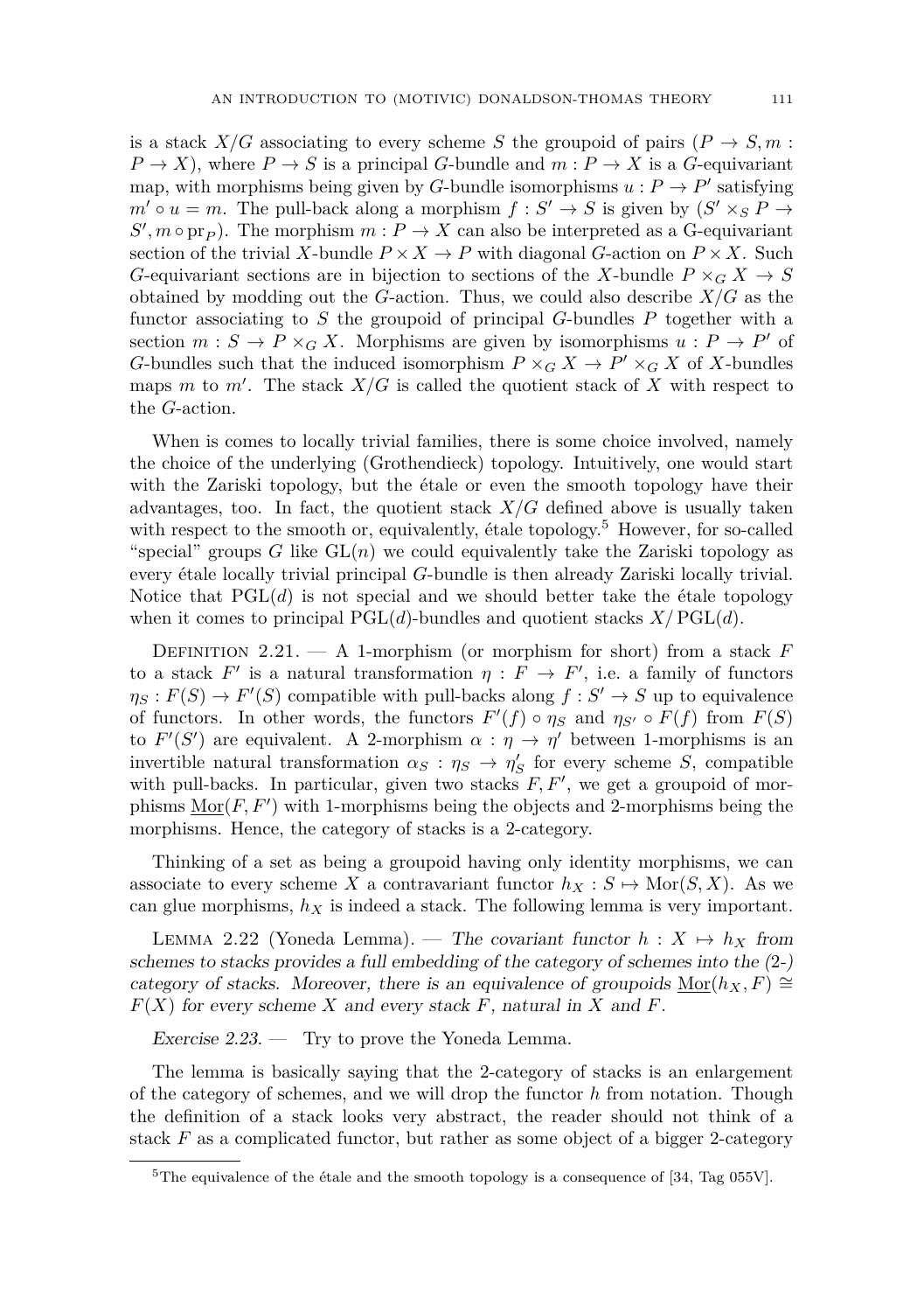is a stack $X/G$ associating to every scheme $S$ the groupoid of pairs $(P \to S, m : P \to X)$, where $P \to S$ is a principal $G$-bundle and $m : P \to X$ is a $G$-equivariant map, with morphisms being given by $G$-bundle isomorphisms $u : P \to P'$ satisfying $m' \circ u = m$. The pull-back along a morphism $f : S' \to S$ is given by $(S' \times_S P \to S', m \circ \mathrm{pr}_P)$. The morphism $m : P \to X$ can also be interpreted as a G-equivariant section of the trivial $X$-bundle $P \times X \to P$ with diagonal $G$-action on $P \times X$. Such $G$-equivariant sections are in bijection to sections of the $X$-bundle $P \times_G X \to S$ obtained by modding out the $G$-action. Thus, we could also describe $X/G$ as the functor associating to $S$ the groupoid of principal $G$-bundles $P$ together with a section $m : S \to P \times_G X$. Morphisms are given by isomorphisms $u : P \to P'$ of $G$-bundles such that the induced isomorphism $P \times_G X \to P' \times_G X$ of $X$-bundles maps $m$ to $m'$. The stack $X/G$ is called the quotient stack of $X$ with respect to the $G$-action.

When is comes to locally trivial families, there is some choice involved, namely the choice of the underlying (Grothendieck) topology. Intuitively, one would start with the Zariski topology, but the étale or even the smooth topology have their advantages, too. In fact, the quotient stack $X/G$ defined above is usually taken with respect to the smooth or, equivalently, étale topology.[5] However, for so-called "special" groups $G$ like $\mathrm{GL}(n)$ we could equivalently take the Zariski topology as every étale locally trivial principal $G$-bundle is then already Zariski locally trivial. Notice that $\mathrm{PGL}(d)$ is not special and we should better take the étale topology when it comes to principal $\mathrm{PGL}(d)$-bundles and quotient stacks $X/\mathrm{PGL}(d)$.

Definition 2.21. — A 1-morphism (or morphism for short) from a stack $F$ to a stack $F'$ is a natural transformation $\eta : F \to F'$, i.e. a family of functors $\eta_S : F(S) \to F'(S)$ compatible with pull-backs along $f : S' \to S$ up to equivalence of functors. In other words, the functors $F'(f) \circ \eta_S$ and $\eta_{S'} \circ F(f)$ from $F(S)$ to $F'(S')$ are equivalent. A 2-morphism $\alpha : \eta \to \eta'$ between 1-morphisms is an invertible natural transformation $\alpha_S : \eta_S \to \eta'_S$ for every scheme $S$, compatible with pull-backs. In particular, given two stacks $F, F'$, we get a groupoid of morphisms $\underline{\mathrm{Mor}}(F, F')$ with 1-morphisms being the objects and 2-morphisms being the morphisms. Hence, the category of stacks is a 2-category.

Thinking of a set as being a groupoid having only identity morphisms, we can associate to every scheme $X$ a contravariant functor $h_X : S \mapsto \mathrm{Mor}(S, X)$. As we can glue morphisms, $h_X$ is indeed a stack. The following lemma is very important.

Lemma 2.22 (Yoneda Lemma). — *The covariant functor $h : X \mapsto h_X$ from schemes to stacks provides a full embedding of the category of schemes into the (2-) category of stacks. Moreover, there is an equivalence of groupoids $\underline{\mathrm{Mor}}(h_X, F) \cong F(X)$ for every scheme $X$ and every stack $F$, natural in $X$ and $F$.*

*Exercise 2.23.* — Try to prove the Yoneda Lemma.

The lemma is basically saying that the 2-category of stacks is an enlargement of the category of schemes, and we will drop the functor $h$ from notation. Though the definition of a stack looks very abstract, the reader should not think of a stack $F$ as a complicated functor, but rather as some object of a bigger 2-category

[5] The equivalence of the étale and the smooth topology is a consequence of [34, Tag 055V].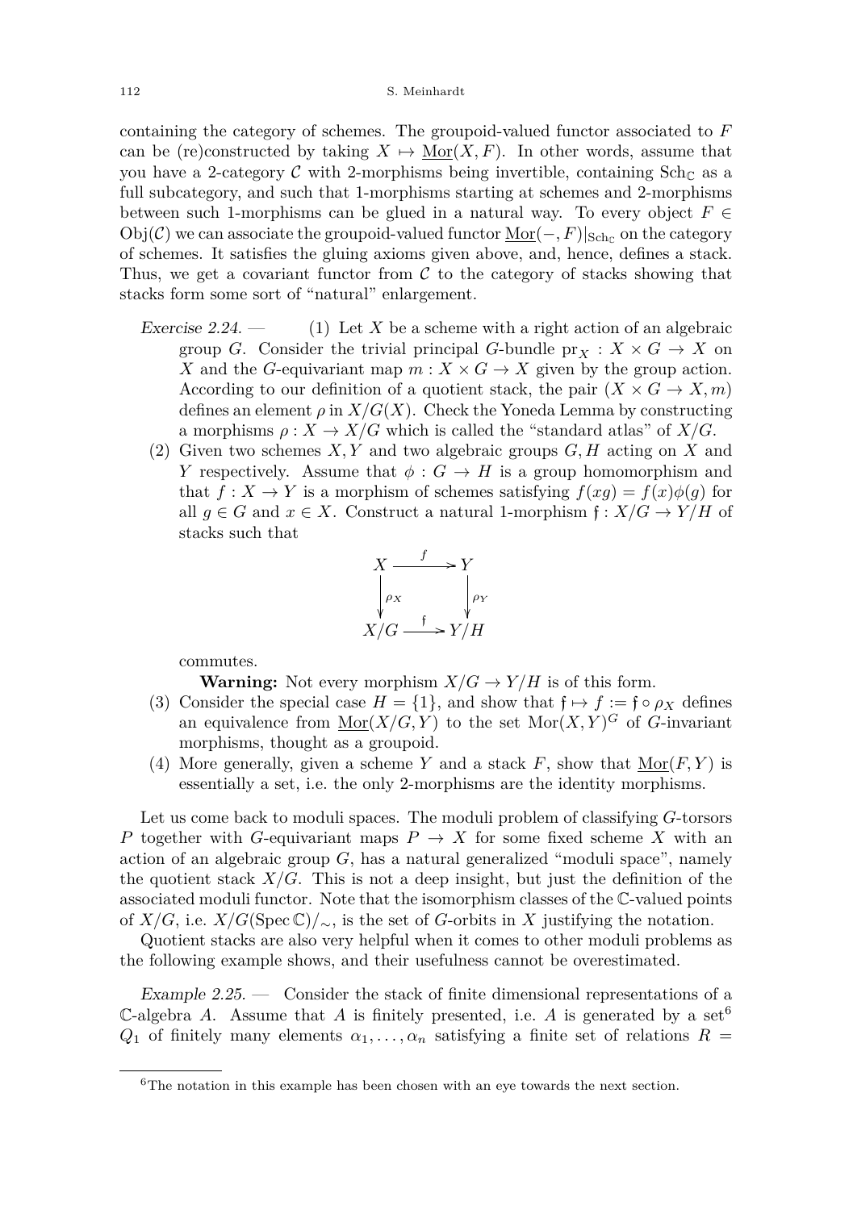containing the category of schemes. The groupoid-valued functor associated to $F$ can be (re)constructed by taking $X \mapsto \underline{\mathrm{Mor}}(X, F)$. In other words, assume that you have a 2-category $\mathcal{C}$ with 2-morphisms being invertible, containing $\mathrm{Sch}_{\mathbb{C}}$ as a full subcategory, and such that 1-morphisms starting at schemes and 2-morphisms between such 1-morphisms can be glued in a natural way. To every object $F \in \mathrm{Obj}(\mathcal{C})$ we can associate the groupoid-valued functor $\underline{\mathrm{Mor}}(-, F)|_{\mathrm{Sch}_{\mathbb{C}}}$ on the category of schemes. It satisfies the gluing axioms given above, and, hence, defines a stack. Thus, we get a covariant functor from $\mathcal{C}$ to the category of stacks showing that stacks form some sort of "natural" enlargement.

*Exercise 2.24.* —

1. Let $X$ be a scheme with a right action of an algebraic group $G$. Consider the trivial principal $G$-bundle $\mathrm{pr}_X : X \times G \to X$ on $X$ and the $G$-equivariant map $m : X \times G \to X$ given by the group action. According to our definition of a quotient stack, the pair $(X \times G \to X, m)$ defines an element $\rho$ in $X/G(X)$. Check the Yoneda Lemma by constructing a morphisms $\rho : X \to X/G$ which is called the "standard atlas" of $X/G$.
2. Given two schemes $X, Y$ and two algebraic groups $G, H$ acting on $X$ and $Y$ respectively. Assume that $\phi : G \to H$ is a group homomorphism and that $f : X \to Y$ is a morphism of schemes satisfying $f(xg) = f(x)\phi(g)$ for all $g \in G$ and $x \in X$. Construct a natural 1-morphism $\mathfrak{f} : X/G \to Y/H$ of stacks such that
$$\begin{array}{ccc} X & \xrightarrow{f} & Y \\ \downarrow{\scriptstyle \rho_X} & & \downarrow{\scriptstyle \rho_Y} \\ X/G & \xrightarrow{\mathfrak{f}} & Y/H \end{array}$$
commutes.
**Warning:** Not every morphism $X/G \to Y/H$ is of this form.
3. Consider the special case $H = \{1\}$, and show that $\mathfrak{f} \mapsto f := \mathfrak{f} \circ \rho_X$ defines an equivalence from $\underline{\mathrm{Mor}}(X/G, Y)$ to the set $\mathrm{Mor}(X, Y)^G$ of $G$-invariant morphisms, thought as a groupoid.
4. More generally, given a scheme $Y$ and a stack $F$, show that $\underline{\mathrm{Mor}}(F, Y)$ is essentially a set, i.e. the only 2-morphisms are the identity morphisms.

Let us come back to moduli spaces. The moduli problem of classifying $G$-torsors $P$ together with $G$-equivariant maps $P \to X$ for some fixed scheme $X$ with an action of an algebraic group $G$, has a natural generalized "moduli space", namely the quotient stack $X/G$. This is not a deep insight, but just the definition of the associated moduli functor. Note that the isomorphism classes of the $\mathbb{C}$-valued points of $X/G$, i.e. $X/G(\mathrm{Spec}\,\mathbb{C})/_\sim$, is the set of $G$-orbits in $X$ justifying the notation.

Quotient stacks are also very helpful when it comes to other moduli problems as the following example shows, and their usefulness cannot be overestimated.

*Example 2.25.* — Consider the stack of finite dimensional representations of a $\mathbb{C}$-algebra $A$. Assume that $A$ is finitely presented, i.e. $A$ is generated by a set[6] $Q_1$ of finitely many elements $\alpha_1, \ldots, \alpha_n$ satisfying a finite set of relations $R =$

[6]The notation in this example has been chosen with an eye towards the next section.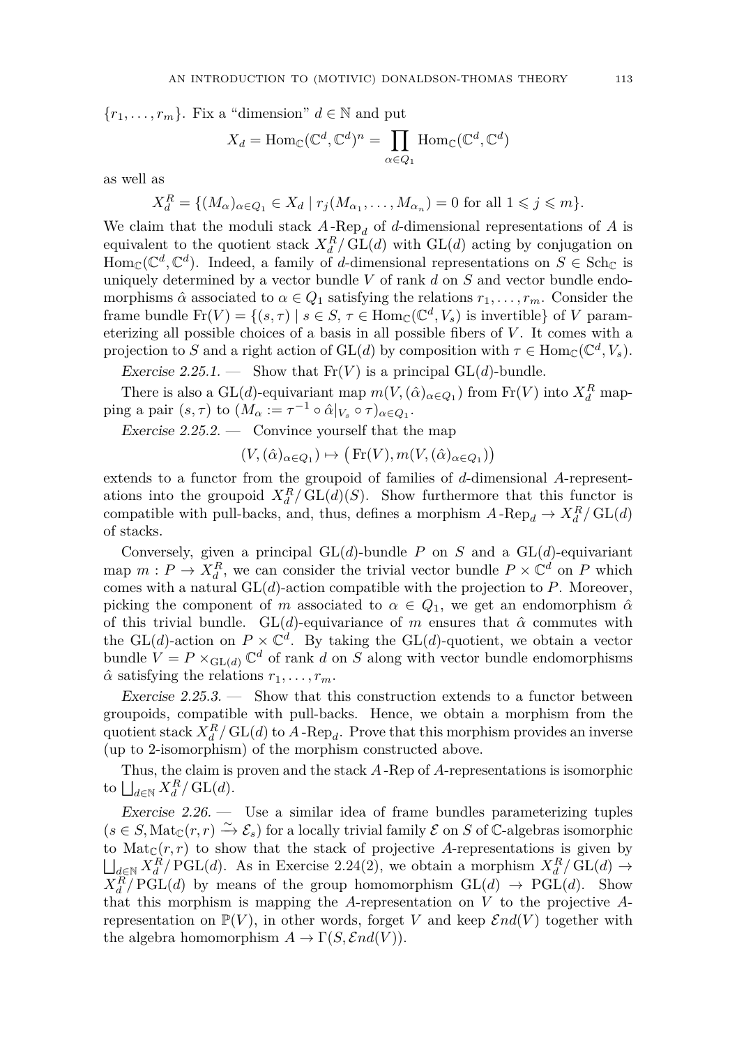$\{r_1, \ldots, r_m\}$. Fix a "dimension" $d \in \mathbb{N}$ and put

$$X_d = \mathrm{Hom}_{\mathbb{C}}(\mathbb{C}^d, \mathbb{C}^d)^n = \prod_{\alpha \in Q_1} \mathrm{Hom}_{\mathbb{C}}(\mathbb{C}^d, \mathbb{C}^d)$$

as well as

$$X_d^R = \{(M_\alpha)_{\alpha \in Q_1} \in X_d \mid r_j(M_{\alpha_1}, \ldots, M_{\alpha_n}) = 0 \text{ for all } 1 \leqslant j \leqslant m\}.$$

We claim that the moduli stack $A\text{-}\mathrm{Rep}_d$ of $d$-dimensional representations of $A$ is equivalent to the quotient stack $X_d^R/\operatorname{GL}(d)$ with $\operatorname{GL}(d)$ acting by conjugation on $\mathrm{Hom}_{\mathbb{C}}(\mathbb{C}^d, \mathbb{C}^d)$. Indeed, a family of $d$-dimensional representations on $S \in \mathrm{Sch}_{\mathbb{C}}$ is uniquely determined by a vector bundle $V$ of rank $d$ on $S$ and vector bundle endomorphisms $\hat{\alpha}$ associated to $\alpha \in Q_1$ satisfying the relations $r_1, \ldots, r_m$. Consider the frame bundle $\mathrm{Fr}(V) = \{(s, \tau) \mid s \in S, \tau \in \mathrm{Hom}_{\mathbb{C}}(\mathbb{C}^d, V_s) \text{ is invertible}\}$ of $V$ parameterizing all possible choices of a basis in all possible fibers of $V$. It comes with a projection to $S$ and a right action of $\operatorname{GL}(d)$ by composition with $\tau \in \mathrm{Hom}_{\mathbb{C}}(\mathbb{C}^d, V_s)$.

*Exercise 2.25.1.* — Show that $\mathrm{Fr}(V)$ is a principal $\operatorname{GL}(d)$-bundle.

There is also a $\operatorname{GL}(d)$-equivariant map $m(V, (\hat{\alpha})_{\alpha \in Q_1})$ from $\mathrm{Fr}(V)$ into $X_d^R$ mapping a pair $(s, \tau)$ to $(M_\alpha := \tau^{-1} \circ \hat{\alpha}|_{V_s} \circ \tau)_{\alpha \in Q_1}$.

*Exercise 2.25.2.* — Convince yourself that the map

$$(V, (\hat{\alpha})_{\alpha \in Q_1}) \mapsto \big(\mathrm{Fr}(V), m(V, (\hat{\alpha})_{\alpha \in Q_1})\big)$$

extends to a functor from the groupoid of families of $d$-dimensional $A$-representations into the groupoid $X_d^R/\operatorname{GL}(d)(S)$. Show furthermore that this functor is compatible with pull-backs, and, thus, defines a morphism $A\text{-}\mathrm{Rep}_d \to X_d^R/\operatorname{GL}(d)$ of stacks.

Conversely, given a principal $\operatorname{GL}(d)$-bundle $P$ on $S$ and a $\operatorname{GL}(d)$-equivariant map $m : P \to X_d^R$, we can consider the trivial vector bundle $P \times \mathbb{C}^d$ on $P$ which comes with a natural $\operatorname{GL}(d)$-action compatible with the projection to $P$. Moreover, picking the component of $m$ associated to $\alpha \in Q_1$, we get an endomorphism $\hat{\alpha}$ of this trivial bundle. $\operatorname{GL}(d)$-equivariance of $m$ ensures that $\hat{\alpha}$ commutes with the $\operatorname{GL}(d)$-action on $P \times \mathbb{C}^d$. By taking the $\operatorname{GL}(d)$-quotient, we obtain a vector bundle $V = P \times_{\operatorname{GL}(d)} \mathbb{C}^d$ of rank $d$ on $S$ along with vector bundle endomorphisms $\hat{\alpha}$ satisfying the relations $r_1, \ldots, r_m$.

*Exercise 2.25.3.* — Show that this construction extends to a functor between groupoids, compatible with pull-backs. Hence, we obtain a morphism from the quotient stack $X_d^R/\operatorname{GL}(d)$ to $A\text{-}\mathrm{Rep}_d$. Prove that this morphism provides an inverse (up to 2-isomorphism) of the morphism constructed above.

Thus, the claim is proven and the stack $A\text{-}\mathrm{Rep}$ of $A$-representations is isomorphic to $\bigsqcup_{d \in \mathbb{N}} X_d^R/\operatorname{GL}(d)$.

*Exercise 2.26.* — Use a similar idea of frame bundles parameterizing tuples $(s \in S, \mathrm{Mat}_{\mathbb{C}}(r, r) \xrightarrow{\sim} \mathcal{E}_s)$ for a locally trivial family $\mathcal{E}$ on $S$ of $\mathbb{C}$-algebras isomorphic to $\mathrm{Mat}_{\mathbb{C}}(r, r)$ to show that the stack of projective $A$-representations is given by $\bigsqcup_{d \in \mathbb{N}} X_d^R/\operatorname{PGL}(d)$. As in Exercise 2.24(2), we obtain a morphism $X_d^R/\operatorname{GL}(d) \to X_d^R/\operatorname{PGL}(d)$ by means of the group homomorphism $\operatorname{GL}(d) \to \operatorname{PGL}(d)$. Show that this morphism is mapping the $A$-representation on $V$ to the projective $A$-representation on $\mathbb{P}(V)$, in other words, forget $V$ and keep $\mathcal{E}nd(V)$ together with the algebra homomorphism $A \to \Gamma(S, \mathcal{E}nd(V))$.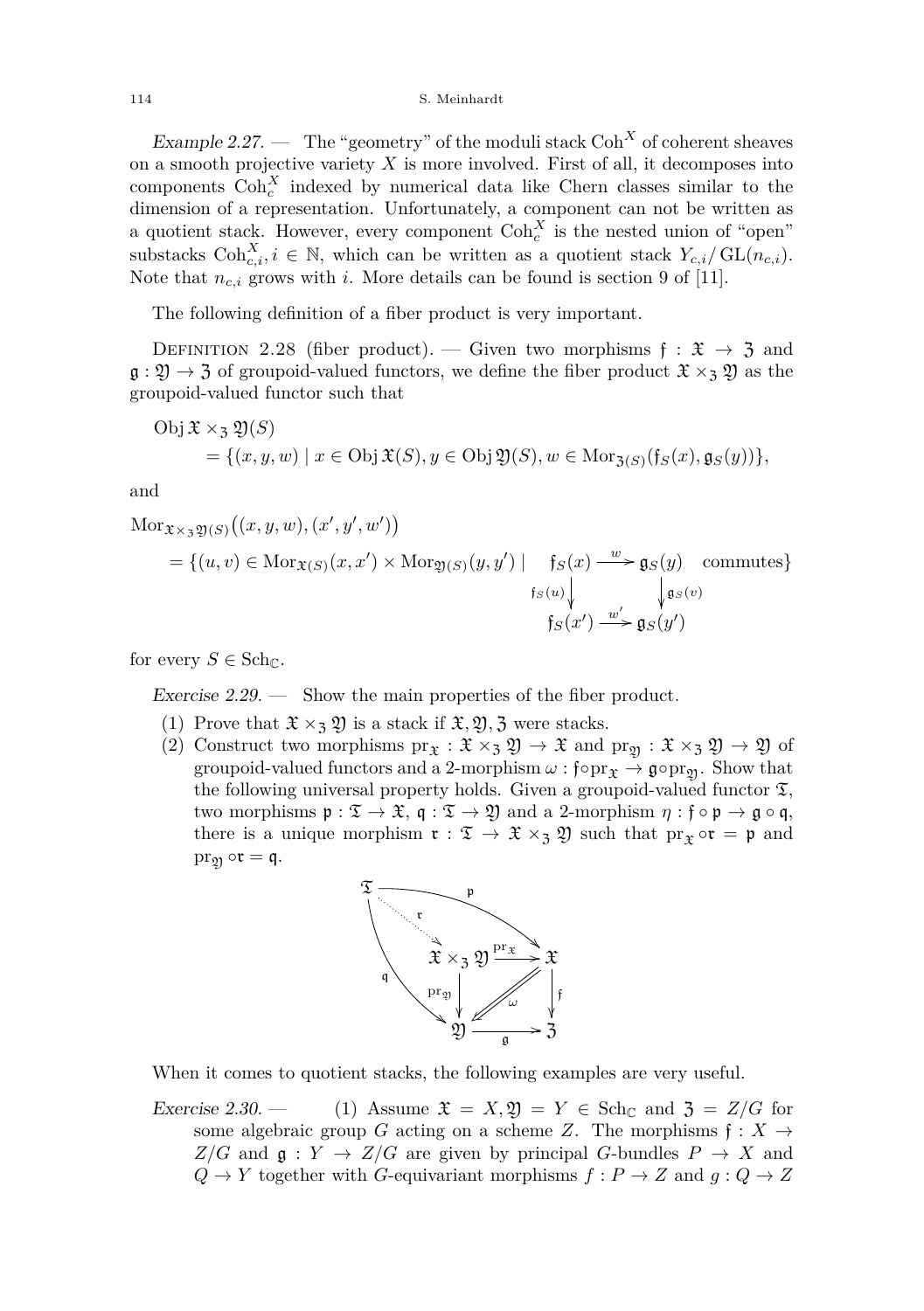*Example 2.27.* — The "geometry" of the moduli stack $\mathrm{Coh}^X$ of coherent sheaves on a smooth projective variety $X$ is more involved. First of all, it decomposes into components $\mathrm{Coh}^X_c$ indexed by numerical data like Chern classes similar to the dimension of a representation. Unfortunately, a component can not be written as a quotient stack. However, every component $\mathrm{Coh}^X_c$ is the nested union of "open" substacks $\mathrm{Coh}^X_{c,i}, i \in \mathbb{N}$, which can be written as a quotient stack $Y_{c,i}/\operatorname{GL}(n_{c,i})$. Note that $n_{c,i}$ grows with $i$. More details can be found is section 9 of [11].

The following definition of a fiber product is very important.

Definition 2.28 (fiber product). — Given two morphisms $\mathfrak{f} : \mathfrak{X} \to \mathfrak{Z}$ and $\mathfrak{g} : \mathfrak{Y} \to \mathfrak{Z}$ of groupoid-valued functors, we define the fiber product $\mathfrak{X} \times_{\mathfrak{Z}} \mathfrak{Y}$ as the groupoid-valued functor such that

$$\begin{aligned}
&\operatorname{Obj} \mathfrak{X} \times_{\mathfrak{Z}} \mathfrak{Y}(S) \\
&\quad = \{(x, y, w) \mid x \in \operatorname{Obj} \mathfrak{X}(S), y \in \operatorname{Obj} \mathfrak{Y}(S), w \in \operatorname{Mor}_{\mathfrak{Z}(S)}(\mathfrak{f}_S(x), \mathfrak{g}_S(y))\},
\end{aligned}$$

and

$$\begin{aligned}
&\operatorname{Mor}_{\mathfrak{X}\times_{\mathfrak{Z}}\mathfrak{Y}(S)}\big((x,y,w),(x',y',w')\big) \\
&\quad = \left\{(u,v) \in \operatorname{Mor}_{\mathfrak{X}(S)}(x,x') \times \operatorname{Mor}_{\mathfrak{Y}(S)}(y,y') \;\middle|\; \begin{array}{ccc} \mathfrak{f}_S(x) & \xrightarrow{w} & \mathfrak{g}_S(y) \\ {\scriptstyle \mathfrak{f}_S(u)}\downarrow & & \downarrow{\scriptstyle \mathfrak{g}_S(v)} \\ \mathfrak{f}_S(x') & \xrightarrow{w'} & \mathfrak{g}_S(y') \end{array} \text{ commutes}\right\}
\end{aligned}$$

for every $S \in \mathrm{Sch}_{\mathbb{C}}$.

*Exercise 2.29.* — Show the main properties of the fiber product.

1. Prove that $\mathfrak{X} \times_{\mathfrak{Z}} \mathfrak{Y}$ is a stack if $\mathfrak{X}, \mathfrak{Y}, \mathfrak{Z}$ were stacks.
2. Construct two morphisms $\mathrm{pr}_{\mathfrak{X}} : \mathfrak{X} \times_{\mathfrak{Z}} \mathfrak{Y} \to \mathfrak{X}$ and $\mathrm{pr}_{\mathfrak{Y}} : \mathfrak{X} \times_{\mathfrak{Z}} \mathfrak{Y} \to \mathfrak{Y}$ of groupoid-valued functors and a 2-morphism $\omega : \mathfrak{f} \circ \mathrm{pr}_{\mathfrak{X}} \to \mathfrak{g} \circ \mathrm{pr}_{\mathfrak{Y}}$. Show that the following universal property holds. Given a groupoid-valued functor $\mathfrak{T}$, two morphisms $\mathfrak{p} : \mathfrak{T} \to \mathfrak{X}$, $\mathfrak{q} : \mathfrak{T} \to \mathfrak{Y}$ and a 2-morphism $\eta : \mathfrak{f} \circ \mathfrak{p} \to \mathfrak{g} \circ \mathfrak{q}$, there is a unique morphism $\mathfrak{r} : \mathfrak{T} \to \mathfrak{X} \times_{\mathfrak{Z}} \mathfrak{Y}$ such that $\mathrm{pr}_{\mathfrak{X}} \circ \mathfrak{r} = \mathfrak{p}$ and $\mathrm{pr}_{\mathfrak{Y}} \circ \mathfrak{r} = \mathfrak{q}$.

$$\begin{array}{ccccc}
\mathfrak{T} & & \xrightarrow{\quad\mathfrak{p}\quad} & & \\
& \overset{\mathfrak{r}}{\searrow} & & & \\
& & \mathfrak{X} \times_{\mathfrak{Z}} \mathfrak{Y} & \xrightarrow{\mathrm{pr}_{\mathfrak{X}}} & \mathfrak{X} \\
{\scriptstyle \mathfrak{q}} & & {\scriptstyle \mathrm{pr}_{\mathfrak{Y}}}\downarrow & \overset{\omega}{\swArrow} & \downarrow{\scriptstyle \mathfrak{f}} \\
& & \mathfrak{Y} & \xrightarrow[\mathfrak{g}]{} & \mathfrak{Z}
\end{array}$$

When it comes to quotient stacks, the following examples are very useful.

*Exercise 2.30.* —

1. Assume $\mathfrak{X} = X, \mathfrak{Y} = Y \in \mathrm{Sch}_{\mathbb{C}}$ and $\mathfrak{Z} = Z/G$ for some algebraic group $G$ acting on a scheme $Z$. The morphisms $\mathfrak{f} : X \to Z/G$ and $\mathfrak{g} : Y \to Z/G$ are given by principal $G$-bundles $P \to X$ and $Q \to Y$ together with $G$-equivariant morphisms $f : P \to Z$ and $g : Q \to Z$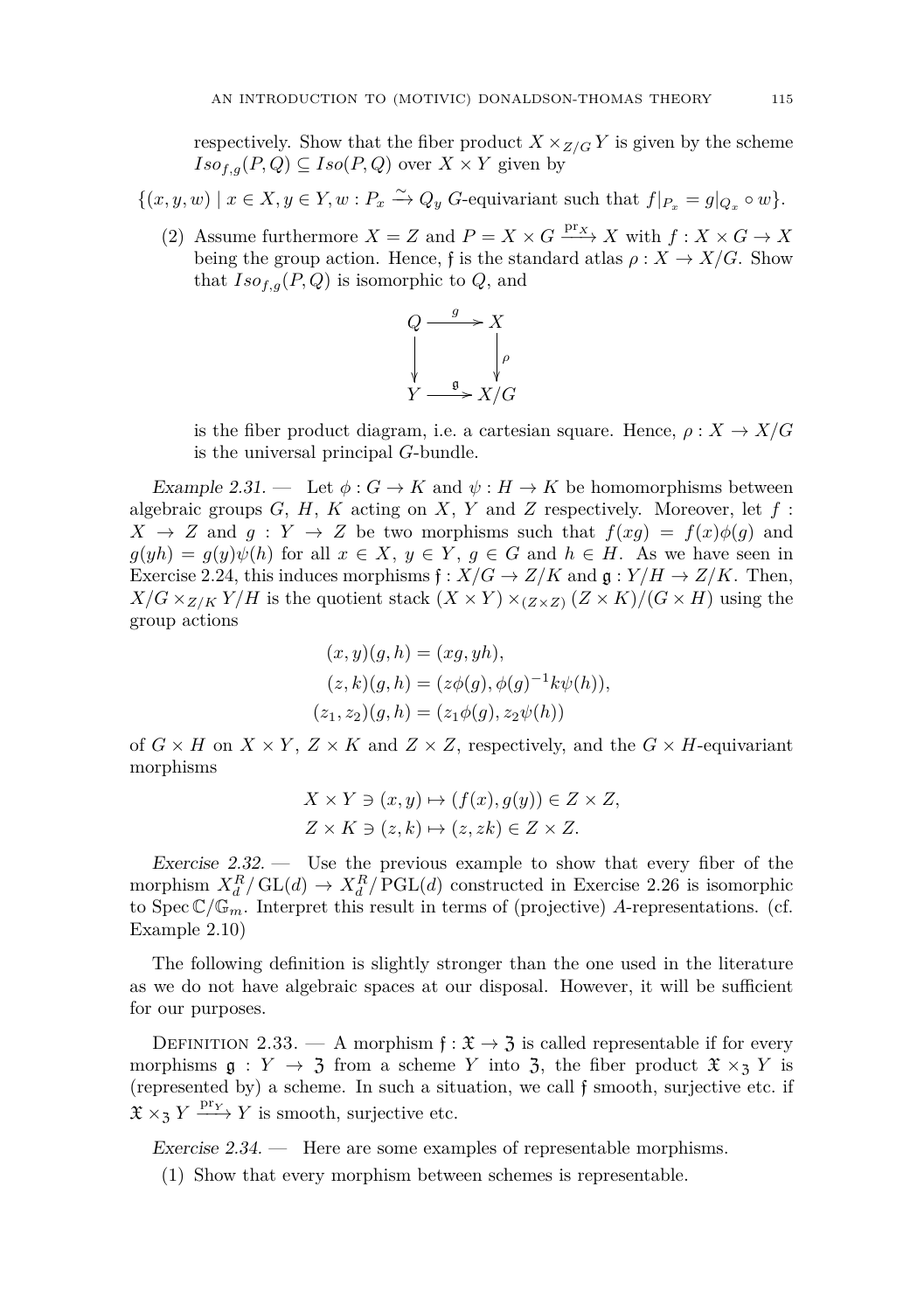respectively. Show that the fiber product $X \times_{Z/G} Y$ is given by the scheme $Iso_{f,g}(P,Q) \subseteq Iso(P,Q)$ over $X \times Y$ given by

$$\{(x,y,w) \mid x \in X, y \in Y, w : P_x \xrightarrow{\sim} Q_y \ G\text{-equivariant such that } f|_{P_x} = g|_{Q_x} \circ w\}.$$

(2) Assume furthermore $X = Z$ and $P = X \times G \xrightarrow{\mathrm{pr}_X} X$ with $f : X \times G \to X$ being the group action. Hence, $\mathfrak{f}$ is the standard atlas $\rho : X \to X/G$. Show that $Iso_{f,g}(P,Q)$ is isomorphic to $Q$, and

$$\begin{array}{ccc} Q & \xrightarrow{g} & X \\ \downarrow & & \downarrow \rho \\ Y & \xrightarrow{\mathfrak{g}} & X/G \end{array}$$

is the fiber product diagram, i.e. a cartesian square. Hence, $\rho : X \to X/G$ is the universal principal $G$-bundle.

*Example 2.31.* — Let $\phi : G \to K$ and $\psi : H \to K$ be homomorphisms between algebraic groups $G$, $H$, $K$ acting on $X$, $Y$ and $Z$ respectively. Moreover, let $f : X \to Z$ and $g : Y \to Z$ be two morphisms such that $f(xg) = f(x)\phi(g)$ and $g(yh) = g(y)\psi(h)$ for all $x \in X$, $y \in Y$, $g \in G$ and $h \in H$. As we have seen in Exercise 2.24, this induces morphisms $\mathfrak{f} : X/G \to Z/K$ and $\mathfrak{g} : Y/H \to Z/K$. Then, $X/G \times_{Z/K} Y/H$ is the quotient stack $(X \times Y) \times_{(Z \times Z)} (Z \times K)/(G \times H)$ using the group actions

$$\begin{aligned}
(x,y)(g,h) &= (xg, yh), \\
(z,k)(g,h) &= (z\phi(g), \phi(g)^{-1}k\psi(h)), \\
(z_1,z_2)(g,h) &= (z_1\phi(g), z_2\psi(h))
\end{aligned}$$

of $G \times H$ on $X \times Y$, $Z \times K$ and $Z \times Z$, respectively, and the $G \times H$-equivariant morphisms

$$\begin{aligned}
X \times Y \ni (x,y) &\mapsto (f(x), g(y)) \in Z \times Z, \\
Z \times K \ni (z,k) &\mapsto (z, zk) \in Z \times Z.
\end{aligned}$$

*Exercise 2.32.* — Use the previous example to show that every fiber of the morphism $X_d^R/\mathrm{GL}(d) \to X_d^R/\mathrm{PGL}(d)$ constructed in Exercise 2.26 is isomorphic to $\operatorname{Spec}\mathbb{C}/\mathbb{G}_m$. Interpret this result in terms of (projective) $A$-representations. (cf. Example 2.10)

The following definition is slightly stronger than the one used in the literature as we do not have algebraic spaces at our disposal. However, it will be sufficient for our purposes.

Definition 2.33. — A morphism $\mathfrak{f} : \mathfrak{X} \to \mathfrak{Z}$ is called representable if for every morphisms $\mathfrak{g} : Y \to \mathfrak{Z}$ from a scheme $Y$ into $\mathfrak{Z}$, the fiber product $\mathfrak{X} \times_{\mathfrak{Z}} Y$ is (represented by) a scheme. In such a situation, we call $\mathfrak{f}$ smooth, surjective etc. if $\mathfrak{X} \times_{\mathfrak{Z}} Y \xrightarrow{\mathrm{pr}_Y} Y$ is smooth, surjective etc.

*Exercise 2.34.* — Here are some examples of representable morphisms.

(1) Show that every morphism between schemes is representable.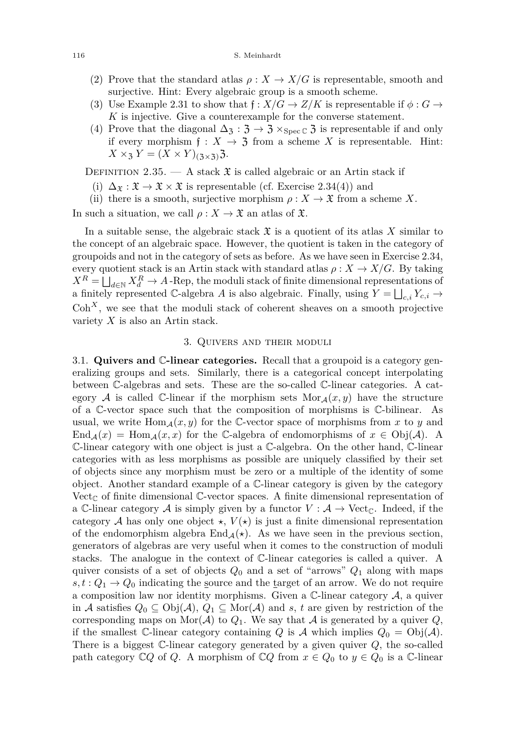(2) Prove that the standard atlas $\rho : X \to X/G$ is representable, smooth and surjective. Hint: Every algebraic group is a smooth scheme.
(3) Use Example 2.31 to show that $\mathfrak{f} : X/G \to Z/K$ is representable if $\phi : G \to K$ is injective. Give a counterexample for the converse statement.
(4) Prove that the diagonal $\Delta_{\mathfrak{Z}} : \mathfrak{Z} \to \mathfrak{Z} \times_{\operatorname{Spec}\mathbb{C}} \mathfrak{Z}$ is representable if and only if every morphism $\mathfrak{f} : X \to \mathfrak{Z}$ from a scheme $X$ is representable. Hint: $X \times_{\mathfrak{Z}} Y = (X \times Y)_{(\mathfrak{Z}\times\mathfrak{Z})}\mathfrak{Z}$.

Definition 2.35. — A stack $\mathfrak{X}$ is called algebraic or an Artin stack if

(i) $\Delta_{\mathfrak{X}} : \mathfrak{X} \to \mathfrak{X} \times \mathfrak{X}$ is representable (cf. Exercise 2.34(4)) and
(ii) there is a smooth, surjective morphism $\rho : X \to \mathfrak{X}$ from a scheme $X$.

In such a situation, we call $\rho : X \to \mathfrak{X}$ an atlas of $\mathfrak{X}$.

In a suitable sense, the algebraic stack $\mathfrak{X}$ is a quotient of its atlas $X$ similar to the concept of an algebraic space. However, the quotient is taken in the category of groupoids and not in the category of sets as before. As we have seen in Exercise 2.34, every quotient stack is an Artin stack with standard atlas $\rho : X \to X/G$. By taking $X^R = \bigsqcup_{d\in\mathbb{N}} X^R_d \to A\text{-Rep}$, the moduli stack of finite dimensional representations of a finitely represented $\mathbb{C}$-algebra $A$ is also algebraic. Finally, using $Y = \bigsqcup_{c,i} Y_{c,i} \to \operatorname{Coh}^X$, we see that the moduli stack of coherent sheaves on a smooth projective variety $X$ is also an Artin stack.

## 3. Quivers and their moduli

3.1. **Quivers and $\mathbb{C}$-linear categories.** Recall that a groupoid is a category generalizing groups and sets. Similarly, there is a categorical concept interpolating between $\mathbb{C}$-algebras and sets. These are the so-called $\mathbb{C}$-linear categories. A category $\mathcal{A}$ is called $\mathbb{C}$-linear if the morphism sets $\operatorname{Mor}_{\mathcal{A}}(x, y)$ have the structure of a $\mathbb{C}$-vector space such that the composition of morphisms is $\mathbb{C}$-bilinear. As usual, we write $\operatorname{Hom}_{\mathcal{A}}(x, y)$ for the $\mathbb{C}$-vector space of morphisms from $x$ to $y$ and $\operatorname{End}_{\mathcal{A}}(x) = \operatorname{Hom}_{\mathcal{A}}(x, x)$ for the $\mathbb{C}$-algebra of endomorphisms of $x \in \operatorname{Obj}(\mathcal{A})$. A $\mathbb{C}$-linear category with one object is just a $\mathbb{C}$-algebra. On the other hand, $\mathbb{C}$-linear categories with as less morphisms as possible are uniquely classified by their set of objects since any morphism must be zero or a multiple of the identity of some object. Another standard example of a $\mathbb{C}$-linear category is given by the category $\operatorname{Vect}_{\mathbb{C}}$ of finite dimensional $\mathbb{C}$-vector spaces. A finite dimensional representation of a $\mathbb{C}$-linear category $\mathcal{A}$ is simply given by a functor $V : \mathcal{A} \to \operatorname{Vect}_{\mathbb{C}}$. Indeed, if the category $\mathcal{A}$ has only one object $\star$, $V(\star)$ is just a finite dimensional representation of the endomorphism algebra $\operatorname{End}_{\mathcal{A}}(\star)$. As we have seen in the previous section, generators of algebras are very useful when it comes to the construction of moduli stacks. The analogue in the context of $\mathbb{C}$-linear categories is called a quiver. A quiver consists of a set of objects $Q_0$ and a set of "arrows" $Q_1$ along with maps $s, t : Q_1 \to Q_0$ indicating the source and the target of an arrow. We do not require a composition law nor identity morphisms. Given a $\mathbb{C}$-linear category $\mathcal{A}$, a quiver in $\mathcal{A}$ satisfies $Q_0 \subseteq \operatorname{Obj}(\mathcal{A})$, $Q_1 \subseteq \operatorname{Mor}(\mathcal{A})$ and $s$, $t$ are given by restriction of the corresponding maps on $\operatorname{Mor}(\mathcal{A})$ to $Q_1$. We say that $\mathcal{A}$ is generated by a quiver $Q$, if the smallest $\mathbb{C}$-linear category containing $Q$ is $\mathcal{A}$ which implies $Q_0 = \operatorname{Obj}(\mathcal{A})$. There is a biggest $\mathbb{C}$-linear category generated by a given quiver $Q$, the so-called path category $\mathbb{C}Q$ of $Q$. A morphism of $\mathbb{C}Q$ from $x \in Q_0$ to $y \in Q_0$ is a $\mathbb{C}$-linear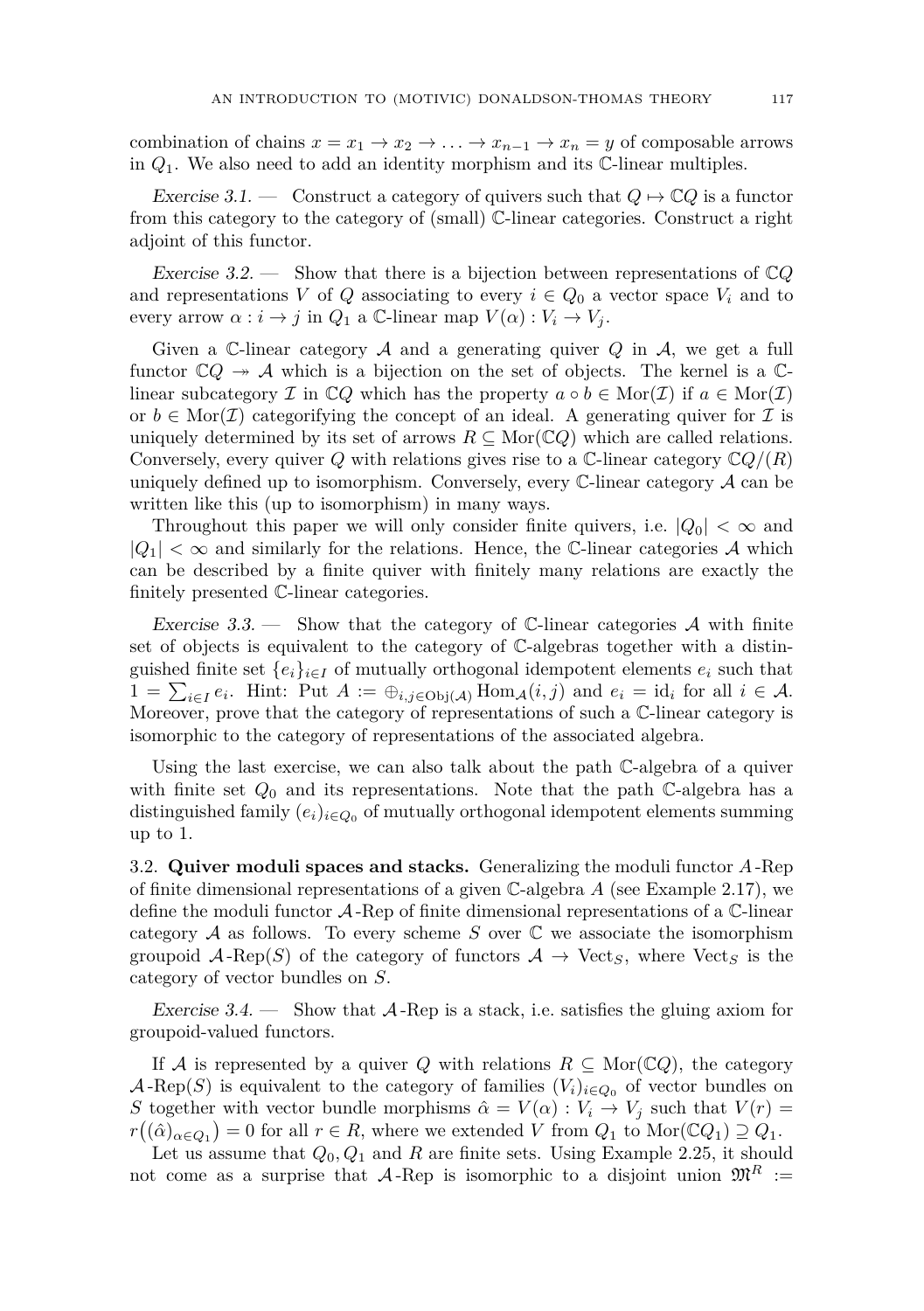combination of chains $x = x_1 \to x_2 \to \ldots \to x_{n-1} \to x_n = y$ of composable arrows in $Q_1$. We also need to add an identity morphism and its $\mathbb{C}$-linear multiples.

*Exercise 3.1.* — Construct a category of quivers such that $Q \mapsto \mathbb{C}Q$ is a functor from this category to the category of (small) $\mathbb{C}$-linear categories. Construct a right adjoint of this functor.

*Exercise 3.2.* — Show that there is a bijection between representations of $\mathbb{C}Q$ and representations $V$ of $Q$ associating to every $i \in Q_0$ a vector space $V_i$ and to every arrow $\alpha : i \to j$ in $Q_1$ a $\mathbb{C}$-linear map $V(\alpha) : V_i \to V_j$.

Given a $\mathbb{C}$-linear category $\mathcal{A}$ and a generating quiver $Q$ in $\mathcal{A}$, we get a full functor $\mathbb{C}Q \twoheadrightarrow \mathcal{A}$ which is a bijection on the set of objects. The kernel is a $\mathbb{C}$-linear subcategory $\mathcal{I}$ in $\mathbb{C}Q$ which has the property $a \circ b \in \mathrm{Mor}(\mathcal{I})$ if $a \in \mathrm{Mor}(\mathcal{I})$ or $b \in \mathrm{Mor}(\mathcal{I})$ categorifying the concept of an ideal. A generating quiver for $\mathcal{I}$ is uniquely determined by its set of arrows $R \subseteq \mathrm{Mor}(\mathbb{C}Q)$ which are called relations. Conversely, every quiver $Q$ with relations gives rise to a $\mathbb{C}$-linear category $\mathbb{C}Q/(R)$ uniquely defined up to isomorphism. Conversely, every $\mathbb{C}$-linear category $\mathcal{A}$ can be written like this (up to isomorphism) in many ways.

Throughout this paper we will only consider finite quivers, i.e. $|Q_0| < \infty$ and $|Q_1| < \infty$ and similarly for the relations. Hence, the $\mathbb{C}$-linear categories $\mathcal{A}$ which can be described by a finite quiver with finitely many relations are exactly the finitely presented $\mathbb{C}$-linear categories.

*Exercise 3.3.* — Show that the category of $\mathbb{C}$-linear categories $\mathcal{A}$ with finite set of objects is equivalent to the category of $\mathbb{C}$-algebras together with a distinguished finite set $\{e_i\}_{i\in I}$ of mutually orthogonal idempotent elements $e_i$ such that $1 = \sum_{i\in I} e_i$. Hint: Put $A := \oplus_{i,j\in \mathrm{Obj}(\mathcal{A})} \mathrm{Hom}_{\mathcal{A}}(i,j)$ and $e_i = \mathrm{id}_i$ for all $i \in \mathcal{A}$. Moreover, prove that the category of representations of such a $\mathbb{C}$-linear category is isomorphic to the category of representations of the associated algebra.

Using the last exercise, we can also talk about the path $\mathbb{C}$-algebra of a quiver with finite set $Q_0$ and its representations. Note that the path $\mathbb{C}$-algebra has a distinguished family $(e_i)_{i\in Q_0}$ of mutually orthogonal idempotent elements summing up to 1.

3.2. **Quiver moduli spaces and stacks.** Generalizing the moduli functor $A$-Rep of finite dimensional representations of a given $\mathbb{C}$-algebra $A$ (see Example 2.17), we define the moduli functor $\mathcal{A}$-Rep of finite dimensional representations of a $\mathbb{C}$-linear category $\mathcal{A}$ as follows. To every scheme $S$ over $\mathbb{C}$ we associate the isomorphism groupoid $\mathcal{A}\text{-Rep}(S)$ of the category of functors $\mathcal{A} \to \mathrm{Vect}_S$, where $\mathrm{Vect}_S$ is the category of vector bundles on $S$.

*Exercise 3.4.* — Show that $\mathcal{A}$-Rep is a stack, i.e. satisfies the gluing axiom for groupoid-valued functors.

If $\mathcal{A}$ is represented by a quiver $Q$ with relations $R \subseteq \mathrm{Mor}(\mathbb{C}Q)$, the category $\mathcal{A}\text{-Rep}(S)$ is equivalent to the category of families $(V_i)_{i\in Q_0}$ of vector bundles on $S$ together with vector bundle morphisms $\hat{\alpha} = V(\alpha) : V_i \to V_j$ such that $V(r) = r\big((\hat{\alpha})_{\alpha\in Q_1}\big) = 0$ for all $r \in R$, where we extended $V$ from $Q_1$ to $\mathrm{Mor}(\mathbb{C}Q_1) \supseteq Q_1$.

Let us assume that $Q_0, Q_1$ and $R$ are finite sets. Using Example 2.25, it should not come as a surprise that $\mathcal{A}$-Rep is isomorphic to a disjoint union $\mathfrak{M}^R :=$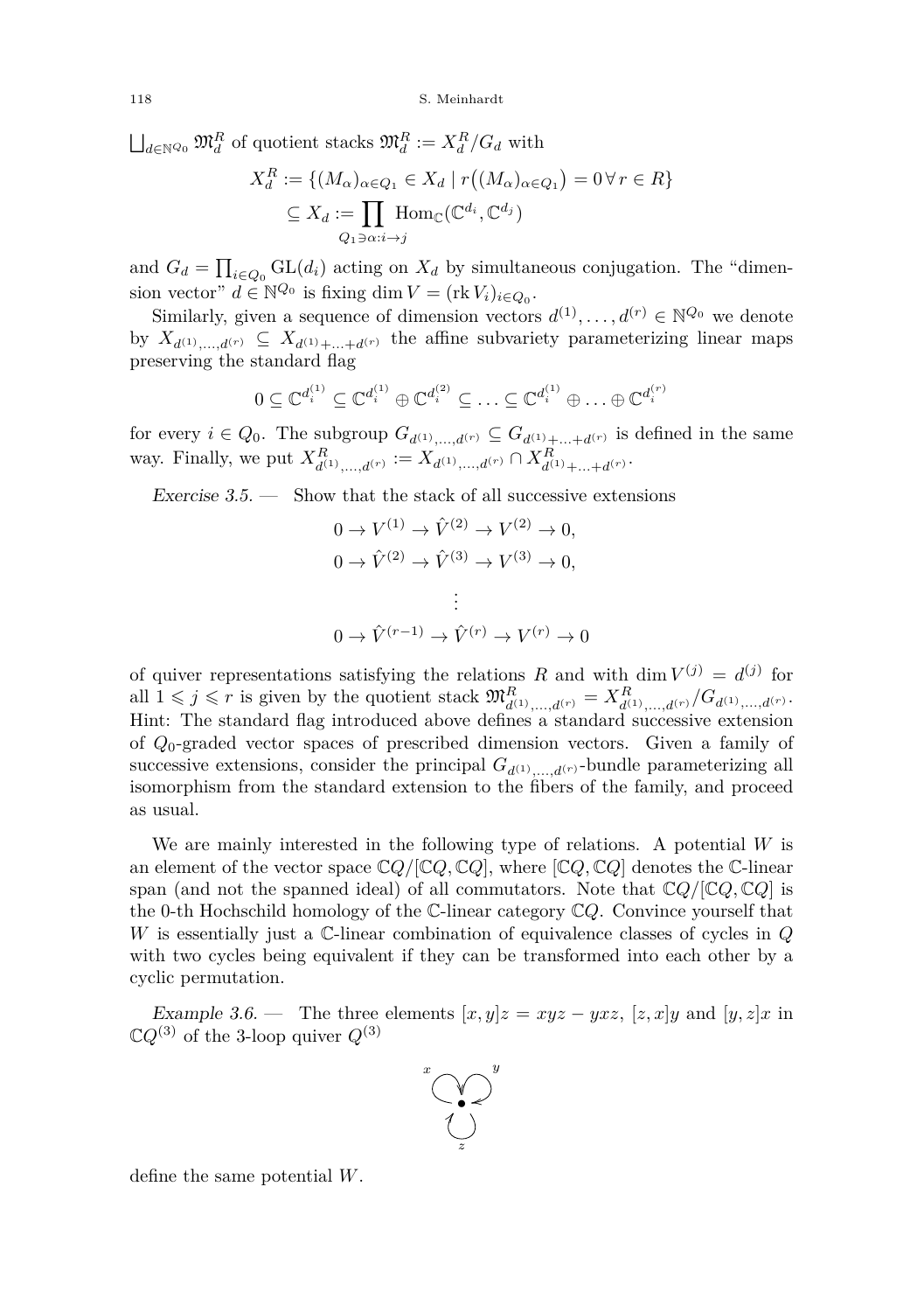$\bigsqcup_{d\in\mathbb{N}^{Q_0}} \mathfrak{M}^R_d$ of quotient stacks $\mathfrak{M}^R_d := X^R_d/G_d$ with

$$X^R_d := \{(M_\alpha)_{\alpha\in Q_1} \in X_d \mid r\big((M_\alpha)_{\alpha\in Q_1}\big) = 0\,\forall\, r\in R\}$$
$$\subseteq X_d := \prod_{Q_1\ni\alpha:i\to j} \operatorname{Hom}_{\mathbb{C}}(\mathbb{C}^{d_i}, \mathbb{C}^{d_j})$$

and $G_d = \prod_{i\in Q_0} \operatorname{GL}(d_i)$ acting on $X_d$ by simultaneous conjugation. The "dimension vector" $d\in\mathbb{N}^{Q_0}$ is fixing $\dim V = (\operatorname{rk} V_i)_{i\in Q_0}$.

Similarly, given a sequence of dimension vectors $d^{(1)},\ldots,d^{(r)}\in\mathbb{N}^{Q_0}$ we denote by $X_{d^{(1)},\ldots,d^{(r)}} \subseteq X_{d^{(1)}+\ldots+d^{(r)}}$ the affine subvariety parameterizing linear maps preserving the standard flag

$$0\subseteq \mathbb{C}^{d_i^{(1)}} \subseteq \mathbb{C}^{d_i^{(1)}}\oplus\mathbb{C}^{d_i^{(2)}} \subseteq \ldots \subseteq \mathbb{C}^{d_i^{(1)}}\oplus\ldots\oplus\mathbb{C}^{d_i^{(r)}}$$

for every $i\in Q_0$. The subgroup $G_{d^{(1)},\ldots,d^{(r)}} \subseteq G_{d^{(1)}+\ldots+d^{(r)}}$ is defined in the same way. Finally, we put $X^R_{d^{(1)},\ldots,d^{(r)}} := X_{d^{(1)},\ldots,d^{(r)}} \cap X^R_{d^{(1)}+\ldots+d^{(r)}}$.

*Exercise 3.5.* — Show that the stack of all successive extensions

$$0\to V^{(1)}\to \hat{V}^{(2)}\to V^{(2)}\to 0,$$
$$0\to \hat{V}^{(2)}\to \hat{V}^{(3)}\to V^{(3)}\to 0,$$
$$\vdots$$
$$0\to \hat{V}^{(r-1)}\to \hat{V}^{(r)}\to V^{(r)}\to 0$$

of quiver representations satisfying the relations $R$ and with $\dim V^{(j)} = d^{(j)}$ for all $1\leqslant j\leqslant r$ is given by the quotient stack $\mathfrak{M}^R_{d^{(1)},\ldots,d^{(r)}} = X^R_{d^{(1)},\ldots,d^{(r)}}/G_{d^{(1)},\ldots,d^{(r)}}$. Hint: The standard flag introduced above defines a standard successive extension of $Q_0$-graded vector spaces of prescribed dimension vectors. Given a family of successive extensions, consider the principal $G_{d^{(1)},\ldots,d^{(r)}}$-bundle parameterizing all isomorphism from the standard extension to the fibers of the family, and proceed as usual.

We are mainly interested in the following type of relations. A potential $W$ is an element of the vector space $\mathbb{C}Q/[\mathbb{C}Q,\mathbb{C}Q]$, where $[\mathbb{C}Q,\mathbb{C}Q]$ denotes the $\mathbb{C}$-linear span (and not the spanned ideal) of all commutators. Note that $\mathbb{C}Q/[\mathbb{C}Q,\mathbb{C}Q]$ is the 0-th Hochschild homology of the $\mathbb{C}$-linear category $\mathbb{C}Q$. Convince yourself that $W$ is essentially just a $\mathbb{C}$-linear combination of equivalence classes of cycles in $Q$ with two cycles being equivalent if they can be transformed into each other by a cyclic permutation.

*Example 3.6.* — The three elements $[x,y]z = xyz - yxz$, $[z,x]y$ and $[y,z]x$ in $\mathbb{C}Q^{(3)}$ of the 3-loop quiver $Q^{(3)}$

define the same potential $W$.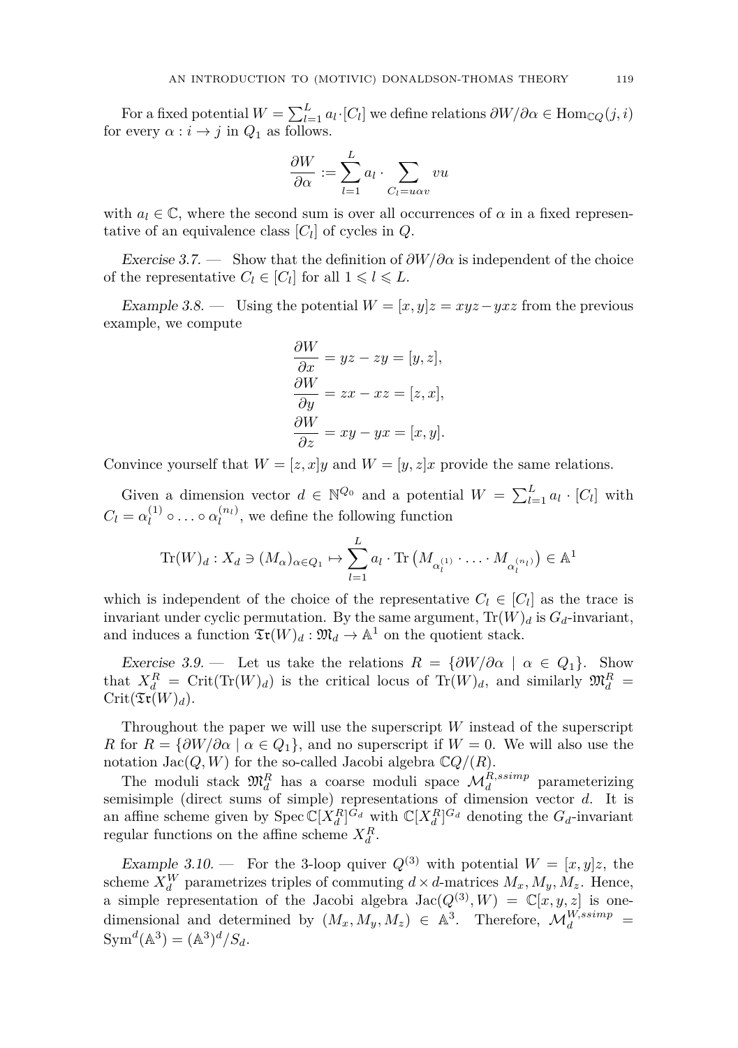For a fixed potential $W = \sum_{l=1}^{L} a_l \cdot [C_l]$ we define relations $\partial W/\partial\alpha \in \mathrm{Hom}_{\mathbb{C}Q}(j,i)$ for every $\alpha : i \to j$ in $Q_1$ as follows.

$$\frac{\partial W}{\partial \alpha} := \sum_{l=1}^{L} a_l \cdot \sum_{C_l = u\alpha v} vu$$

with $a_l \in \mathbb{C}$, where the second sum is over all occurrences of $\alpha$ in a fixed representative of an equivalence class $[C_l]$ of cycles in $Q$.

*Exercise 3.7.* — Show that the definition of $\partial W/\partial\alpha$ is independent of the choice of the representative $C_l \in [C_l]$ for all $1 \leqslant l \leqslant L$.

*Example 3.8.* — Using the potential $W = [x,y]z = xyz - yxz$ from the previous example, we compute

$$\frac{\partial W}{\partial x} = yz - zy = [y,z],$$
$$\frac{\partial W}{\partial y} = zx - xz = [z,x],$$
$$\frac{\partial W}{\partial z} = xy - yx = [x,y].$$

Convince yourself that $W = [z,x]y$ and $W = [y,z]x$ provide the same relations.

Given a dimension vector $d \in \mathbb{N}^{Q_0}$ and a potential $W = \sum_{l=1}^{L} a_l \cdot [C_l]$ with $C_l = \alpha_l^{(1)} \circ \ldots \circ \alpha_l^{(n_l)}$, we define the following function

$$\mathrm{Tr}(W)_d : X_d \ni (M_\alpha)_{\alpha \in Q_1} \mapsto \sum_{l=1}^{L} a_l \cdot \mathrm{Tr}\left(M_{\alpha_l^{(1)}} \cdot \ldots \cdot M_{\alpha_l^{(n_l)}}\right) \in \mathbb{A}^1$$

which is independent of the choice of the representative $C_l \in [C_l]$ as the trace is invariant under cyclic permutation. By the same argument, $\mathrm{Tr}(W)_d$ is $G_d$-invariant, and induces a function $\mathfrak{Tr}(W)_d : \mathfrak{M}_d \to \mathbb{A}^1$ on the quotient stack.

*Exercise 3.9.* — Let us take the relations $R = \{\partial W/\partial\alpha \mid \alpha \in Q_1\}$. Show that $X_d^R = \mathrm{Crit}(\mathrm{Tr}(W)_d)$ is the critical locus of $\mathrm{Tr}(W)_d$, and similarly $\mathfrak{M}_d^R = \mathrm{Crit}(\mathfrak{Tr}(W)_d)$.

Throughout the paper we will use the superscript $W$ instead of the superscript $R$ for $R = \{\partial W/\partial\alpha \mid \alpha \in Q_1\}$, and no superscript if $W = 0$. We will also use the notation $\mathrm{Jac}(Q,W)$ for the so-called Jacobi algebra $\mathbb{C}Q/(R)$.

The moduli stack $\mathfrak{M}_d^R$ has a coarse moduli space $\mathcal{M}_d^{R,ssimp}$ parameterizing semisimple (direct sums of simple) representations of dimension vector $d$. It is an affine scheme given by $\mathrm{Spec}\, \mathbb{C}[X_d^R]^{G_d}$ with $\mathbb{C}[X_d^R]^{G_d}$ denoting the $G_d$-invariant regular functions on the affine scheme $X_d^R$.

*Example 3.10.* — For the 3-loop quiver $Q^{(3)}$ with potential $W = [x,y]z$, the scheme $X_d^W$ parametrizes triples of commuting $d \times d$-matrices $M_x, M_y, M_z$. Hence, a simple representation of the Jacobi algebra $\mathrm{Jac}(Q^{(3)}, W) = \mathbb{C}[x,y,z]$ is one-dimensional and determined by $(M_x, M_y, M_z) \in \mathbb{A}^3$. Therefore, $\mathcal{M}_d^{W,ssimp} = \mathrm{Sym}^d(\mathbb{A}^3) = (\mathbb{A}^3)^d/S_d$.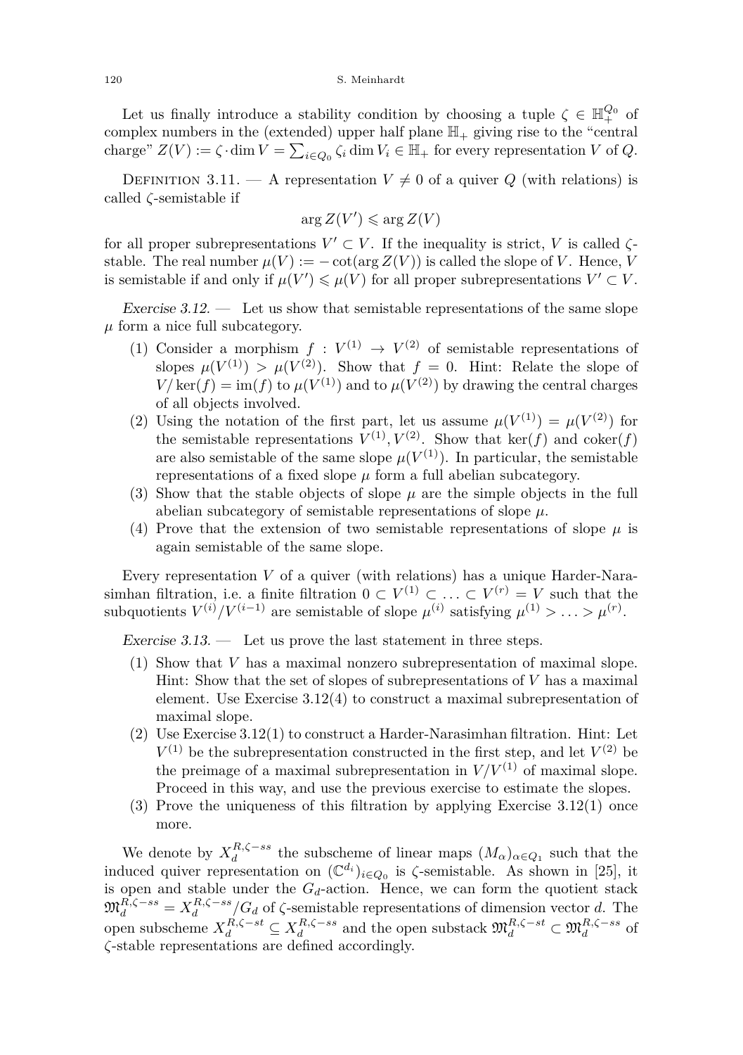Let us finally introduce a stability condition by choosing a tuple $\zeta \in \mathbb{H}_+^{Q_0}$ of complex numbers in the (extended) upper half plane $\mathbb{H}_+$ giving rise to the "central charge" $Z(V) := \zeta \cdot \dim V = \sum_{i \in Q_0} \zeta_i \dim V_i \in \mathbb{H}_+$ for every representation $V$ of $Q$.

Definition 3.11. — A representation $V \neq 0$ of a quiver $Q$ (with relations) is called $\zeta$-semistable if

$$\arg Z(V') \leqslant \arg Z(V)$$

for all proper subrepresentations $V' \subset V$. If the inequality is strict, $V$ is called $\zeta$-stable. The real number $\mu(V) := -\cot(\arg Z(V))$ is called the slope of $V$. Hence, $V$ is semistable if and only if $\mu(V') \leqslant \mu(V)$ for all proper subrepresentations $V' \subset V$.

*Exercise 3.12.* — Let us show that semistable representations of the same slope $\mu$ form a nice full subcategory.

1. Consider a morphism $f : V^{(1)} \to V^{(2)}$ of semistable representations of slopes $\mu(V^{(1)}) > \mu(V^{(2)})$. Show that $f = 0$. Hint: Relate the slope of $V/\ker(f) = \operatorname{im}(f)$ to $\mu(V^{(1)})$ and to $\mu(V^{(2)})$ by drawing the central charges of all objects involved.
2. Using the notation of the first part, let us assume $\mu(V^{(1)}) = \mu(V^{(2)})$ for the semistable representations $V^{(1)}, V^{(2)}$. Show that $\ker(f)$ and $\operatorname{coker}(f)$ are also semistable of the same slope $\mu(V^{(1)})$. In particular, the semistable representations of a fixed slope $\mu$ form a full abelian subcategory.
3. Show that the stable objects of slope $\mu$ are the simple objects in the full abelian subcategory of semistable representations of slope $\mu$.
4. Prove that the extension of two semistable representations of slope $\mu$ is again semistable of the same slope.

Every representation $V$ of a quiver (with relations) has a unique Harder-Narasimhan filtration, i.e. a finite filtration $0 \subset V^{(1)} \subset \ldots \subset V^{(r)} = V$ such that the subquotients $V^{(i)}/V^{(i-1)}$ are semistable of slope $\mu^{(i)}$ satisfying $\mu^{(1)} > \ldots > \mu^{(r)}$.

*Exercise 3.13.* — Let us prove the last statement in three steps.

1. Show that $V$ has a maximal nonzero subrepresentation of maximal slope. Hint: Show that the set of slopes of subrepresentations of $V$ has a maximal element. Use Exercise 3.12(4) to construct a maximal subrepresentation of maximal slope.
2. Use Exercise 3.12(1) to construct a Harder-Narasimhan filtration. Hint: Let $V^{(1)}$ be the subrepresentation constructed in the first step, and let $V^{(2)}$ be the preimage of a maximal subrepresentation in $V/V^{(1)}$ of maximal slope. Proceed in this way, and use the previous exercise to estimate the slopes.
3. Prove the uniqueness of this filtration by applying Exercise 3.12(1) once more.

We denote by $X_d^{R,\zeta-ss}$ the subscheme of linear maps $(M_\alpha)_{\alpha \in Q_1}$ such that the induced quiver representation on $(\mathbb{C}^{d_i})_{i \in Q_0}$ is $\zeta$-semistable. As shown in [25], it is open and stable under the $G_d$-action. Hence, we can form the quotient stack $\mathfrak{M}_d^{R,\zeta-ss} = X_d^{R,\zeta-ss}/G_d$ of $\zeta$-semistable representations of dimension vector $d$. The open subscheme $X_d^{R,\zeta-st} \subseteq X_d^{R,\zeta-ss}$ and the open substack $\mathfrak{M}_d^{R,\zeta-st} \subset \mathfrak{M}_d^{R,\zeta-ss}$ of $\zeta$-stable representations are defined accordingly.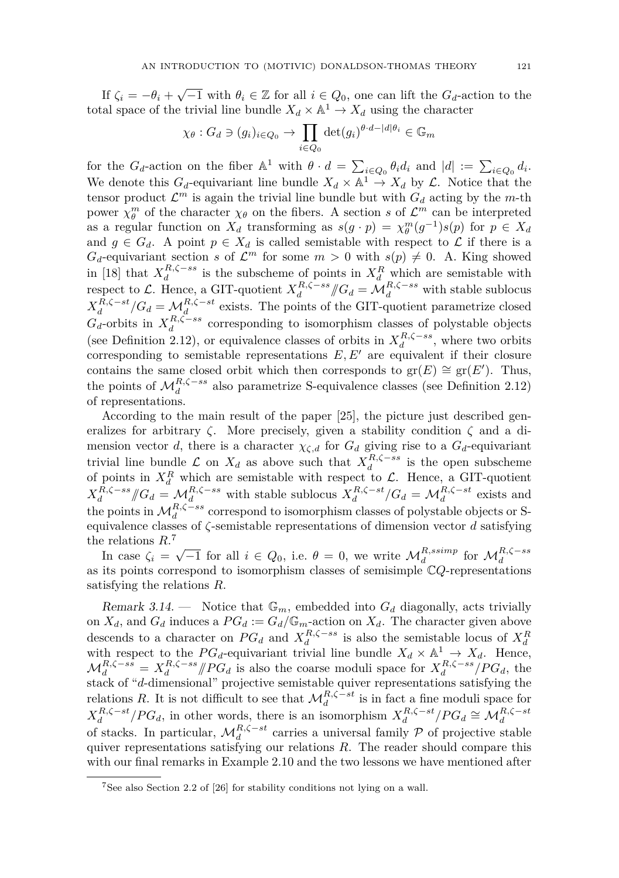If $\zeta_i = -\theta_i + \sqrt{-1}$ with $\theta_i \in \mathbb{Z}$ for all $i \in Q_0$, one can lift the $G_d$-action to the total space of the trivial line bundle $X_d \times \mathbb{A}^1 \to X_d$ using the character

$$\chi_\theta : G_d \ni (g_i)_{i\in Q_0} \to \prod_{i\in Q_0} \det(g_i)^{\theta\cdot d - |d|\theta_i} \in \mathbb{G}_m$$

for the $G_d$-action on the fiber $\mathbb{A}^1$ with $\theta \cdot d = \sum_{i\in Q_0} \theta_i d_i$ and $|d| := \sum_{i\in Q_0} d_i$. We denote this $G_d$-equivariant line bundle $X_d \times \mathbb{A}^1 \to X_d$ by $\mathcal{L}$. Notice that the tensor product $\mathcal{L}^m$ is again the trivial line bundle but with $G_d$ acting by the $m$-th power $\chi_\theta^m$ of the character $\chi_\theta$ on the fibers. A section $s$ of $\mathcal{L}^m$ can be interpreted as a regular function on $X_d$ transforming as $s(g \cdot p) = \chi_\theta^m(g^{-1})s(p)$ for $p \in X_d$ and $g \in G_d$. A point $p \in X_d$ is called semistable with respect to $\mathcal{L}$ if there is a $G_d$-equivariant section $s$ of $\mathcal{L}^m$ for some $m > 0$ with $s(p) \neq 0$. A. King showed in [18] that $X_d^{R,\zeta-ss}$ is the subscheme of points in $X_d^R$ which are semistable with respect to $\mathcal{L}$. Hence, a GIT-quotient $X_d^{R,\zeta-ss}/\!\!/G_d = \mathcal{M}_d^{R,\zeta-ss}$ with stable sublocus $X_d^{R,\zeta-st}/G_d = \mathcal{M}_d^{R,\zeta-st}$ exists. The points of the GIT-quotient parametrize closed $G_d$-orbits in $X_d^{R,\zeta-ss}$ corresponding to isomorphism classes of polystable objects (see Definition 2.12), or equivalence classes of orbits in $X_d^{R,\zeta-ss}$, where two orbits corresponding to semistable representations $E, E'$ are equivalent if their closure contains the same closed orbit which then corresponds to $\mathrm{gr}(E) \cong \mathrm{gr}(E')$. Thus, the points of $\mathcal{M}_d^{R,\zeta-ss}$ also parametrize S-equivalence classes (see Definition 2.12) of representations.

According to the main result of the paper [25], the picture just described generalizes for arbitrary $\zeta$. More precisely, given a stability condition $\zeta$ and a dimension vector $d$, there is a character $\chi_{\zeta,d}$ for $G_d$ giving rise to a $G_d$-equivariant trivial line bundle $\mathcal{L}$ on $X_d$ as above such that $X_d^{R,\zeta-ss}$ is the open subscheme of points in $X_d^R$ which are semistable with respect to $\mathcal{L}$. Hence, a GIT-quotient $X_d^{R,\zeta-ss}/\!\!/G_d = \mathcal{M}_d^{R,\zeta-ss}$ with stable sublocus $X_d^{R,\zeta-st}/G_d = \mathcal{M}_d^{R,\zeta-st}$ exists and the points in $\mathcal{M}_d^{R,\zeta-ss}$ correspond to isomorphism classes of polystable objects or S-equivalence classes of $\zeta$-semistable representations of dimension vector $d$ satisfying the relations $R$.[7]

In case $\zeta_i = \sqrt{-1}$ for all $i \in Q_0$, i.e. $\theta = 0$, we write $\mathcal{M}_d^{R,ssimp}$ for $\mathcal{M}_d^{R,\zeta-ss}$ as its points correspond to isomorphism classes of semisimple $\mathbb{C}Q$-representations satisfying the relations $R$.

*Remark 3.14.* — Notice that $\mathbb{G}_m$, embedded into $G_d$ diagonally, acts trivially on $X_d$, and $G_d$ induces a $PG_d := G_d/\mathbb{G}_m$-action on $X_d$. The character given above descends to a character on $PG_d$ and $X_d^{R,\zeta-ss}$ is also the semistable locus of $X_d^R$ with respect to the $PG_d$-equivariant trivial line bundle $X_d \times \mathbb{A}^1 \to X_d$. Hence, $\mathcal{M}_d^{R,\zeta-ss} = X_d^{R,\zeta-ss}/\!\!/PG_d$ is also the coarse moduli space for $X_d^{R,\zeta-ss}/PG_d$, the stack of "$d$-dimensional" projective semistable quiver representations satisfying the relations $R$. It is not difficult to see that $\mathcal{M}_d^{R,\zeta-st}$ is in fact a fine moduli space for $X_d^{R,\zeta-st}/PG_d$, in other words, there is an isomorphism $X_d^{R,\zeta-st}/PG_d \cong \mathcal{M}_d^{R,\zeta-st}$ of stacks. In particular, $\mathcal{M}_d^{R,\zeta-st}$ carries a universal family $\mathcal{P}$ of projective stable quiver representations satisfying our relations $R$. The reader should compare this with our final remarks in Example 2.10 and the two lessons we have mentioned after

[7] See also Section 2.2 of [26] for stability conditions not lying on a wall.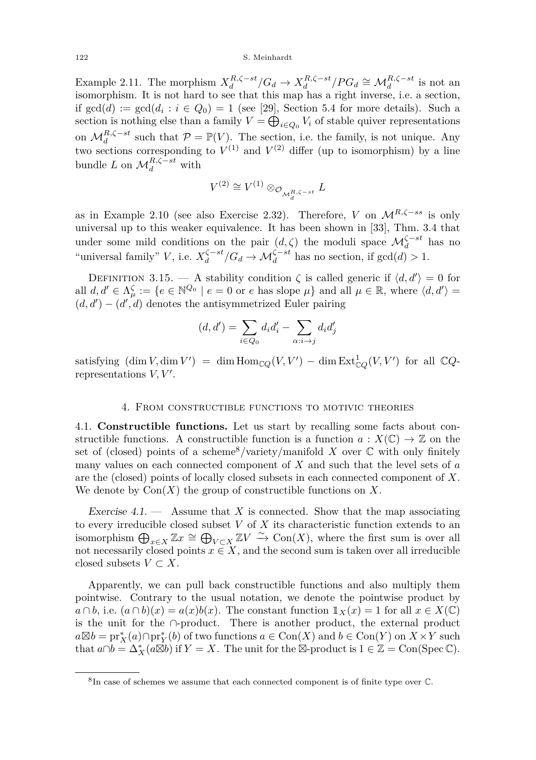*Example 2.11.* The morphism $X_d^{R,\zeta-st}/G_d \to X_d^{R,\zeta-st}/PG_d \cong \mathcal{M}_d^{R,\zeta-st}$ is not an isomorphism. It is not hard to see that this map has a right inverse, i.e. a section, if $\gcd(d) := \gcd(d_i : i \in Q_0) = 1$ (see [29], Section 5.4 for more details). Such a section is nothing else than a family $V = \bigoplus_{i\in Q_0} V_i$ of stable quiver representations on $\mathcal{M}_d^{R,\zeta-st}$ such that $\mathcal{P} = \mathbb{P}(V)$. The section, i.e. the family, is not unique. Any two sections corresponding to $V^{(1)}$ and $V^{(2)}$ differ (up to isomorphism) by a line bundle $L$ on $\mathcal{M}_d^{R,\zeta-st}$ with

$$V^{(2)} \cong V^{(1)} \otimes_{\mathcal{O}_{\mathcal{M}_d^{R,\zeta-st}}} L$$

as in Example 2.10 (see also Exercise 2.32). Therefore, $V$ on $\mathcal{M}^{R,\zeta-ss}$ is only universal up to this weaker equivalence. It has been shown in [33], Thm. 3.4 that under some mild conditions on the pair $(d,\zeta)$ the moduli space $\mathcal{M}_d^{\zeta-st}$ has no "universal family" $V$, i.e. $X_d^{\zeta-st}/G_d \to \mathcal{M}_d^{\zeta-st}$ has no section, if $\gcd(d) > 1$.

Definition 3.15. — A stability condition $\zeta$ is called generic if $\langle d, d'\rangle = 0$ for all $d, d' \in \Lambda_\mu^\zeta := \{e \in \mathbb{N}^{Q_0} \mid e = 0 \text{ or } e \text{ has slope } \mu\}$ and all $\mu \in \mathbb{R}$, where $\langle d, d'\rangle = (d, d') - (d', d)$ denotes the antisymmetrized Euler pairing

$$(d, d') = \sum_{i\in Q_0} d_i d'_i - \sum_{\alpha: i\to j} d_i d'_j$$

satisfying $(\dim V, \dim V') = \dim \mathrm{Hom}_{\mathbb{C}Q}(V, V') - \dim \mathrm{Ext}^1_{\mathbb{C}Q}(V, V')$ for all $\mathbb{C}Q$-representations $V, V'$.

## 4. From constructible functions to motivic theories

4.1. **Constructible functions.** Let us start by recalling some facts about constructible functions. A constructible function is a function $a : X(\mathbb{C}) \to \mathbb{Z}$ on the set of (closed) points of a scheme[8]/variety/manifold $X$ over $\mathbb{C}$ with only finitely many values on each connected component of $X$ and such that the level sets of $a$ are the (closed) points of locally closed subsets in each connected component of $X$. We denote by $\mathrm{Con}(X)$ the group of constructible functions on $X$.

*Exercise 4.1.* — Assume that $X$ is connected. Show that the map associating to every irreducible closed subset $V$ of $X$ its characteristic function extends to an isomorphism $\bigoplus_{x\in X} \mathbb{Z}x \cong \bigoplus_{V\subset X} \mathbb{Z}V \xrightarrow{\sim} \mathrm{Con}(X)$, where the first sum is over all not necessarily closed points $x \in X$, and the second sum is taken over all irreducible closed subsets $V \subset X$.

Apparently, we can pull back constructible functions and also multiply them pointwise. Contrary to the usual notation, we denote the pointwise product by $a \cap b$, i.e. $(a \cap b)(x) = a(x)b(x)$. The constant function $\mathbb{1}_X(x) = 1$ for all $x \in X(\mathbb{C})$ is the unit for the $\cap$-product. There is another product, the external product $a \boxtimes b = \mathrm{pr}_X^*(a) \cap \mathrm{pr}_Y^*(b)$ of two functions $a \in \mathrm{Con}(X)$ and $b \in \mathrm{Con}(Y)$ on $X \times Y$ such that $a \cap b = \Delta_X^*(a \boxtimes b)$ if $Y = X$. The unit for the $\boxtimes$-product is $1 \in \mathbb{Z} = \mathrm{Con}(\mathrm{Spec}\,\mathbb{C})$.

[8] In case of schemes we assume that each connected component is of finite type over $\mathbb{C}$.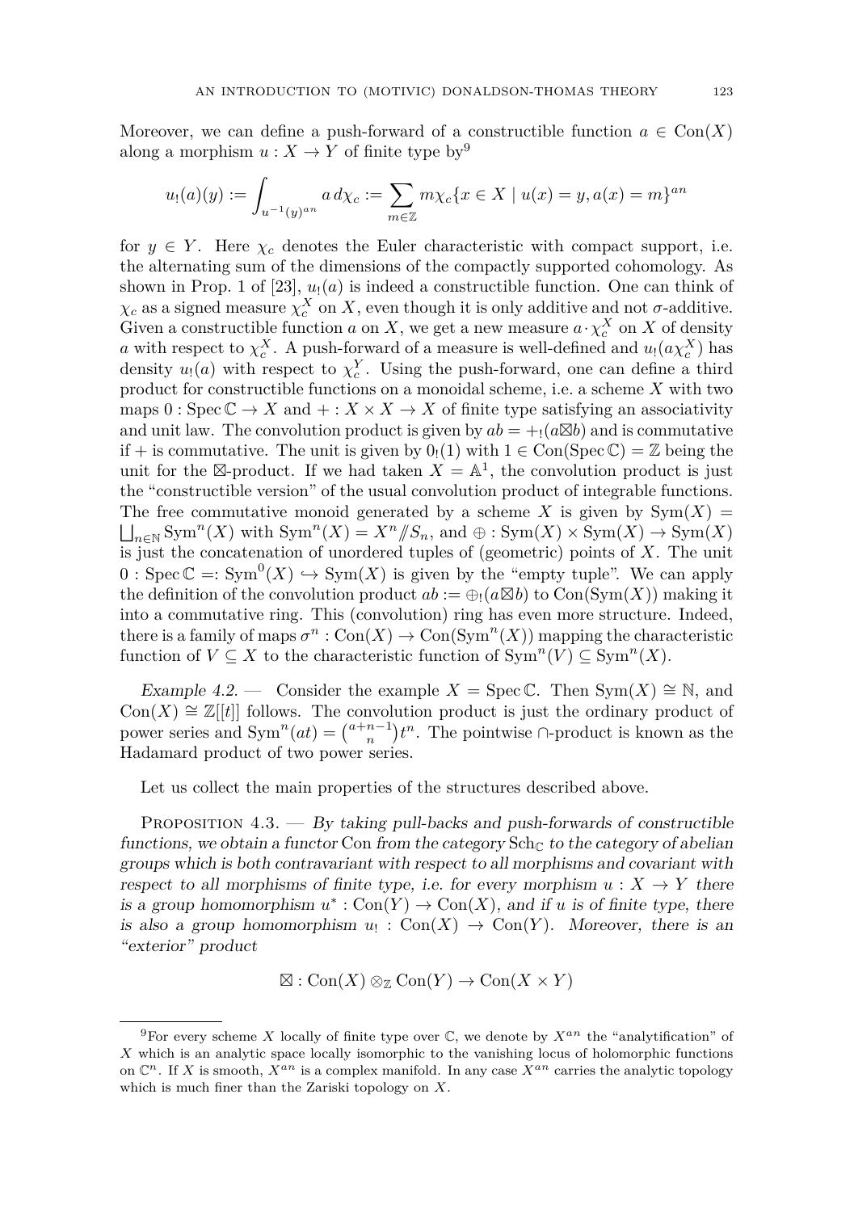Moreover, we can define a push-forward of a constructible function $a \in \mathrm{Con}(X)$ along a morphism $u : X \to Y$ of finite type by[9]

$$u_!(a)(y) := \int_{u^{-1}(y)^{an}} a\, d\chi_c := \sum_{m\in\mathbb{Z}} m\chi_c\{x \in X \mid u(x) = y, a(x) = m\}^{an}$$

for $y \in Y$. Here $\chi_c$ denotes the Euler characteristic with compact support, i.e. the alternating sum of the dimensions of the compactly supported cohomology. As shown in Prop. 1 of [23], $u_!(a)$ is indeed a constructible function. One can think of $\chi_c$ as a signed measure $\chi_c^X$ on $X$, even though it is only additive and not $\sigma$-additive. Given a constructible function $a$ on $X$, we get a new measure $a \cdot \chi_c^X$ on $X$ of density $a$ with respect to $\chi_c^X$. A push-forward of a measure is well-defined and $u_!(a\chi_c^X)$ has density $u_!(a)$ with respect to $\chi_c^Y$. Using the push-forward, one can define a third product for constructible functions on a monoidal scheme, i.e. a scheme $X$ with two maps $0 : \mathrm{Spec}\,\mathbb{C} \to X$ and $+ : X \times X \to X$ of finite type satisfying an associativity and unit law. The convolution product is given by $ab = +_!(a\boxtimes b)$ and is commutative if $+$ is commutative. The unit is given by $0_!(1)$ with $1 \in \mathrm{Con}(\mathrm{Spec}\,\mathbb{C}) = \mathbb{Z}$ being the unit for the $\boxtimes$-product. If we had taken $X = \mathbb{A}^1$, the convolution product is just the "constructible version" of the usual convolution product of integrable functions. The free commutative monoid generated by a scheme $X$ is given by $\mathrm{Sym}(X) = \coprod_{n\in\mathbb{N}} \mathrm{Sym}^n(X)$ with $\mathrm{Sym}^n(X) = X^n /\!\!/ S_n$, and $\oplus : \mathrm{Sym}(X) \times \mathrm{Sym}(X) \to \mathrm{Sym}(X)$ is just the concatenation of unordered tuples of (geometric) points of $X$. The unit $0 : \mathrm{Spec}\,\mathbb{C} =: \mathrm{Sym}^0(X) \hookrightarrow \mathrm{Sym}(X)$ is given by the "empty tuple". We can apply the definition of the convolution product $ab := \oplus_!(a\boxtimes b)$ to $\mathrm{Con}(\mathrm{Sym}(X))$ making it into a commutative ring. This (convolution) ring has even more structure. Indeed, there is a family of maps $\sigma^n : \mathrm{Con}(X) \to \mathrm{Con}(\mathrm{Sym}^n(X))$ mapping the characteristic function of $V \subseteq X$ to the characteristic function of $\mathrm{Sym}^n(V) \subseteq \mathrm{Sym}^n(X)$.

*Example 4.2.* — Consider the example $X = \mathrm{Spec}\,\mathbb{C}$. Then $\mathrm{Sym}(X) \cong \mathbb{N}$, and $\mathrm{Con}(X) \cong \mathbb{Z}[[t]]$ follows. The convolution product is just the ordinary product of power series and $\mathrm{Sym}^n(at) = \binom{a+n-1}{n} t^n$. The pointwise $\cap$-product is known as the Hadamard product of two power series.

Let us collect the main properties of the structures described above.

Proposition 4.3. — *By taking pull-backs and push-forwards of constructible functions, we obtain a functor* Con *from the category* $\mathrm{Sch}_\mathbb{C}$ *to the category of abelian groups which is both contravariant with respect to all morphisms and covariant with respect to all morphisms of finite type, i.e. for every morphism* $u : X \to Y$ *there is a group homomorphism* $u^* : \mathrm{Con}(Y) \to \mathrm{Con}(X)$*, and if* $u$ *is of finite type, there is also a group homomorphism* $u_! : \mathrm{Con}(X) \to \mathrm{Con}(Y)$*. Moreover, there is an "exterior" product*

$$\boxtimes : \mathrm{Con}(X) \otimes_\mathbb{Z} \mathrm{Con}(Y) \to \mathrm{Con}(X \times Y)$$

[9] For every scheme $X$ locally of finite type over $\mathbb{C}$, we denote by $X^{an}$ the "analytification" of $X$ which is an analytic space locally isomorphic to the vanishing locus of holomorphic functions on $\mathbb{C}^n$. If $X$ is smooth, $X^{an}$ is a complex manifold. In any case $X^{an}$ carries the analytic topology which is much finer than the Zariski topology on $X$.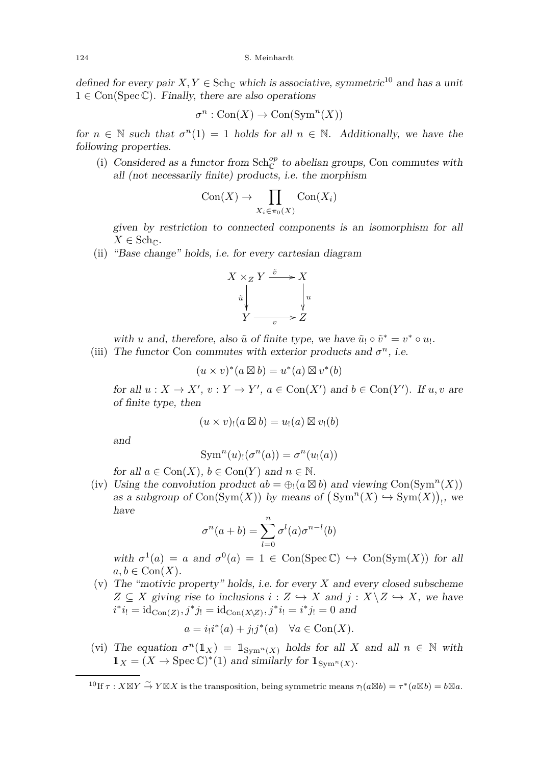*defined for every pair $X, Y \in \mathrm{Sch}_{\mathbb{C}}$ which is associative, symmetric*[10] *and has a unit* $1 \in \mathrm{Con}(\mathrm{Spec}\,\mathbb{C})$. *Finally, there are also operations*

$$\sigma^n : \mathrm{Con}(X) \to \mathrm{Con}(\mathrm{Sym}^n(X))$$

*for* $n \in \mathbb{N}$ *such that* $\sigma^n(1) = 1$ *holds for all* $n \in \mathbb{N}$. *Additionally, we have the following properties.*

(i) *Considered as a functor from* $\mathrm{Sch}_{\mathbb{C}}^{op}$ *to abelian groups,* Con *commutes with all (not necessarily finite) products, i.e. the morphism*

$$\mathrm{Con}(X) \to \prod_{X_i \in \pi_0(X)} \mathrm{Con}(X_i)$$

*given by restriction to connected components is an isomorphism for all* $X \in \mathrm{Sch}_{\mathbb{C}}$.

(ii) *"Base change" holds, i.e. for every cartesian diagram*

$$\begin{array}{ccc} X \times_Z Y & \xrightarrow{\tilde{v}} & X \\ {\scriptstyle \tilde{u}}\downarrow & & \downarrow{\scriptstyle u} \\ Y & \xrightarrow[v]{} & Z \end{array}$$

*with* $u$ *and, therefore, also* $\tilde{u}$ *of finite type, we have* $\tilde{u}_! \circ \tilde{v}^* = v^* \circ u_!$.

(iii) *The functor* Con *commutes with exterior products and* $\sigma^n$, *i.e.*

$$(u \times v)^*(a \boxtimes b) = u^*(a) \boxtimes v^*(b)$$

*for all* $u : X \to X'$, $v : Y \to Y'$, $a \in \mathrm{Con}(X')$ *and* $b \in \mathrm{Con}(Y')$. *If* $u, v$ *are of finite type, then*

$$(u \times v)_!(a \boxtimes b) = u_!(a) \boxtimes v_!(b)$$

*and*

$$\mathrm{Sym}^n(u)_!(\sigma^n(a)) = \sigma^n(u_!(a))$$

*for all* $a \in \mathrm{Con}(X)$, $b \in \mathrm{Con}(Y)$ *and* $n \in \mathbb{N}$.

(iv) *Using the convolution product* $ab = \oplus_!(a \boxtimes b)$ *and viewing* $\mathrm{Con}(\mathrm{Sym}^n(X))$ *as a subgroup of* $\mathrm{Con}(\mathrm{Sym}(X))$ *by means of* $\big(\mathrm{Sym}^n(X) \hookrightarrow \mathrm{Sym}(X)\big)_!$, *we have*

$$\sigma^n(a + b) = \sum_{l=0}^{n} \sigma^l(a)\sigma^{n-l}(b)$$

*with* $\sigma^1(a) = a$ *and* $\sigma^0(a) = 1 \in \mathrm{Con}(\mathrm{Spec}\,\mathbb{C}) \hookrightarrow \mathrm{Con}(\mathrm{Sym}(X))$ *for all* $a, b \in \mathrm{Con}(X)$.

(v) *The "motivic property" holds, i.e. for every* $X$ *and every closed subscheme* $Z \subseteq X$ *giving rise to inclusions* $i : Z \hookrightarrow X$ *and* $j : X \setminus Z \hookrightarrow X$, *we have* $i^* i_! = \mathrm{id}_{\mathrm{Con}(Z)}$, $j^* j_! = \mathrm{id}_{\mathrm{Con}(X \setminus Z)}$, $j^* i_! = i^* j_! = 0$ *and*

$$a = i_! i^*(a) + j_! j^*(a) \quad \forall a \in \mathrm{Con}(X).$$

(vi) *The equation* $\sigma^n(\mathbb{1}_X) = \mathbb{1}_{\mathrm{Sym}^n(X)}$ *holds for all* $X$ *and all* $n \in \mathbb{N}$ *with* $\mathbb{1}_X = (X \to \mathrm{Spec}\,\mathbb{C})^*(1)$ *and similarly for* $\mathbb{1}_{\mathrm{Sym}^n(X)}$.

---

[10] If $\tau : X \boxtimes Y \xrightarrow{\sim} Y \boxtimes X$ is the transposition, being symmetric means $\tau_!(a \boxtimes b) = \tau^*(a \boxtimes b) = b \boxtimes a$.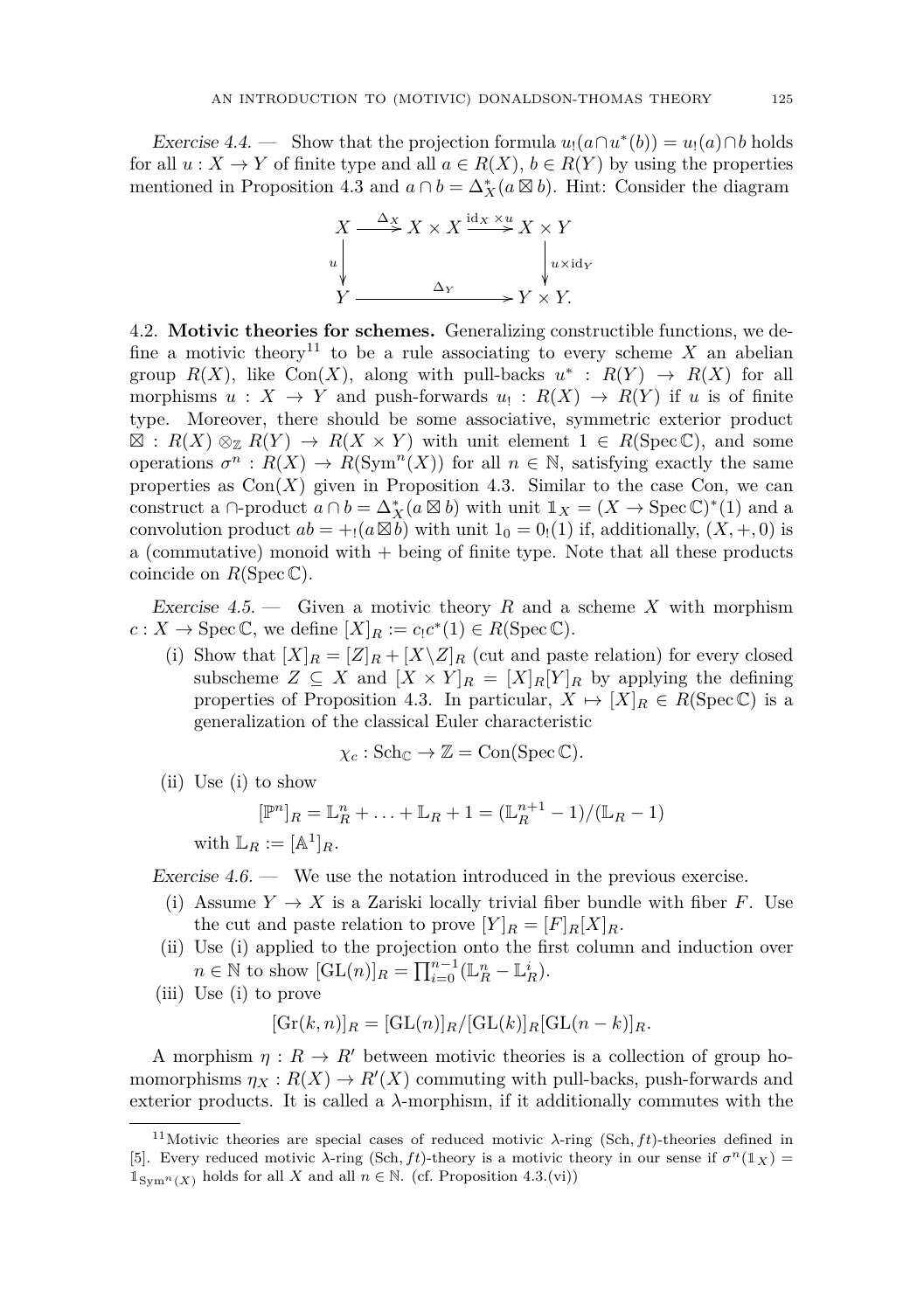*Exercise 4.4.* — Show that the projection formula $u_!(a \cap u^*(b)) = u_!(a) \cap b$ holds for all $u : X \to Y$ of finite type and all $a \in R(X)$, $b \in R(Y)$ by using the properties mentioned in Proposition 4.3 and $a \cap b = \Delta_X^*(a \boxtimes b)$. Hint: Consider the diagram

$$\begin{array}{ccccc} X & \xrightarrow{\Delta_X} & X \times X & \xrightarrow{\mathrm{id}_X \times u} & X \times Y \\ {\scriptstyle u}\downarrow & & & & \downarrow{\scriptstyle u \times \mathrm{id}_Y} \\ Y & & \xrightarrow{\quad\quad \Delta_Y \quad\quad} & & Y \times Y. \end{array}$$

4.2. **Motivic theories for schemes.** Generalizing constructible functions, we define a motivic theory[11] to be a rule associating to every scheme $X$ an abelian group $R(X)$, like $\mathrm{Con}(X)$, along with pull-backs $u^* : R(Y) \to R(X)$ for all morphisms $u : X \to Y$ and push-forwards $u_! : R(X) \to R(Y)$ if $u$ is of finite type. Moreover, there should be some associative, symmetric exterior product $\boxtimes : R(X) \otimes_{\mathbb{Z}} R(Y) \to R(X \times Y)$ with unit element $1 \in R(\operatorname{Spec} \mathbb{C})$, and some operations $\sigma^n : R(X) \to R(\mathrm{Sym}^n(X))$ for all $n \in \mathbb{N}$, satisfying exactly the same properties as $\mathrm{Con}(X)$ given in Proposition 4.3. Similar to the case Con, we can construct a $\cap$-product $a \cap b = \Delta_X^*(a \boxtimes b)$ with unit $\mathbb{1}_X = (X \to \operatorname{Spec} \mathbb{C})^*(1)$ and a convolution product $ab = +_!(a \boxtimes b)$ with unit $1_0 = 0_!(1)$ if, additionally, $(X, +, 0)$ is a (commutative) monoid with $+$ being of finite type. Note that all these products coincide on $R(\operatorname{Spec} \mathbb{C})$.

*Exercise 4.5.* — Given a motivic theory $R$ and a scheme $X$ with morphism $c : X \to \operatorname{Spec} \mathbb{C}$, we define $[X]_R := c_! c^*(1) \in R(\operatorname{Spec} \mathbb{C})$.

(i) Show that $[X]_R = [Z]_R + [X \backslash Z]_R$ (cut and paste relation) for every closed subscheme $Z \subseteq X$ and $[X \times Y]_R = [X]_R [Y]_R$ by applying the defining properties of Proposition 4.3. In particular, $X \mapsto [X]_R \in R(\operatorname{Spec} \mathbb{C})$ is a generalization of the classical Euler characteristic

$$\chi_c : \mathrm{Sch}_{\mathbb{C}} \to \mathbb{Z} = \mathrm{Con}(\operatorname{Spec} \mathbb{C}).$$

(ii) Use (i) to show

$$[\mathbb{P}^n]_R = \mathbb{L}_R^n + \ldots + \mathbb{L}_R + 1 = (\mathbb{L}_R^{n+1} - 1)/(\mathbb{L}_R - 1)$$

with $\mathbb{L}_R := [\mathbb{A}^1]_R$.

*Exercise 4.6.* — We use the notation introduced in the previous exercise.

(i) Assume $Y \to X$ is a Zariski locally trivial fiber bundle with fiber $F$. Use the cut and paste relation to prove $[Y]_R = [F]_R [X]_R$.

(ii) Use (i) applied to the projection onto the first column and induction over $n \in \mathbb{N}$ to show $[\mathrm{GL}(n)]_R = \prod_{i=0}^{n-1} (\mathbb{L}_R^n - \mathbb{L}_R^i)$.

(iii) Use (i) to prove

$$[\mathrm{Gr}(k, n)]_R = [\mathrm{GL}(n)]_R / [\mathrm{GL}(k)]_R [\mathrm{GL}(n-k)]_R.$$

A morphism $\eta : R \to R'$ between motivic theories is a collection of group homomorphisms $\eta_X : R(X) \to R'(X)$ commuting with pull-backs, push-forwards and exterior products. It is called a $\lambda$-morphism, if it additionally commutes with the

[11] Motivic theories are special cases of reduced motivic $\lambda$-ring $(\mathrm{Sch}, ft)$-theories defined in [5]. Every reduced motivic $\lambda$-ring $(\mathrm{Sch}, ft)$-theory is a motivic theory in our sense if $\sigma^n(\mathbb{1}_X) = \mathbb{1}_{\mathrm{Sym}^n(X)}$ holds for all $X$ and all $n \in \mathbb{N}$. (cf. Proposition 4.3.(vi))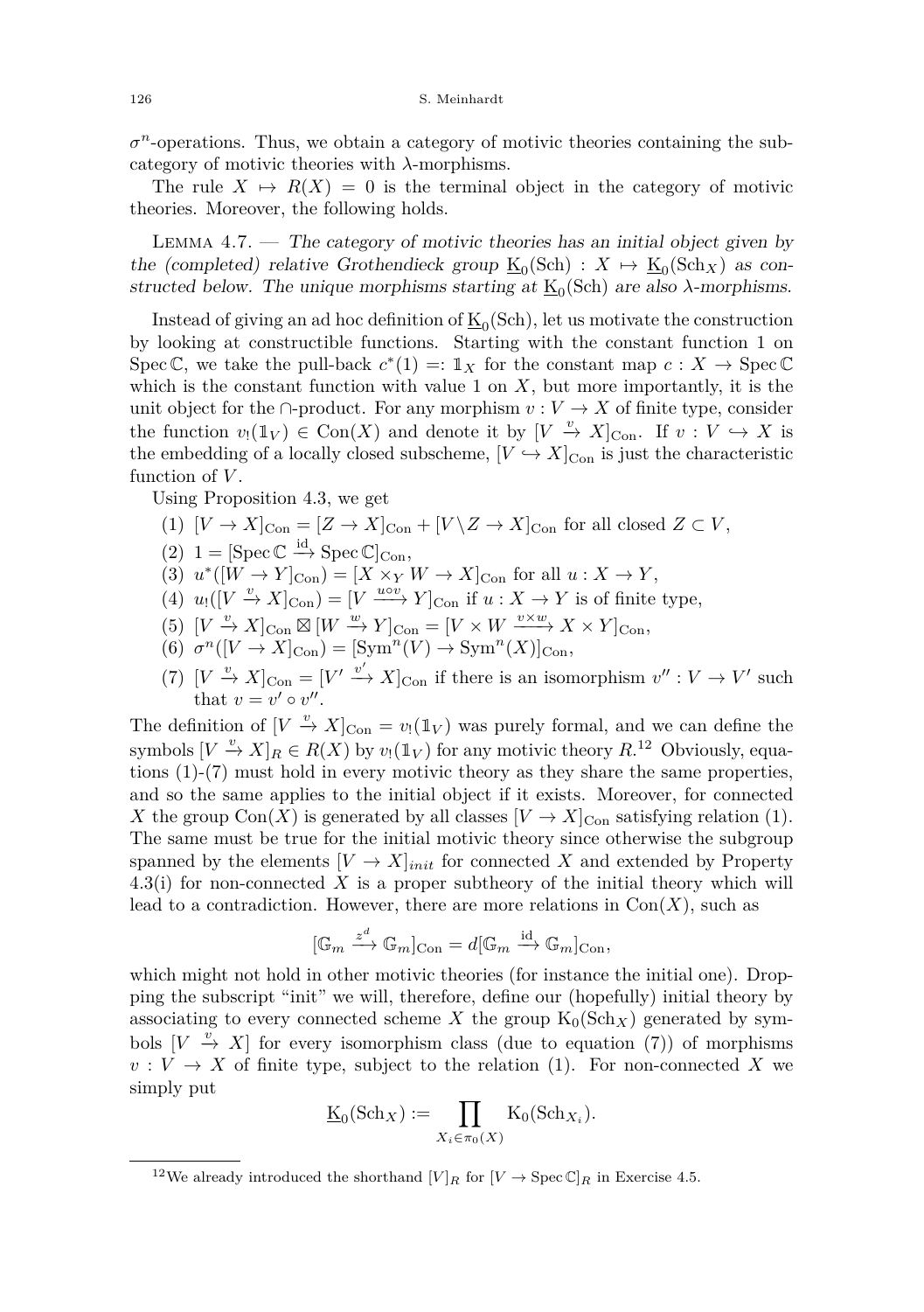$\sigma^n$-operations. Thus, we obtain a category of motivic theories containing the subcategory of motivic theories with $\lambda$-morphisms.

The rule $X \mapsto R(X) = 0$ is the terminal object in the category of motivic theories. Moreover, the following holds.

Lemma 4.7. — *The category of motivic theories has an initial object given by the (completed) relative Grothendieck group $\underline{\mathrm{K}}_0(\mathrm{Sch}) : X \mapsto \underline{\mathrm{K}}_0(\mathrm{Sch}_X)$ as constructed below. The unique morphisms starting at $\underline{\mathrm{K}}_0(\mathrm{Sch})$ are also $\lambda$-morphisms.*

Instead of giving an ad hoc definition of $\underline{\mathrm{K}}_0(\mathrm{Sch})$, let us motivate the construction by looking at constructible functions. Starting with the constant function 1 on $\operatorname{Spec}\mathbb{C}$, we take the pull-back $c^*(1) =: \mathbb{1}_X$ for the constant map $c : X \to \operatorname{Spec}\mathbb{C}$ which is the constant function with value 1 on $X$, but more importantly, it is the unit object for the $\cap$-product. For any morphism $v : V \to X$ of finite type, consider the function $v_!(\mathbb{1}_V) \in \mathrm{Con}(X)$ and denote it by $[V \xrightarrow{v} X]_{\mathrm{Con}}$. If $v : V \hookrightarrow X$ is the embedding of a locally closed subscheme, $[V \hookrightarrow X]_{\mathrm{Con}}$ is just the characteristic function of $V$.

Using Proposition 4.3, we get

(1) $[V \to X]_{\mathrm{Con}} = [Z \to X]_{\mathrm{Con}} + [V \backslash Z \to X]_{\mathrm{Con}}$ for all closed $Z \subset V$,
(2) $1 = [\operatorname{Spec}\mathbb{C} \xrightarrow{\mathrm{id}} \operatorname{Spec}\mathbb{C}]_{\mathrm{Con}}$,
(3) $u^*([W \to Y]_{\mathrm{Con}}) = [X \times_Y W \to X]_{\mathrm{Con}}$ for all $u : X \to Y$,
(4) $u_!([V \xrightarrow{v} X]_{\mathrm{Con}}) = [V \xrightarrow{u\circ v} Y]_{\mathrm{Con}}$ if $u : X \to Y$ is of finite type,
(5) $[V \xrightarrow{v} X]_{\mathrm{Con}} \boxtimes [W \xrightarrow{w} Y]_{\mathrm{Con}} = [V \times W \xrightarrow{v\times w} X \times Y]_{\mathrm{Con}}$,
(6) $\sigma^n([V \to X]_{\mathrm{Con}}) = [\mathrm{Sym}^n(V) \to \mathrm{Sym}^n(X)]_{\mathrm{Con}}$,
(7) $[V \xrightarrow{v} X]_{\mathrm{Con}} = [V' \xrightarrow{v'} X]_{\mathrm{Con}}$ if there is an isomorphism $v'' : V \to V'$ such that $v = v' \circ v''$.

The definition of $[V \xrightarrow{v} X]_{\mathrm{Con}} = v_!(\mathbb{1}_V)$ was purely formal, and we can define the symbols $[V \xrightarrow{v} X]_R \in R(X)$ by $v_!(\mathbb{1}_V)$ for any motivic theory $R$.[12] Obviously, equations (1)-(7) must hold in every motivic theory as they share the same properties, and so the same applies to the initial object if it exists. Moreover, for connected $X$ the group $\mathrm{Con}(X)$ is generated by all classes $[V \to X]_{\mathrm{Con}}$ satisfying relation (1). The same must be true for the initial motivic theory since otherwise the subgroup spanned by the elements $[V \to X]_{init}$ for connected $X$ and extended by Property 4.3(i) for non-connected $X$ is a proper subtheory of the initial theory which will lead to a contradiction. However, there are more relations in $\mathrm{Con}(X)$, such as

$$[\mathbb{G}_m \xrightarrow{z^d} \mathbb{G}_m]_{\mathrm{Con}} = d[\mathbb{G}_m \xrightarrow{\mathrm{id}} \mathbb{G}_m]_{\mathrm{Con}},$$

which might not hold in other motivic theories (for instance the initial one). Dropping the subscript "init" we will, therefore, define our (hopefully) initial theory by associating to every connected scheme $X$ the group $\mathrm{K}_0(\mathrm{Sch}_X)$ generated by symbols $[V \xrightarrow{v} X]$ for every isomorphism class (due to equation (7)) of morphisms $v : V \to X$ of finite type, subject to the relation (1). For non-connected $X$ we simply put

$$\underline{\mathrm{K}}_0(\mathrm{Sch}_X) := \prod_{X_i \in \pi_0(X)} \mathrm{K}_0(\mathrm{Sch}_{X_i}).$$

[12] We already introduced the shorthand $[V]_R$ for $[V \to \operatorname{Spec}\mathbb{C}]_R$ in Exercise 4.5.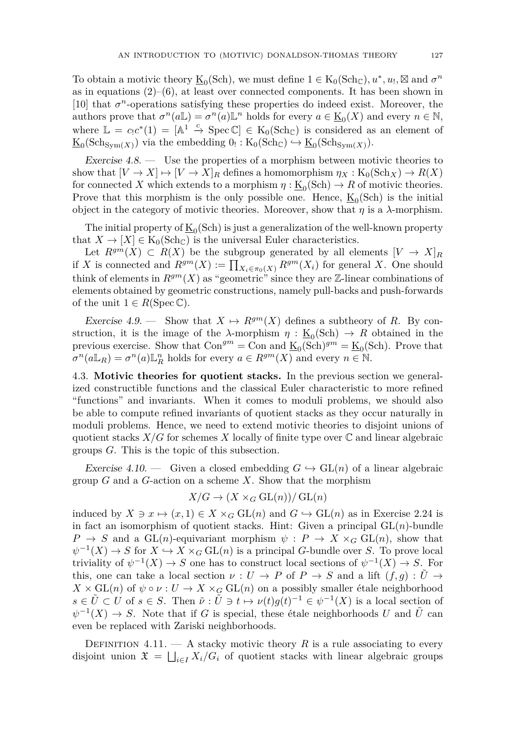To obtain a motivic theory $\underline{\mathrm{K}}_0(\mathrm{Sch})$, we must define $1 \in \mathrm{K}_0(\mathrm{Sch}_{\mathbb{C}}), u^*, u_!, \boxtimes$ and $\sigma^n$ as in equations (2)–(6), at least over connected components. It has been shown in [10] that $\sigma^n$-operations satisfying these properties do indeed exist. Moreover, the authors prove that $\sigma^n(a\mathbb{L}) = \sigma^n(a)\mathbb{L}^n$ holds for every $a \in \underline{\mathrm{K}}_0(X)$ and every $n \in \mathbb{N}$, where $\mathbb{L} = c_! c^*(1) = [\mathbb{A}^1 \xrightarrow{c} \operatorname{Spec}\mathbb{C}] \in \mathrm{K}_0(\mathrm{Sch}_{\mathbb{C}})$ is considered as an element of $\underline{\mathrm{K}}_0(\mathrm{Sch}_{\mathrm{Sym}(X)})$ via the embedding $0_! : \mathrm{K}_0(\mathrm{Sch}_{\mathbb{C}}) \hookrightarrow \underline{\mathrm{K}}_0(\mathrm{Sch}_{\mathrm{Sym}(X)})$.

*Exercise 4.8.* — Use the properties of a morphism between motivic theories to show that $[V \to X] \mapsto [V \to X]_R$ defines a homomorphism $\eta_X : \mathrm{K}_0(\mathrm{Sch}_X) \to R(X)$ for connected $X$ which extends to a morphism $\eta : \underline{\mathrm{K}}_0(\mathrm{Sch}) \to R$ of motivic theories. Prove that this morphism is the only possible one. Hence, $\underline{\mathrm{K}}_0(\mathrm{Sch})$ is the initial object in the category of motivic theories. Moreover, show that $\eta$ is a $\lambda$-morphism.

The initial property of $\underline{\mathrm{K}}_0(\mathrm{Sch})$ is just a generalization of the well-known property that $X \to [X] \in \mathrm{K}_0(\mathrm{Sch}_{\mathbb{C}})$ is the universal Euler characteristics.

Let $R^{gm}(X) \subset R(X)$ be the subgroup generated by all elements $[V \to X]_R$ if $X$ is connected and $R^{gm}(X) := \prod_{X_i \in \pi_0(X)} R^{gm}(X_i)$ for general $X$. One should think of elements in $R^{gm}(X)$ as "geometric" since they are $\mathbb{Z}$-linear combinations of elements obtained by geometric constructions, namely pull-backs and push-forwards of the unit $1 \in R(\operatorname{Spec}\mathbb{C})$.

*Exercise 4.9.* — Show that $X \mapsto R^{gm}(X)$ defines a subtheory of $R$. By construction, it is the image of the $\lambda$-morphism $\eta : \underline{\mathrm{K}}_0(\mathrm{Sch}) \to R$ obtained in the previous exercise. Show that $\mathrm{Con}^{gm} = \mathrm{Con}$ and $\underline{\mathrm{K}}_0(\mathrm{Sch})^{gm} = \underline{\mathrm{K}}_0(\mathrm{Sch})$. Prove that $\sigma^n(a\mathbb{L}_R) = \sigma^n(a)\mathbb{L}_R^n$ holds for every $a \in R^{gm}(X)$ and every $n \in \mathbb{N}$.

4.3. **Motivic theories for quotient stacks.** In the previous section we generalized constructible functions and the classical Euler characteristic to more refined "functions" and invariants. When it comes to moduli problems, we should also be able to compute refined invariants of quotient stacks as they occur naturally in moduli problems. Hence, we need to extend motivic theories to disjoint unions of quotient stacks $X/G$ for schemes $X$ locally of finite type over $\mathbb{C}$ and linear algebraic groups $G$. This is the topic of this subsection.

*Exercise 4.10.* — Given a closed embedding $G \hookrightarrow \mathrm{GL}(n)$ of a linear algebraic group $G$ and a $G$-action on a scheme $X$. Show that the morphism

$$X/G \to (X \times_G \mathrm{GL}(n))/\mathrm{GL}(n)$$

induced by $X \ni x \mapsto (x, 1) \in X \times_G \mathrm{GL}(n)$ and $G \hookrightarrow \mathrm{GL}(n)$ as in Exercise 2.24 is in fact an isomorphism of quotient stacks. Hint: Given a principal $\mathrm{GL}(n)$-bundle $P \to S$ and a $\mathrm{GL}(n)$-equivariant morphism $\psi : P \to X \times_G \mathrm{GL}(n)$, show that $\psi^{-1}(X) \to S$ for $X \hookrightarrow X \times_G \mathrm{GL}(n)$ is a principal $G$-bundle over $S$. To prove local triviality of $\psi^{-1}(X) \to S$ one has to construct local sections of $\psi^{-1}(X) \to S$. For this, one can take a local section $\nu : U \to P$ of $P \to S$ and a lift $(f, g) : \tilde{U} \to X \times \mathrm{GL}(n)$ of $\psi \circ \nu : U \to X \times_G \mathrm{GL}(n)$ on a possibly smaller étale neighborhood $s \in \tilde{U} \subset U$ of $s \in S$. Then $\tilde{\nu} : \tilde{U} \ni t \mapsto \nu(t)g(t)^{-1} \in \psi^{-1}(X)$ is a local section of $\psi^{-1}(X) \to S$. Note that if $G$ is special, these étale neighborhoods $U$ and $\tilde{U}$ can even be replaced with Zariski neighborhoods.

Definition 4.11. — A stacky motivic theory $R$ is a rule associating to every disjoint union $\mathfrak{X} = \bigsqcup_{i \in I} X_i/G_i$ of quotient stacks with linear algebraic groups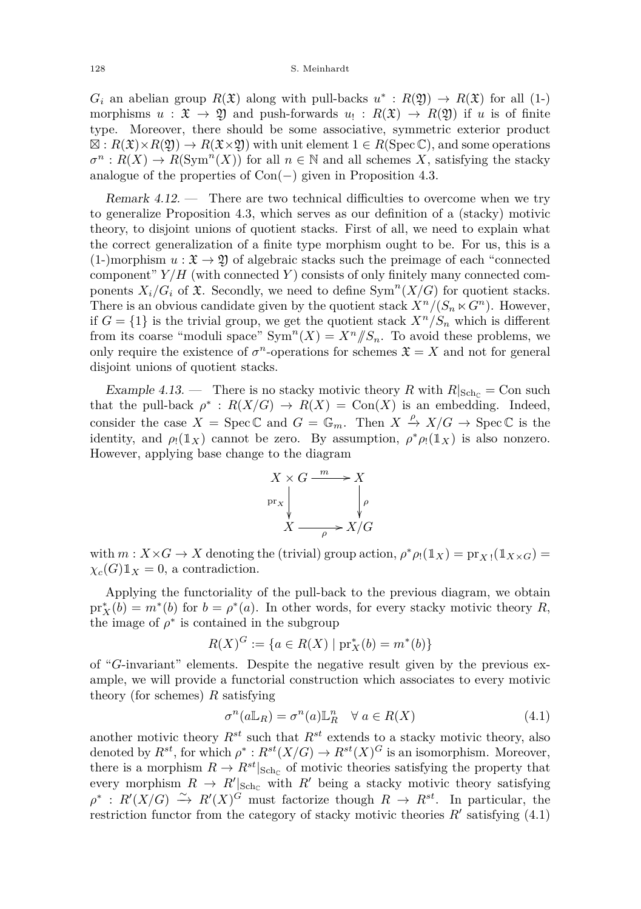$G_i$ an abelian group $R(\mathfrak{X})$ along with pull-backs $u^* : R(\mathfrak{Y}) \to R(\mathfrak{X})$ for all (1-) morphisms $u : \mathfrak{X} \to \mathfrak{Y}$ and push-forwards $u_! : R(\mathfrak{X}) \to R(\mathfrak{Y})$ if $u$ is of finite type. Moreover, there should be some associative, symmetric exterior product $\boxtimes : R(\mathfrak{X}) \times R(\mathfrak{Y}) \to R(\mathfrak{X} \times \mathfrak{Y})$ with unit element $1 \in R(\operatorname{Spec} \mathbb{C})$, and some operations $\sigma^n : R(X) \to R(\operatorname{Sym}^n(X))$ for all $n \in \mathbb{N}$ and all schemes $X$, satisfying the stacky analogue of the properties of $\operatorname{Con}(-)$ given in Proposition 4.3.

*Remark 4.12.* — There are two technical difficulties to overcome when we try to generalize Proposition 4.3, which serves as our definition of a (stacky) motivic theory, to disjoint unions of quotient stacks. First of all, we need to explain what the correct generalization of a finite type morphism ought to be. For us, this is a (1-)morphism $u : \mathfrak{X} \to \mathfrak{Y}$ of algebraic stacks such the preimage of each "connected component" $Y/H$ (with connected $Y$) consists of only finitely many connected components $X_i/G_i$ of $\mathfrak{X}$. Secondly, we need to define $\operatorname{Sym}^n(X/G)$ for quotient stacks. There is an obvious candidate given by the quotient stack $X^n/(S_n \ltimes G^n)$. However, if $G = \{1\}$ is the trivial group, we get the quotient stack $X^n/S_n$ which is different from its coarse "moduli space" $\operatorname{Sym}^n(X) = X^n /\!\!/ S_n$. To avoid these problems, we only require the existence of $\sigma^n$-operations for schemes $\mathfrak{X} = X$ and not for general disjoint unions of quotient stacks.

*Example 4.13.* — There is no stacky motivic theory $R$ with $R|_{\mathrm{Sch}_\mathbb{C}} = \operatorname{Con}$ such that the pull-back $\rho^* : R(X/G) \to R(X) = \operatorname{Con}(X)$ is an embedding. Indeed, consider the case $X = \operatorname{Spec} \mathbb{C}$ and $G = \mathbb{G}_m$. Then $X \xrightarrow{\rho} X/G \to \operatorname{Spec} \mathbb{C}$ is the identity, and $\rho_!(\mathbb{1}_X)$ cannot be zero. By assumption, $\rho^* \rho_!(\mathbb{1}_X)$ is also nonzero. However, applying base change to the diagram

$$\begin{array}{ccc} X \times G & \xrightarrow{\ m\ } & X \\ {\scriptstyle \mathrm{pr}_X}\big\downarrow & & \big\downarrow{\scriptstyle \rho} \\ X & \xrightarrow[\ \rho\ ]{} & X/G \end{array}$$

with $m : X \times G \to X$ denoting the (trivial) group action, $\rho^* \rho_!(\mathbb{1}_X) = \mathrm{pr}_{X\,!}(\mathbb{1}_{X\times G}) = \chi_c(G)\mathbb{1}_X = 0$, a contradiction.

Applying the functoriality of the pull-back to the previous diagram, we obtain $\mathrm{pr}_X^*(b) = m^*(b)$ for $b = \rho^*(a)$. In other words, for every stacky motivic theory $R$, the image of $\rho^*$ is contained in the subgroup

$$R(X)^G := \{ a \in R(X) \mid \mathrm{pr}_X^*(b) = m^*(b) \}$$

of "$G$-invariant" elements. Despite the negative result given by the previous example, we will provide a functorial construction which associates to every motivic theory (for schemes) $R$ satisfying

$$\sigma^n(a \mathbb{L}_R) = \sigma^n(a) \mathbb{L}_R^n \quad \forall\, a \in R(X) \tag{4.1}$$

another motivic theory $R^{st}$ such that $R^{st}$ extends to a stacky motivic theory, also denoted by $R^{st}$, for which $\rho^* : R^{st}(X/G) \to R^{st}(X)^G$ is an isomorphism. Moreover, there is a morphism $R \to R^{st}|_{\mathrm{Sch}_\mathbb{C}}$ of motivic theories satisfying the property that every morphism $R \to R'|_{\mathrm{Sch}_\mathbb{C}}$ with $R'$ being a stacky motivic theory satisfying $\rho^* : R'(X/G) \xrightarrow{\sim} R'(X)^G$ must factorize though $R \to R^{st}$. In particular, the restriction functor from the category of stacky motivic theories $R'$ satisfying (4.1)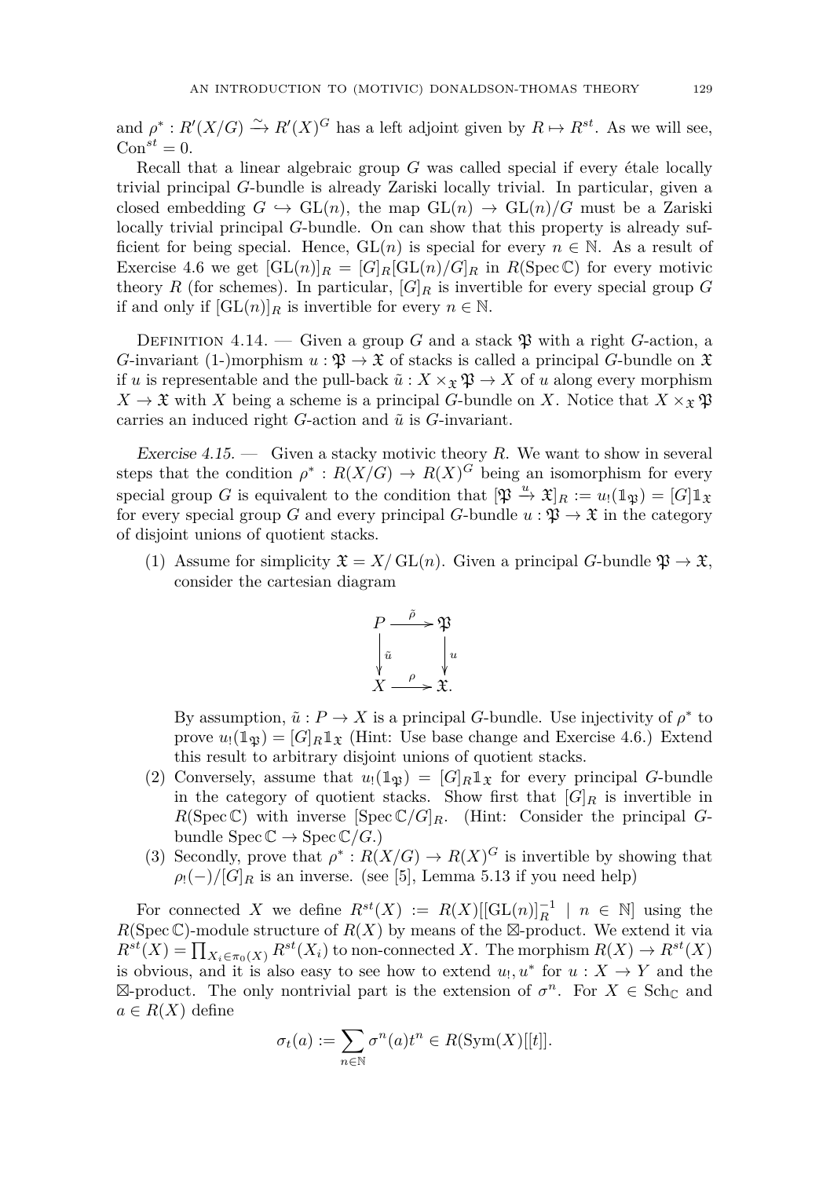and $\rho^* : R'(X/G) \xrightarrow{\sim} R'(X)^G$ has a left adjoint given by $R \mapsto R^{st}$. As we will see, $\mathrm{Con}^{st} = 0$.

Recall that a linear algebraic group $G$ was called special if every étale locally trivial principal $G$-bundle is already Zariski locally trivial. In particular, given a closed embedding $G \hookrightarrow \mathrm{GL}(n)$, the map $\mathrm{GL}(n) \to \mathrm{GL}(n)/G$ must be a Zariski locally trivial principal $G$-bundle. On can show that this property is already sufficient for being special. Hence, $\mathrm{GL}(n)$ is special for every $n \in \mathbb{N}$. As a result of Exercise 4.6 we get $[\mathrm{GL}(n)]_R = [G]_R[\mathrm{GL}(n)/G]_R$ in $R(\operatorname{Spec}\mathbb{C})$ for every motivic theory $R$ (for schemes). In particular, $[G]_R$ is invertible for every special group $G$ if and only if $[\mathrm{GL}(n)]_R$ is invertible for every $n \in \mathbb{N}$.

Definition 4.14. — Given a group $G$ and a stack $\mathfrak{P}$ with a right $G$-action, a $G$-invariant (1-)morphism $u : \mathfrak{P} \to \mathfrak{X}$ of stacks is called a principal $G$-bundle on $\mathfrak{X}$ if $u$ is representable and the pull-back $\tilde{u} : X \times_{\mathfrak{X}} \mathfrak{P} \to X$ of $u$ along every morphism $X \to \mathfrak{X}$ with $X$ being a scheme is a principal $G$-bundle on $X$. Notice that $X \times_{\mathfrak{X}} \mathfrak{P}$ carries an induced right $G$-action and $\tilde{u}$ is $G$-invariant.

*Exercise 4.15.* — Given a stacky motivic theory $R$. We want to show in several steps that the condition $\rho^* : R(X/G) \to R(X)^G$ being an isomorphism for every special group $G$ is equivalent to the condition that $[\mathfrak{P} \xrightarrow{u} \mathfrak{X}]_R := u_!(\mathbb{1}_{\mathfrak{P}}) = [G]\mathbb{1}_{\mathfrak{X}}$ for every special group $G$ and every principal $G$-bundle $u : \mathfrak{P} \to \mathfrak{X}$ in the category of disjoint unions of quotient stacks.

1. Assume for simplicity $\mathfrak{X} = X/\mathrm{GL}(n)$. Given a principal $G$-bundle $\mathfrak{P} \to \mathfrak{X}$, consider the cartesian diagram
$$\begin{array}{ccc} P & \xrightarrow{\tilde{\rho}} & \mathfrak{P} \\ \downarrow{\scriptstyle \tilde{u}} & & \downarrow{\scriptstyle u} \\ X & \xrightarrow{\rho} & \mathfrak{X}. \end{array}$$
By assumption, $\tilde{u} : P \to X$ is a principal $G$-bundle. Use injectivity of $\rho^*$ to prove $u_!(\mathbb{1}_{\mathfrak{P}}) = [G]_R\mathbb{1}_{\mathfrak{X}}$ (Hint: Use base change and Exercise 4.6.) Extend this result to arbitrary disjoint unions of quotient stacks.
2. Conversely, assume that $u_!(\mathbb{1}_{\mathfrak{P}}) = [G]_R\mathbb{1}_{\mathfrak{X}}$ for every principal $G$-bundle in the category of quotient stacks. Show first that $[G]_R$ is invertible in $R(\operatorname{Spec}\mathbb{C})$ with inverse $[\operatorname{Spec}\mathbb{C}/G]_R$. (Hint: Consider the principal $G$-bundle $\operatorname{Spec}\mathbb{C} \to \operatorname{Spec}\mathbb{C}/G$.)
3. Secondly, prove that $\rho^* : R(X/G) \to R(X)^G$ is invertible by showing that $\rho_!(-)/[G]_R$ is an inverse. (see [5], Lemma 5.13 if you need help)

For connected $X$ we define $R^{st}(X) := R(X)[[\mathrm{GL}(n)]_R^{-1} \mid n \in \mathbb{N}]$ using the $R(\operatorname{Spec}\mathbb{C})$-module structure of $R(X)$ by means of the $\boxtimes$-product. We extend it via $R^{st}(X) = \prod_{X_i \in \pi_0(X)} R^{st}(X_i)$ to non-connected $X$. The morphism $R(X) \to R^{st}(X)$ is obvious, and it is also easy to see how to extend $u_!, u^*$ for $u : X \to Y$ and the $\boxtimes$-product. The only nontrivial part is the extension of $\sigma^n$. For $X \in \mathrm{Sch}_{\mathbb{C}}$ and $a \in R(X)$ define
$$\sigma_t(a) := \sum_{n \in \mathbb{N}} \sigma^n(a)t^n \in R(\mathrm{Sym}(X)[[t]].$$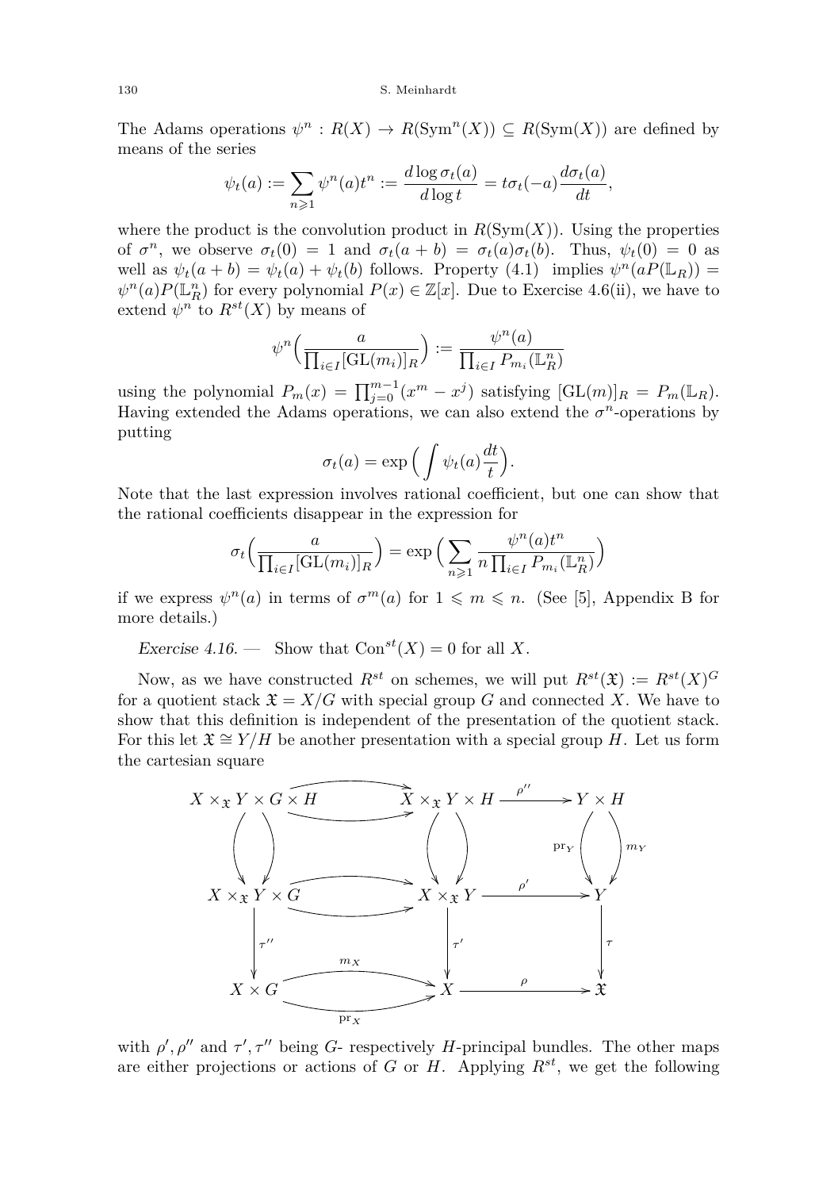The Adams operations $\psi^n : R(X) \to R(\mathrm{Sym}^n(X)) \subseteq R(\mathrm{Sym}(X))$ are defined by means of the series

$$\psi_t(a) := \sum_{n\geqslant 1} \psi^n(a)t^n := \frac{d\log \sigma_t(a)}{d\log t} = t\sigma_t(-a)\frac{d\sigma_t(a)}{dt},$$

where the product is the convolution product in $R(\mathrm{Sym}(X))$. Using the properties of $\sigma^n$, we observe $\sigma_t(0) = 1$ and $\sigma_t(a+b) = \sigma_t(a)\sigma_t(b)$. Thus, $\psi_t(0) = 0$ as well as $\psi_t(a+b) = \psi_t(a) + \psi_t(b)$ follows. Property (4.1) implies $\psi^n(aP(\mathbb{L}_R)) = \psi^n(a)P(\mathbb{L}_R^n)$ for every polynomial $P(x) \in \mathbb{Z}[x]$. Due to Exercise 4.6(ii), we have to extend $\psi^n$ to $R^{st}(X)$ by means of

$$\psi^n\Big(\frac{a}{\prod_{i\in I}[\mathrm{GL}(m_i)]_R}\Big) := \frac{\psi^n(a)}{\prod_{i\in I} P_{m_i}(\mathbb{L}_R^n)}$$

using the polynomial $P_m(x) = \prod_{j=0}^{m-1}(x^m - x^j)$ satisfying $[\mathrm{GL}(m)]_R = P_m(\mathbb{L}_R)$. Having extended the Adams operations, we can also extend the $\sigma^n$-operations by putting

$$\sigma_t(a) = \exp\Big(\int \psi_t(a)\frac{dt}{t}\Big).$$

Note that the last expression involves rational coefficient, but one can show that the rational coefficients disappear in the expression for

$$\sigma_t\Big(\frac{a}{\prod_{i\in I}[\mathrm{GL}(m_i)]_R}\Big) = \exp\Big(\sum_{n\geqslant 1}\frac{\psi^n(a)t^n}{n\prod_{i\in I}P_{m_i}(\mathbb{L}_R^n)}\Big)$$

if we express $\psi^n(a)$ in terms of $\sigma^m(a)$ for $1 \leqslant m \leqslant n$. (See [5], Appendix B for more details.)

*Exercise 4.16.* — Show that $\mathrm{Con}^{st}(X) = 0$ for all $X$.

Now, as we have constructed $R^{st}$ on schemes, we will put $R^{st}(\mathfrak{X}) := R^{st}(X)^G$ for a quotient stack $\mathfrak{X} = X/G$ with special group $G$ and connected $X$. We have to show that this definition is independent of the presentation of the quotient stack. For this let $\mathfrak{X} \cong Y/H$ be another presentation with a special group $H$. Let us form the cartesian square

$$\begin{array}{ccccc}
X\times_{\mathfrak{X}} Y\times G\times H & \rightrightarrows & X\times_{\mathfrak{X}} Y\times H & \xrightarrow{\rho''} & Y\times H \\
\downdownarrows & & \downdownarrows & & \downdownarrows{\scriptstyle \mathrm{pr}_Y,\, m_Y} \\
X\times_{\mathfrak{X}} Y\times G & \rightrightarrows & X\times_{\mathfrak{X}} Y & \xrightarrow{\rho'} & Y \\
\downarrow{\scriptstyle \tau''} & & \downarrow{\scriptstyle \tau'} & & \downarrow{\scriptstyle \tau} \\
X\times G & \underset{\mathrm{pr}_X}{\overset{m_X}{\rightrightarrows}} & X & \xrightarrow{\rho} & \mathfrak{X}
\end{array}$$

with $\rho', \rho''$ and $\tau', \tau''$ being $G$- respectively $H$-principal bundles. The other maps are either projections or actions of $G$ or $H$. Applying $R^{st}$, we get the following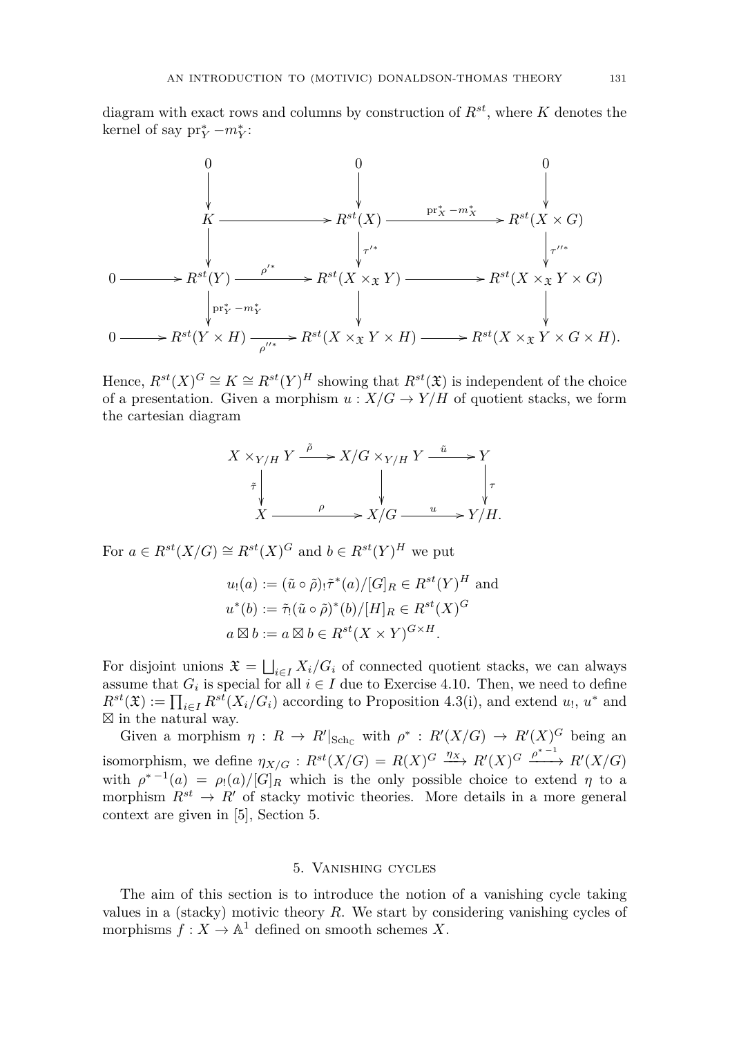diagram with exact rows and columns by construction of $R^{st}$, where $K$ denotes the kernel of say $\mathrm{pr}_Y^* - m_Y^*$:

$$
\begin{array}{ccccccc}
 & & 0 & & 0 & & 0 \\
 & & \downarrow & & \downarrow & & \downarrow \\
 & & K & \longrightarrow & R^{st}(X) & \xrightarrow{\mathrm{pr}_X^* - m_X^*} & R^{st}(X \times G) \\
 & & \downarrow & & \downarrow{\scriptstyle \tau'^*} & & \downarrow{\scriptstyle \tau''^*} \\
0 & \longrightarrow & R^{st}(Y) & \xrightarrow{\rho'^*} & R^{st}(X \times_{\mathfrak{X}} Y) & \longrightarrow & R^{st}(X \times_{\mathfrak{X}} Y \times G) \\
 & & \downarrow{\scriptstyle \mathrm{pr}_Y^* - m_Y^*} & & \downarrow & & \downarrow \\
0 & \longrightarrow & R^{st}(Y \times H) & \xrightarrow[\rho''^*]{} & R^{st}(X \times_{\mathfrak{X}} Y \times H) & \longrightarrow & R^{st}(X \times_{\mathfrak{X}} Y \times G \times H).
\end{array}
$$

Hence, $R^{st}(X)^G \cong K \cong R^{st}(Y)^H$ showing that $R^{st}(\mathfrak{X})$ is independent of the choice of a presentation. Given a morphism $u : X/G \to Y/H$ of quotient stacks, we form the cartesian diagram

$$
\begin{array}{ccccc}
X \times_{Y/H} Y & \xrightarrow{\tilde{\rho}} & X/G \times_{Y/H} Y & \xrightarrow{\tilde{u}} & Y \\
\downarrow{\scriptstyle \tilde{\tau}} & & \downarrow & & \downarrow{\scriptstyle \tau} \\
X & \xrightarrow{\rho} & X/G & \xrightarrow{u} & Y/H.
\end{array}
$$

For $a \in R^{st}(X/G) \cong R^{st}(X)^G$ and $b \in R^{st}(Y)^H$ we put

$$
\begin{aligned}
u_!(a) &:= (\tilde{u} \circ \tilde{\rho})_! \tilde{\tau}^*(a)/[G]_R \in R^{st}(Y)^H \text{ and} \\
u^*(b) &:= \tilde{\tau}_!(\tilde{u} \circ \tilde{\rho})^*(b)/[H]_R \in R^{st}(X)^G \\
a \boxtimes b &:= a \boxtimes b \in R^{st}(X \times Y)^{G \times H}.
\end{aligned}
$$

For disjoint unions $\mathfrak{X} = \bigsqcup_{i \in I} X_i/G_i$ of connected quotient stacks, we can always assume that $G_i$ is special for all $i \in I$ due to Exercise 4.10. Then, we need to define $R^{st}(\mathfrak{X}) := \prod_{i \in I} R^{st}(X_i/G_i)$ according to Proposition 4.3(i), and extend $u_!$, $u^*$ and $\boxtimes$ in the natural way.

Given a morphism $\eta : R \to R'|_{\mathrm{Sch}_{\mathbb{C}}}$ with $\rho^* : R'(X/G) \to R'(X)^G$ being an isomorphism, we define $\eta_{X/G} : R^{st}(X/G) = R(X)^G \xrightarrow{\eta_X} R'(X)^G \xrightarrow{\rho^{*-1}} R'(X/G)$ with $\rho^{*-1}(a) = \rho_!(a)/[G]_R$ which is the only possible choice to extend $\eta$ to a morphism $R^{st} \to R'$ of stacky motivic theories. More details in a more general context are given in [5], Section 5.

## 5. Vanishing cycles

The aim of this section is to introduce the notion of a vanishing cycle taking values in a (stacky) motivic theory $R$. We start by considering vanishing cycles of morphisms $f : X \to \mathbb{A}^1$ defined on smooth schemes $X$.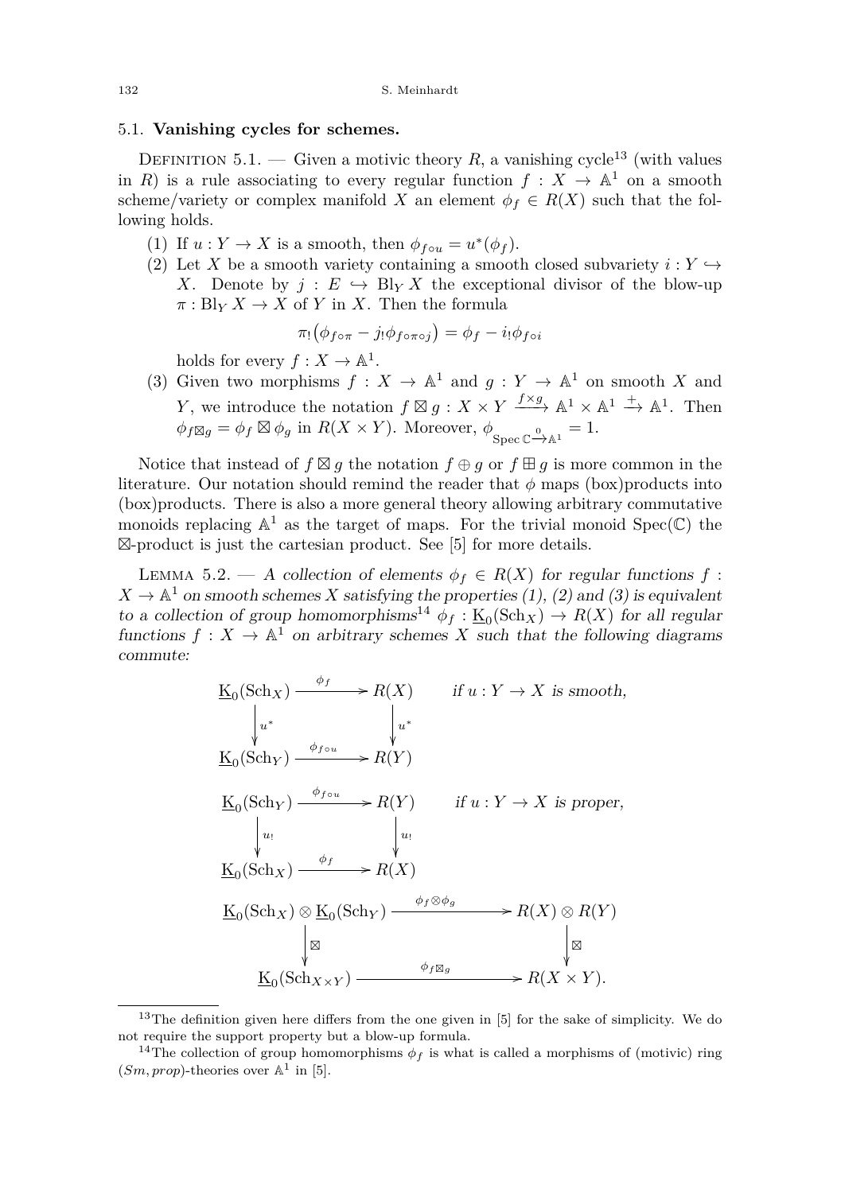### 5.1. **Vanishing cycles for schemes.**

Definition 5.1. — Given a motivic theory $R$, a vanishing cycle[13] (with values in $R$) is a rule associating to every regular function $f : X \to \mathbb{A}^1$ on a smooth scheme/variety or complex manifold $X$ an element $\phi_f \in R(X)$ such that the following holds.

1. If $u : Y \to X$ is a smooth, then $\phi_{f\circ u} = u^*(\phi_f)$.
2. Let $X$ be a smooth variety containing a smooth closed subvariety $i : Y \hookrightarrow X$. Denote by $j : E \hookrightarrow \mathrm{Bl}_Y X$ the exceptional divisor of the blow-up $\pi : \mathrm{Bl}_Y X \to X$ of $Y$ in $X$. Then the formula
$$\pi_!\big(\phi_{f\circ\pi} - j_!\phi_{f\circ\pi\circ j}\big) = \phi_f - i_!\phi_{f\circ i}$$
holds for every $f : X \to \mathbb{A}^1$.
3. Given two morphisms $f : X \to \mathbb{A}^1$ and $g : Y \to \mathbb{A}^1$ on smooth $X$ and $Y$, we introduce the notation $f \boxtimes g : X \times Y \xrightarrow{f\times g} \mathbb{A}^1 \times \mathbb{A}^1 \xrightarrow{+} \mathbb{A}^1$. Then $\phi_{f\boxtimes g} = \phi_f \boxtimes \phi_g$ in $R(X\times Y)$. Moreover, $\phi_{\mathrm{Spec}\,\mathbb{C}\xrightarrow{0}\mathbb{A}^1} = 1$.

Notice that instead of $f \boxtimes g$ the notation $f \oplus g$ or $f \boxplus g$ is more common in the literature. Our notation should remind the reader that $\phi$ maps (box)products into (box)products. There is also a more general theory allowing arbitrary commutative monoids replacing $\mathbb{A}^1$ as the target of maps. For the trivial monoid $\mathrm{Spec}(\mathbb{C})$ the $\boxtimes$-product is just the cartesian product. See [5] for more details.

Lemma 5.2. — *A collection of elements $\phi_f \in R(X)$ for regular functions $f : X \to \mathbb{A}^1$ on smooth schemes $X$ satisfying the properties (1), (2) and (3) is equivalent to a collection of group homomorphisms*[14] *$\phi_f : \underline{\mathrm{K}}_0(\mathrm{Sch}_X) \to R(X)$ for all regular functions $f : X \to \mathbb{A}^1$ on arbitrary schemes $X$ such that the following diagrams commute:*

$$\begin{array}{ccc}
\underline{\mathrm{K}}_0(\mathrm{Sch}_X) & \xrightarrow{\ \phi_f\ } & R(X) \\
\big\downarrow u^* & & \big\downarrow u^* \\
\underline{\mathrm{K}}_0(\mathrm{Sch}_Y) & \xrightarrow{\ \phi_{f\circ u}\ } & R(Y)
\end{array} \qquad \text{if } u : Y \to X \text{ is smooth,}$$

$$\begin{array}{ccc}
\underline{\mathrm{K}}_0(\mathrm{Sch}_Y) & \xrightarrow{\ \phi_{f\circ u}\ } & R(Y) \\
\big\downarrow u_! & & \big\downarrow u_! \\
\underline{\mathrm{K}}_0(\mathrm{Sch}_X) & \xrightarrow{\ \phi_f\ } & R(X)
\end{array} \qquad \text{if } u : Y \to X \text{ is proper,}$$

$$\begin{array}{ccc}
\underline{\mathrm{K}}_0(\mathrm{Sch}_X) \otimes \underline{\mathrm{K}}_0(\mathrm{Sch}_Y) & \xrightarrow{\ \phi_f\otimes\phi_g\ } & R(X)\otimes R(Y) \\
\big\downarrow \boxtimes & & \big\downarrow \boxtimes \\
\underline{\mathrm{K}}_0(\mathrm{Sch}_{X\times Y}) & \xrightarrow{\ \phi_{f\boxtimes g}\ } & R(X\times Y).
\end{array}$$

---

[13] The definition given here differs from the one given in [5] for the sake of simplicity. We do not require the support property but a blow-up formula.

[14] The collection of group homomorphisms $\phi_f$ is what is called a morphisms of (motivic) ring $(Sm, prop)$-theories over $\mathbb{A}^1$ in [5].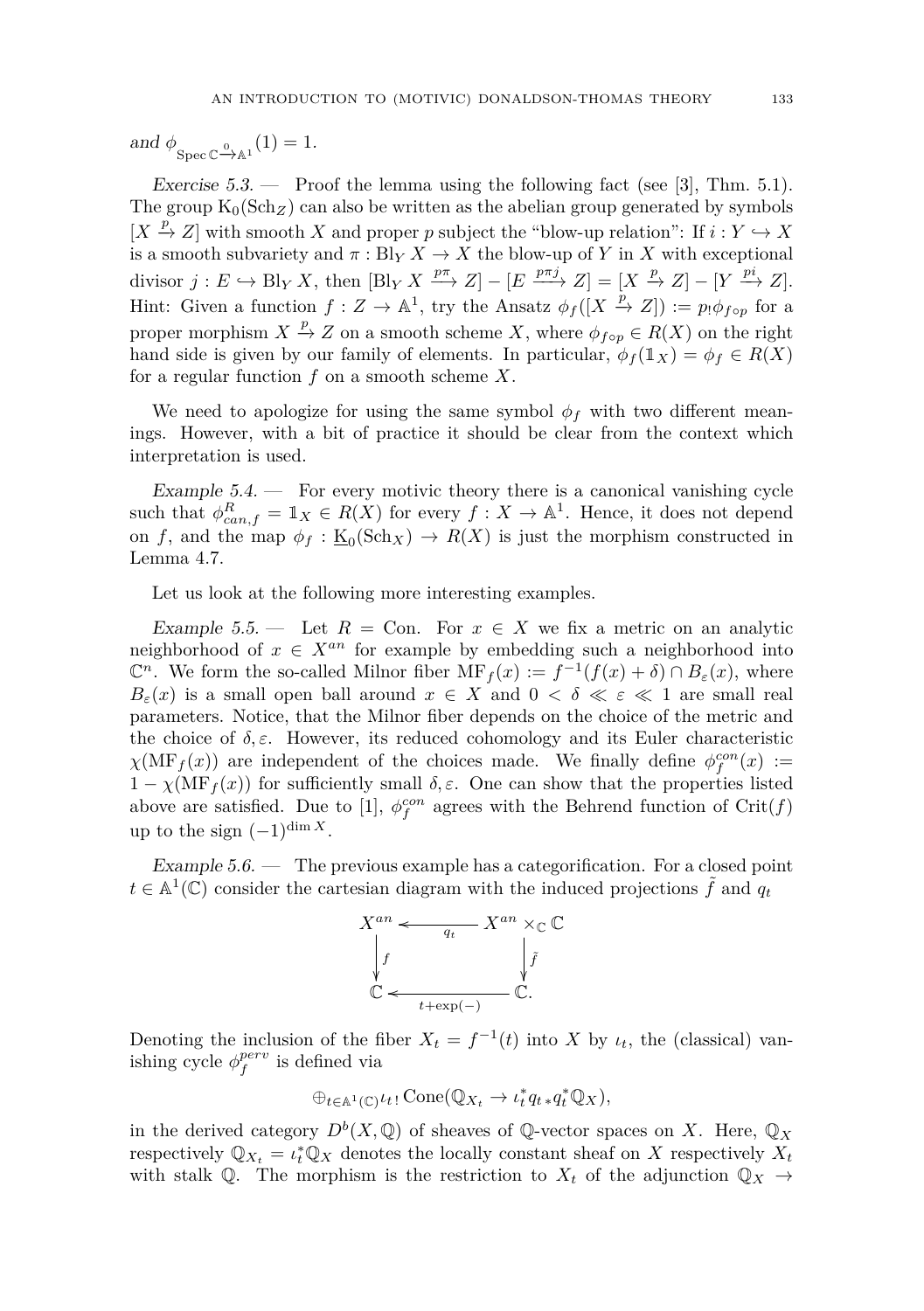and $\phi_{\operatorname{Spec}\mathbb{C}\xrightarrow{0}\mathbb{A}^1}(1) = 1$.

*Exercise 5.3.* — Proof the lemma using the following fact (see [3], Thm. 5.1). The group $\mathrm{K}_0(\mathrm{Sch}_Z)$ can also be written as the abelian group generated by symbols $[X \xrightarrow{p} Z]$ with smooth $X$ and proper $p$ subject the "blow-up relation": If $i : Y \hookrightarrow X$ is a smooth subvariety and $\pi : \mathrm{Bl}_Y X \to X$ the blow-up of $Y$ in $X$ with exceptional divisor $j : E \hookrightarrow \mathrm{Bl}_Y X$, then $[\mathrm{Bl}_Y X \xrightarrow{p\pi} Z] - [E \xrightarrow{p\pi j} Z] = [X \xrightarrow{p} Z] - [Y \xrightarrow{pi} Z]$. Hint: Given a function $f : Z \to \mathbb{A}^1$, try the Ansatz $\phi_f([X \xrightarrow{p} Z]) := p_! \phi_{f \circ p}$ for a proper morphism $X \xrightarrow{p} Z$ on a smooth scheme $X$, where $\phi_{f\circ p} \in R(X)$ on the right hand side is given by our family of elements. In particular, $\phi_f(\mathbb{1}_X) = \phi_f \in R(X)$ for a regular function $f$ on a smooth scheme $X$.

We need to apologize for using the same symbol $\phi_f$ with two different meanings. However, with a bit of practice it should be clear from the context which interpretation is used.

*Example 5.4.* — For every motivic theory there is a canonical vanishing cycle such that $\phi^R_{can,f} = \mathbb{1}_X \in R(X)$ for every $f : X \to \mathbb{A}^1$. Hence, it does not depend on $f$, and the map $\phi_f : \underline{\mathrm{K}}_0(\mathrm{Sch}_X) \to R(X)$ is just the morphism constructed in Lemma 4.7.

Let us look at the following more interesting examples.

*Example 5.5.* — Let $R = \mathrm{Con}$. For $x \in X$ we fix a metric on an analytic neighborhood of $x \in X^{an}$ for example by embedding such a neighborhood into $\mathbb{C}^n$. We form the so-called Milnor fiber $\mathrm{MF}_f(x) := f^{-1}(f(x) + \delta) \cap B_\varepsilon(x)$, where $B_\varepsilon(x)$ is a small open ball around $x \in X$ and $0 < \delta \ll \varepsilon \ll 1$ are small real parameters. Notice, that the Milnor fiber depends on the choice of the metric and the choice of $\delta, \varepsilon$. However, its reduced cohomology and its Euler characteristic $\chi(\mathrm{MF}_f(x))$ are independent of the choices made. We finally define $\phi^{con}_f(x) := 1 - \chi(\mathrm{MF}_f(x))$ for sufficiently small $\delta, \varepsilon$. One can show that the properties listed above are satisfied. Due to [1], $\phi^{con}_f$ agrees with the Behrend function of $\mathrm{Crit}(f)$ up to the sign $(-1)^{\dim X}$.

*Example 5.6.* — The previous example has a categorification. For a closed point $t \in \mathbb{A}^1(\mathbb{C})$ consider the cartesian diagram with the induced projections $\tilde{f}$ and $q_t$

$$\begin{array}{ccc} X^{an} & \xleftarrow{\quad q_t \quad} & X^{an} \times_{\mathbb{C}} \mathbb{C} \\ \Big\downarrow f & & \Big\downarrow \tilde{f} \\ \mathbb{C} & \xleftarrow{\ t+\exp(-)\ } & \mathbb{C}. \end{array}$$

Denoting the inclusion of the fiber $X_t = f^{-1}(t)$ into $X$ by $\iota_t$, the (classical) vanishing cycle $\phi^{perv}_f$ is defined via

$$\oplus_{t\in\mathbb{A}^1(\mathbb{C})} \iota_{t\,!} \operatorname{Cone}(\mathbb{Q}_{X_t} \to \iota_t^* q_{t\,*} q_t^* \mathbb{Q}_X),$$

in the derived category $D^b(X, \mathbb{Q})$ of sheaves of $\mathbb{Q}$-vector spaces on $X$. Here, $\mathbb{Q}_X$ respectively $\mathbb{Q}_{X_t} = \iota_t^* \mathbb{Q}_X$ denotes the locally constant sheaf on $X$ respectively $X_t$ with stalk $\mathbb{Q}$. The morphism is the restriction to $X_t$ of the adjunction $\mathbb{Q}_X \to$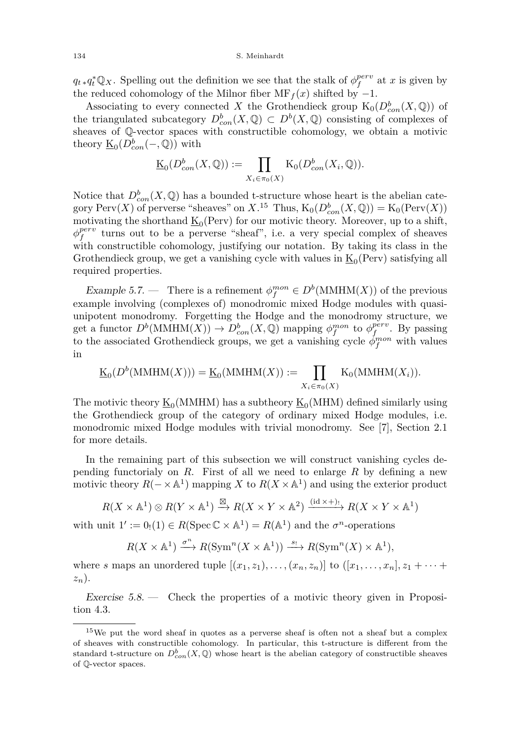$q_{t\,*}q_t^*\mathbb{Q}_X$. Spelling out the definition we see that the stalk of $\phi_f^{perv}$ at $x$ is given by the reduced cohomology of the Milnor fiber $\mathrm{MF}_f(x)$ shifted by $-1$.

Associating to every connected $X$ the Grothendieck group $\mathrm{K}_0(D^b_{con}(X,\mathbb{Q}))$ of the triangulated subcategory $D^b_{con}(X,\mathbb{Q}) \subset D^b(X,\mathbb{Q})$ consisting of complexes of sheaves of $\mathbb{Q}$-vector spaces with constructible cohomology, we obtain a motivic theory $\underline{\mathrm{K}}_0(D^b_{con}(-,\mathbb{Q}))$ with

$$\underline{\mathrm{K}}_0(D^b_{con}(X,\mathbb{Q})) := \prod_{X_i \in \pi_0(X)} \mathrm{K}_0(D^b_{con}(X_i,\mathbb{Q})).$$

Notice that $D^b_{con}(X,\mathbb{Q})$ has a bounded t-structure whose heart is the abelian category $\mathrm{Perv}(X)$ of perverse "sheaves" on $X$.[15] Thus, $\mathrm{K}_0(D^b_{con}(X,\mathbb{Q})) = \mathrm{K}_0(\mathrm{Perv}(X))$ motivating the shorthand $\underline{\mathrm{K}}_0(\mathrm{Perv})$ for our motivic theory. Moreover, up to a shift, $\phi_f^{perv}$ turns out to be a perverse "sheaf", i.e. a very special complex of sheaves with constructible cohomology, justifying our notation. By taking its class in the Grothendieck group, we get a vanishing cycle with values in $\underline{\mathrm{K}}_0(\mathrm{Perv})$ satisfying all required properties.

*Example 5.7.* — There is a refinement $\phi_f^{mon} \in D^b(\mathrm{MMHM}(X))$ of the previous example involving (complexes of) monodromic mixed Hodge modules with quasi-unipotent monodromy. Forgetting the Hodge and the monodromy structure, we get a functor $D^b(\mathrm{MMHM}(X)) \to D^b_{con}(X,\mathbb{Q})$ mapping $\phi_f^{mon}$ to $\phi_f^{perv}$. By passing to the associated Grothendieck groups, we get a vanishing cycle $\phi_f^{mon}$ with values in

$$\underline{\mathrm{K}}_0(D^b(\mathrm{MMHM}(X))) = \underline{\mathrm{K}}_0(\mathrm{MMHM}(X)) := \prod_{X_i \in \pi_0(X)} \mathrm{K}_0(\mathrm{MMHM}(X_i)).$$

The motivic theory $\underline{\mathrm{K}}_0(\mathrm{MMHM})$ has a subtheory $\underline{\mathrm{K}}_0(\mathrm{MHM})$ defined similarly using the Grothendieck group of the category of ordinary mixed Hodge modules, i.e. monodromic mixed Hodge modules with trivial monodromy. See [7], Section 2.1 for more details.

In the remaining part of this subsection we will construct vanishing cycles depending functorialy on $R$. First of all we need to enlarge $R$ by defining a new motivic theory $R(-\times\mathbb{A}^1)$ mapping $X$ to $R(X\times\mathbb{A}^1)$ and using the exterior product

$$R(X\times\mathbb{A}^1)\otimes R(Y\times\mathbb{A}^1) \xrightarrow{\boxtimes} R(X\times Y\times\mathbb{A}^2) \xrightarrow{(\mathrm{id}\times +)_!} R(X\times Y\times\mathbb{A}^1)$$

with unit $1' := 0_!(1) \in R(\operatorname{Spec}\mathbb{C}\times\mathbb{A}^1) = R(\mathbb{A}^1)$ and the $\sigma^n$-operations

$$R(X\times\mathbb{A}^1) \xrightarrow{\sigma^n} R(\operatorname{Sym}^n(X\times\mathbb{A}^1)) \xrightarrow{s_!} R(\operatorname{Sym}^n(X)\times\mathbb{A}^1),$$

where $s$ maps an unordered tuple $[(x_1,z_1),\ldots,(x_n,z_n)]$ to $([x_1,\ldots,x_n], z_1+\cdots+z_n)$.

*Exercise 5.8.* — Check the properties of a motivic theory given in Proposition 4.3.

[15] We put the word sheaf in quotes as a perverse sheaf is often not a sheaf but a complex of sheaves with constructible cohomology. In particular, this t-structure is different from the standard t-structure on $D^b_{con}(X,\mathbb{Q})$ whose heart is the abelian category of constructible sheaves of $\mathbb{Q}$-vector spaces.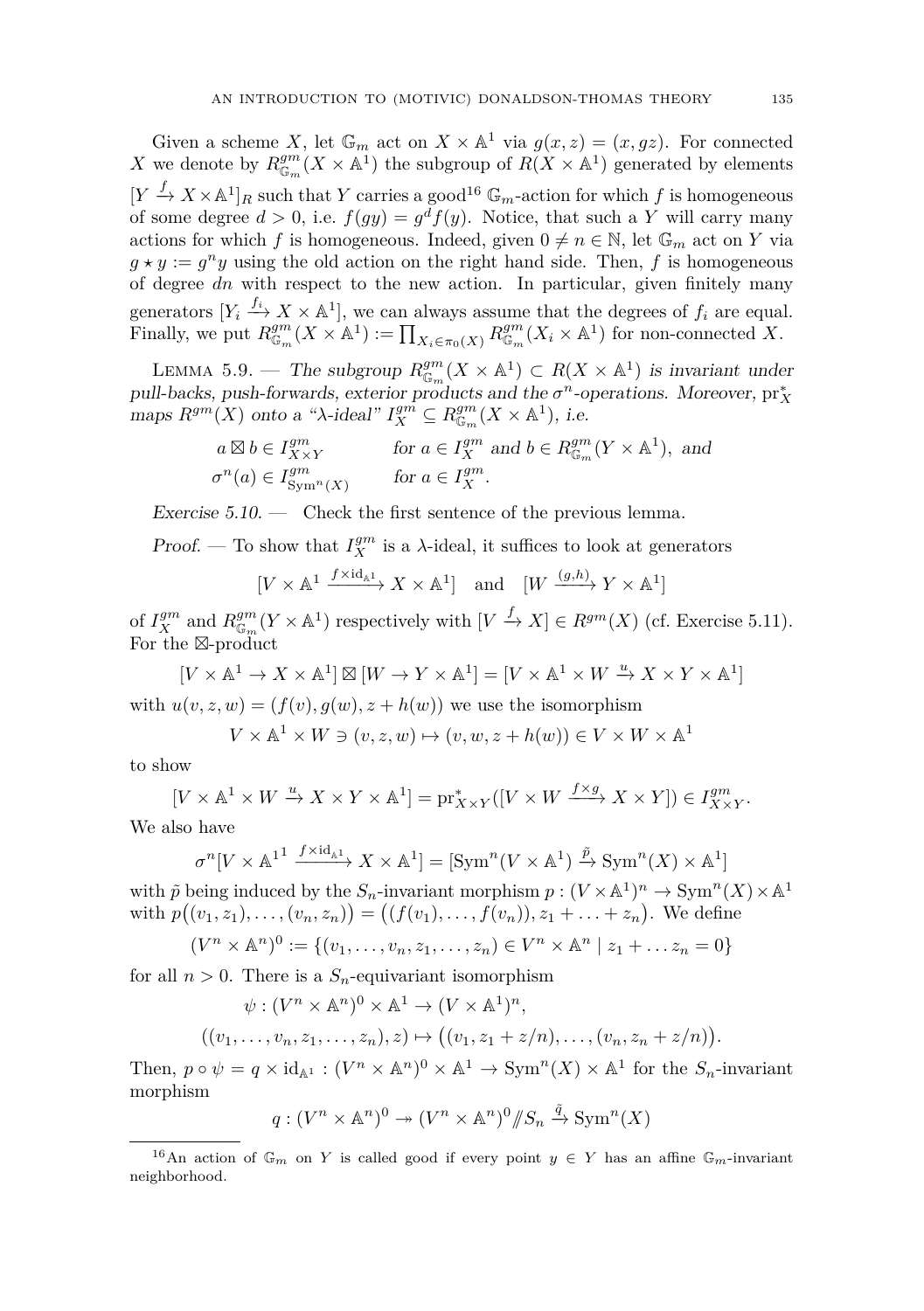Given a scheme $X$, let $\mathbb{G}_m$ act on $X \times \mathbb{A}^1$ via $g(x,z) = (x, gz)$. For connected $X$ we denote by $R^{gm}_{\mathbb{G}_m}(X \times \mathbb{A}^1)$ the subgroup of $R(X \times \mathbb{A}^1)$ generated by elements $[Y \xrightarrow{f} X \times \mathbb{A}^1]_R$ such that $Y$ carries a good[16] $\mathbb{G}_m$-action for which $f$ is homogeneous of some degree $d > 0$, i.e. $f(gy) = g^d f(y)$. Notice, that such a $Y$ will carry many actions for which $f$ is homogeneous. Indeed, given $0 \neq n \in \mathbb{N}$, let $\mathbb{G}_m$ act on $Y$ via $g \star y := g^n y$ using the old action on the right hand side. Then, $f$ is homogeneous of degree $dn$ with respect to the new action. In particular, given finitely many generators $[Y_i \xrightarrow{f_i} X \times \mathbb{A}^1]$, we can always assume that the degrees of $f_i$ are equal. Finally, we put $R^{gm}_{\mathbb{G}_m}(X \times \mathbb{A}^1) := \prod_{X_i \in \pi_0(X)} R^{gm}_{\mathbb{G}_m}(X_i \times \mathbb{A}^1)$ for non-connected $X$.

Lemma 5.9. — *The subgroup $R^{gm}_{\mathbb{G}_m}(X \times \mathbb{A}^1) \subset R(X \times \mathbb{A}^1)$ is invariant under pull-backs, push-forwards, exterior products and the $\sigma^n$-operations. Moreover, $\mathrm{pr}_X^*$ maps $R^{gm}(X)$ onto a "$\lambda$-ideal" $I_X^{gm} \subseteq R^{gm}_{\mathbb{G}_m}(X \times \mathbb{A}^1)$, i.e.*

$$
\begin{aligned}
a \boxtimes b &\in I^{gm}_{X \times Y} && \text{for } a \in I^{gm}_X \text{ and } b \in R^{gm}_{\mathbb{G}_m}(Y \times \mathbb{A}^1), \text{ and} \\
\sigma^n(a) &\in I^{gm}_{\mathrm{Sym}^n(X)} && \text{for } a \in I^{gm}_X.
\end{aligned}
$$

*Exercise 5.10.* — Check the first sentence of the previous lemma.

*Proof.* — To show that $I^{gm}_X$ is a $\lambda$-ideal, it suffices to look at generators

$$[V \times \mathbb{A}^1 \xrightarrow{f \times \mathrm{id}_{\mathbb{A}^1}} X \times \mathbb{A}^1] \quad \text{and} \quad [W \xrightarrow{(g,h)} Y \times \mathbb{A}^1]$$

of $I^{gm}_X$ and $R^{gm}_{\mathbb{G}_m}(Y \times \mathbb{A}^1)$ respectively with $[V \xrightarrow{f} X] \in R^{gm}(X)$ (cf. Exercise 5.11). For the $\boxtimes$-product

$$[V \times \mathbb{A}^1 \to X \times \mathbb{A}^1] \boxtimes [W \to Y \times \mathbb{A}^1] = [V \times \mathbb{A}^1 \times W \xrightarrow{u} X \times Y \times \mathbb{A}^1]$$

with $u(v,z,w) = (f(v), g(w), z + h(w))$ we use the isomorphism

$$V \times \mathbb{A}^1 \times W \ni (v,z,w) \mapsto (v, w, z + h(w)) \in V \times W \times \mathbb{A}^1$$

to show

$$[V \times \mathbb{A}^1 \times W \xrightarrow{u} X \times Y \times \mathbb{A}^1] = \mathrm{pr}^*_{X \times Y}([V \times W \xrightarrow{f \times g} X \times Y]) \in I^{gm}_{X \times Y}.$$

We also have

$$\sigma^n[V \times \mathbb{A}^{1^1} \xrightarrow{f \times \mathrm{id}_{\mathbb{A}^1}} X \times \mathbb{A}^1] = [\mathrm{Sym}^n(V \times \mathbb{A}^1) \xrightarrow{\tilde{p}} \mathrm{Sym}^n(X) \times \mathbb{A}^1]$$

with $\tilde{p}$ being induced by the $S_n$-invariant morphism $p : (V \times \mathbb{A}^1)^n \to \mathrm{Sym}^n(X) \times \mathbb{A}^1$ with $p\big((v_1,z_1), \ldots, (v_n,z_n)\big) = \big((f(v_1), \ldots, f(v_n)), z_1 + \ldots + z_n\big)$. We define

$$(V^n \times \mathbb{A}^n)^0 := \{(v_1, \ldots, v_n, z_1, \ldots, z_n) \in V^n \times \mathbb{A}^n \mid z_1 + \ldots z_n = 0\}$$

for all $n > 0$. There is a $S_n$-equivariant isomorphism

$$
\begin{aligned}
&\psi : (V^n \times \mathbb{A}^n)^0 \times \mathbb{A}^1 \to (V \times \mathbb{A}^1)^n, \\
&((v_1, \ldots, v_n, z_1, \ldots, z_n), z) \mapsto \big((v_1, z_1 + z/n), \ldots, (v_n, z_n + z/n)\big).
\end{aligned}
$$

Then, $p \circ \psi = q \times \mathrm{id}_{\mathbb{A}^1} : (V^n \times \mathbb{A}^n)^0 \times \mathbb{A}^1 \to \mathrm{Sym}^n(X) \times \mathbb{A}^1$ for the $S_n$-invariant morphism

$$q : (V^n \times \mathbb{A}^n)^0 \twoheadrightarrow (V^n \times \mathbb{A}^n)^0 /\!\!/ S_n \xrightarrow{\tilde{q}} \mathrm{Sym}^n(X)$$

[16] An action of $\mathbb{G}_m$ on $Y$ is called good if every point $y \in Y$ has an affine $\mathbb{G}_m$-invariant neighborhood.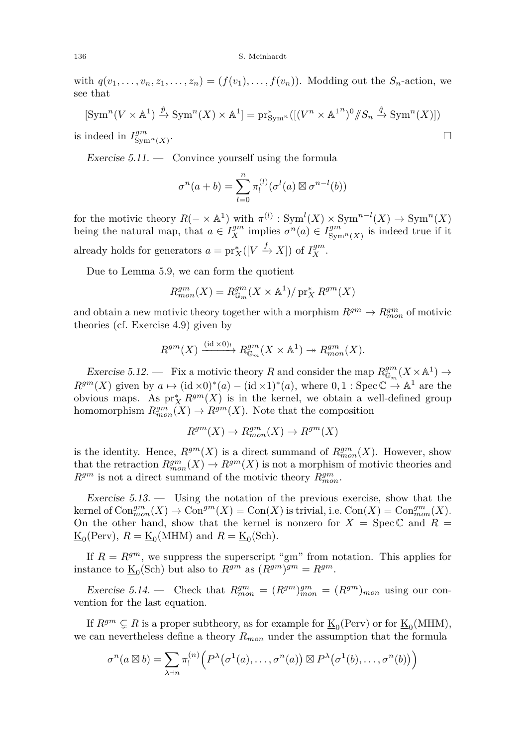with $q(v_1,\ldots,v_n,z_1,\ldots,z_n) = (f(v_1),\ldots,f(v_n))$. Modding out the $S_n$-action, we see that

$$[\mathrm{Sym}^n(V\times\mathbb{A}^1) \xrightarrow{\tilde p} \mathrm{Sym}^n(X)\times\mathbb{A}^1] = \mathrm{pr}^*_{\mathrm{Sym}^n}([(V^n\times\mathbb{A}^{1\,n})^0/\!\!/S_n \xrightarrow{\tilde q} \mathrm{Sym}^n(X)])$$

is indeed in $I^{gm}_{\mathrm{Sym}^n(X)}$. □

*Exercise 5.11.* — Convince yourself using the formula

$$\sigma^n(a+b) = \sum_{l=0}^n \pi^{(l)}_!(\sigma^l(a)\boxtimes\sigma^{n-l}(b))$$

for the motivic theory $R(-\times\mathbb{A}^1)$ with $\pi^{(l)}:\mathrm{Sym}^l(X)\times\mathrm{Sym}^{n-l}(X)\to\mathrm{Sym}^n(X)$ being the natural map, that $a\in I^{gm}_X$ implies $\sigma^n(a)\in I^{gm}_{\mathrm{Sym}^n(X)}$ is indeed true if it already holds for generators $a=\mathrm{pr}^*_X([V\xrightarrow{f}X])$ of $I^{gm}_X$.

Due to Lemma 5.9, we can form the quotient

$$R^{gm}_{mon}(X) = R^{gm}_{\mathbb{G}_m}(X\times\mathbb{A}^1)/\,\mathrm{pr}^*_X R^{gm}(X)$$

and obtain a new motivic theory together with a morphism $R^{gm}\to R^{gm}_{mon}$ of motivic theories (cf. Exercise 4.9) given by

$$R^{gm}(X) \xrightarrow{(\mathrm{id}\times 0)_!} R^{gm}_{\mathbb{G}_m}(X\times\mathbb{A}^1) \twoheadrightarrow R^{gm}_{mon}(X).$$

*Exercise 5.12.* — Fix a motivic theory $R$ and consider the map $R^{gm}_{\mathbb{G}_m}(X\times\mathbb{A}^1)\to R^{gm}(X)$ given by $a\mapsto(\mathrm{id}\times 0)^*(a)-(\mathrm{id}\times 1)^*(a)$, where $0,1:\mathrm{Spec}\,\mathbb{C}\to\mathbb{A}^1$ are the obvious maps. As $\mathrm{pr}^*_X R^{gm}(X)$ is in the kernel, we obtain a well-defined group homomorphism $R^{gm}_{mon}(X)\to R^{gm}(X)$. Note that the composition

$$R^{gm}(X)\to R^{gm}_{mon}(X)\to R^{gm}(X)$$

is the identity. Hence, $R^{gm}(X)$ is a direct summand of $R^{gm}_{mon}(X)$. However, show that the retraction $R^{gm}_{mon}(X)\to R^{gm}(X)$ is not a morphism of motivic theories and $R^{gm}$ is not a direct summand of the motivic theory $R^{gm}_{mon}$.

*Exercise 5.13.* — Using the notation of the previous exercise, show that the kernel of $\mathrm{Con}^{gm}_{mon}(X)\to\mathrm{Con}^{gm}(X)=\mathrm{Con}(X)$ is trivial, i.e. $\mathrm{Con}(X)=\mathrm{Con}^{gm}_{mon}(X)$. On the other hand, show that the kernel is nonzero for $X=\mathrm{Spec}\,\mathbb{C}$ and $R=\underline{\mathrm{K}}_0(\mathrm{Perv})$, $R=\underline{\mathrm{K}}_0(\mathrm{MHM})$ and $R=\underline{\mathrm{K}}_0(\mathrm{Sch})$.

If $R=R^{gm}$, we suppress the superscript "gm" from notation. This applies for instance to $\underline{\mathrm{K}}_0(\mathrm{Sch})$ but also to $R^{gm}$ as $(R^{gm})^{gm}=R^{gm}$.

*Exercise 5.14.* — Check that $R^{gm}_{mon}=(R^{gm})^{gm}_{mon}=(R^{gm})_{mon}$ using our convention for the last equation.

If $R^{gm}\subsetneq R$ is a proper subtheory, as for example for $\underline{\mathrm{K}}_0(\mathrm{Perv})$ or for $\underline{\mathrm{K}}_0(\mathrm{MHM})$, we can nevertheless define a theory $R_{mon}$ under the assumption that the formula

$$\sigma^n(a\boxtimes b)=\sum_{\lambda\dashv n}\pi^{(n)}_!\Big(P^\lambda\big(\sigma^1(a),\ldots,\sigma^n(a)\big)\boxtimes P^\lambda\big(\sigma^1(b),\ldots,\sigma^n(b)\big)\Big)$$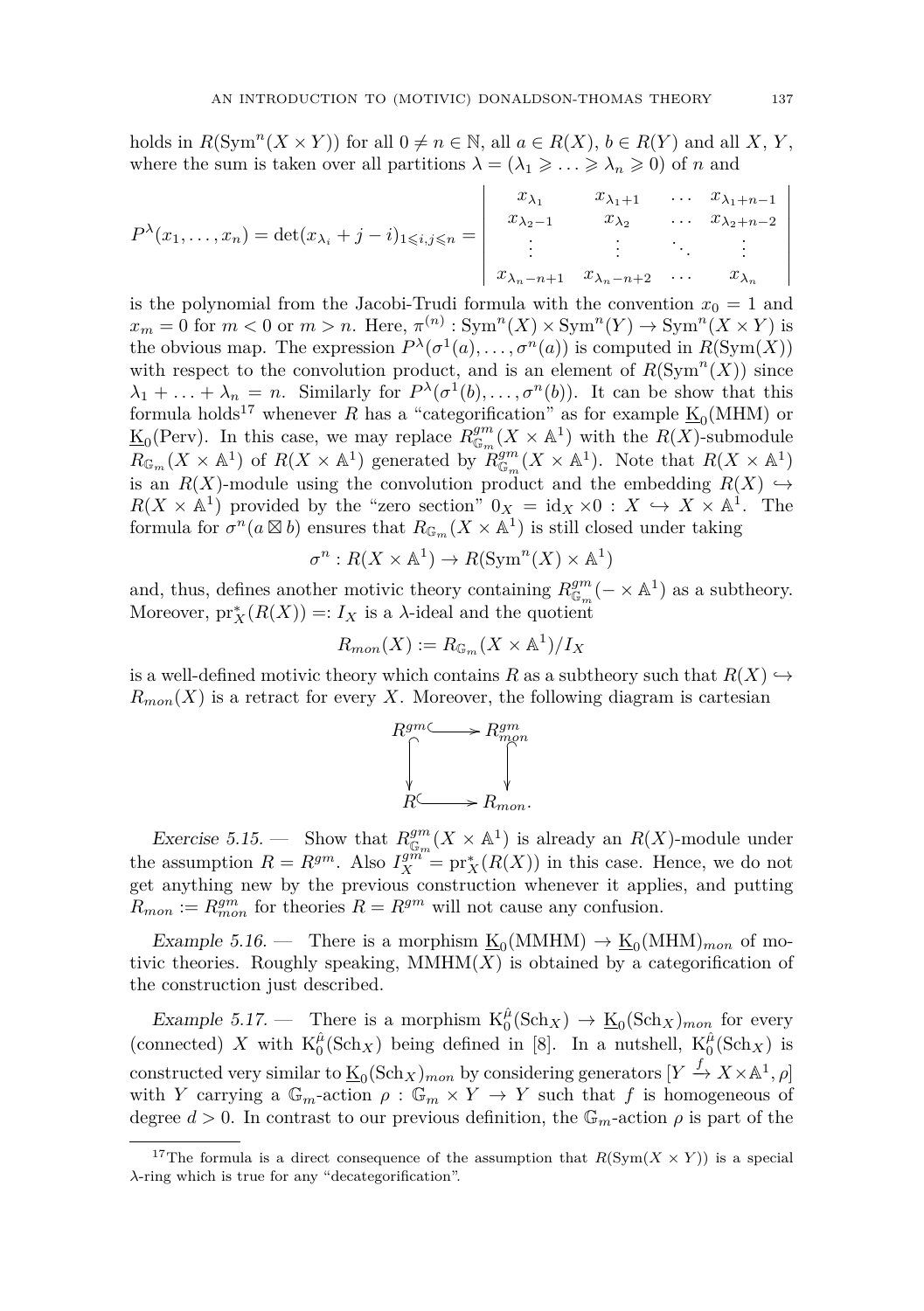holds in $R(\mathrm{Sym}^n(X \times Y))$ for all $0 \neq n \in \mathbb{N}$, all $a \in R(X)$, $b \in R(Y)$ and all $X$, $Y$, where the sum is taken over all partitions $\lambda = (\lambda_1 \geqslant \ldots \geqslant \lambda_n \geqslant 0)$ of $n$ and

$$P^\lambda(x_1, \ldots, x_n) = \det(x_{\lambda_i} + j - i)_{1 \leqslant i,j \leqslant n} = \begin{vmatrix} x_{\lambda_1} & x_{\lambda_1+1} & \ldots & x_{\lambda_1+n-1} \\ x_{\lambda_2-1} & x_{\lambda_2} & \ldots & x_{\lambda_2+n-2} \\ \vdots & \vdots & \ddots & \vdots \\ x_{\lambda_n-n+1} & x_{\lambda_n-n+2} & \ldots & x_{\lambda_n} \end{vmatrix}$$

is the polynomial from the Jacobi-Trudi formula with the convention $x_0 = 1$ and $x_m = 0$ for $m < 0$ or $m > n$. Here, $\pi^{(n)} : \mathrm{Sym}^n(X) \times \mathrm{Sym}^n(Y) \to \mathrm{Sym}^n(X \times Y)$ is the obvious map. The expression $P^\lambda(\sigma^1(a), \ldots, \sigma^n(a))$ is computed in $R(\mathrm{Sym}(X))$ with respect to the convolution product, and is an element of $R(\mathrm{Sym}^n(X))$ since $\lambda_1 + \ldots + \lambda_n = n$. Similarly for $P^\lambda(\sigma^1(b), \ldots, \sigma^n(b))$. It can be show that this formula holds[17] whenever $R$ has a "categorification" as for example $\underline{\mathrm{K}}_0(\mathrm{MHM})$ or $\underline{\mathrm{K}}_0(\mathrm{Perv})$. In this case, we may replace $R^{gm}_{\mathbb{G}_m}(X \times \mathbb{A}^1)$ with the $R(X)$-submodule $R_{\mathbb{G}_m}(X \times \mathbb{A}^1)$ of $R(X \times \mathbb{A}^1)$ generated by $R^{gm}_{\mathbb{G}_m}(X \times \mathbb{A}^1)$. Note that $R(X \times \mathbb{A}^1)$ is an $R(X)$-module using the convolution product and the embedding $R(X) \hookrightarrow R(X \times \mathbb{A}^1)$ provided by the "zero section" $0_X = \mathrm{id}_X \times 0 : X \hookrightarrow X \times \mathbb{A}^1$. The formula for $\sigma^n(a \boxtimes b)$ ensures that $R_{\mathbb{G}_m}(X \times \mathbb{A}^1)$ is still closed under taking

$$\sigma^n : R(X \times \mathbb{A}^1) \to R(\mathrm{Sym}^n(X) \times \mathbb{A}^1)$$

and, thus, defines another motivic theory containing $R^{gm}_{\mathbb{G}_m}(- \times \mathbb{A}^1)$ as a subtheory. Moreover, $\mathrm{pr}_X^*(R(X)) =: I_X$ is a $\lambda$-ideal and the quotient

$$R_{mon}(X) := R_{\mathbb{G}_m}(X \times \mathbb{A}^1)/I_X$$

is a well-defined motivic theory which contains $R$ as a subtheory such that $R(X) \hookrightarrow R_{mon}(X)$ is a retract for every $X$. Moreover, the following diagram is cartesian

$$\begin{array}{ccc} R^{gm} & \hookrightarrow & R^{gm}_{mon} \\ \downarrow & & \downarrow \\ R & \hookrightarrow & R_{mon}. \end{array}$$

*Exercise 5.15.* — Show that $R^{gm}_{\mathbb{G}_m}(X \times \mathbb{A}^1)$ is already an $R(X)$-module under the assumption $R = R^{gm}$. Also $I_X^{gm} = \mathrm{pr}_X^*(R(X))$ in this case. Hence, we do not get anything new by the previous construction whenever it applies, and putting $R_{mon} := R^{gm}_{mon}$ for theories $R = R^{gm}$ will not cause any confusion.

*Example 5.16.* — There is a morphism $\underline{\mathrm{K}}_0(\mathrm{MMHM}) \to \underline{\mathrm{K}}_0(\mathrm{MHM})_{mon}$ of motivic theories. Roughly speaking, $\mathrm{MMHM}(X)$ is obtained by a categorification of the construction just described.

*Example 5.17.* — There is a morphism $\mathrm{K}_0^{\hat{\mu}}(\mathrm{Sch}_X) \to \underline{\mathrm{K}}_0(\mathrm{Sch}_X)_{mon}$ for every (connected) $X$ with $\mathrm{K}_0^{\hat{\mu}}(\mathrm{Sch}_X)$ being defined in [8]. In a nutshell, $\mathrm{K}_0^{\hat{\mu}}(\mathrm{Sch}_X)$ is constructed very similar to $\underline{\mathrm{K}}_0(\mathrm{Sch}_X)_{mon}$ by considering generators $[Y \xrightarrow{f} X \times \mathbb{A}^1, \rho]$ with $Y$ carrying a $\mathbb{G}_m$-action $\rho : \mathbb{G}_m \times Y \to Y$ such that $f$ is homogeneous of degree $d > 0$. In contrast to our previous definition, the $\mathbb{G}_m$-action $\rho$ is part of the

[17] The formula is a direct consequence of the assumption that $R(\mathrm{Sym}(X \times Y))$ is a special $\lambda$-ring which is true for any "decategorification".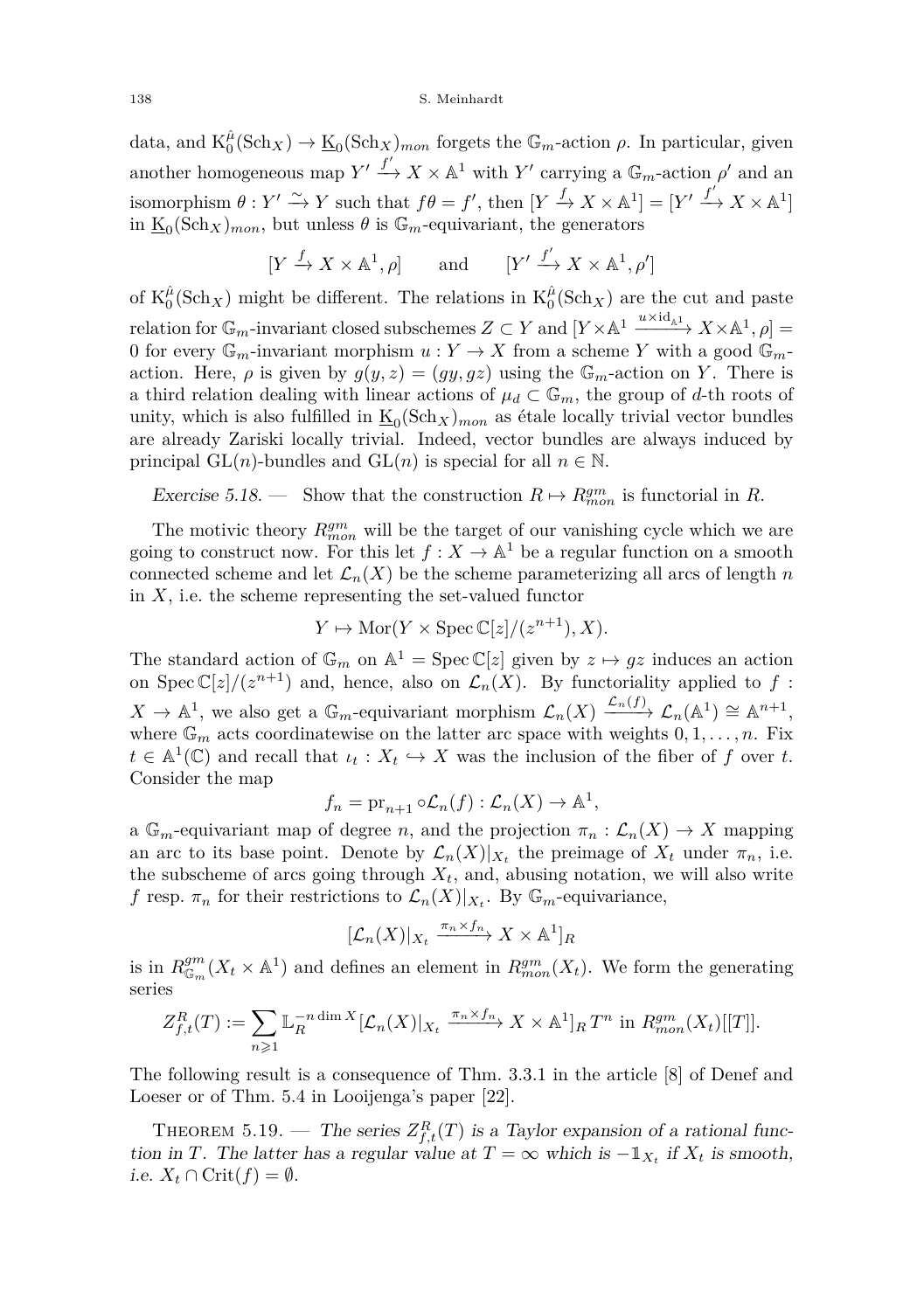data, and $\mathrm{K}_0^{\hat\mu}(\mathrm{Sch}_X) \to \underline{\mathrm{K}}_0(\mathrm{Sch}_X)_{mon}$ forgets the $\mathbb{G}_m$-action $\rho$. In particular, given another homogeneous map $Y' \xrightarrow{f'} X \times \mathbb{A}^1$ with $Y'$ carrying a $\mathbb{G}_m$-action $\rho'$ and an isomorphism $\theta : Y' \xrightarrow{\sim} Y$ such that $f\theta = f'$, then $[Y \xrightarrow{f} X \times \mathbb{A}^1] = [Y' \xrightarrow{f'} X \times \mathbb{A}^1]$ in $\underline{\mathrm{K}}_0(\mathrm{Sch}_X)_{mon}$, but unless $\theta$ is $\mathbb{G}_m$-equivariant, the generators

$$[Y \xrightarrow{f} X \times \mathbb{A}^1, \rho] \qquad \text{and} \qquad [Y' \xrightarrow{f'} X \times \mathbb{A}^1, \rho']$$

of $\mathrm{K}_0^{\hat\mu}(\mathrm{Sch}_X)$ might be different. The relations in $\mathrm{K}_0^{\hat\mu}(\mathrm{Sch}_X)$ are the cut and paste relation for $\mathbb{G}_m$-invariant closed subschemes $Z \subset Y$ and $[Y \times \mathbb{A}^1 \xrightarrow{u \times \mathrm{id}_{\mathbb{A}^1}} X \times \mathbb{A}^1, \rho] = 0$ for every $\mathbb{G}_m$-invariant morphism $u : Y \to X$ from a scheme $Y$ with a good $\mathbb{G}_m$-action. Here, $\rho$ is given by $g(y,z) = (gy, gz)$ using the $\mathbb{G}_m$-action on $Y$. There is a third relation dealing with linear actions of $\mu_d \subset \mathbb{G}_m$, the group of $d$-th roots of unity, which is also fulfilled in $\underline{\mathrm{K}}_0(\mathrm{Sch}_X)_{mon}$ as étale locally trivial vector bundles are already Zariski locally trivial. Indeed, vector bundles are always induced by principal $\mathrm{GL}(n)$-bundles and $\mathrm{GL}(n)$ is special for all $n \in \mathbb{N}$.

*Exercise 5.18.* — Show that the construction $R \mapsto R^{gm}_{mon}$ is functorial in $R$.

The motivic theory $R^{gm}_{mon}$ will be the target of our vanishing cycle which we are going to construct now. For this let $f : X \to \mathbb{A}^1$ be a regular function on a smooth connected scheme and let $\mathcal{L}_n(X)$ be the scheme parameterizing all arcs of length $n$ in $X$, i.e. the scheme representing the set-valued functor

$$Y \mapsto \mathrm{Mor}(Y \times \operatorname{Spec} \mathbb{C}[z]/(z^{n+1}), X).$$

The standard action of $\mathbb{G}_m$ on $\mathbb{A}^1 = \operatorname{Spec} \mathbb{C}[z]$ given by $z \mapsto gz$ induces an action on $\operatorname{Spec} \mathbb{C}[z]/(z^{n+1})$ and, hence, also on $\mathcal{L}_n(X)$. By functoriality applied to $f : X \to \mathbb{A}^1$, we also get a $\mathbb{G}_m$-equivariant morphism $\mathcal{L}_n(X) \xrightarrow{\mathcal{L}_n(f)} \mathcal{L}_n(\mathbb{A}^1) \cong \mathbb{A}^{n+1}$, where $\mathbb{G}_m$ acts coordinatewise on the latter arc space with weights $0, 1, \ldots, n$. Fix $t \in \mathbb{A}^1(\mathbb{C})$ and recall that $\iota_t : X_t \hookrightarrow X$ was the inclusion of the fiber of $f$ over $t$. Consider the map

$$f_n = \mathrm{pr}_{n+1} \circ \mathcal{L}_n(f) : \mathcal{L}_n(X) \to \mathbb{A}^1,$$

a $\mathbb{G}_m$-equivariant map of degree $n$, and the projection $\pi_n : \mathcal{L}_n(X) \to X$ mapping an arc to its base point. Denote by $\mathcal{L}_n(X)|_{X_t}$ the preimage of $X_t$ under $\pi_n$, i.e. the subscheme of arcs going through $X_t$, and, abusing notation, we will also write $f$ resp. $\pi_n$ for their restrictions to $\mathcal{L}_n(X)|_{X_t}$. By $\mathbb{G}_m$-equivariance,

$$[\mathcal{L}_n(X)|_{X_t} \xrightarrow{\pi_n \times f_n} X \times \mathbb{A}^1]_R$$

is in $R^{gm}_{\mathbb{G}_m}(X_t \times \mathbb{A}^1)$ and defines an element in $R^{gm}_{mon}(X_t)$. We form the generating series

$$Z^R_{f,t}(T) := \sum_{n \geqslant 1} \mathbb{L}_R^{-n \dim X} [\mathcal{L}_n(X)|_{X_t} \xrightarrow{\pi_n \times f_n} X \times \mathbb{A}^1]_R\, T^n \text{ in } R^{gm}_{mon}(X_t)[[T]].$$

The following result is a consequence of Thm. 3.3.1 in the article [8] of Denef and Loeser or of Thm. 5.4 in Looijenga's paper [22].

Theorem 5.19. — *The series $Z^R_{f,t}(T)$ is a Taylor expansion of a rational function in $T$. The latter has a regular value at $T = \infty$ which is $-\mathbb{1}_{X_t}$ if $X_t$ is smooth, i.e. $X_t \cap \mathrm{Crit}(f) = \emptyset$.*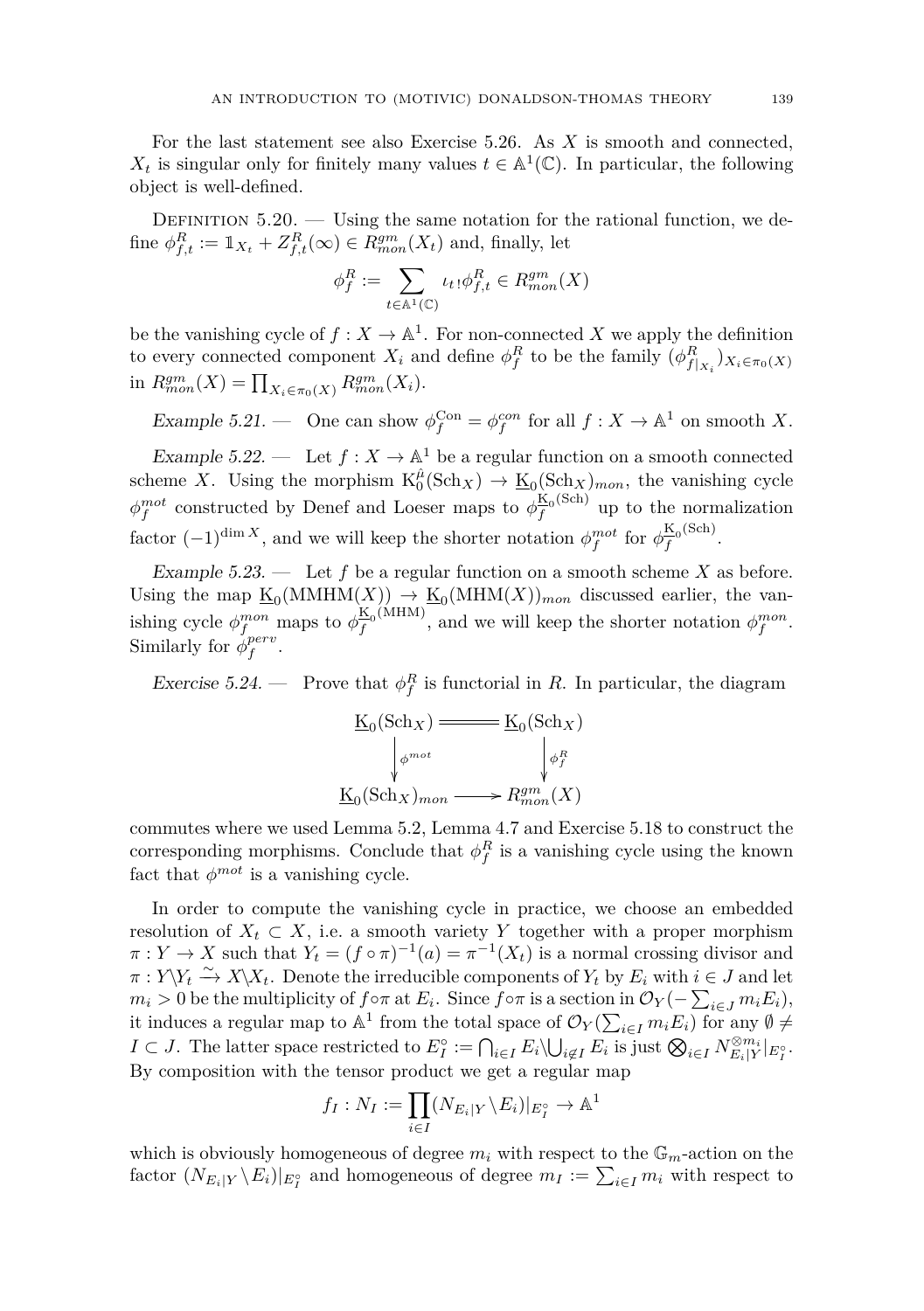For the last statement see also Exercise 5.26. As $X$ is smooth and connected, $X_t$ is singular only for finitely many values $t \in \mathbb{A}^1(\mathbb{C})$. In particular, the following object is well-defined.

Definition 5.20. — Using the same notation for the rational function, we define $\phi^R_{f,t} := \mathbb{1}_{X_t} + Z^R_{f,t}(\infty) \in R^{gm}_{mon}(X_t)$ and, finally, let

$$\phi^R_f := \sum_{t \in \mathbb{A}^1(\mathbb{C})} \iota_{t\,!}\phi^R_{f,t} \in R^{gm}_{mon}(X)$$

be the vanishing cycle of $f : X \to \mathbb{A}^1$. For non-connected $X$ we apply the definition to every connected component $X_i$ and define $\phi^R_f$ to be the family $(\phi^R_{f|_{X_i}})_{X_i \in \pi_0(X)}$ in $R^{gm}_{mon}(X) = \prod_{X_i \in \pi_0(X)} R^{gm}_{mon}(X_i)$.

*Example 5.21.* — One can show $\phi^{\mathrm{Con}}_f = \phi^{con}_f$ for all $f : X \to \mathbb{A}^1$ on smooth $X$.

*Example 5.22.* — Let $f : X \to \mathbb{A}^1$ be a regular function on a smooth connected scheme $X$. Using the morphism $\mathrm{K}^{\hat{\mu}}_0(\mathrm{Sch}_X) \to \underline{\mathrm{K}}_0(\mathrm{Sch}_X)_{mon}$, the vanishing cycle $\phi^{mot}_f$ constructed by Denef and Loeser maps to $\phi^{\underline{\mathrm{K}}_0(\mathrm{Sch})}_f$ up to the normalization factor $(-1)^{\dim X}$, and we will keep the shorter notation $\phi^{mot}_f$ for $\phi^{\underline{\mathrm{K}}_0(\mathrm{Sch})}_f$.

*Example 5.23.* — Let $f$ be a regular function on a smooth scheme $X$ as before. Using the map $\underline{\mathrm{K}}_0(\mathrm{MMHM}(X)) \to \underline{\mathrm{K}}_0(\mathrm{MHM}(X))_{mon}$ discussed earlier, the vanishing cycle $\phi^{mon}_f$ maps to $\phi^{\underline{\mathrm{K}}_0(\mathrm{MHM})}_f$, and we will keep the shorter notation $\phi^{mon}_f$. Similarly for $\phi^{perv}_f$.

*Exercise 5.24.* — Prove that $\phi^R_f$ is functorial in $R$. In particular, the diagram

$$\begin{array}{ccc}
\underline{\mathrm{K}}_0(\mathrm{Sch}_X) & = & \underline{\mathrm{K}}_0(\mathrm{Sch}_X) \\
\downarrow{\scriptstyle \phi^{mot}} & & \downarrow{\scriptstyle \phi^R_f} \\
\underline{\mathrm{K}}_0(\mathrm{Sch}_X)_{mon} & \longrightarrow & R^{gm}_{mon}(X)
\end{array}$$

commutes where we used Lemma 5.2, Lemma 4.7 and Exercise 5.18 to construct the corresponding morphisms. Conclude that $\phi^R_f$ is a vanishing cycle using the known fact that $\phi^{mot}$ is a vanishing cycle.

In order to compute the vanishing cycle in practice, we choose an embedded resolution of $X_t \subset X$, i.e. a smooth variety $Y$ together with a proper morphism $\pi : Y \to X$ such that $Y_t = (f \circ \pi)^{-1}(a) = \pi^{-1}(X_t)$ is a normal crossing divisor and $\pi : Y \backslash Y_t \xrightarrow{\sim} X \backslash X_t$. Denote the irreducible components of $Y_t$ by $E_i$ with $i \in J$ and let $m_i > 0$ be the multiplicity of $f \circ \pi$ at $E_i$. Since $f \circ \pi$ is a section in $\mathcal{O}_Y(-\sum_{i \in J} m_i E_i)$, it induces a regular map to $\mathbb{A}^1$ from the total space of $\mathcal{O}_Y(\sum_{i \in I} m_i E_i)$ for any $\emptyset \neq I \subset J$. The latter space restricted to $E^\circ_I := \bigcap_{i \in I} E_i \backslash \bigcup_{i \notin I} E_i$ is just $\bigotimes_{i \in I} N^{\otimes m_i}_{E_i|Y}|_{E^\circ_I}$. By composition with the tensor product we get a regular map

$$f_I : N_I := \prod_{i \in I} (N_{E_i|Y} \backslash E_i)|_{E^\circ_I} \to \mathbb{A}^1$$

which is obviously homogeneous of degree $m_i$ with respect to the $\mathbb{G}_m$-action on the factor $(N_{E_i|Y} \backslash E_i)|_{E^\circ_I}$ and homogeneous of degree $m_I := \sum_{i \in I} m_i$ with respect to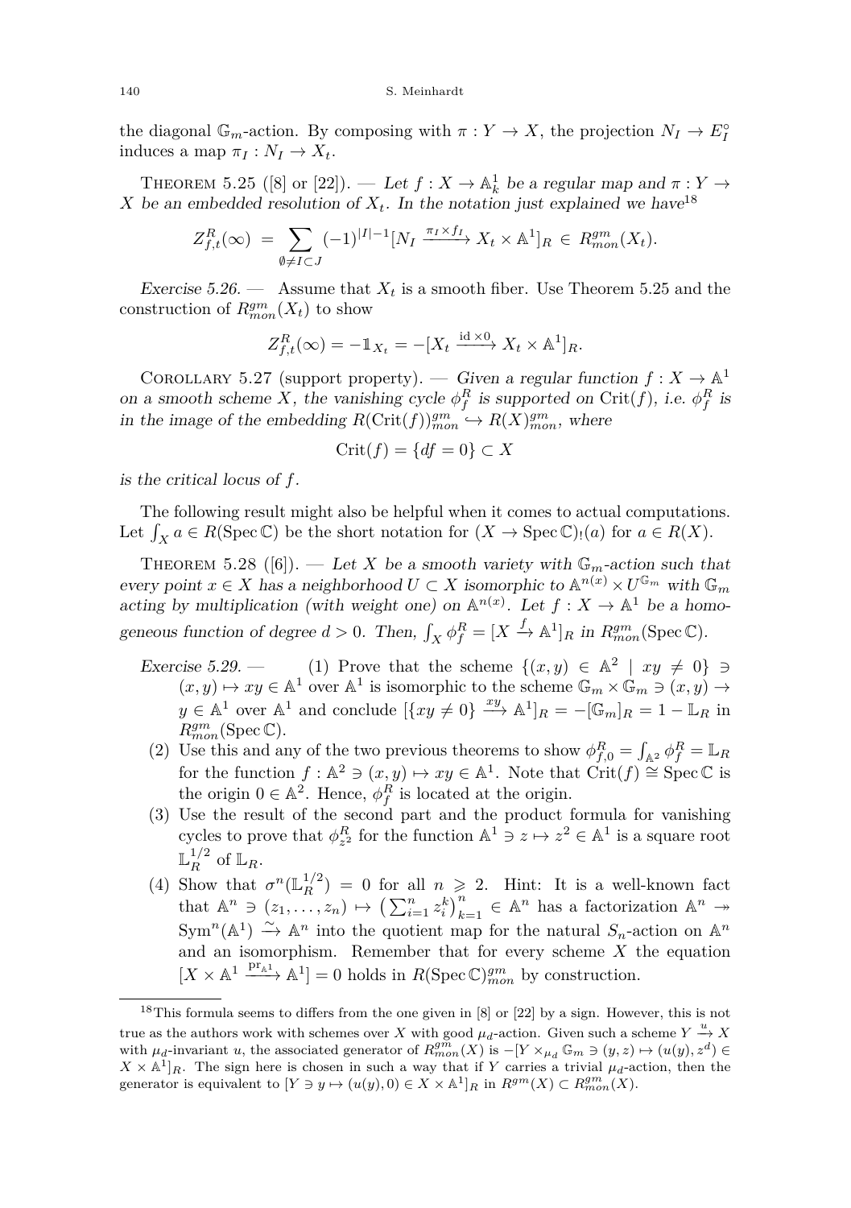the diagonal $\mathbb{G}_m$-action. By composing with $\pi : Y \to X$, the projection $N_I \to E_I^\circ$ induces a map $\pi_I : N_I \to X_t$.

Theorem 5.25 ([8] or [22]). — *Let $f : X \to \mathbb{A}^1_k$ be a regular map and $\pi : Y \to X$ be an embedded resolution of $X_t$. In the notation just explained we have*[18]

$$Z^R_{f,t}(\infty) = \sum_{\emptyset \neq I \subset J} (-1)^{|I|-1} [N_I \xrightarrow{\pi_I \times f_I} X_t \times \mathbb{A}^1]_R \in R^{gm}_{mon}(X_t).$$

*Exercise 5.26.* — Assume that $X_t$ is a smooth fiber. Use Theorem 5.25 and the construction of $R^{gm}_{mon}(X_t)$ to show

$$Z^R_{f,t}(\infty) = -\mathbb{1}_{X_t} = -[X_t \xrightarrow{\mathrm{id} \times 0} X_t \times \mathbb{A}^1]_R.$$

Corollary 5.27 (support property). — *Given a regular function $f : X \to \mathbb{A}^1$ on a smooth scheme $X$, the vanishing cycle $\phi^R_f$ is supported on $\mathrm{Crit}(f)$, i.e. $\phi^R_f$ is in the image of the embedding $R(\mathrm{Crit}(f))^{gm}_{mon} \hookrightarrow R(X)^{gm}_{mon}$, where*

$$\mathrm{Crit}(f) = \{df = 0\} \subset X$$

*is the critical locus of $f$.*

The following result might also be helpful when it comes to actual computations. Let $\int_X a \in R(\mathrm{Spec}\,\mathbb{C})$ be the short notation for $(X \to \mathrm{Spec}\,\mathbb{C})_!(a)$ for $a \in R(X)$.

Theorem 5.28 ([6]). — *Let $X$ be a smooth variety with $\mathbb{G}_m$-action such that every point $x \in X$ has a neighborhood $U \subset X$ isomorphic to $\mathbb{A}^{n(x)} \times U^{\mathbb{G}_m}$ with $\mathbb{G}_m$ acting by multiplication (with weight one) on $\mathbb{A}^{n(x)}$. Let $f : X \to \mathbb{A}^1$ be a homogeneous function of degree $d > 0$. Then, $\int_X \phi^R_f = [X \xrightarrow{f} \mathbb{A}^1]_R$ in $R^{gm}_{mon}(\mathrm{Spec}\,\mathbb{C})$.*

*Exercise 5.29.* —

1. Prove that the scheme $\{(x,y) \in \mathbb{A}^2 \mid xy \neq 0\} \ni (x,y) \mapsto xy \in \mathbb{A}^1$ over $\mathbb{A}^1$ is isomorphic to the scheme $\mathbb{G}_m \times \mathbb{G}_m \ni (x,y) \to y \in \mathbb{A}^1$ over $\mathbb{A}^1$ and conclude $[\{xy \neq 0\} \xrightarrow{xy} \mathbb{A}^1]_R = -[\mathbb{G}_m]_R = 1 - \mathbb{L}_R$ in $R^{gm}_{mon}(\mathrm{Spec}\,\mathbb{C})$.
2. Use this and any of the two previous theorems to show $\phi^R_{f,0} = \int_{\mathbb{A}^2} \phi^R_f = \mathbb{L}_R$ for the function $f : \mathbb{A}^2 \ni (x,y) \mapsto xy \in \mathbb{A}^1$. Note that $\mathrm{Crit}(f) \cong \mathrm{Spec}\,\mathbb{C}$ is the origin $0 \in \mathbb{A}^2$. Hence, $\phi^R_f$ is located at the origin.
3. Use the result of the second part and the product formula for vanishing cycles to prove that $\phi^R_{z^2}$ for the function $\mathbb{A}^1 \ni z \mapsto z^2 \in \mathbb{A}^1$ is a square root $\mathbb{L}_R^{1/2}$ of $\mathbb{L}_R$.
4. Show that $\sigma^n(\mathbb{L}_R^{1/2}) = 0$ for all $n \geqslant 2$. Hint: It is a well-known fact that $\mathbb{A}^n \ni (z_1, \ldots, z_n) \mapsto \left(\sum_{i=1}^n z_i^k\right)_{k=1}^n \in \mathbb{A}^n$ has a factorization $\mathbb{A}^n \twoheadrightarrow \mathrm{Sym}^n(\mathbb{A}^1) \xrightarrow{\sim} \mathbb{A}^n$ into the quotient map for the natural $S_n$-action on $\mathbb{A}^n$ and an isomorphism. Remember that for every scheme $X$ the equation $[X \times \mathbb{A}^1 \xrightarrow{\mathrm{pr}_{\mathbb{A}^1}} \mathbb{A}^1] = 0$ holds in $R(\mathrm{Spec}\,\mathbb{C})^{gm}_{mon}$ by construction.

---

[18] This formula seems to differs from the one given in [8] or [22] by a sign. However, this is not true as the authors work with schemes over $X$ with good $\mu_d$-action. Given such a scheme $Y \xrightarrow{u} X$ with $\mu_d$-invariant $u$, the associated generator of $R^{gm}_{mon}(X)$ is $-[Y \times_{\mu_d} \mathbb{G}_m \ni (y,z) \mapsto (u(y), z^d) \in X \times \mathbb{A}^1]_R$. The sign here is chosen in such a way that if $Y$ carries a trivial $\mu_d$-action, then the generator is equivalent to $[Y \ni y \mapsto (u(y), 0) \in X \times \mathbb{A}^1]_R$ in $R^{gm}(X) \subset R^{gm}_{mon}(X)$.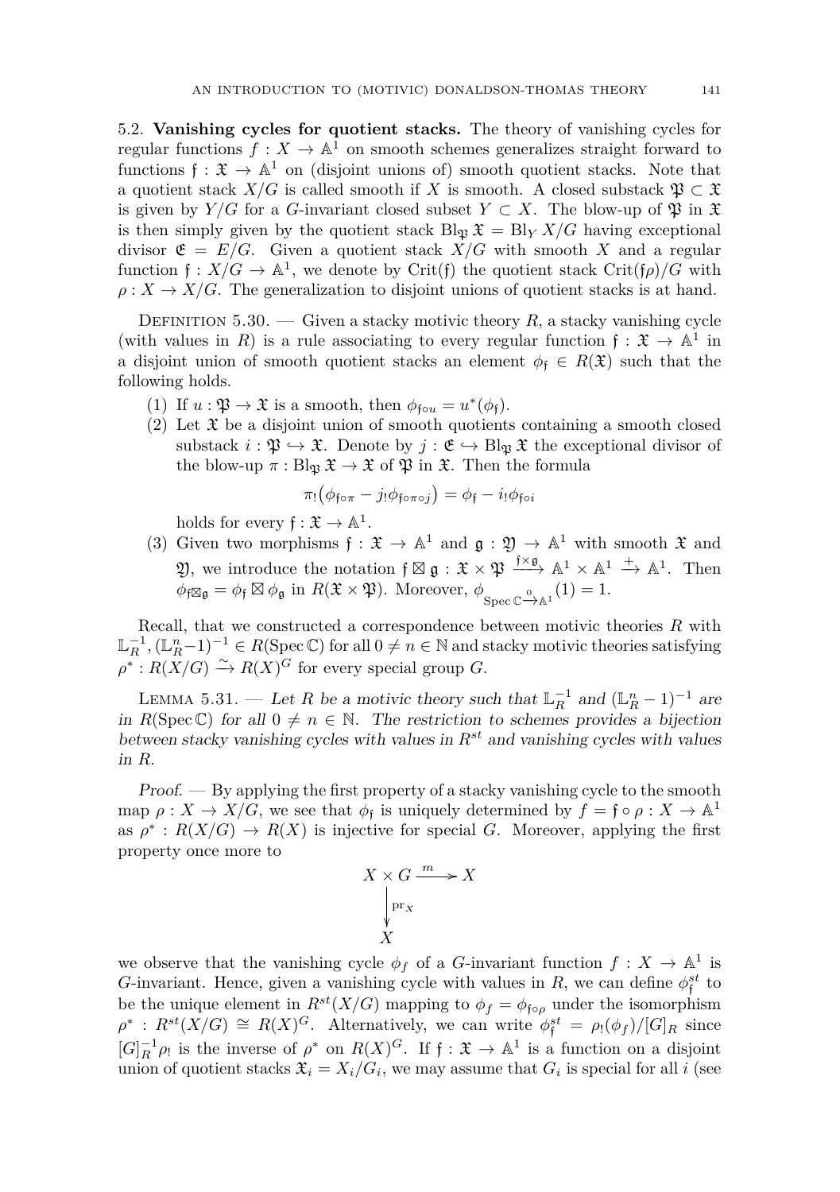### 5.2. **Vanishing cycles for quotient stacks.**

The theory of vanishing cycles for regular functions $f : X \to \mathbb{A}^1$ on smooth schemes generalizes straight forward to functions $\mathfrak{f} : \mathfrak{X} \to \mathbb{A}^1$ on (disjoint unions of) smooth quotient stacks. Note that a quotient stack $X/G$ is called smooth if $X$ is smooth. A closed substack $\mathfrak{P} \subset \mathfrak{X}$ is given by $Y/G$ for a $G$-invariant closed subset $Y \subset X$. The blow-up of $\mathfrak{P}$ in $\mathfrak{X}$ is then simply given by the quotient stack $\mathrm{Bl}_{\mathfrak{P}} \mathfrak{X} = \mathrm{Bl}_Y X/G$ having exceptional divisor $\mathfrak{E} = E/G$. Given a quotient stack $X/G$ with smooth $X$ and a regular function $\mathfrak{f} : X/G \to \mathbb{A}^1$, we denote by $\mathrm{Crit}(\mathfrak{f})$ the quotient stack $\mathrm{Crit}(\mathfrak{f}\rho)/G$ with $\rho : X \to X/G$. The generalization to disjoint unions of quotient stacks is at hand.

Definition 5.30. — Given a stacky motivic theory $R$, a stacky vanishing cycle (with values in $R$) is a rule associating to every regular function $\mathfrak{f} : \mathfrak{X} \to \mathbb{A}^1$ in a disjoint union of smooth quotient stacks an element $\phi_{\mathfrak{f}} \in R(\mathfrak{X})$ such that the following holds.

1. If $u : \mathfrak{P} \to \mathfrak{X}$ is a smooth, then $\phi_{\mathfrak{f}\circ u} = u^*(\phi_{\mathfrak{f}})$.
2. Let $\mathfrak{X}$ be a disjoint union of smooth quotients containing a smooth closed substack $i : \mathfrak{P} \hookrightarrow \mathfrak{X}$. Denote by $j : \mathfrak{E} \hookrightarrow \mathrm{Bl}_{\mathfrak{P}} \mathfrak{X}$ the exceptional divisor of the blow-up $\pi : \mathrm{Bl}_{\mathfrak{P}} \mathfrak{X} \to \mathfrak{X}$ of $\mathfrak{P}$ in $\mathfrak{X}$. Then the formula
$$\pi_!\big(\phi_{\mathfrak{f}\circ\pi} - j_!\phi_{\mathfrak{f}\circ\pi\circ j}\big) = \phi_{\mathfrak{f}} - i_!\phi_{\mathfrak{f}\circ i}$$
holds for every $\mathfrak{f} : \mathfrak{X} \to \mathbb{A}^1$.
3. Given two morphisms $\mathfrak{f} : \mathfrak{X} \to \mathbb{A}^1$ and $\mathfrak{g} : \mathfrak{Y} \to \mathbb{A}^1$ with smooth $\mathfrak{X}$ and $\mathfrak{Y}$, we introduce the notation $\mathfrak{f} \boxtimes \mathfrak{g} : \mathfrak{X} \times \mathfrak{P} \xrightarrow{\mathfrak{f}\times\mathfrak{g}} \mathbb{A}^1 \times \mathbb{A}^1 \xrightarrow{+} \mathbb{A}^1$. Then $\phi_{\mathfrak{f}\boxtimes\mathfrak{g}} = \phi_{\mathfrak{f}} \boxtimes \phi_{\mathfrak{g}}$ in $R(\mathfrak{X} \times \mathfrak{P})$. Moreover, $\phi_{\mathrm{Spec}\,\mathbb{C} \xrightarrow{0} \mathbb{A}^1}(1) = 1$.

Recall, that we constructed a correspondence between motivic theories $R$ with $\mathbb{L}_R^{-1}, (\mathbb{L}_R^n - 1)^{-1} \in R(\mathrm{Spec}\,\mathbb{C})$ for all $0 \neq n \in \mathbb{N}$ and stacky motivic theories satisfying $\rho^* : R(X/G) \xrightarrow{\sim} R(X)^G$ for every special group $G$.

Lemma 5.31. — *Let $R$ be a motivic theory such that $\mathbb{L}_R^{-1}$ and $(\mathbb{L}_R^n - 1)^{-1}$ are in $R(\mathrm{Spec}\,\mathbb{C})$ for all $0 \neq n \in \mathbb{N}$. The restriction to schemes provides a bijection between stacky vanishing cycles with values in $R^{st}$ and vanishing cycles with values in $R$.*

*Proof.* — By applying the first property of a stacky vanishing cycle to the smooth map $\rho : X \to X/G$, we see that $\phi_{\mathfrak{f}}$ is uniquely determined by $f = \mathfrak{f} \circ \rho : X \to \mathbb{A}^1$ as $\rho^* : R(X/G) \to R(X)$ is injective for special $G$. Moreover, applying the first property once more to

$$\begin{array}{ccc} X \times G & \xrightarrow{m} & X \\ \big\downarrow{\scriptstyle \mathrm{pr}_X} & & \\ X & & \end{array}$$

we observe that the vanishing cycle $\phi_f$ of a $G$-invariant function $f : X \to \mathbb{A}^1$ is $G$-invariant. Hence, given a vanishing cycle with values in $R$, we can define $\phi^{st}_{\mathfrak{f}}$ to be the unique element in $R^{st}(X/G)$ mapping to $\phi_f = \phi_{\mathfrak{f}\circ\rho}$ under the isomorphism $\rho^* : R^{st}(X/G) \cong R(X)^G$. Alternatively, we can write $\phi^{st}_{\mathfrak{f}} = \rho_!(\phi_f)/[G]_R$ since $[G]_R^{-1}\rho_!$ is the inverse of $\rho^*$ on $R(X)^G$. If $\mathfrak{f} : \mathfrak{X} \to \mathbb{A}^1$ is a function on a disjoint union of quotient stacks $\mathfrak{X}_i = X_i/G_i$, we may assume that $G_i$ is special for all $i$ (see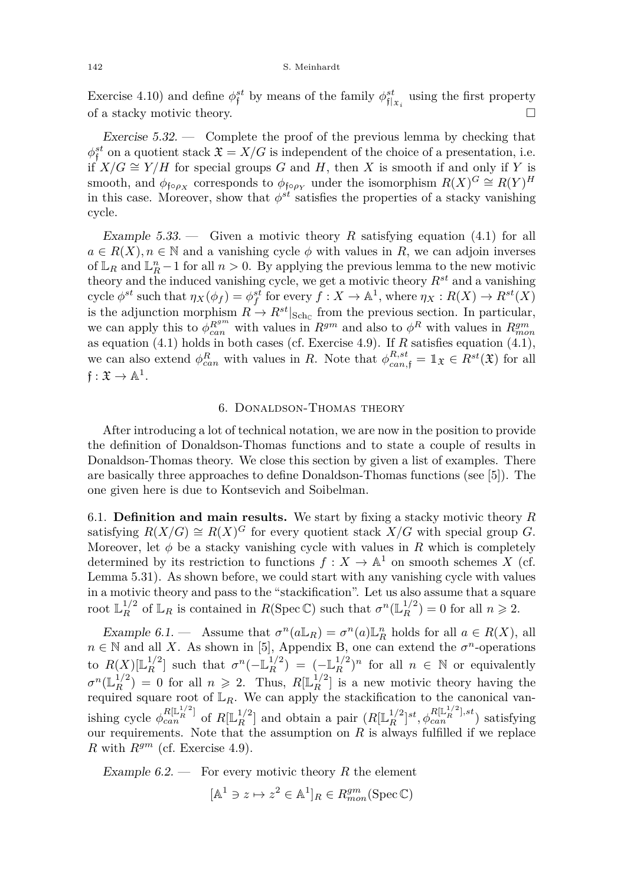Exercise 4.10) and define $\phi^{st}_{\mathfrak{f}}$ by means of the family $\phi^{st}_{\mathfrak{f}|_{\mathfrak{X}_i}}$ using the first property of a stacky motivic theory. $\square$

*Exercise 5.32.* — Complete the proof of the previous lemma by checking that $\phi^{st}_{\mathfrak{f}}$ on a quotient stack $\mathfrak{X} = X/G$ is independent of the choice of a presentation, i.e. if $X/G \cong Y/H$ for special groups $G$ and $H$, then $X$ is smooth if and only if $Y$ is smooth, and $\phi_{\mathfrak{f}\circ\rho_X}$ corresponds to $\phi_{\mathfrak{f}\circ\rho_Y}$ under the isomorphism $R(X)^G \cong R(Y)^H$ in this case. Moreover, show that $\phi^{st}$ satisfies the properties of a stacky vanishing cycle.

*Example 5.33.* — Given a motivic theory $R$ satisfying equation (4.1) for all $a \in R(X), n \in \mathbb{N}$ and a vanishing cycle $\phi$ with values in $R$, we can adjoin inverses of $\mathbb{L}_R$ and $\mathbb{L}_R^n - 1$ for all $n > 0$. By applying the previous lemma to the new motivic theory and the induced vanishing cycle, we get a motivic theory $R^{st}$ and a vanishing cycle $\phi^{st}$ such that $\eta_X(\phi_f) = \phi^{st}_f$ for every $f : X \to \mathbb{A}^1$, where $\eta_X : R(X) \to R^{st}(X)$ is the adjunction morphism $R \to R^{st}|_{\mathrm{Sch}_{\mathbb{C}}}$ from the previous section. In particular, we can apply this to $\phi^{R^{gm}}_{can}$ with values in $R^{gm}$ and also to $\phi^R$ with values in $R^{gm}_{mon}$ as equation (4.1) holds in both cases (cf. Exercise 4.9). If $R$ satisfies equation (4.1), we can also extend $\phi^R_{can}$ with values in $R$. Note that $\phi^{R,st}_{can,\mathfrak{f}} = \mathbb{1}_{\mathfrak{X}} \in R^{st}(\mathfrak{X})$ for all $\mathfrak{f} : \mathfrak{X} \to \mathbb{A}^1$.

## 6. Donaldson-Thomas theory

After introducing a lot of technical notation, we are now in the position to provide the definition of Donaldson-Thomas functions and to state a couple of results in Donaldson-Thomas theory. We close this section by given a list of examples. There are basically three approaches to define Donaldson-Thomas functions (see [5]). The one given here is due to Kontsevich and Soibelman.

### 6.1. Definition and main results.

We start by fixing a stacky motivic theory $R$ satisfying $R(X/G) \cong R(X)^G$ for every quotient stack $X/G$ with special group $G$. Moreover, let $\phi$ be a stacky vanishing cycle with values in $R$ which is completely determined by its restriction to functions $f : X \to \mathbb{A}^1$ on smooth schemes $X$ (cf. Lemma 5.31). As shown before, we could start with any vanishing cycle with values in a motivic theory and pass to the "stackification". Let us also assume that a square root $\mathbb{L}_R^{1/2}$ of $\mathbb{L}_R$ is contained in $R(\operatorname{Spec}\mathbb{C})$ such that $\sigma^n(\mathbb{L}_R^{1/2}) = 0$ for all $n \geqslant 2$.

*Example 6.1.* — Assume that $\sigma^n(a\mathbb{L}_R) = \sigma^n(a)\mathbb{L}_R^n$ holds for all $a \in R(X)$, all $n \in \mathbb{N}$ and all $X$. As shown in [5], Appendix B, one can extend the $\sigma^n$-operations to $R(X)[\mathbb{L}_R^{1/2}]$ such that $\sigma^n(-\mathbb{L}_R^{1/2}) = (-\mathbb{L}_R^{1/2})^n$ for all $n \in \mathbb{N}$ or equivalently $\sigma^n(\mathbb{L}_R^{1/2}) = 0$ for all $n \geqslant 2$. Thus, $R[\mathbb{L}_R^{1/2}]$ is a new motivic theory having the required square root of $\mathbb{L}_R$. We can apply the stackification to the canonical vanishing cycle $\phi^{R[\mathbb{L}_R^{1/2}]}_{can}$ of $R[\mathbb{L}_R^{1/2}]$ and obtain a pair $(R[\mathbb{L}_R^{1/2}]^{st}, \phi^{R[\mathbb{L}_R^{1/2}],st}_{can})$ satisfying our requirements. Note that the assumption on $R$ is always fulfilled if we replace $R$ with $R^{gm}$ (cf. Exercise 4.9).

*Example 6.2.* — For every motivic theory $R$ the element

$$[\mathbb{A}^1 \ni z \mapsto z^2 \in \mathbb{A}^1]_R \in R^{gm}_{mon}(\operatorname{Spec}\mathbb{C})$$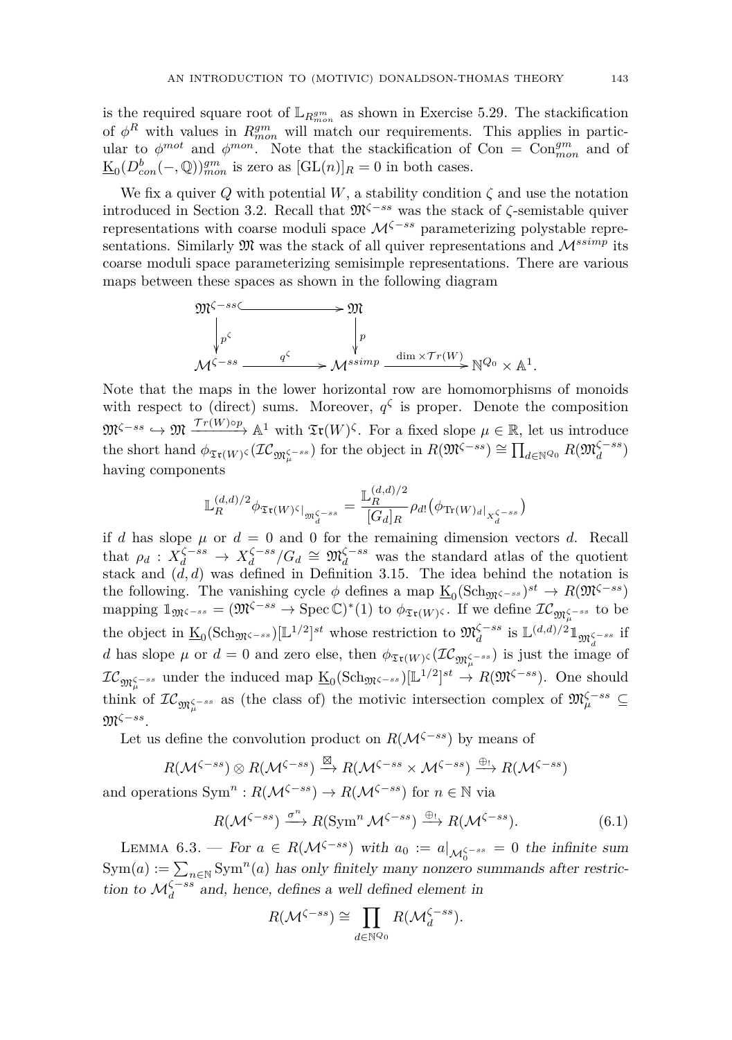is the required square root of $\mathbb{L}_{R^{gm}_{mon}}$ as shown in Exercise 5.29. The stackification of $\phi^R$ with values in $R^{gm}_{mon}$ will match our requirements. This applies in particular to $\phi^{mot}$ and $\phi^{mon}$. Note that the stackification of $\mathrm{Con} = \mathrm{Con}^{gm}_{mon}$ and of $\underline{\mathrm{K}}_0(D^b_{con}(-,\mathbb{Q}))^{gm}_{mon}$ is zero as $[\mathrm{GL}(n)]_R = 0$ in both cases.

We fix a quiver $Q$ with potential $W$, a stability condition $\zeta$ and use the notation introduced in Section 3.2. Recall that $\mathfrak{M}^{\zeta-ss}$ was the stack of $\zeta$-semistable quiver representations with coarse moduli space $\mathcal{M}^{\zeta-ss}$ parameterizing polystable representations. Similarly $\mathfrak{M}$ was the stack of all quiver representations and $\mathcal{M}^{ssimp}$ its coarse moduli space parameterizing semisimple representations. There are various maps between these spaces as shown in the following diagram

$$\begin{array}{ccccc}
\mathfrak{M}^{\zeta-ss} & \hookrightarrow & \mathfrak{M} & & \\
\downarrow{\scriptstyle p^\zeta} & & \downarrow{\scriptstyle p} & & \\
\mathcal{M}^{\zeta-ss} & \xrightarrow{q^\zeta} & \mathcal{M}^{ssimp} & \xrightarrow{\dim \times \mathcal{T}r(W)} & \mathbb{N}^{Q_0} \times \mathbb{A}^1.
\end{array}$$

Note that the maps in the lower horizontal row are homomorphisms of monoids with respect to (direct) sums. Moreover, $q^\zeta$ is proper. Denote the composition $\mathfrak{M}^{\zeta-ss} \hookrightarrow \mathfrak{M} \xrightarrow{\mathcal{T}r(W)\circ p} \mathbb{A}^1$ with $\mathfrak{Tr}(W)^\zeta$. For a fixed slope $\mu \in \mathbb{R}$, let us introduce the short hand $\phi_{\mathfrak{Tr}(W)^\zeta}(\mathcal{IC}_{\mathfrak{M}^{\zeta-ss}_\mu})$ for the object in $R(\mathfrak{M}^{\zeta-ss}) \cong \prod_{d\in\mathbb{N}^{Q_0}} R(\mathfrak{M}^{\zeta-ss}_d)$ having components

$$\mathbb{L}_R^{(d,d)/2}\phi_{\mathfrak{Tr}(W)^\zeta|_{\mathfrak{M}^{\zeta-ss}_d}} = \frac{\mathbb{L}_R^{(d,d)/2}}{[G_d]_R}\rho_{d!}\big(\phi_{\mathrm{Tr}(W)_d|_{X^{\zeta-ss}_d}}\big)$$

if $d$ has slope $\mu$ or $d=0$ and $0$ for the remaining dimension vectors $d$. Recall that $\rho_d : X^{\zeta-ss}_d \to X^{\zeta-ss}_d/G_d \cong \mathfrak{M}^{\zeta-ss}_d$ was the standard atlas of the quotient stack and $(d,d)$ was defined in Definition 3.15. The idea behind the notation is the following. The vanishing cycle $\phi$ defines a map $\underline{\mathrm{K}}_0(\mathrm{Sch}_{\mathfrak{M}^{\zeta-ss}})^{st} \to R(\mathfrak{M}^{\zeta-ss})$ mapping $\mathbb{1}_{\mathfrak{M}^{\zeta-ss}} = (\mathfrak{M}^{\zeta-ss} \to \operatorname{Spec}\mathbb{C})^*(1)$ to $\phi_{\mathfrak{Tr}(W)^\zeta}$. If we define $\mathcal{IC}_{\mathfrak{M}^{\zeta-ss}_\mu}$ to be the object in $\underline{\mathrm{K}}_0(\mathrm{Sch}_{\mathfrak{M}^{\zeta-ss}})[\mathbb{L}^{1/2}]^{st}$ whose restriction to $\mathfrak{M}^{\zeta-ss}_d$ is $\mathbb{L}^{(d,d)/2}\mathbb{1}_{\mathfrak{M}^{\zeta-ss}_d}$ if $d$ has slope $\mu$ or $d=0$ and zero else, then $\phi_{\mathfrak{Tr}(W)^\zeta}(\mathcal{IC}_{\mathfrak{M}^{\zeta-ss}_\mu})$ is just the image of $\mathcal{IC}_{\mathfrak{M}^{\zeta-ss}_\mu}$ under the induced map $\underline{\mathrm{K}}_0(\mathrm{Sch}_{\mathfrak{M}^{\zeta-ss}})[\mathbb{L}^{1/2}]^{st} \to R(\mathfrak{M}^{\zeta-ss})$. One should think of $\mathcal{IC}_{\mathfrak{M}^{\zeta-ss}_\mu}$ as (the class of) the motivic intersection complex of $\mathfrak{M}^{\zeta-ss}_\mu \subseteq \mathfrak{M}^{\zeta-ss}$.

Let us define the convolution product on $R(\mathcal{M}^{\zeta-ss})$ by means of

$$R(\mathcal{M}^{\zeta-ss}) \otimes R(\mathcal{M}^{\zeta-ss}) \xrightarrow{\boxtimes} R(\mathcal{M}^{\zeta-ss}\times\mathcal{M}^{\zeta-ss}) \xrightarrow{\oplus_!} R(\mathcal{M}^{\zeta-ss})$$

and operations $\mathrm{Sym}^n : R(\mathcal{M}^{\zeta-ss}) \to R(\mathcal{M}^{\zeta-ss})$ for $n\in\mathbb{N}$ via

$$R(\mathcal{M}^{\zeta-ss}) \xrightarrow{\sigma^n} R(\mathrm{Sym}^n\,\mathcal{M}^{\zeta-ss}) \xrightarrow{\oplus_!} R(\mathcal{M}^{\zeta-ss}). \tag{6.1}$$

Lemma 6.3. — *For $a \in R(\mathcal{M}^{\zeta-ss})$ with $a_0 := a|_{\mathcal{M}^{\zeta-ss}_0} = 0$ the infinite sum $\mathrm{Sym}(a) := \sum_{n\in\mathbb{N}}\mathrm{Sym}^n(a)$ has only finitely many nonzero summands after restriction to $\mathcal{M}^{\zeta-ss}_d$ and, hence, defines a well defined element in*

$$R(\mathcal{M}^{\zeta-ss}) \cong \prod_{d\in\mathbb{N}^{Q_0}} R(\mathcal{M}^{\zeta-ss}_d).$$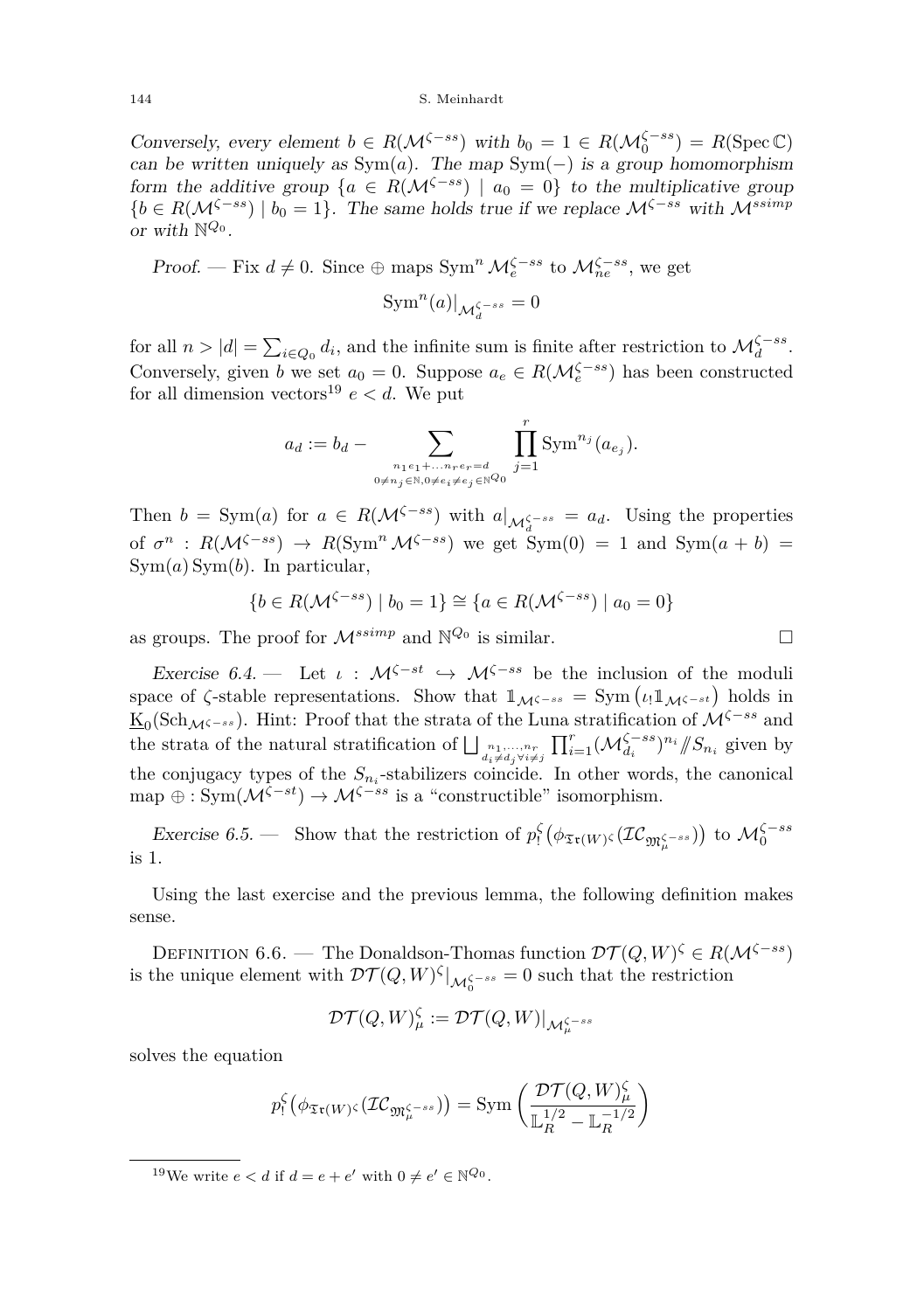*Conversely, every element $b \in R(\mathcal{M}^{\zeta-ss})$ with $b_0 = 1 \in R(\mathcal{M}^{\zeta-ss}_0) = R(\operatorname{Spec}\mathbb{C})$ can be written uniquely as $\operatorname{Sym}(a)$. The map $\operatorname{Sym}(-)$ is a group homomorphism form the additive group $\{a \in R(\mathcal{M}^{\zeta-ss}) \mid a_0 = 0\}$ to the multiplicative group $\{b \in R(\mathcal{M}^{\zeta-ss}) \mid b_0 = 1\}$. The same holds true if we replace $\mathcal{M}^{\zeta-ss}$ with $\mathcal{M}^{ssimp}$ or with $\mathbb{N}^{Q_0}$.*

*Proof.* — Fix $d \neq 0$. Since $\oplus$ maps $\operatorname{Sym}^n \mathcal{M}^{\zeta-ss}_e$ to $\mathcal{M}^{\zeta-ss}_{ne}$, we get

$$\operatorname{Sym}^n(a)|_{\mathcal{M}^{\zeta-ss}_d} = 0$$

for all $n > |d| = \sum_{i \in Q_0} d_i$, and the infinite sum is finite after restriction to $\mathcal{M}^{\zeta-ss}_d$. Conversely, given $b$ we set $a_0 = 0$. Suppose $a_e \in R(\mathcal{M}^{\zeta-ss}_e)$ has been constructed for all dimension vectors[19] $e < d$. We put

$$a_d := b_d - \sum_{\substack{n_1e_1 + \ldots n_r e_r = d \\ 0 \neq n_j \in \mathbb{N}, 0 \neq e_i \neq e_j \in \mathbb{N}^{Q_0}}} \prod_{j=1}^{r} \operatorname{Sym}^{n_j}(a_{e_j}).$$

Then $b = \operatorname{Sym}(a)$ for $a \in R(\mathcal{M}^{\zeta-ss})$ with $a|_{\mathcal{M}^{\zeta-ss}_d} = a_d$. Using the properties of $\sigma^n : R(\mathcal{M}^{\zeta-ss}) \to R(\operatorname{Sym}^n \mathcal{M}^{\zeta-ss})$ we get $\operatorname{Sym}(0) = 1$ and $\operatorname{Sym}(a + b) = \operatorname{Sym}(a)\operatorname{Sym}(b)$. In particular,

$$\{b \in R(\mathcal{M}^{\zeta-ss}) \mid b_0 = 1\} \cong \{a \in R(\mathcal{M}^{\zeta-ss}) \mid a_0 = 0\}$$

as groups. The proof for $\mathcal{M}^{ssimp}$ and $\mathbb{N}^{Q_0}$ is similar. □

*Exercise 6.4.* — Let $\iota : \mathcal{M}^{\zeta-st} \hookrightarrow \mathcal{M}^{\zeta-ss}$ be the inclusion of the moduli space of $\zeta$-stable representations. Show that $\mathbb{1}_{\mathcal{M}^{\zeta-ss}} = \operatorname{Sym}\big(\iota_! \mathbb{1}_{\mathcal{M}^{\zeta-st}}\big)$ holds in $\underline{\mathrm{K}}_0(\mathrm{Sch}_{\mathcal{M}^{\zeta-ss}})$. Hint: Proof that the strata of the Luna stratification of $\mathcal{M}^{\zeta-ss}$ and the strata of the natural stratification of $\bigsqcup_{\substack{n_1,\ldots,n_r \\ d_i \neq d_j \forall i \neq j}} \prod_{i=1}^{r} (\mathcal{M}^{\zeta-ss}_{d_i})^{n_i} /\!\!/ S_{n_i}$ given by the conjugacy types of the $S_{n_i}$-stabilizers coincide. In other words, the canonical map $\oplus : \operatorname{Sym}(\mathcal{M}^{\zeta-st}) \to \mathcal{M}^{\zeta-ss}$ is a "constructible" isomorphism.

*Exercise 6.5.* — Show that the restriction of $p^{\zeta}_!\big(\phi_{\mathfrak{Tr}(W)^{\zeta}}(\mathcal{IC}_{\mathfrak{M}^{\zeta-ss}_\mu})\big)$ to $\mathcal{M}^{\zeta-ss}_0$ is 1.

Using the last exercise and the previous lemma, the following definition makes sense.

Definition 6.6. — The Donaldson-Thomas function $\mathcal{DT}(Q,W)^{\zeta} \in R(\mathcal{M}^{\zeta-ss})$ is the unique element with $\mathcal{DT}(Q,W)^{\zeta}|_{\mathcal{M}^{\zeta-ss}_0} = 0$ such that the restriction

$$\mathcal{DT}(Q,W)^{\zeta}_{\mu} := \mathcal{DT}(Q,W)|_{\mathcal{M}^{\zeta-ss}_\mu}$$

solves the equation

$$p^{\zeta}_!\big(\phi_{\mathfrak{Tr}(W)^{\zeta}}(\mathcal{IC}_{\mathfrak{M}^{\zeta-ss}_\mu})\big) = \operatorname{Sym}\left(\frac{\mathcal{DT}(Q,W)^{\zeta}_{\mu}}{\mathbb{L}_R^{1/2} - \mathbb{L}_R^{-1/2}}\right)$$

[19] We write $e < d$ if $d = e + e'$ with $0 \neq e' \in \mathbb{N}^{Q_0}$.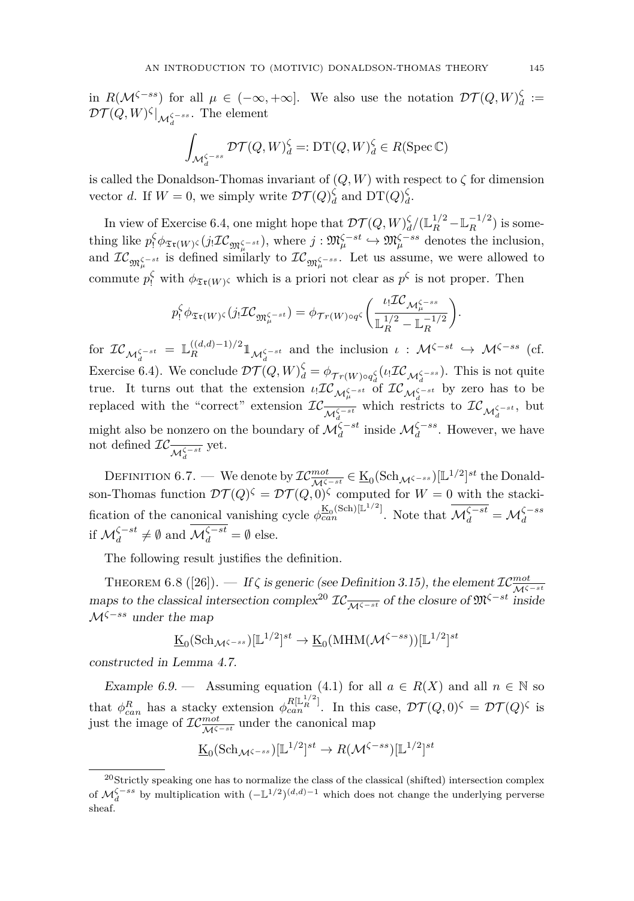in $R(\mathcal{M}^{\zeta-ss})$ for all $\mu \in (-\infty,+\infty]$. We also use the notation $\mathcal{DT}(Q,W)^\zeta_d := \mathcal{DT}(Q,W)^\zeta|_{\mathcal{M}^{\zeta-ss}_d}$. The element

$$\int_{\mathcal{M}^{\zeta-ss}_d} \mathcal{DT}(Q,W)^\zeta_d =: \mathrm{DT}(Q,W)^\zeta_d \in R(\operatorname{Spec}\mathbb{C})$$

is called the Donaldson-Thomas invariant of $(Q,W)$ with respect to $\zeta$ for dimension vector $d$. If $W=0$, we simply write $\mathcal{DT}(Q)^\zeta_d$ and $\mathrm{DT}(Q)^\zeta_d$.

In view of Exercise 6.4, one might hope that $\mathcal{DT}(Q,W)^\zeta_d/(\mathbb{L}_R^{1/2}-\mathbb{L}_R^{-1/2})$ is something like $p^\zeta_! \phi_{\mathfrak{Tr}(W)^\zeta}(j_!\mathcal{IC}_{\mathfrak{M}^{\zeta-st}_\mu})$, where $j:\mathfrak{M}^{\zeta-st}_\mu \hookrightarrow \mathfrak{M}^{\zeta-ss}_\mu$ denotes the inclusion, and $\mathcal{IC}_{\mathfrak{M}^{\zeta-st}_\mu}$ is defined similarly to $\mathcal{IC}_{\mathfrak{M}^{\zeta-ss}_\mu}$. Let us assume, we were allowed to commute $p^\zeta_!$ with $\phi_{\mathfrak{Tr}(W)^\zeta}$ which is a priori not clear as $p^\zeta$ is not proper. Then

$$p^\zeta_! \phi_{\mathfrak{Tr}(W)^\zeta}(j_!\mathcal{IC}_{\mathfrak{M}^{\zeta-st}_\mu}) = \phi_{\mathcal{T}r(W)\circ q^\zeta}\left(\frac{\iota_!\mathcal{IC}_{\mathcal{M}^{\zeta-ss}_\mu}}{\mathbb{L}_R^{1/2}-\mathbb{L}_R^{-1/2}}\right).$$

for $\mathcal{IC}_{\mathcal{M}^{\zeta-st}_d} = \mathbb{L}_R^{((d,d)-1)/2}\mathbb{1}_{\mathcal{M}^{\zeta-st}_d}$ and the inclusion $\iota:\mathcal{M}^{\zeta-st}\hookrightarrow\mathcal{M}^{\zeta-ss}$ (cf. Exercise 6.4). We conclude $\mathcal{DT}(Q,W)^\zeta_d = \phi_{\mathcal{T}r(W)\circ q^\zeta_d}(\iota_!\mathcal{IC}_{\mathcal{M}^{\zeta-ss}_d})$. This is not quite true. It turns out that the extension $\iota_!\mathcal{IC}_{\mathcal{M}^{\zeta-st}_\mu}$ of $\mathcal{IC}_{\mathcal{M}^{\zeta-st}_d}$ by zero has to be replaced with the "correct" extension $\mathcal{IC}_{\overline{\mathcal{M}^{\zeta-st}_d}}$ which restricts to $\mathcal{IC}_{\mathcal{M}^{\zeta-st}_d}$, but might also be nonzero on the boundary of $\mathcal{M}^{\zeta-st}_d$ inside $\mathcal{M}^{\zeta-ss}_d$. However, we have not defined $\mathcal{IC}_{\overline{\mathcal{M}^{\zeta-st}_d}}$ yet.

Definition 6.7. — We denote by $\mathcal{IC}^{mot}_{\overline{\mathcal{M}^{\zeta-st}}} \in \underline{\mathrm{K}}_0(\mathrm{Sch}_{\mathcal{M}^{\zeta-ss}})[\mathbb{L}^{1/2}]^{st}$ the Donaldson-Thomas function $\mathcal{DT}(Q)^\zeta = \mathcal{DT}(Q,0)^\zeta$ computed for $W=0$ with the stackification of the canonical vanishing cycle $\phi^{\underline{\mathrm{K}}_0(\mathrm{Sch})[\mathbb{L}^{1/2}]}_{can}$. Note that $\overline{\mathcal{M}^{\zeta-st}_d} = \mathcal{M}^{\zeta-ss}_d$ if $\mathcal{M}^{\zeta-st}_d \neq \emptyset$ and $\overline{\mathcal{M}^{\zeta-st}_d} = \emptyset$ else.

The following result justifies the definition.

Theorem 6.8 ([26]). — *If $\zeta$ is generic (see Definition 3.15), the element $\mathcal{IC}^{mot}_{\overline{\mathcal{M}^{\zeta-st}}}$ maps to the classical intersection complex[20] $\mathcal{IC}_{\overline{\mathcal{M}^{\zeta-st}}}$ of the closure of $\mathfrak{M}^{\zeta-st}$ inside $\mathcal{M}^{\zeta-ss}$ under the map*

$$\underline{\mathrm{K}}_0(\mathrm{Sch}_{\mathcal{M}^{\zeta-ss}})[\mathbb{L}^{1/2}]^{st} \to \underline{\mathrm{K}}_0(\mathrm{MHM}(\mathcal{M}^{\zeta-ss}))[\mathbb{L}^{1/2}]^{st}$$

*constructed in Lemma 4.7.*

*Example 6.9.* — Assuming equation (4.1) for all $a\in R(X)$ and all $n\in\mathbb{N}$ so that $\phi^R_{can}$ has a stacky extension $\phi^{R[\mathbb{L}_R^{1/2}]}_{can}$. In this case, $\mathcal{DT}(Q,0)^\zeta = \mathcal{DT}(Q)^\zeta$ is just the image of $\mathcal{IC}^{mot}_{\overline{\mathcal{M}^{\zeta-st}}}$ under the canonical map

$$\underline{\mathrm{K}}_0(\mathrm{Sch}_{\mathcal{M}^{\zeta-ss}})[\mathbb{L}^{1/2}]^{st} \to R(\mathcal{M}^{\zeta-ss})[\mathbb{L}^{1/2}]^{st}$$

[20] Strictly speaking one has to normalize the class of the classical (shifted) intersection complex of $\mathcal{M}^{\zeta-ss}_d$ by multiplication with $(-\mathbb{L}^{1/2})^{(d,d)-1}$ which does not change the underlying perverse sheaf.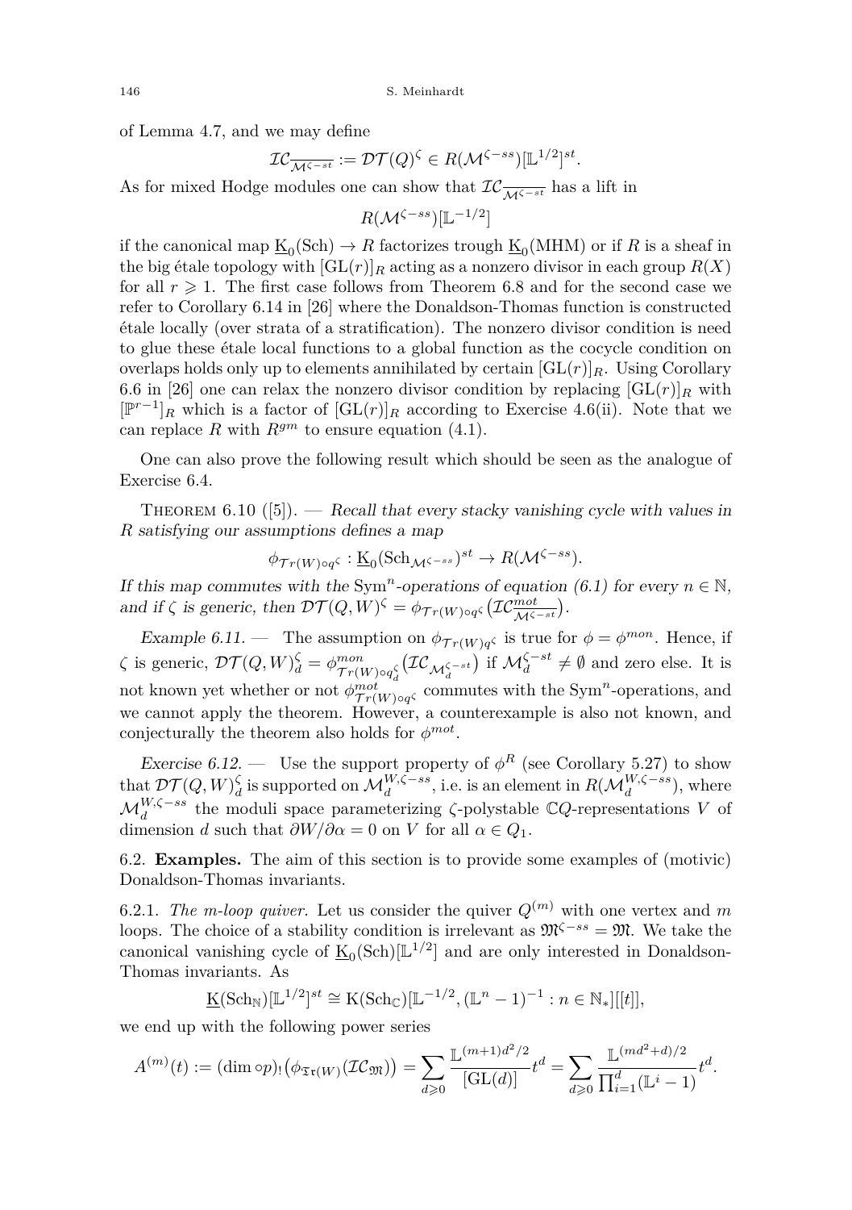of Lemma 4.7, and we may define

$$\mathcal{IC}_{\overline{\mathcal{M}^{\zeta-st}}} := \mathcal{DT}(Q)^{\zeta} \in R(\mathcal{M}^{\zeta-ss})[\mathbb{L}^{1/2}]^{st}.$$

As for mixed Hodge modules one can show that $\mathcal{IC}_{\overline{\mathcal{M}^{\zeta-st}}}$ has a lift in

$$R(\mathcal{M}^{\zeta-ss})[\mathbb{L}^{-1/2}]$$

if the canonical map $\underline{\mathrm{K}}_0(\mathrm{Sch}) \to R$ factorizes trough $\underline{\mathrm{K}}_0(\mathrm{MHM})$ or if $R$ is a sheaf in the big étale topology with $[\mathrm{GL}(r)]_R$ acting as a nonzero divisor in each group $R(X)$ for all $r \geqslant 1$. The first case follows from Theorem 6.8 and for the second case we refer to Corollary 6.14 in [26] where the Donaldson-Thomas function is constructed étale locally (over strata of a stratification). The nonzero divisor condition is need to glue these étale local functions to a global function as the cocycle condition on overlaps holds only up to elements annihilated by certain $[\mathrm{GL}(r)]_R$. Using Corollary 6.6 in [26] one can relax the nonzero divisor condition by replacing $[\mathrm{GL}(r)]_R$ with $[\mathbb{P}^{r-1}]_R$ which is a factor of $[\mathrm{GL}(r)]_R$ according to Exercise 4.6(ii). Note that we can replace $R$ with $R^{gm}$ to ensure equation (4.1).

One can also prove the following result which should be seen as the analogue of Exercise 6.4.

Theorem 6.10 ([5]). — *Recall that every stacky vanishing cycle with values in $R$ satisfying our assumptions defines a map*

$$\phi_{\mathcal{T}r(W)\circ q^{\zeta}} : \underline{\mathrm{K}}_0(\mathrm{Sch}_{\mathcal{M}^{\zeta-ss}})^{st} \to R(\mathcal{M}^{\zeta-ss}).$$

*If this map commutes with the $\mathrm{Sym}^n$-operations of equation (6.1) for every $n \in \mathbb{N}$, and if $\zeta$ is generic, then $\mathcal{DT}(Q,W)^{\zeta} = \phi_{\mathcal{T}r(W)\circ q^{\zeta}}\big(\mathcal{IC}^{mot}_{\overline{\mathcal{M}^{\zeta-st}}}\big)$.*

*Example 6.11.* — The assumption on $\phi_{\mathcal{T}r(W)q^{\zeta}}$ is true for $\phi = \phi^{mon}$. Hence, if $\zeta$ is generic, $\mathcal{DT}(Q,W)^{\zeta}_d = \phi^{mon}_{\mathcal{T}r(W)\circ q^{\zeta}_d}\big(\mathcal{IC}_{\mathcal{M}^{\zeta-st}_d}\big)$ if $\mathcal{M}^{\zeta-st}_d \neq \emptyset$ and zero else. It is not known yet whether or not $\phi^{mot}_{\mathcal{T}r(W)\circ q^{\zeta}}$ commutes with the $\mathrm{Sym}^n$-operations, and we cannot apply the theorem. However, a counterexample is also not known, and conjecturally the theorem also holds for $\phi^{mot}$.

*Exercise 6.12.* — Use the support property of $\phi^R$ (see Corollary 5.27) to show that $\mathcal{DT}(Q,W)^{\zeta}_d$ is supported on $\mathcal{M}^{W,\zeta-ss}_d$, i.e. is an element in $R(\mathcal{M}^{W,\zeta-ss}_d)$, where $\mathcal{M}^{W,\zeta-ss}_d$ the moduli space parameterizing $\zeta$-polystable $\mathbb{C}Q$-representations $V$ of dimension $d$ such that $\partial W/\partial \alpha = 0$ on $V$ for all $\alpha \in Q_1$.

6.2. **Examples.** The aim of this section is to provide some examples of (motivic) Donaldson-Thomas invariants.

6.2.1. *The m-loop quiver.* Let us consider the quiver $Q^{(m)}$ with one vertex and $m$ loops. The choice of a stability condition is irrelevant as $\mathfrak{M}^{\zeta-ss} = \mathfrak{M}$. We take the canonical vanishing cycle of $\underline{\mathrm{K}}_0(\mathrm{Sch})[\mathbb{L}^{1/2}]$ and are only interested in Donaldson-Thomas invariants. As

$$\underline{\mathrm{K}}(\mathrm{Sch}_{\mathbb{N}})[\mathbb{L}^{1/2}]^{st} \cong \mathrm{K}(\mathrm{Sch}_{\mathbb{C}})[\mathbb{L}^{-1/2}, (\mathbb{L}^n-1)^{-1} : n \in \mathbb{N}_*][[t]],$$

we end up with the following power series

$$A^{(m)}(t) := (\dim \circ p)_!\big(\phi_{\mathfrak{Tr}(W)}(\mathcal{IC}_{\mathfrak{M}})\big) = \sum_{d\geqslant 0} \frac{\mathbb{L}^{(m+1)d^2/2}}{[\mathrm{GL}(d)]} t^d = \sum_{d\geqslant 0} \frac{\mathbb{L}^{(md^2+d)/2}}{\prod_{i=1}^{d}(\mathbb{L}^i - 1)} t^d.$$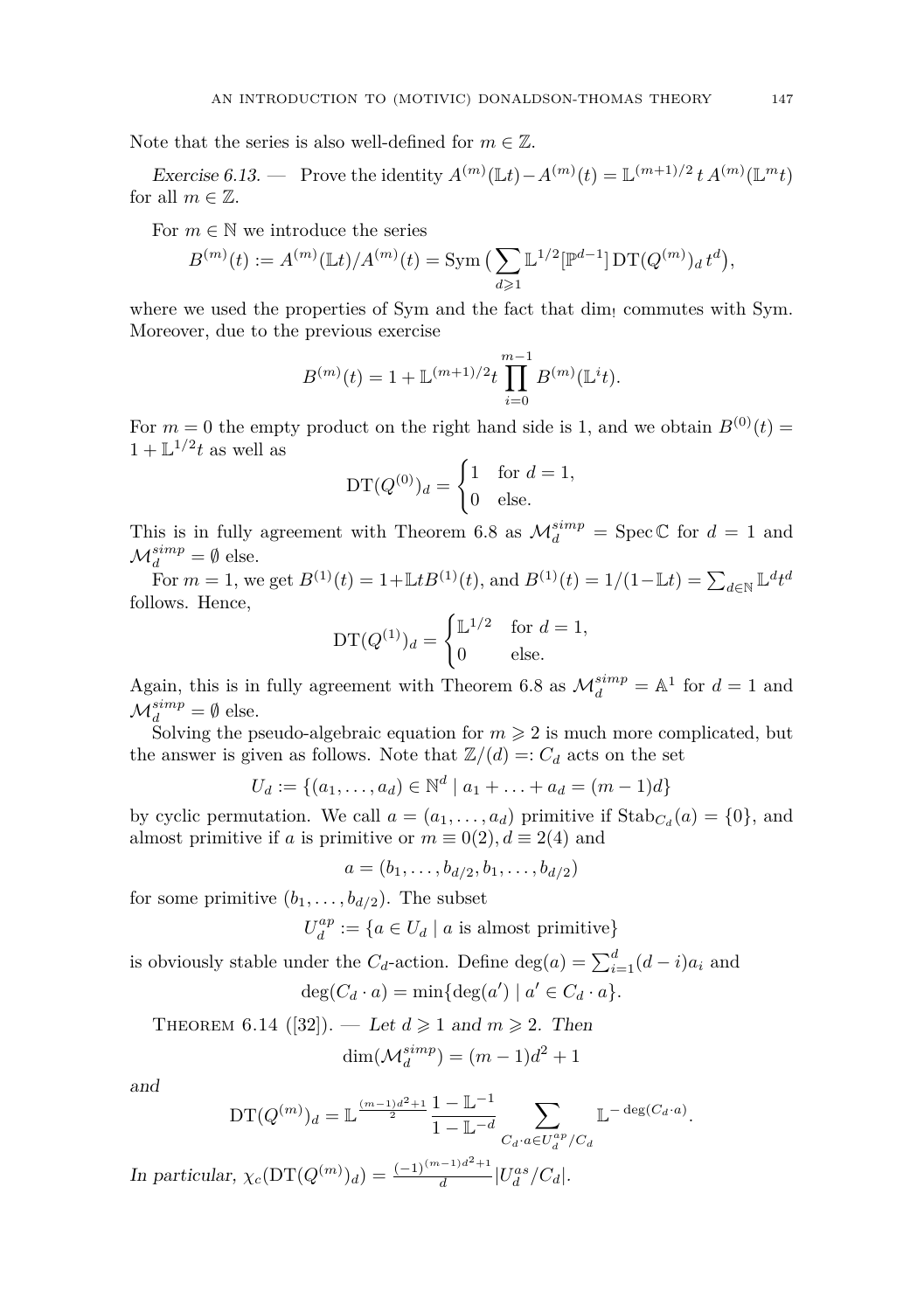Note that the series is also well-defined for $m \in \mathbb{Z}$.

*Exercise 6.13.* — Prove the identity $A^{(m)}(\mathbb{L}t) - A^{(m)}(t) = \mathbb{L}^{(m+1)/2}\, t\, A^{(m)}(\mathbb{L}^m t)$ for all $m \in \mathbb{Z}$.

For $m \in \mathbb{N}$ we introduce the series

$$B^{(m)}(t) := A^{(m)}(\mathbb{L}t)/A^{(m)}(t) = \operatorname{Sym}\big(\sum_{d\geqslant 1} \mathbb{L}^{1/2}[\mathbb{P}^{d-1}]\,\mathrm{DT}(Q^{(m)})_d\, t^d\big),$$

where we used the properties of Sym and the fact that $\dim_!$ commutes with Sym. Moreover, due to the previous exercise

$$B^{(m)}(t) = 1 + \mathbb{L}^{(m+1)/2} t \prod_{i=0}^{m-1} B^{(m)}(\mathbb{L}^i t).$$

For $m = 0$ the empty product on the right hand side is 1, and we obtain $B^{(0)}(t) = 1 + \mathbb{L}^{1/2} t$ as well as

$$\mathrm{DT}(Q^{(0)})_d = \begin{cases} 1 & \text{for } d = 1, \\ 0 & \text{else.} \end{cases}$$

This is in fully agreement with Theorem 6.8 as $\mathcal{M}^{simp}_d = \operatorname{Spec}\mathbb{C}$ for $d = 1$ and $\mathcal{M}^{simp}_d = \emptyset$ else.

For $m = 1$, we get $B^{(1)}(t) = 1 + \mathbb{L}tB^{(1)}(t)$, and $B^{(1)}(t) = 1/(1-\mathbb{L}t) = \sum_{d\in\mathbb{N}} \mathbb{L}^d t^d$ follows. Hence,

$$\mathrm{DT}(Q^{(1)})_d = \begin{cases} \mathbb{L}^{1/2} & \text{for } d = 1, \\ 0 & \text{else.} \end{cases}$$

Again, this is in fully agreement with Theorem 6.8 as $\mathcal{M}^{simp}_d = \mathbb{A}^1$ for $d = 1$ and $\mathcal{M}^{simp}_d = \emptyset$ else.

Solving the pseudo-algebraic equation for $m \geqslant 2$ is much more complicated, but the answer is given as follows. Note that $\mathbb{Z}/(d) =: C_d$ acts on the set

$$U_d := \{(a_1, \ldots, a_d) \in \mathbb{N}^d \mid a_1 + \ldots + a_d = (m-1)d\}$$

by cyclic permutation. We call $a = (a_1, \ldots, a_d)$ primitive if $\operatorname{Stab}_{C_d}(a) = \{0\}$, and almost primitive if $a$ is primitive or $m \equiv 0(2), d \equiv 2(4)$ and

$$a = (b_1, \ldots, b_{d/2}, b_1, \ldots, b_{d/2})$$

for some primitive $(b_1, \ldots, b_{d/2})$. The subset

$$U^{ap}_d := \{a \in U_d \mid a \text{ is almost primitive}\}$$

is obviously stable under the $C_d$-action. Define $\deg(a) = \sum_{i=1}^d (d-i)a_i$ and

$$\deg(C_d \cdot a) = \min\{\deg(a') \mid a' \in C_d \cdot a\}.$$

Theorem 6.14 ([32]). — *Let $d \geqslant 1$ and $m \geqslant 2$. Then*

$$\dim(\mathcal{M}^{simp}_d) = (m-1)d^2 + 1$$

*and*

$$\mathrm{DT}(Q^{(m)})_d = \mathbb{L}^{\frac{(m-1)d^2+1}{2}} \frac{1-\mathbb{L}^{-1}}{1-\mathbb{L}^{-d}} \sum_{C_d\cdot a \in U^{ap}_d/C_d} \mathbb{L}^{-\deg(C_d\cdot a)}.$$

*In particular,* $\chi_c(\mathrm{DT}(Q^{(m)})_d) = \frac{(-1)^{(m-1)d^2+1}}{d}|U^{as}_d/C_d|$.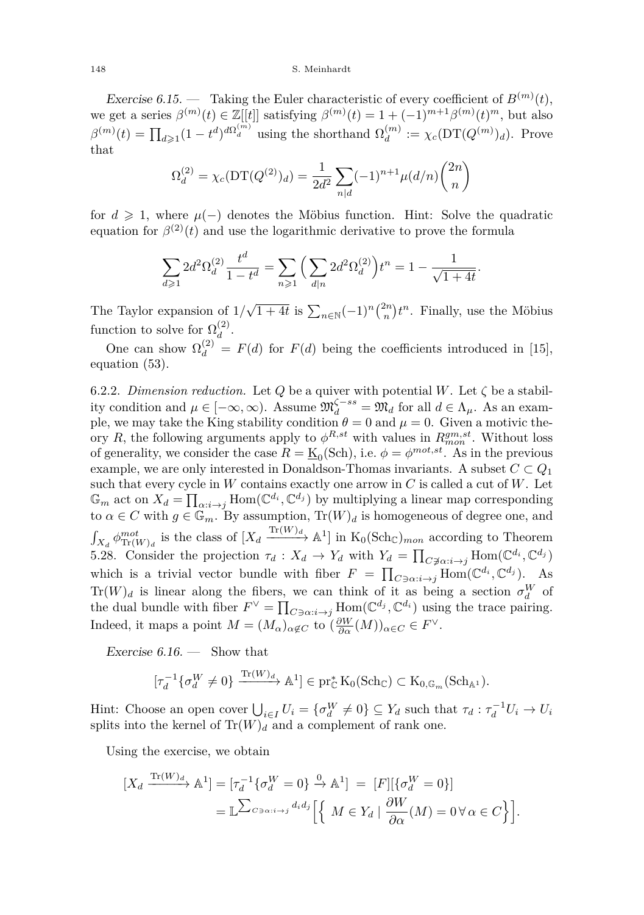*Exercise 6.15.* — Taking the Euler characteristic of every coefficient of $B^{(m)}(t)$, we get a series $\beta^{(m)}(t) \in \mathbb{Z}[[t]]$ satisfying $\beta^{(m)}(t) = 1 + (-1)^{m+1}\beta^{(m)}(t)^m$, but also $\beta^{(m)}(t) = \prod_{d\geqslant 1}(1-t^d)^{d\Omega_d^{(m)}}$ using the shorthand $\Omega_d^{(m)} := \chi_c(\mathrm{DT}(Q^{(m)})_d)$. Prove that

$$\Omega_d^{(2)} = \chi_c(\mathrm{DT}(Q^{(2)})_d) = \frac{1}{2d^2}\sum_{n|d}(-1)^{n+1}\mu(d/n)\binom{2n}{n}$$

for $d \geqslant 1$, where $\mu(-)$ denotes the Möbius function. Hint: Solve the quadratic equation for $\beta^{(2)}(t)$ and use the logarithmic derivative to prove the formula

$$\sum_{d\geqslant 1} 2d^2\Omega_d^{(2)}\frac{t^d}{1-t^d} = \sum_{n\geqslant 1}\Big(\sum_{d|n} 2d^2\Omega_d^{(2)}\Big)t^n = 1 - \frac{1}{\sqrt{1+4t}}.$$

The Taylor expansion of $1/\sqrt{1+4t}$ is $\sum_{n\in\mathbb{N}}(-1)^n\binom{2n}{n}t^n$. Finally, use the Möbius function to solve for $\Omega_d^{(2)}$.

One can show $\Omega_d^{(2)} = F(d)$ for $F(d)$ being the coefficients introduced in [15], equation (53).

6.2.2. *Dimension reduction.* Let $Q$ be a quiver with potential $W$. Let $\zeta$ be a stability condition and $\mu \in [-\infty,\infty)$. Assume $\mathfrak{M}_d^{\zeta-ss} = \mathfrak{M}_d$ for all $d \in \Lambda_\mu$. As an example, we may take the King stability condition $\theta = 0$ and $\mu = 0$. Given a motivic theory $R$, the following arguments apply to $\phi^{R,st}$ with values in $R_{mon}^{gm,st}$. Without loss of generality, we consider the case $R = \underline{\mathrm{K}}_0(\mathrm{Sch})$, i.e. $\phi = \phi^{mot,st}$. As in the previous example, we are only interested in Donaldson-Thomas invariants. A subset $C \subset Q_1$ such that every cycle in $W$ contains exactly one arrow in $C$ is called a cut of $W$. Let $\mathbb{G}_m$ act on $X_d = \prod_{\alpha:i\to j}\mathrm{Hom}(\mathbb{C}^{d_i},\mathbb{C}^{d_j})$ by multiplying a linear map corresponding to $\alpha \in C$ with $g \in \mathbb{G}_m$. By assumption, $\mathrm{Tr}(W)_d$ is homogeneous of degree one, and $\int_{X_d}\phi^{mot}_{\mathrm{Tr}(W)_d}$ is the class of $[X_d \xrightarrow{\mathrm{Tr}(W)_d} \mathbb{A}^1]$ in $\mathrm{K}_0(\mathrm{Sch}_\mathbb{C})_{mon}$ according to Theorem 5.28. Consider the projection $\tau_d : X_d \to Y_d$ with $Y_d = \prod_{C\not\ni\alpha:i\to j}\mathrm{Hom}(\mathbb{C}^{d_i},\mathbb{C}^{d_j})$ which is a trivial vector bundle with fiber $F = \prod_{C\ni\alpha:i\to j}\mathrm{Hom}(\mathbb{C}^{d_i},\mathbb{C}^{d_j})$. As $\mathrm{Tr}(W)_d$ is linear along the fibers, we can think of it as being a section $\sigma_d^W$ of the dual bundle with fiber $F^\vee = \prod_{C\ni\alpha:i\to j}\mathrm{Hom}(\mathbb{C}^{d_j},\mathbb{C}^{d_i})$ using the trace pairing. Indeed, it maps a point $M = (M_\alpha)_{\alpha\notin C}$ to $(\frac{\partial W}{\partial\alpha}(M))_{\alpha\in C} \in F^\vee$.

*Exercise 6.16.* — Show that

$$[\tau_d^{-1}\{\sigma_d^W \neq 0\} \xrightarrow{\mathrm{Tr}(W)_d} \mathbb{A}^1] \in \mathrm{pr}_\mathbb{C}^*\,\mathrm{K}_0(\mathrm{Sch}_\mathbb{C}) \subset \mathrm{K}_{0,\mathbb{G}_m}(\mathrm{Sch}_{\mathbb{A}^1}).$$

Hint: Choose an open cover $\bigcup_{i\in I}U_i = \{\sigma_d^W \neq 0\} \subseteq Y_d$ such that $\tau_d : \tau_d^{-1}U_i \to U_i$ splits into the kernel of $\mathrm{Tr}(W)_d$ and a complement of rank one.

Using the exercise, we obtain

$$\begin{aligned}
[X_d \xrightarrow{\mathrm{Tr}(W)_d} \mathbb{A}^1] &= [\tau_d^{-1}\{\sigma_d^W = 0\} \xrightarrow{0} \mathbb{A}^1] \;=\; [F][\{\sigma_d^W = 0\}] \\
&= \mathbb{L}^{\sum_{C\ni\alpha:i\to j} d_id_j}\Big[\Big\{\; M \in Y_d \mid \frac{\partial W}{\partial\alpha}(M) = 0\,\forall\,\alpha \in C\Big\}\Big].
\end{aligned}$$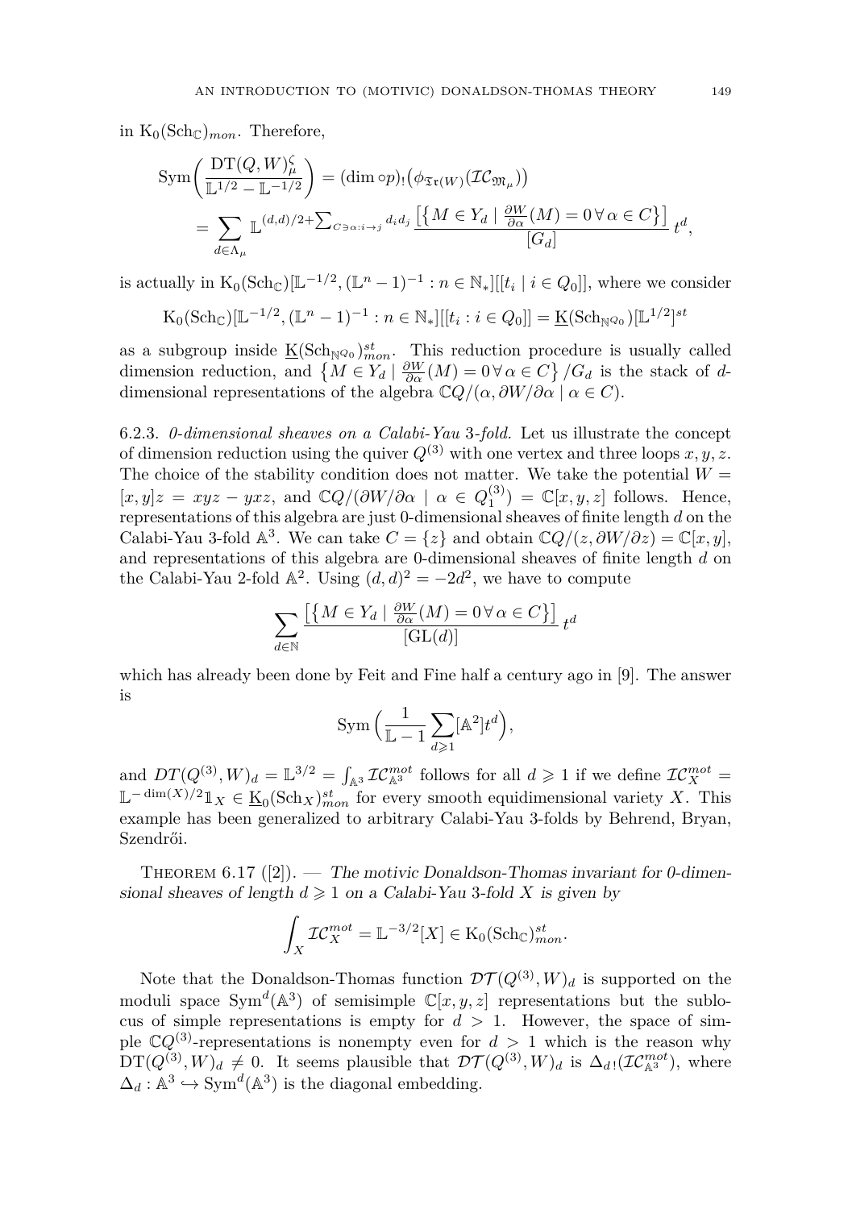in $\mathrm{K}_0(\mathrm{Sch}_{\mathbb{C}})_{mon}$. Therefore,

$$\mathrm{Sym}\Big(\frac{\mathrm{DT}(Q,W)^{\zeta}_{\mu}}{\mathbb{L}^{1/2}-\mathbb{L}^{-1/2}}\Big) = (\dim\circ p)_!\big(\phi_{\mathfrak{Tr}(W)}(\mathcal{IC}_{\mathfrak{M}_\mu})\big)$$
$$= \sum_{d\in\Lambda_\mu} \mathbb{L}^{(d,d)/2+\sum_{C\ni\alpha:i\to j} d_i d_j} \frac{\big[\big\{M\in Y_d \mid \frac{\partial W}{\partial\alpha}(M)=0\,\forall\,\alpha\in C\big\}\big]}{[G_d]}\, t^d,$$

is actually in $\mathrm{K}_0(\mathrm{Sch}_{\mathbb{C}})[\mathbb{L}^{-1/2},(\mathbb{L}^n-1)^{-1}:n\in\mathbb{N}_*][[t_i\mid i\in Q_0]]$, where we consider

$$\mathrm{K}_0(\mathrm{Sch}_{\mathbb{C}})[\mathbb{L}^{-1/2},(\mathbb{L}^n-1)^{-1}:n\in\mathbb{N}_*][[t_i:i\in Q_0]] = \underline{\mathrm{K}}(\mathrm{Sch}_{\mathbb{N}^{Q_0}})[\mathbb{L}^{1/2}]^{st}$$

as a subgroup inside $\underline{\mathrm{K}}(\mathrm{Sch}_{\mathbb{N}^{Q_0}})^{st}_{mon}$. This reduction procedure is usually called dimension reduction, and $\big\{M\in Y_d \mid \frac{\partial W}{\partial\alpha}(M)=0\,\forall\,\alpha\in C\big\}/G_d$ is the stack of $d$-dimensional representations of the algebra $\mathbb{C}Q/(\alpha,\partial W/\partial\alpha\mid\alpha\in C)$.

6.2.3. *0-dimensional sheaves on a Calabi-Yau 3-fold.* Let us illustrate the concept of dimension reduction using the quiver $Q^{(3)}$ with one vertex and three loops $x,y,z$. The choice of the stability condition does not matter. We take the potential $W=[x,y]z=xyz-yxz$, and $\mathbb{C}Q/(\partial W/\partial\alpha\mid\alpha\in Q^{(3)}_1)=\mathbb{C}[x,y,z]$ follows. Hence, representations of this algebra are just 0-dimensional sheaves of finite length $d$ on the Calabi-Yau 3-fold $\mathbb{A}^3$. We can take $C=\{z\}$ and obtain $\mathbb{C}Q/(z,\partial W/\partial z)=\mathbb{C}[x,y]$, and representations of this algebra are 0-dimensional sheaves of finite length $d$ on the Calabi-Yau 2-fold $\mathbb{A}^2$. Using $(d,d)^2=-2d^2$, we have to compute

$$\sum_{d\in\mathbb{N}} \frac{\big[\big\{M\in Y_d \mid \frac{\partial W}{\partial\alpha}(M)=0\,\forall\,\alpha\in C\big\}\big]}{[\mathrm{GL}(d)]}\, t^d$$

which has already been done by Feit and Fine half a century ago in [9]. The answer is

$$\mathrm{Sym}\Big(\frac{1}{\mathbb{L}-1}\sum_{d\geqslant 1}[\mathbb{A}^2]t^d\Big),$$

and $DT(Q^{(3)},W)_d=\mathbb{L}^{3/2}=\int_{\mathbb{A}^3}\mathcal{IC}^{mot}_{\mathbb{A}^3}$ follows for all $d\geqslant 1$ if we define $\mathcal{IC}^{mot}_X=\mathbb{L}^{-\dim(X)/2}\mathbb{1}_X\in\underline{\mathrm{K}}_0(\mathrm{Sch}_X)^{st}_{mon}$ for every smooth equidimensional variety $X$. This example has been generalized to arbitrary Calabi-Yau 3-folds by Behrend, Bryan, Szendrői.

Theorem 6.17 ([2]). — *The motivic Donaldson-Thomas invariant for 0-dimensional sheaves of length $d\geqslant 1$ on a Calabi-Yau 3-fold $X$ is given by*

$$\int_X \mathcal{IC}^{mot}_X = \mathbb{L}^{-3/2}[X]\in\mathrm{K}_0(\mathrm{Sch}_{\mathbb{C}})^{st}_{mon}.$$

Note that the Donaldson-Thomas function $\mathcal{DT}(Q^{(3)},W)_d$ is supported on the moduli space $\mathrm{Sym}^d(\mathbb{A}^3)$ of semisimple $\mathbb{C}[x,y,z]$ representations but the sublocus of simple representations is empty for $d>1$. However, the space of simple $\mathbb{C}Q^{(3)}$-representations is nonempty even for $d>1$ which is the reason why $\mathrm{DT}(Q^{(3)},W)_d\neq 0$. It seems plausible that $\mathcal{DT}(Q^{(3)},W)_d$ is $\Delta_{d\,!}(\mathcal{IC}^{mot}_{\mathbb{A}^3})$, where $\Delta_d:\mathbb{A}^3\hookrightarrow\mathrm{Sym}^d(\mathbb{A}^3)$ is the diagonal embedding.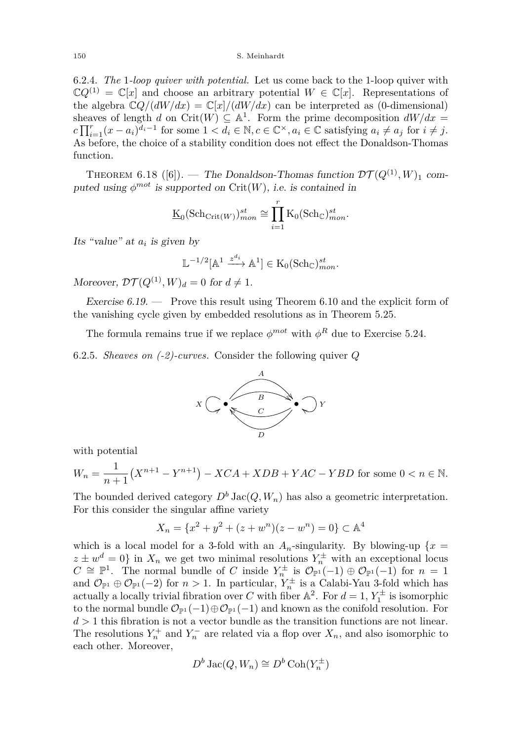6.2.4. *The 1-loop quiver with potential.* Let us come back to the 1-loop quiver with $\mathbb{C}Q^{(1)} = \mathbb{C}[x]$ and choose an arbitrary potential $W \in \mathbb{C}[x]$. Representations of the algebra $\mathbb{C}Q/(dW/dx) = \mathbb{C}[x]/(dW/dx)$ can be interpreted as (0-dimensional) sheaves of length $d$ on $\mathrm{Crit}(W) \subseteq \mathbb{A}^1$. Form the prime decomposition $dW/dx = c\prod_{i=1}^r (x-a_i)^{d_i-1}$ for some $1 < d_i \in \mathbb{N}, c \in \mathbb{C}^\times, a_i \in \mathbb{C}$ satisfying $a_i \neq a_j$ for $i \neq j$. As before, the choice of a stability condition does not effect the Donaldson-Thomas function.

Theorem 6.18 ([6]). — *The Donaldson-Thomas function $\mathcal{DT}(Q^{(1)}, W)_1$ computed using $\phi^{mot}$ is supported on $\mathrm{Crit}(W)$, i.e. is contained in*

$$\underline{\mathrm{K}}_0(\mathrm{Sch}_{\mathrm{Crit}(W)})^{st}_{mon} \cong \prod_{i=1}^r \mathrm{K}_0(\mathrm{Sch}_\mathbb{C})^{st}_{mon}.$$

*Its "value" at $a_i$ is given by*

$$\mathbb{L}^{-1/2}[\mathbb{A}^1 \xrightarrow{z^{d_i}} \mathbb{A}^1] \in \mathrm{K}_0(\mathrm{Sch}_\mathbb{C})^{st}_{mon}.$$

*Moreover, $\mathcal{DT}(Q^{(1)}, W)_d = 0$ for $d \neq 1$.*

*Exercise 6.19.* — Prove this result using Theorem 6.10 and the explicit form of the vanishing cycle given by embedded resolutions as in Theorem 5.25.

The formula remains true if we replace $\phi^{mot}$ with $\phi^R$ due to Exercise 5.24.

6.2.5. *Sheaves on (-2)-curves.* Consider the following quiver $Q$

$$X \circlearrowright \bullet \underset{C,\,D}{\overset{A,\,B}{\rightleftarrows}} \bullet \circlearrowleft Y$$

with potential

$$W_n = \frac{1}{n+1}\left(X^{n+1} - Y^{n+1}\right) - XCA + XDB + YAC - YBD \text{ for some } 0 < n \in \mathbb{N}.$$

The bounded derived category $D^b\,\mathrm{Jac}(Q, W_n)$ has also a geometric interpretation. For this consider the singular affine variety

$$X_n = \{x^2 + y^2 + (z + w^n)(z - w^n) = 0\} \subset \mathbb{A}^4$$

which is a local model for a 3-fold with an $A_n$-singularity. By blowing-up $\{x = z \pm w^d = 0\}$ in $X_n$ we get two minimal resolutions $Y_n^\pm$ with an exceptional locus $C \cong \mathbb{P}^1$. The normal bundle of $C$ inside $Y_n^\pm$ is $\mathcal{O}_{\mathbb{P}^1}(-1) \oplus \mathcal{O}_{\mathbb{P}^1}(-1)$ for $n = 1$ and $\mathcal{O}_{\mathbb{P}^1} \oplus \mathcal{O}_{\mathbb{P}^1}(-2)$ for $n > 1$. In particular, $Y_n^\pm$ is a Calabi-Yau 3-fold which has actually a locally trivial fibration over $C$ with fiber $\mathbb{A}^2$. For $d = 1$, $Y_1^\pm$ is isomorphic to the normal bundle $\mathcal{O}_{\mathbb{P}^1}(-1) \oplus \mathcal{O}_{\mathbb{P}^1}(-1)$ and known as the conifold resolution. For $d > 1$ this fibration is not a vector bundle as the transition functions are not linear. The resolutions $Y_n^+$ and $Y_n^-$ are related via a flop over $X_n$, and also isomorphic to each other. Moreover,

$$D^b\,\mathrm{Jac}(Q, W_n) \cong D^b\,\mathrm{Coh}(Y_n^\pm)$$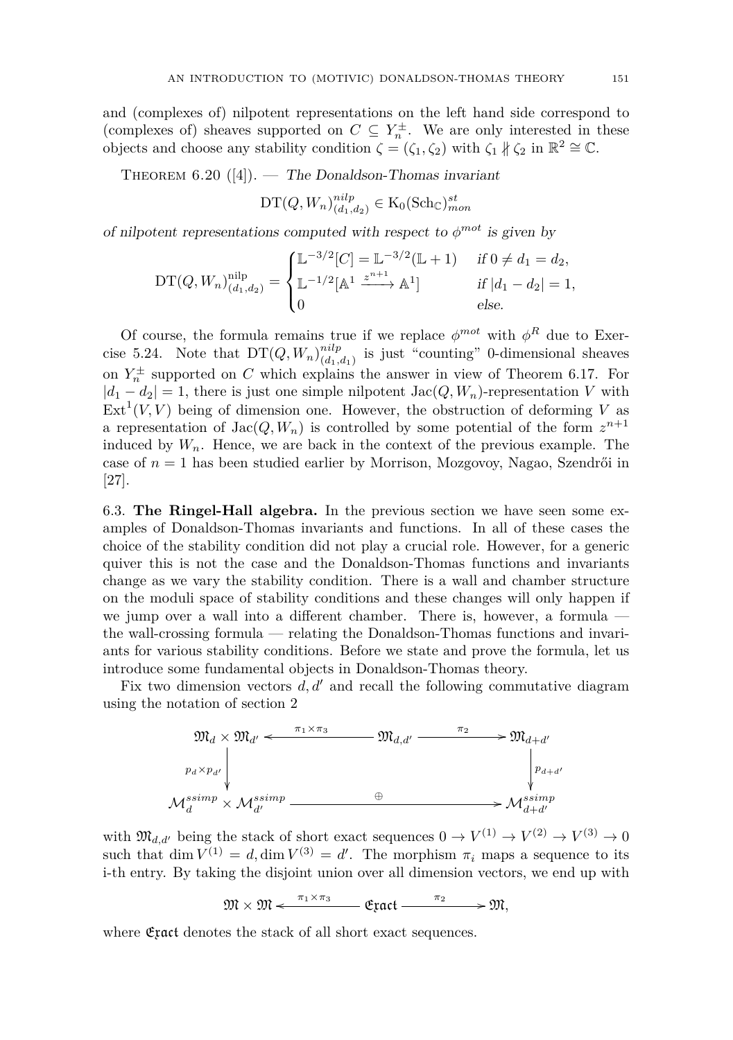and (complexes of) nilpotent representations on the left hand side correspond to (complexes of) sheaves supported on $C \subseteq Y_n^{\pm}$. We are only interested in these objects and choose any stability condition $\zeta = (\zeta_1, \zeta_2)$ with $\zeta_1 \nparallel \zeta_2$ in $\mathbb{R}^2 \cong \mathbb{C}$.

Theorem 6.20 ([4]). — *The Donaldson-Thomas invariant*

$$\mathrm{DT}(Q, W_n)^{nilp}_{(d_1,d_2)} \in \mathrm{K}_0(\mathrm{Sch}_{\mathbb{C}})^{st}_{mon}$$

*of nilpotent representations computed with respect to $\phi^{mot}$ is given by*

$$\mathrm{DT}(Q, W_n)^{\mathrm{nilp}}_{(d_1,d_2)} = \begin{cases} \mathbb{L}^{-3/2}[C] = \mathbb{L}^{-3/2}(\mathbb{L}+1) & \text{if } 0 \neq d_1 = d_2, \\ \mathbb{L}^{-1/2}[\mathbb{A}^1 \xrightarrow{z^{n+1}} \mathbb{A}^1] & \text{if } |d_1 - d_2| = 1, \\ 0 & \text{else.} \end{cases}$$

Of course, the formula remains true if we replace $\phi^{mot}$ with $\phi^R$ due to Exercise 5.24. Note that $\mathrm{DT}(Q, W_n)^{nilp}_{(d_1,d_1)}$ is just "counting" 0-dimensional sheaves on $Y_n^{\pm}$ supported on $C$ which explains the answer in view of Theorem 6.17. For $|d_1 - d_2| = 1$, there is just one simple nilpotent $\mathrm{Jac}(Q, W_n)$-representation $V$ with $\mathrm{Ext}^1(V, V)$ being of dimension one. However, the obstruction of deforming $V$ as a representation of $\mathrm{Jac}(Q, W_n)$ is controlled by some potential of the form $z^{n+1}$ induced by $W_n$. Hence, we are back in the context of the previous example. The case of $n = 1$ has been studied earlier by Morrison, Mozgovoy, Nagao, Szendrői in [27].

### 6.3. The Ringel-Hall algebra.

In the previous section we have seen some examples of Donaldson-Thomas invariants and functions. In all of these cases the choice of the stability condition did not play a crucial role. However, for a generic quiver this is not the case and the Donaldson-Thomas functions and invariants change as we vary the stability condition. There is a wall and chamber structure on the moduli space of stability conditions and these changes will only happen if we jump over a wall into a different chamber. There is, however, a formula — the wall-crossing formula — relating the Donaldson-Thomas functions and invariants for various stability conditions. Before we state and prove the formula, let us introduce some fundamental objects in Donaldson-Thomas theory.

Fix two dimension vectors $d, d'$ and recall the following commutative diagram using the notation of section 2

$$\begin{array}{ccccc} \mathfrak{M}_d \times \mathfrak{M}_{d'} & \xleftarrow{\pi_1 \times \pi_3} & \mathfrak{M}_{d,d'} & \xrightarrow{\pi_2} & \mathfrak{M}_{d+d'} \\ \downarrow{\scriptstyle p_d \times p_{d'}} & & & & \downarrow{\scriptstyle p_{d+d'}} \\ \mathcal{M}^{ssimp}_d \times \mathcal{M}^{ssimp}_{d'} & & \xrightarrow{\quad\oplus\quad} & & \mathcal{M}^{ssimp}_{d+d'} \end{array}$$

with $\mathfrak{M}_{d,d'}$ being the stack of short exact sequences $0 \to V^{(1)} \to V^{(2)} \to V^{(3)} \to 0$ such that $\dim V^{(1)} = d, \dim V^{(3)} = d'$. The morphism $\pi_i$ maps a sequence to its i-th entry. By taking the disjoint union over all dimension vectors, we end up with

$$\mathfrak{M} \times \mathfrak{M} \xleftarrow{\pi_1 \times \pi_3} \mathfrak{Exact} \xrightarrow{\pi_2} \mathfrak{M},$$

where $\mathfrak{Exact}$ denotes the stack of all short exact sequences.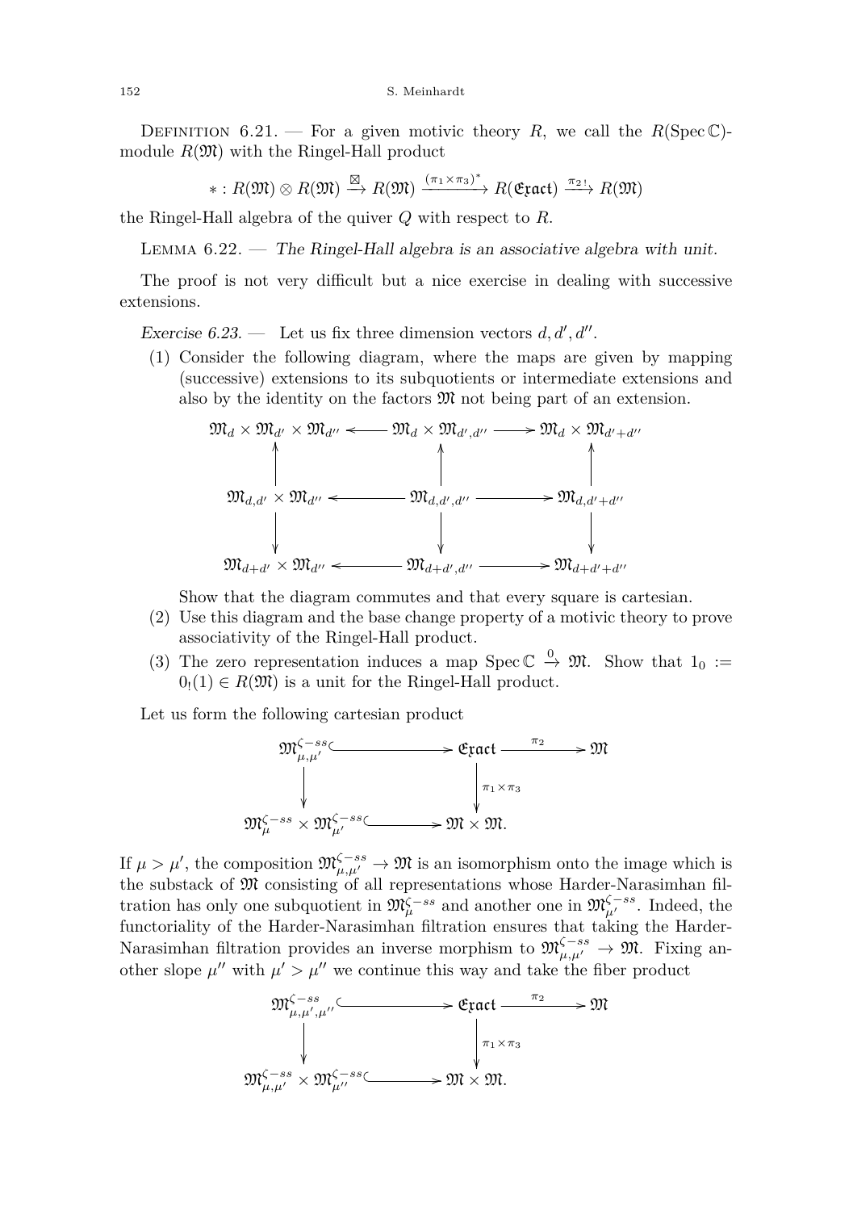Definition 6.21. — For a given motivic theory $R$, we call the $R(\operatorname{Spec}\mathbb{C})$-module $R(\mathfrak{M})$ with the Ringel-Hall product

$$*: R(\mathfrak{M}) \otimes R(\mathfrak{M}) \xrightarrow{\boxtimes} R(\mathfrak{M}) \xrightarrow{(\pi_1\times\pi_3)^*} R(\mathfrak{Exact}) \xrightarrow{\pi_{2\,!}} R(\mathfrak{M})$$

the Ringel-Hall algebra of the quiver $Q$ with respect to $R$.

Lemma 6.22. — *The Ringel-Hall algebra is an associative algebra with unit.*

The proof is not very difficult but a nice exercise in dealing with successive extensions.

*Exercise 6.23.* — Let us fix three dimension vectors $d, d', d''$.

1. Consider the following diagram, where the maps are given by mapping (successive) extensions to its subquotients or intermediate extensions and also by the identity on the factors $\mathfrak{M}$ not being part of an extension.

$$\begin{array}{ccccc}
\mathfrak{M}_d \times \mathfrak{M}_{d'} \times \mathfrak{M}_{d''} & \longleftarrow & \mathfrak{M}_d \times \mathfrak{M}_{d',d''} & \longrightarrow & \mathfrak{M}_d \times \mathfrak{M}_{d'+d''} \\
\uparrow & & \uparrow & & \uparrow \\
\mathfrak{M}_{d,d'} \times \mathfrak{M}_{d''} & \longleftarrow & \mathfrak{M}_{d,d',d''} & \longrightarrow & \mathfrak{M}_{d,d'+d''} \\
\downarrow & & \downarrow & & \downarrow \\
\mathfrak{M}_{d+d'} \times \mathfrak{M}_{d''} & \longleftarrow & \mathfrak{M}_{d+d',d''} & \longrightarrow & \mathfrak{M}_{d+d'+d''}
\end{array}$$

   Show that the diagram commutes and that every square is cartesian.
2. Use this diagram and the base change property of a motivic theory to prove associativity of the Ringel-Hall product.
3. The zero representation induces a map $\operatorname{Spec}\mathbb{C} \xrightarrow{0} \mathfrak{M}$. Show that $1_0 := 0_!(1) \in R(\mathfrak{M})$ is a unit for the Ringel-Hall product.

Let us form the following cartesian product

$$\begin{array}{ccccc}
\mathfrak{M}^{\zeta-ss}_{\mu,\mu'} & \hookrightarrow & \mathfrak{Exact} & \xrightarrow{\pi_2} & \mathfrak{M} \\
\downarrow & & \downarrow{\scriptstyle \pi_1\times\pi_3} & & \\
\mathfrak{M}^{\zeta-ss}_{\mu} \times \mathfrak{M}^{\zeta-ss}_{\mu'} & \hookrightarrow & \mathfrak{M}\times\mathfrak{M}. & &
\end{array}$$

If $\mu > \mu'$, the composition $\mathfrak{M}^{\zeta-ss}_{\mu,\mu'} \to \mathfrak{M}$ is an isomorphism onto the image which is the substack of $\mathfrak{M}$ consisting of all representations whose Harder-Narasimhan filtration has only one subquotient in $\mathfrak{M}^{\zeta-ss}_{\mu}$ and another one in $\mathfrak{M}^{\zeta-ss}_{\mu'}$. Indeed, the functoriality of the Harder-Narasimhan filtration ensures that taking the Harder-Narasimhan filtration provides an inverse morphism to $\mathfrak{M}^{\zeta-ss}_{\mu,\mu'} \to \mathfrak{M}$. Fixing another slope $\mu''$ with $\mu' > \mu''$ we continue this way and take the fiber product

$$\begin{array}{ccccc}
\mathfrak{M}^{\zeta-ss}_{\mu,\mu',\mu''} & \hookrightarrow & \mathfrak{Exact} & \xrightarrow{\pi_2} & \mathfrak{M} \\
\downarrow & & \downarrow{\scriptstyle \pi_1\times\pi_3} & & \\
\mathfrak{M}^{\zeta-ss}_{\mu,\mu'} \times \mathfrak{M}^{\zeta-ss}_{\mu''} & \hookrightarrow & \mathfrak{M}\times\mathfrak{M}. & &
\end{array}$$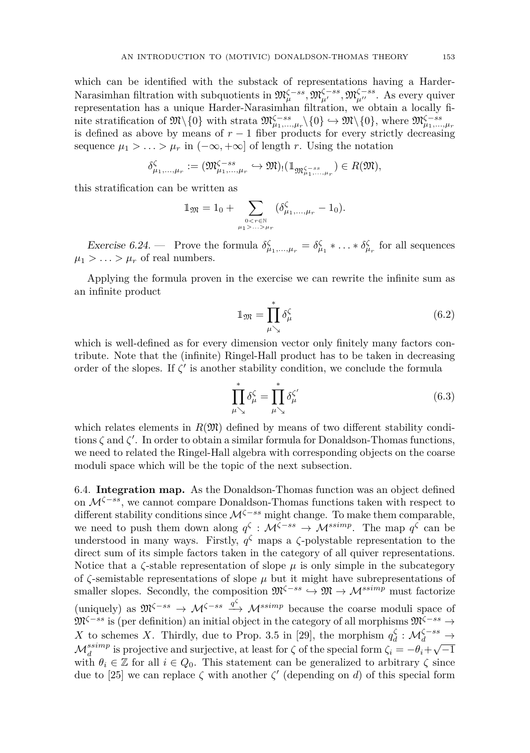which can be identified with the substack of representations having a Harder-Narasimhan filtration with subquotients in $\mathfrak{M}^{\zeta-ss}_{\mu}, \mathfrak{M}^{\zeta-ss}_{\mu'}, \mathfrak{M}^{\zeta-ss}_{\mu''}$. As every quiver representation has a unique Harder-Narasimhan filtration, we obtain a locally finite stratification of $\mathfrak{M}\backslash\{0\}$ with strata $\mathfrak{M}^{\zeta-ss}_{\mu_1,\ldots,\mu_r}\backslash\{0\} \hookrightarrow \mathfrak{M}\backslash\{0\}$, where $\mathfrak{M}^{\zeta-ss}_{\mu_1,\ldots,\mu_r}$ is defined as above by means of $r-1$ fiber products for every strictly decreasing sequence $\mu_1 > \ldots > \mu_r$ in $(-\infty, +\infty]$ of length $r$. Using the notation

$$\delta^{\zeta}_{\mu_1,\ldots,\mu_r} := (\mathfrak{M}^{\zeta-ss}_{\mu_1,\ldots,\mu_r} \hookrightarrow \mathfrak{M})_!(\mathbb{1}_{\mathfrak{M}^{\zeta-ss}_{\mu_1,\ldots,\mu_r}}) \in R(\mathfrak{M}),$$

this stratification can be written as

$$\mathbb{1}_{\mathfrak{M}} = 1_0 + \sum_{\substack{0<r\in\mathbb{N}\\ \mu_1>\ldots>\mu_r}} (\delta^{\zeta}_{\mu_1,\ldots,\mu_r} - 1_0).$$

*Exercise 6.24.* — Prove the formula $\delta^{\zeta}_{\mu_1,\ldots,\mu_r} = \delta^{\zeta}_{\mu_1} * \ldots * \delta^{\zeta}_{\mu_r}$ for all sequences $\mu_1 > \ldots > \mu_r$ of real numbers.

Applying the formula proven in the exercise we can rewrite the infinite sum as an infinite product

$$\mathbb{1}_{\mathfrak{M}} = \prod_{\mu \searrow}^{*} \delta^{\zeta}_{\mu} \tag{6.2}$$

which is well-defined as for every dimension vector only finitely many factors contribute. Note that the (infinite) Ringel-Hall product has to be taken in decreasing order of the slopes. If $\zeta'$ is another stability condition, we conclude the formula

$$\prod_{\mu \searrow}^{*} \delta^{\zeta}_{\mu} = \prod_{\mu \searrow}^{*} \delta^{\zeta'}_{\mu} \tag{6.3}$$

which relates elements in $R(\mathfrak{M})$ defined by means of two different stability conditions $\zeta$ and $\zeta'$. In order to obtain a similar formula for Donaldson-Thomas functions, we need to related the Ringel-Hall algebra with corresponding objects on the coarse moduli space which will be the topic of the next subsection.

6.4. **Integration map.** As the Donaldson-Thomas function was an object defined on $\mathcal{M}^{\zeta-ss}$, we cannot compare Donaldson-Thomas functions taken with respect to different stability conditions since $\mathcal{M}^{\zeta-ss}$ might change. To make them comparable, we need to push them down along $q^{\zeta} : \mathcal{M}^{\zeta-ss} \to \mathcal{M}^{ssimp}$. The map $q^{\zeta}$ can be understood in many ways. Firstly, $q^{\zeta}$ maps a $\zeta$-polystable representation to the direct sum of its simple factors taken in the category of all quiver representations. Notice that a $\zeta$-stable representation of slope $\mu$ is only simple in the subcategory of $\zeta$-semistable representations of slope $\mu$ but it might have subrepresentations of smaller slopes. Secondly, the composition $\mathfrak{M}^{\zeta-ss} \hookrightarrow \mathfrak{M} \to \mathcal{M}^{ssimp}$ must factorize (uniquely) as $\mathfrak{M}^{\zeta-ss} \to \mathcal{M}^{\zeta-ss} \xrightarrow{q^{\zeta}} \mathcal{M}^{ssimp}$ because the coarse moduli space of $\mathfrak{M}^{\zeta-ss}$ is (per definition) an initial object in the category of all morphisms $\mathfrak{M}^{\zeta-ss} \to X$ to schemes $X$. Thirdly, due to Prop. 3.5 in [29], the morphism $q^{\zeta}_d : \mathcal{M}^{\zeta-ss}_d \to \mathcal{M}^{ssimp}_d$ is projective and surjective, at least for $\zeta$ of the special form $\zeta_i = -\theta_i + \sqrt{-1}$ with $\theta_i \in \mathbb{Z}$ for all $i \in Q_0$. This statement can be generalized to arbitrary $\zeta$ since due to [25] we can replace $\zeta$ with another $\zeta'$ (depending on $d$) of this special form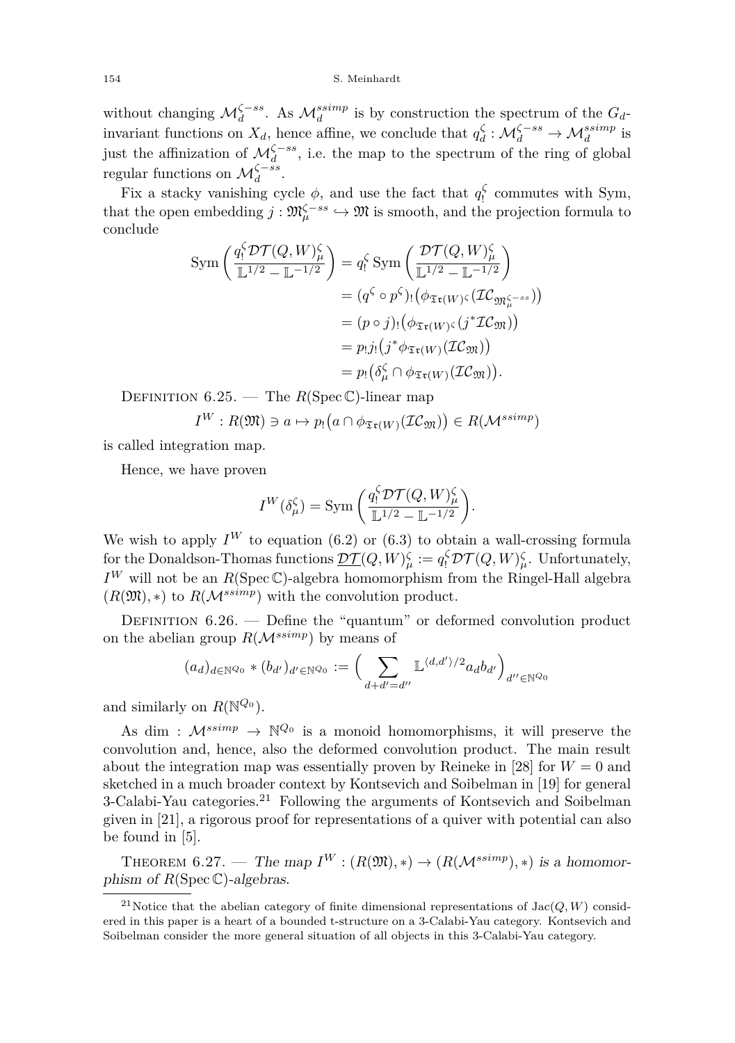without changing $\mathcal{M}^{\zeta-ss}_d$. As $\mathcal{M}^{ssimp}_d$ is by construction the spectrum of the $G_d$-invariant functions on $X_d$, hence affine, we conclude that $q^\zeta_d : \mathcal{M}^{\zeta-ss}_d \to \mathcal{M}^{ssimp}_d$ is just the affinization of $\mathcal{M}^{\zeta-ss}_d$, i.e. the map to the spectrum of the ring of global regular functions on $\mathcal{M}^{\zeta-ss}_d$.

Fix a stacky vanishing cycle $\phi$, and use the fact that $q^\zeta_!$ commutes with Sym, that the open embedding $j : \mathfrak{M}^{\zeta-ss}_\mu \hookrightarrow \mathfrak{M}$ is smooth, and the projection formula to conclude

$$
\begin{aligned}
\operatorname{Sym}\left(\frac{q^\zeta_! \mathcal{DT}(Q,W)^\zeta_\mu}{\mathbb{L}^{1/2}-\mathbb{L}^{-1/2}}\right) &= q^\zeta_! \operatorname{Sym}\left(\frac{\mathcal{DT}(Q,W)^\zeta_\mu}{\mathbb{L}^{1/2}-\mathbb{L}^{-1/2}}\right)\\
&= (q^\zeta \circ p^\zeta)_!\big(\phi_{\mathfrak{Tr}(W)^\zeta}(\mathcal{IC}_{\mathfrak{M}^{\zeta-ss}_\mu})\big)\\
&= (p\circ j)_!\big(\phi_{\mathfrak{Tr}(W)^\zeta}(j^*\mathcal{IC}_{\mathfrak{M}})\big)\\
&= p_! j_!\big(j^*\phi_{\mathfrak{Tr}(W)}(\mathcal{IC}_{\mathfrak{M}})\big)\\
&= p_!\big(\delta^\zeta_\mu \cap \phi_{\mathfrak{Tr}(W)}(\mathcal{IC}_{\mathfrak{M}})\big).
\end{aligned}
$$

Definition 6.25. — The $R(\operatorname{Spec}\mathbb{C})$-linear map

$$
I^W : R(\mathfrak{M}) \ni a \mapsto p_!\big(a \cap \phi_{\mathfrak{Tr}(W)}(\mathcal{IC}_{\mathfrak{M}})\big) \in R(\mathcal{M}^{ssimp})
$$

is called integration map.

Hence, we have proven

$$
I^W(\delta^\zeta_\mu) = \operatorname{Sym}\left(\frac{q^\zeta_! \mathcal{DT}(Q,W)^\zeta_\mu}{\mathbb{L}^{1/2}-\mathbb{L}^{-1/2}}\right).
$$

We wish to apply $I^W$ to equation (6.2) or (6.3) to obtain a wall-crossing formula for the Donaldson-Thomas functions $\underline{\mathcal{DT}}(Q,W)^\zeta_\mu := q^\zeta_! \mathcal{DT}(Q,W)^\zeta_\mu$. Unfortunately, $I^W$ will not be an $R(\operatorname{Spec}\mathbb{C})$-algebra homomorphism from the Ringel-Hall algebra $(R(\mathfrak{M}),*)$ to $R(\mathcal{M}^{ssimp})$ with the convolution product.

Definition 6.26. — Define the "quantum" or deformed convolution product on the abelian group $R(\mathcal{M}^{ssimp})$ by means of

$$
(a_d)_{d\in\mathbb{N}^{Q_0}} * (b_{d'})_{d'\in\mathbb{N}^{Q_0}} := \Big(\sum_{d+d'=d''} \mathbb{L}^{\langle d,d'\rangle/2} a_d b_{d'}\Big)_{d''\in\mathbb{N}^{Q_0}}
$$

and similarly on $R(\mathbb{N}^{Q_0})$.

As $\dim : \mathcal{M}^{ssimp} \to \mathbb{N}^{Q_0}$ is a monoid homomorphisms, it will preserve the convolution and, hence, also the deformed convolution product. The main result about the integration map was essentially proven by Reineke in [28] for $W = 0$ and sketched in a much broader context by Kontsevich and Soibelman in [19] for general 3-Calabi-Yau categories.[21] Following the arguments of Kontsevich and Soibelman given in [21], a rigorous proof for representations of a quiver with potential can also be found in [5].

Theorem 6.27. — *The map $I^W : (R(\mathfrak{M}),*) \to (R(\mathcal{M}^{ssimp}),*)$ is a homomorphism of $R(\operatorname{Spec}\mathbb{C})$-algebras.*

[21] Notice that the abelian category of finite dimensional representations of $\operatorname{Jac}(Q,W)$ considered in this paper is a heart of a bounded t-structure on a 3-Calabi-Yau category. Kontsevich and Soibelman consider the more general situation of all objects in this 3-Calabi-Yau category.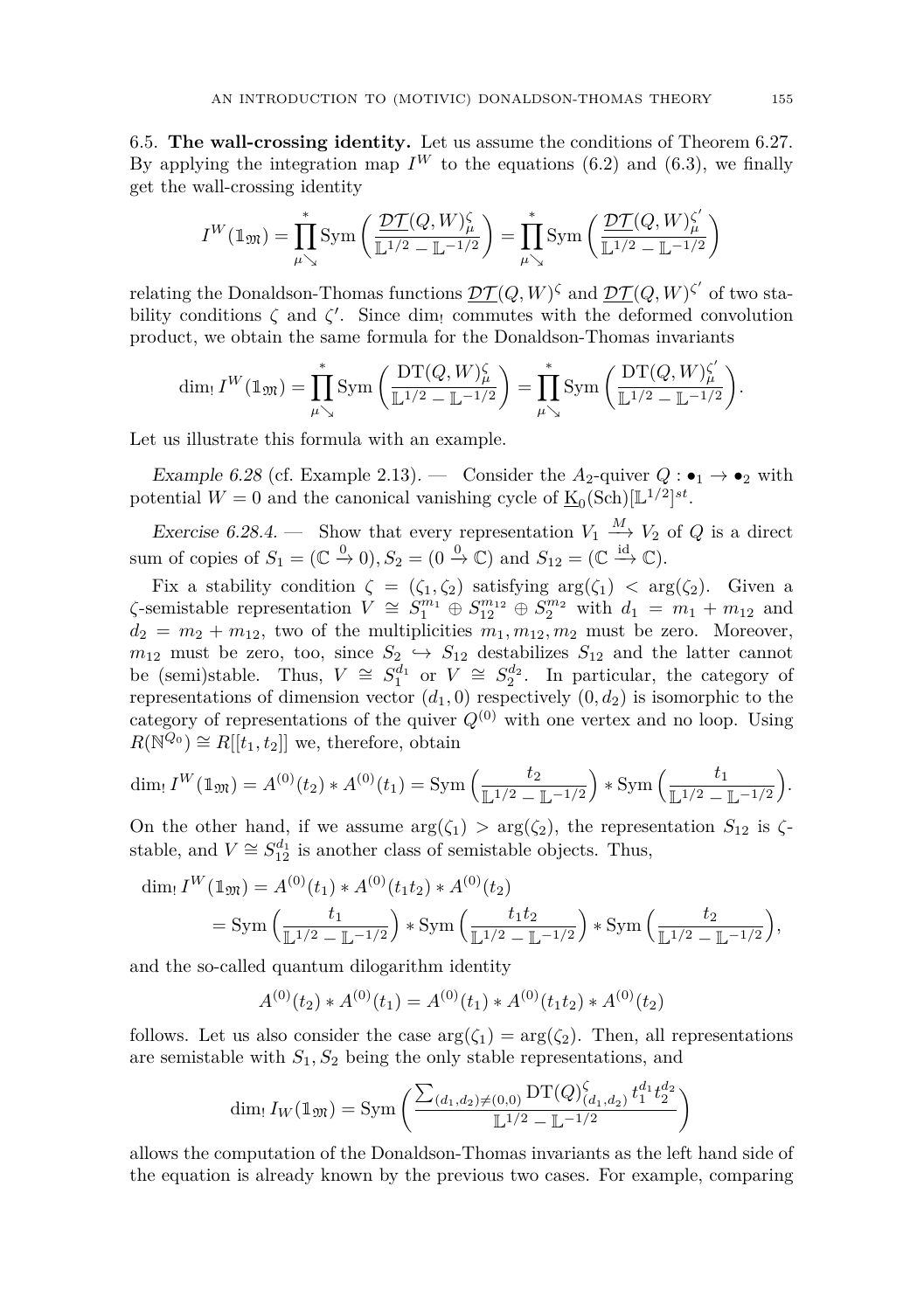6.5. **The wall-crossing identity.** Let us assume the conditions of Theorem 6.27. By applying the integration map $I^W$ to the equations (6.2) and (6.3), we finally get the wall-crossing identity

$$I^W(\mathbb{1}_{\mathfrak{M}}) = \prod_{\mu \searrow}^{*} \operatorname{Sym}\left(\frac{\underline{\mathcal{DT}}(Q,W)^{\zeta}_{\mu}}{\mathbb{L}^{1/2} - \mathbb{L}^{-1/2}}\right) = \prod_{\mu \searrow}^{*} \operatorname{Sym}\left(\frac{\underline{\mathcal{DT}}(Q,W)^{\zeta'}_{\mu}}{\mathbb{L}^{1/2} - \mathbb{L}^{-1/2}}\right)$$

relating the Donaldson-Thomas functions $\underline{\mathcal{DT}}(Q,W)^{\zeta}$ and $\underline{\mathcal{DT}}(Q,W)^{\zeta'}$ of two stability conditions $\zeta$ and $\zeta'$. Since $\dim_!$ commutes with the deformed convolution product, we obtain the same formula for the Donaldson-Thomas invariants

$$\dim_! I^W(\mathbb{1}_{\mathfrak{M}}) = \prod_{\mu \searrow}^{*} \operatorname{Sym}\left(\frac{\operatorname{DT}(Q,W)^{\zeta}_{\mu}}{\mathbb{L}^{1/2} - \mathbb{L}^{-1/2}}\right) = \prod_{\mu \searrow}^{*} \operatorname{Sym}\left(\frac{\operatorname{DT}(Q,W)^{\zeta'}_{\mu}}{\mathbb{L}^{1/2} - \mathbb{L}^{-1/2}}\right).$$

Let us illustrate this formula with an example.

*Example 6.28* (cf. Example 2.13). — Consider the $A_2$-quiver $Q : \bullet_1 \to \bullet_2$ with potential $W = 0$ and the canonical vanishing cycle of $\underline{\mathrm{K}}_0(\mathrm{Sch})[\mathbb{L}^{1/2}]^{st}$.

*Exercise 6.28.4.* — Show that every representation $V_1 \xrightarrow{M} V_2$ of $Q$ is a direct sum of copies of $S_1 = (\mathbb{C} \xrightarrow{0} 0), S_2 = (0 \xrightarrow{0} \mathbb{C})$ and $S_{12} = (\mathbb{C} \xrightarrow{\mathrm{id}} \mathbb{C})$.

Fix a stability condition $\zeta = (\zeta_1, \zeta_2)$ satisfying $\arg(\zeta_1) < \arg(\zeta_2)$. Given a $\zeta$-semistable representation $V \cong S_1^{m_1} \oplus S_{12}^{m_{12}} \oplus S_2^{m_2}$ with $d_1 = m_1 + m_{12}$ and $d_2 = m_2 + m_{12}$, two of the multiplicities $m_1, m_{12}, m_2$ must be zero. Moreover, $m_{12}$ must be zero, too, since $S_2 \hookrightarrow S_{12}$ destabilizes $S_{12}$ and the latter cannot be (semi)stable. Thus, $V \cong S_1^{d_1}$ or $V \cong S_2^{d_2}$. In particular, the category of representations of dimension vector $(d_1, 0)$ respectively $(0, d_2)$ is isomorphic to the category of representations of the quiver $Q^{(0)}$ with one vertex and no loop. Using $R(\mathbb{N}^{Q_0}) \cong R[[t_1, t_2]]$ we, therefore, obtain

$$\dim_! I^W(\mathbb{1}_{\mathfrak{M}}) = A^{(0)}(t_2) * A^{(0)}(t_1) = \operatorname{Sym}\left(\frac{t_2}{\mathbb{L}^{1/2} - \mathbb{L}^{-1/2}}\right) * \operatorname{Sym}\left(\frac{t_1}{\mathbb{L}^{1/2} - \mathbb{L}^{-1/2}}\right).$$

On the other hand, if we assume $\arg(\zeta_1) > \arg(\zeta_2)$, the representation $S_{12}$ is $\zeta$-stable, and $V \cong S_{12}^{d_1}$ is another class of semistable objects. Thus,

$$\begin{aligned}
\dim_! I^W(\mathbb{1}_{\mathfrak{M}}) &= A^{(0)}(t_1) * A^{(0)}(t_1 t_2) * A^{(0)}(t_2) \\
&= \operatorname{Sym}\left(\frac{t_1}{\mathbb{L}^{1/2} - \mathbb{L}^{-1/2}}\right) * \operatorname{Sym}\left(\frac{t_1 t_2}{\mathbb{L}^{1/2} - \mathbb{L}^{-1/2}}\right) * \operatorname{Sym}\left(\frac{t_2}{\mathbb{L}^{1/2} - \mathbb{L}^{-1/2}}\right),
\end{aligned}$$

and the so-called quantum dilogarithm identity

$$A^{(0)}(t_2) * A^{(0)}(t_1) = A^{(0)}(t_1) * A^{(0)}(t_1 t_2) * A^{(0)}(t_2)$$

follows. Let us also consider the case $\arg(\zeta_1) = \arg(\zeta_2)$. Then, all representations are semistable with $S_1, S_2$ being the only stable representations, and

$$\dim_! I_W(\mathbb{1}_{\mathfrak{M}}) = \operatorname{Sym}\left(\frac{\sum_{(d_1,d_2) \neq (0,0)} \operatorname{DT}(Q)^{\zeta}_{(d_1,d_2)} t_1^{d_1} t_2^{d_2}}{\mathbb{L}^{1/2} - \mathbb{L}^{-1/2}}\right)$$

allows the computation of the Donaldson-Thomas invariants as the left hand side of the equation is already known by the previous two cases. For example, comparing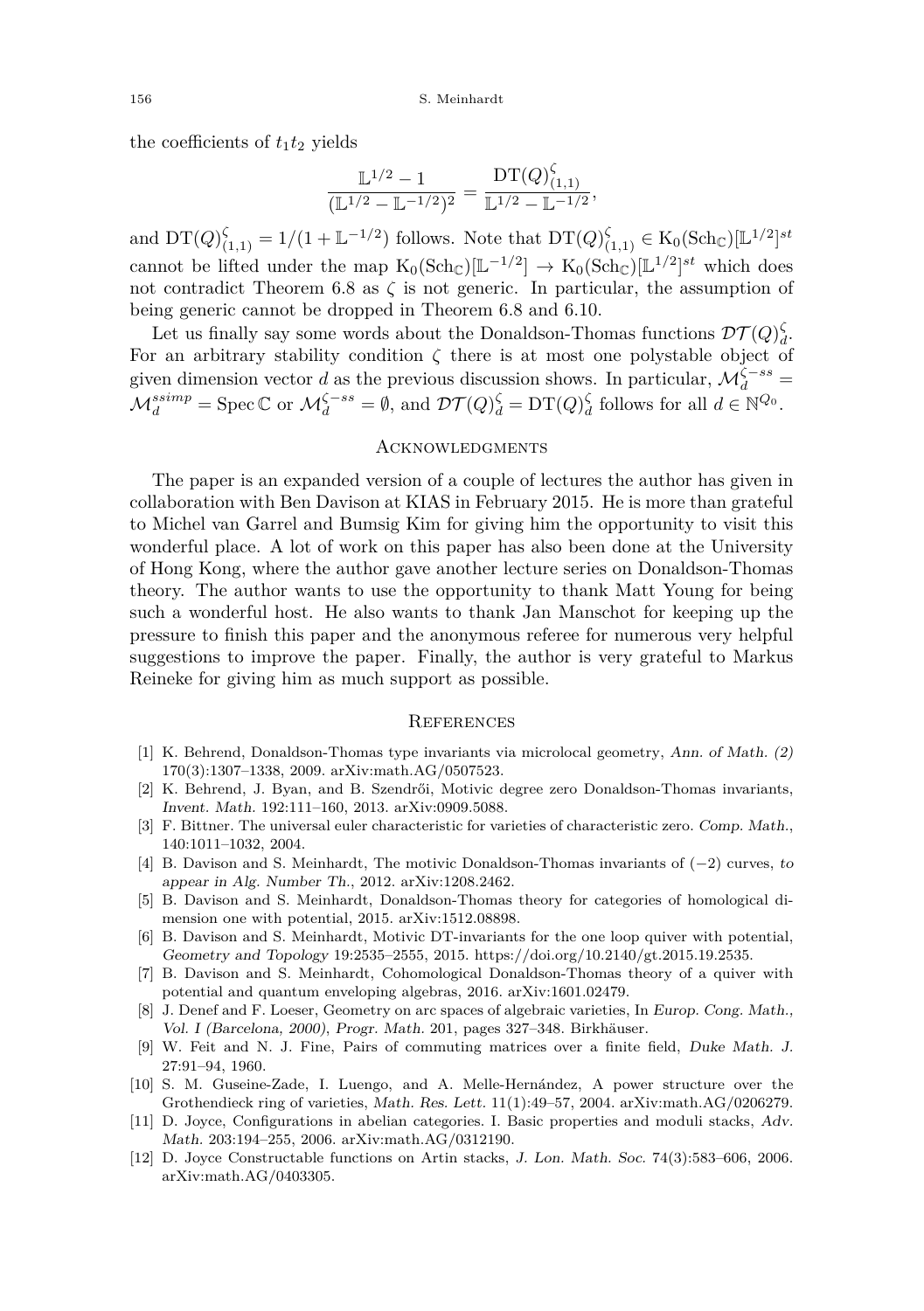the coefficients of $t_1 t_2$ yields

$$\frac{\mathbb{L}^{1/2}-1}{(\mathbb{L}^{1/2}-\mathbb{L}^{-1/2})^2} = \frac{\mathrm{DT}(Q)^{\zeta}_{(1,1)}}{\mathbb{L}^{1/2}-\mathbb{L}^{-1/2}},$$

and $\mathrm{DT}(Q)^{\zeta}_{(1,1)} = 1/(1+\mathbb{L}^{-1/2})$ follows. Note that $\mathrm{DT}(Q)^{\zeta}_{(1,1)} \in \mathrm{K}_0(\mathrm{Sch}_{\mathbb{C}})[\mathbb{L}^{1/2}]^{st}$ cannot be lifted under the map $\mathrm{K}_0(\mathrm{Sch}_{\mathbb{C}})[\mathbb{L}^{-1/2}] \to \mathrm{K}_0(\mathrm{Sch}_{\mathbb{C}})[\mathbb{L}^{1/2}]^{st}$ which does not contradict Theorem 6.8 as $\zeta$ is not generic. In particular, the assumption of being generic cannot be dropped in Theorem 6.8 and 6.10.

Let us finally say some words about the Donaldson-Thomas functions $\mathcal{DT}(Q)^{\zeta}_d$. For an arbitrary stability condition $\zeta$ there is at most one polystable object of given dimension vector $d$ as the previous discussion shows. In particular, $\mathcal{M}^{\zeta-ss}_d = \mathcal{M}^{ssimp}_d = \operatorname{Spec}\mathbb{C}$ or $\mathcal{M}^{\zeta-ss}_d = \emptyset$, and $\mathcal{DT}(Q)^{\zeta}_d = \mathrm{DT}(Q)^{\zeta}_d$ follows for all $d \in \mathbb{N}^{Q_0}$.

## Acknowledgments

The paper is an expanded version of a couple of lectures the author has given in collaboration with Ben Davison at KIAS in February 2015. He is more than grateful to Michel van Garrel and Bumsig Kim for giving him the opportunity to visit this wonderful place. A lot of work on this paper has also been done at the University of Hong Kong, where the author gave another lecture series on Donaldson-Thomas theory. The author wants to use the opportunity to thank Matt Young for being such a wonderful host. He also wants to thank Jan Manschot for keeping up the pressure to finish this paper and the anonymous referee for numerous very helpful suggestions to improve the paper. Finally, the author is very grateful to Markus Reineke for giving him as much support as possible.

## References

[1] K. Behrend, Donaldson-Thomas type invariants via microlocal geometry, *Ann. of Math. (2)* 170(3):1307–1338, 2009. arXiv:math.AG/0507523.

[2] K. Behrend, J. Byan, and B. Szendrői, Motivic degree zero Donaldson-Thomas invariants, *Invent. Math.* 192:111–160, 2013. arXiv:0909.5088.

[3] F. Bittner. The universal euler characteristic for varieties of characteristic zero. *Comp. Math.*, 140:1011–1032, 2004.

[4] B. Davison and S. Meinhardt, The motivic Donaldson-Thomas invariants of $(-2)$ curves, *to appear in Alg. Number Th.*, 2012. arXiv:1208.2462.

[5] B. Davison and S. Meinhardt, Donaldson-Thomas theory for categories of homological dimension one with potential, 2015. arXiv:1512.08898.

[6] B. Davison and S. Meinhardt, Motivic DT-invariants for the one loop quiver with potential, *Geometry and Topology* 19:2535–2555, 2015. https://doi.org/10.2140/gt.2015.19.2535.

[7] B. Davison and S. Meinhardt, Cohomological Donaldson-Thomas theory of a quiver with potential and quantum enveloping algebras, 2016. arXiv:1601.02479.

[8] J. Denef and F. Loeser, Geometry on arc spaces of algebraic varieties, In *Europ. Cong. Math., Vol. I (Barcelona, 2000)*, *Progr. Math.* 201, pages 327–348. Birkhäuser.

[9] W. Feit and N. J. Fine, Pairs of commuting matrices over a finite field, *Duke Math. J.* 27:91–94, 1960.

[10] S. M. Guseine-Zade, I. Luengo, and A. Melle-Hernández, A power structure over the Grothendieck ring of varieties, *Math. Res. Lett.* 11(1):49–57, 2004. arXiv:math.AG/0206279.

[11] D. Joyce, Configurations in abelian categories. I. Basic properties and moduli stacks, *Adv. Math.* 203:194–255, 2006. arXiv:math.AG/0312190.

[12] D. Joyce Constructable functions on Artin stacks, *J. Lon. Math. Soc.* 74(3):583–606, 2006. arXiv:math.AG/0403305.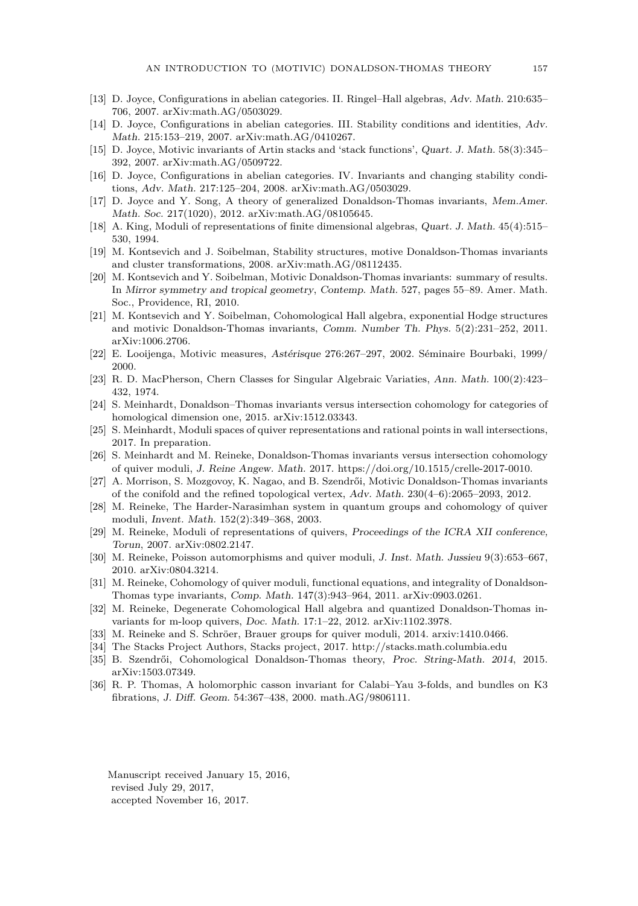[13] D. Joyce, Configurations in abelian categories. II. Ringel–Hall algebras, *Adv. Math.* 210:635–706, 2007. arXiv:math.AG/0503029.

[14] D. Joyce, Configurations in abelian categories. III. Stability conditions and identities, *Adv. Math.* 215:153–219, 2007. arXiv:math.AG/0410267.

[15] D. Joyce, Motivic invariants of Artin stacks and 'stack functions', *Quart. J. Math.* 58(3):345–392, 2007. arXiv:math.AG/0509722.

[16] D. Joyce, Configurations in abelian categories. IV. Invariants and changing stability conditions, *Adv. Math.* 217:125–204, 2008. arXiv:math.AG/0503029.

[17] D. Joyce and Y. Song, A theory of generalized Donaldson-Thomas invariants, *Mem.Amer. Math. Soc.* 217(1020), 2012. arXiv:math.AG/08105645.

[18] A. King, Moduli of representations of finite dimensional algebras, *Quart. J. Math.* 45(4):515–530, 1994.

[19] M. Kontsevich and J. Soibelman, Stability structures, motive Donaldson-Thomas invariants and cluster transformations, 2008. arXiv:math.AG/08112435.

[20] M. Kontsevich and Y. Soibelman, Motivic Donaldson-Thomas invariants: summary of results. In *Mirror symmetry and tropical geometry*, *Contemp. Math.* 527, pages 55–89. Amer. Math. Soc., Providence, RI, 2010.

[21] M. Kontsevich and Y. Soibelman, Cohomological Hall algebra, exponential Hodge structures and motivic Donaldson-Thomas invariants, *Comm. Number Th. Phys.* 5(2):231–252, 2011. arXiv:1006.2706.

[22] E. Looijenga, Motivic measures, *Astérisque* 276:267–297, 2002. Séminaire Bourbaki, 1999/2000.

[23] R. D. MacPherson, Chern Classes for Singular Algebraic Variaties, *Ann. Math.* 100(2):423–432, 1974.

[24] S. Meinhardt, Donaldson–Thomas invariants versus intersection cohomology for categories of homological dimension one, 2015. arXiv:1512.03343.

[25] S. Meinhardt, Moduli spaces of quiver representations and rational points in wall intersections, 2017. In preparation.

[26] S. Meinhardt and M. Reineke, Donaldson-Thomas invariants versus intersection cohomology of quiver moduli, *J. Reine Angew. Math.* 2017. https://doi.org/10.1515/crelle-2017-0010.

[27] A. Morrison, S. Mozgovoy, K. Nagao, and B. Szendrői, Motivic Donaldson-Thomas invariants of the conifold and the refined topological vertex, *Adv. Math.* 230(4–6):2065–2093, 2012.

[28] M. Reineke, The Harder-Narasimhan system in quantum groups and cohomology of quiver moduli, *Invent. Math.* 152(2):349–368, 2003.

[29] M. Reineke, Moduli of representations of quivers, *Proceedings of the ICRA XII conference, Torun*, 2007. arXiv:0802.2147.

[30] M. Reineke, Poisson automorphisms and quiver moduli, *J. Inst. Math. Jussieu* 9(3):653–667, 2010. arXiv:0804.3214.

[31] M. Reineke, Cohomology of quiver moduli, functional equations, and integrality of Donaldson-Thomas type invariants, *Comp. Math.* 147(3):943–964, 2011. arXiv:0903.0261.

[32] M. Reineke, Degenerate Cohomological Hall algebra and quantized Donaldson-Thomas invariants for m-loop quivers, *Doc. Math.* 17:1–22, 2012. arXiv:1102.3978.

[33] M. Reineke and S. Schröer, Brauer groups for quiver moduli, 2014. arxiv:1410.0466.

[34] The Stacks Project Authors, Stacks project, 2017. http://stacks.math.columbia.edu

[35] B. Szendrői, Cohomological Donaldson-Thomas theory, *Proc. String-Math. 2014*, 2015. arXiv:1503.07349.

[36] R. P. Thomas, A holomorphic casson invariant for Calabi–Yau 3-folds, and bundles on K3 fibrations, *J. Diff. Geom.* 54:367–438, 2000. math.AG/9806111.

Manuscript received January 15, 2016,
revised July 29, 2017,
accepted November 16, 2017.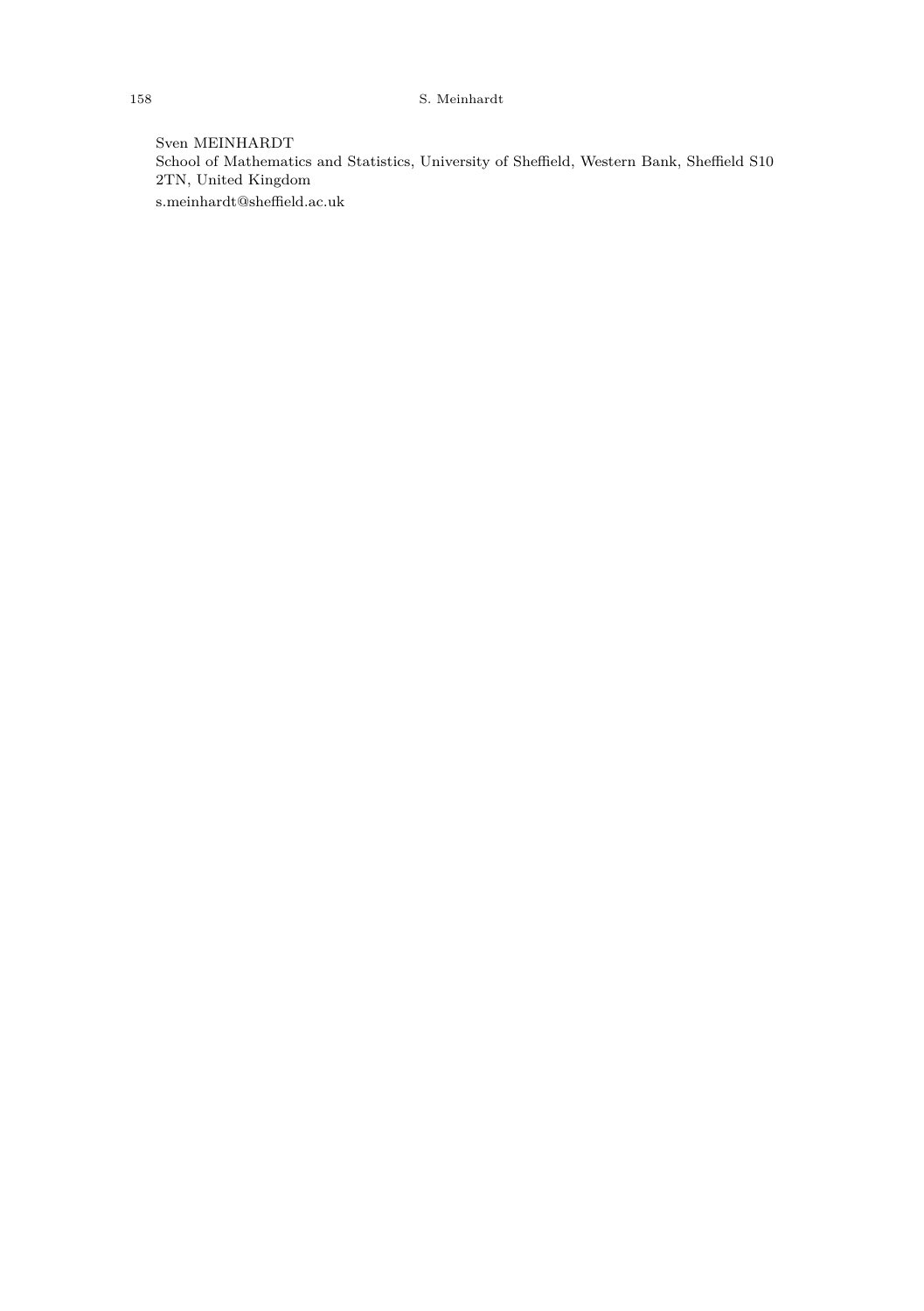Sven MEINHARDT
School of Mathematics and Statistics, University of Sheffield, Western Bank, Sheffield S10 2TN, United Kingdom
s.meinhardt@sheffield.ac.uk